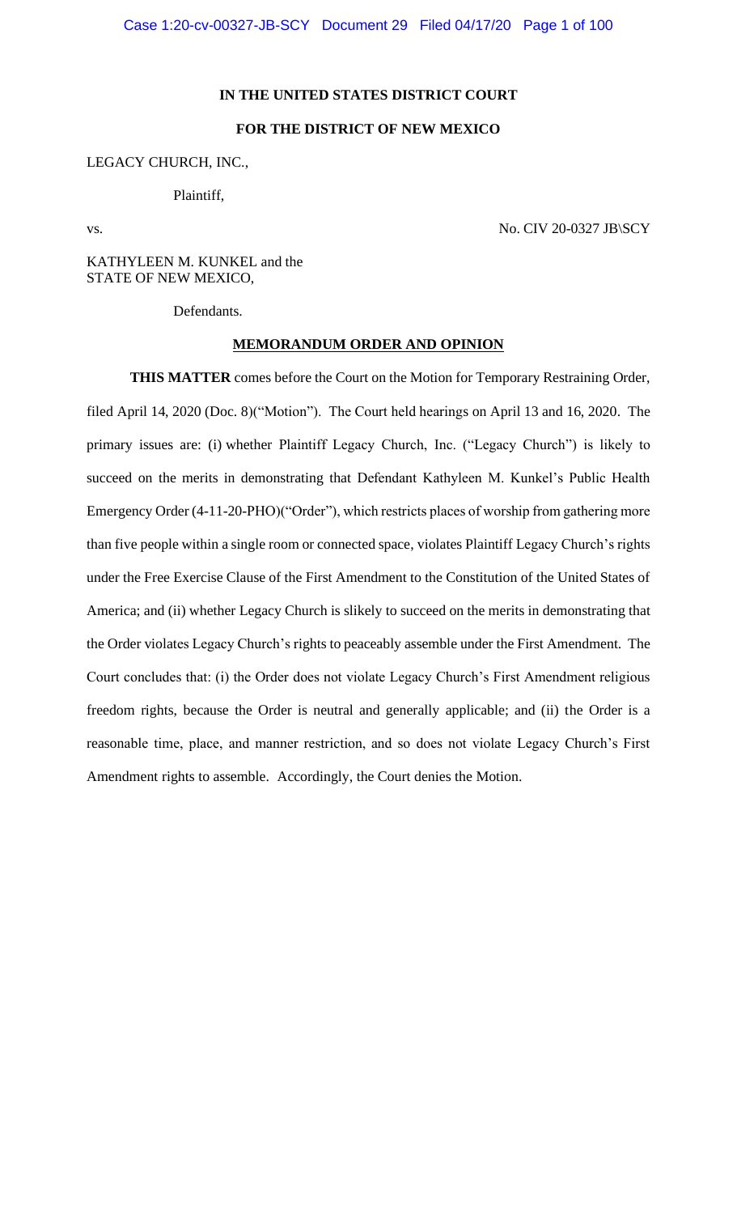**IN THE UNITED STATES DISTRICT COURT**

**FOR THE DISTRICT OF NEW MEXICO**

LEGACY CHURCH, INC.,

Plaintiff,

vs. No. CIV 20-0327 JB\SCY

KATHYLEEN M. KUNKEL and the STATE OF NEW MEXICO,

Defendants.

**MEMORANDUM ORDER AND OPINION**

**THIS MATTER** comes before the Court on the Motion for Temporary Restraining Order, filed April 14, 2020 (Doc. 8)("Motion"). The Court held hearings on April 13 and 16, 2020. The primary issues are: (i) whether Plaintiff Legacy Church, Inc. ("Legacy Church") is likely to succeed on the merits in demonstrating that Defendant Kathyleen M. Kunkel's Public Health Emergency Order (4-11-20-PHO)("Order"), which restricts places of worship from gathering more than five people within a single room or connected space, violates Plaintiff Legacy Church's rights under the Free Exercise Clause of the First Amendment to the Constitution of the United States of America; and (ii) whether Legacy Church is slikely to succeed on the merits in demonstrating that the Order violates Legacy Church's rights to peaceably assemble under the First Amendment. The Court concludes that: (i) the Order does not violate Legacy Church's First Amendment religious freedom rights, because the Order is neutral and generally applicable; and (ii) the Order is a reasonable time, place, and manner restriction, and so does not violate Legacy Church's First Amendment rights to assemble. Accordingly, the Court denies the Motion.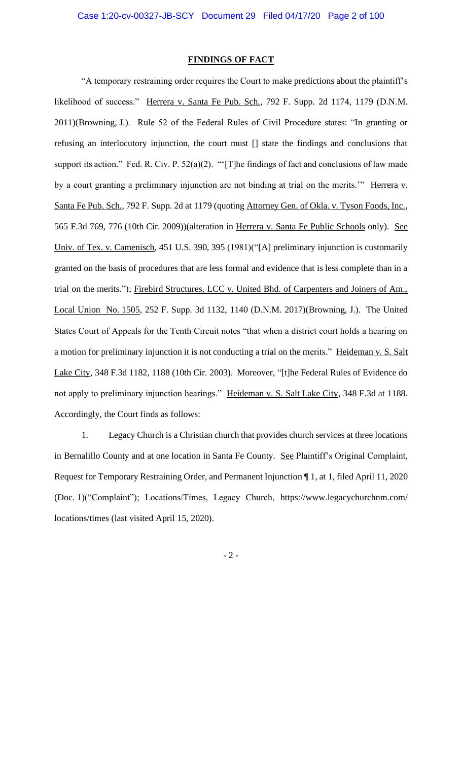## FINDINGS OF FACT

"A temporary restraining order requires the Court to make predictions about the plaintiff's likelihood of success." Herrera v. Santa Fe Pub. Sch., 792 F. Supp. 2d 1174, 1179 (D.N.M. 2011)(Browning, J.). Rule 52 of the Federal Rules of Civil Procedure states: "In granting or refusing an interlocutory injunction, the court must [] state the findings and conclusions that support its action." Fed. R. Civ. P. 52(a)(2). "'[T]he findings of fact and conclusions of law made by a court granting a preliminary injunction are not binding at trial on the merits.'" Herrera v. Santa Fe Pub. Sch., 792 F. Supp. 2d at 1179 (quoting Attorney Gen. of Okla. v. Tyson Foods, Inc., 565 F.3d 769, 776 (10th Cir. 2009))(alteration in Herrera v. Santa Fe Public Schools only). See Univ. of Tex. v. Camenisch, 451 U.S. 390, 395 (1981)("[A] preliminary injunction is customarily granted on the basis of procedures that are less formal and evidence that is less complete than in a trial on the merits."); Firebird Structures, LCC v. United Bhd. of Carpenters and Joiners of Am., Local Union No. 1505, 252 F. Supp. 3d 1132, 1140 (D.N.M. 2017)(Browning, J.). The United States Court of Appeals for the Tenth Circuit notes "that when a district court holds a hearing on a motion for preliminary injunction it is not conducting a trial on the merits." Heideman v. S. Salt Lake City, 348 F.3d 1182, 1188 (10th Cir. 2003). Moreover, "[t]he Federal Rules of Evidence do not apply to preliminary injunction hearings." Heideman v. S. Salt Lake City, 348 F.3d at 1188. Accordingly, the Court finds as follows:

1. Legacy Church is a Christian church that provides church services at three locations in Bernalillo County and at one location in Santa Fe County. See Plaintiff's Original Complaint, Request for Temporary Restraining Order, and Permanent Injunction ¶ 1, at 1, filed April 11, 2020 (Doc. 1)("Complaint"); Locations/Times, Legacy Church, https://www.legacychurchnm.com/locations/times (last visited April 15, 2020).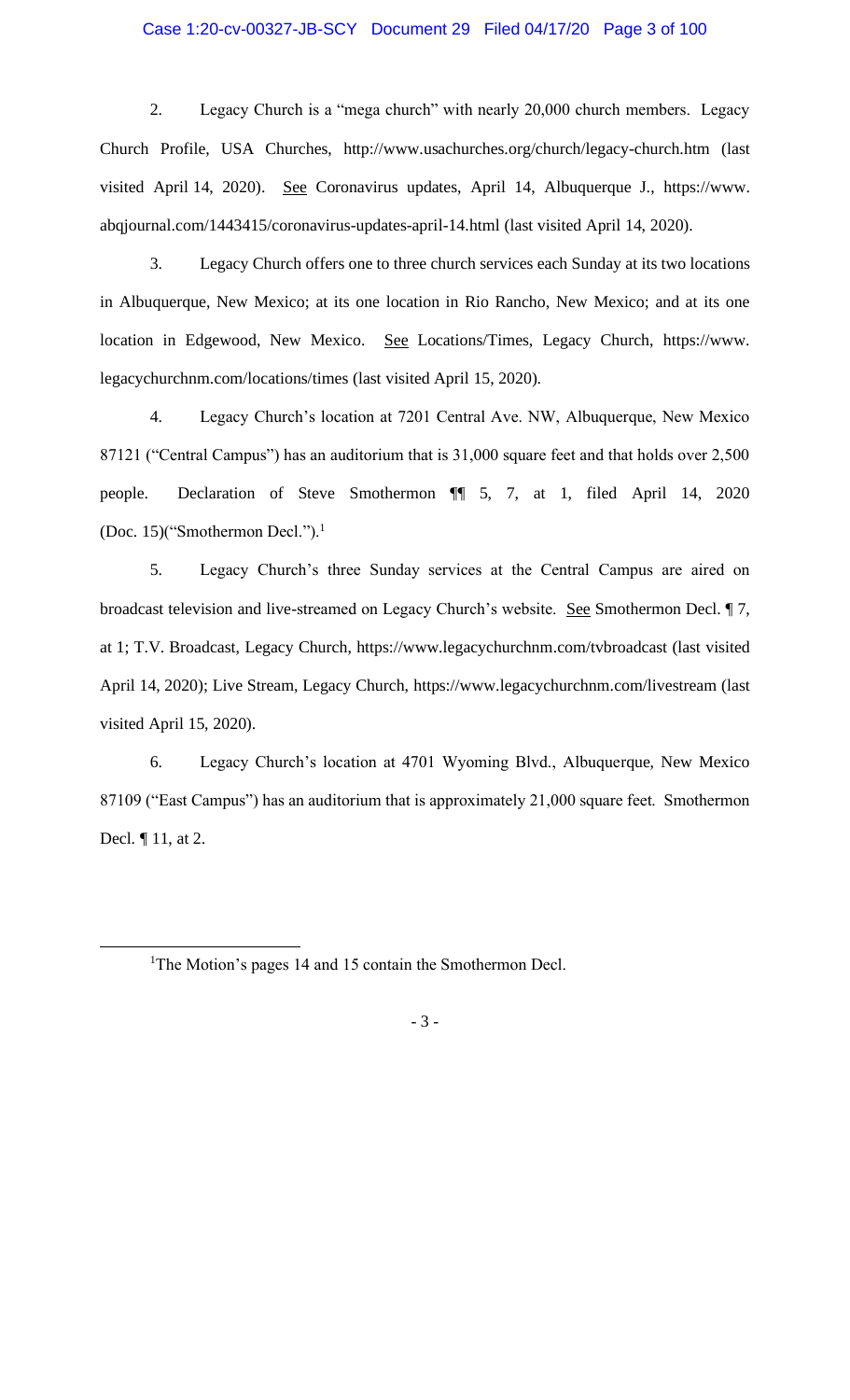2. Legacy Church is a "mega church" with nearly 20,000 church members. Legacy Church Profile, USA Churches, http://www.usachurches.org/church/legacy-church.htm (last visited April 14, 2020). See Coronavirus updates, April 14, Albuquerque J., https://www.abqjournal.com/1443415/coronavirus-updates-april-14.html (last visited April 14, 2020).

3. Legacy Church offers one to three church services each Sunday at its two locations in Albuquerque, New Mexico; at its one location in Rio Rancho, New Mexico; and at its one location in Edgewood, New Mexico. See Locations/Times, Legacy Church, https://www.legacychurchnm.com/locations/times (last visited April 15, 2020).

4. Legacy Church's location at 7201 Central Ave. NW, Albuquerque, New Mexico 87121 ("Central Campus") has an auditorium that is 31,000 square feet and that holds over 2,500 people. Declaration of Steve Smothermon ¶¶ 5, 7, at 1, filed April 14, 2020 (Doc. 15)("Smothermon Decl.").[1]

5. Legacy Church's three Sunday services at the Central Campus are aired on broadcast television and live-streamed on Legacy Church's website. See Smothermon Decl. ¶ 7, at 1; T.V. Broadcast, Legacy Church, https://www.legacychurchnm.com/tvbroadcast (last visited April 14, 2020); Live Stream, Legacy Church, https://www.legacychurchnm.com/livestream (last visited April 15, 2020).

6. Legacy Church's location at 4701 Wyoming Blvd., Albuquerque, New Mexico 87109 ("East Campus") has an auditorium that is approximately 21,000 square feet. Smothermon Decl. ¶ 11, at 2.

---

[1]The Motion's pages 14 and 15 contain the Smothermon Decl.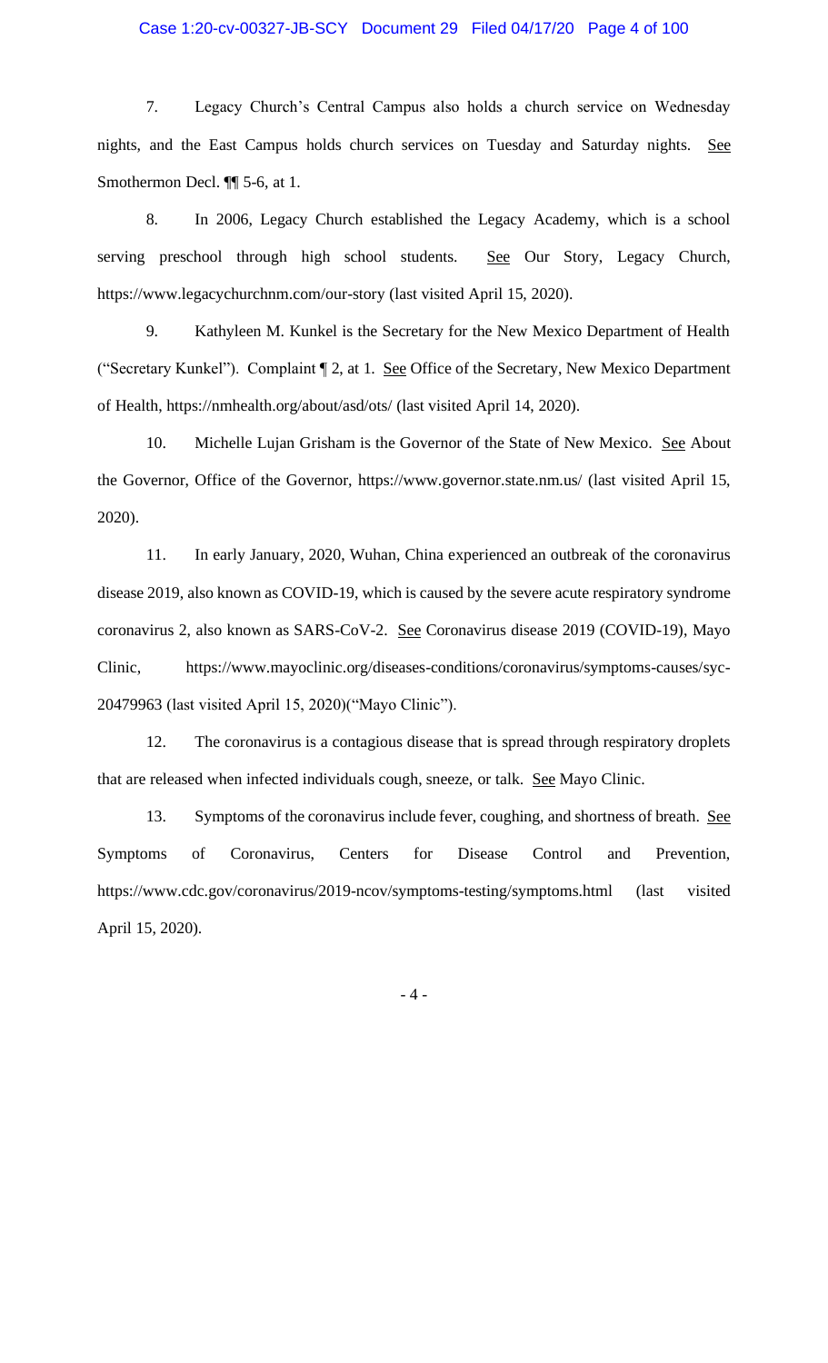7. Legacy Church's Central Campus also holds a church service on Wednesday nights, and the East Campus holds church services on Tuesday and Saturday nights. See Smothermon Decl. ¶¶ 5-6, at 1.

8. In 2006, Legacy Church established the Legacy Academy, which is a school serving preschool through high school students. See Our Story, Legacy Church, https://www.legacychurchnm.com/our-story (last visited April 15, 2020).

9. Kathyleen M. Kunkel is the Secretary for the New Mexico Department of Health ("Secretary Kunkel"). Complaint ¶ 2, at 1. See Office of the Secretary, New Mexico Department of Health, https://nmhealth.org/about/asd/ots/ (last visited April 14, 2020).

10. Michelle Lujan Grisham is the Governor of the State of New Mexico. See About the Governor, Office of the Governor, https://www.governor.state.nm.us/ (last visited April 15, 2020).

11. In early January, 2020, Wuhan, China experienced an outbreak of the coronavirus disease 2019, also known as COVID-19, which is caused by the severe acute respiratory syndrome coronavirus 2, also known as SARS-CoV-2. See Coronavirus disease 2019 (COVID-19), Mayo Clinic, https://www.mayoclinic.org/diseases-conditions/coronavirus/symptoms-causes/syc-20479963 (last visited April 15, 2020)("Mayo Clinic").

12. The coronavirus is a contagious disease that is spread through respiratory droplets that are released when infected individuals cough, sneeze, or talk. See Mayo Clinic.

13. Symptoms of the coronavirus include fever, coughing, and shortness of breath. See Symptoms of Coronavirus, Centers for Disease Control and Prevention, https://www.cdc.gov/coronavirus/2019-ncov/symptoms-testing/symptoms.html (last visited April 15, 2020).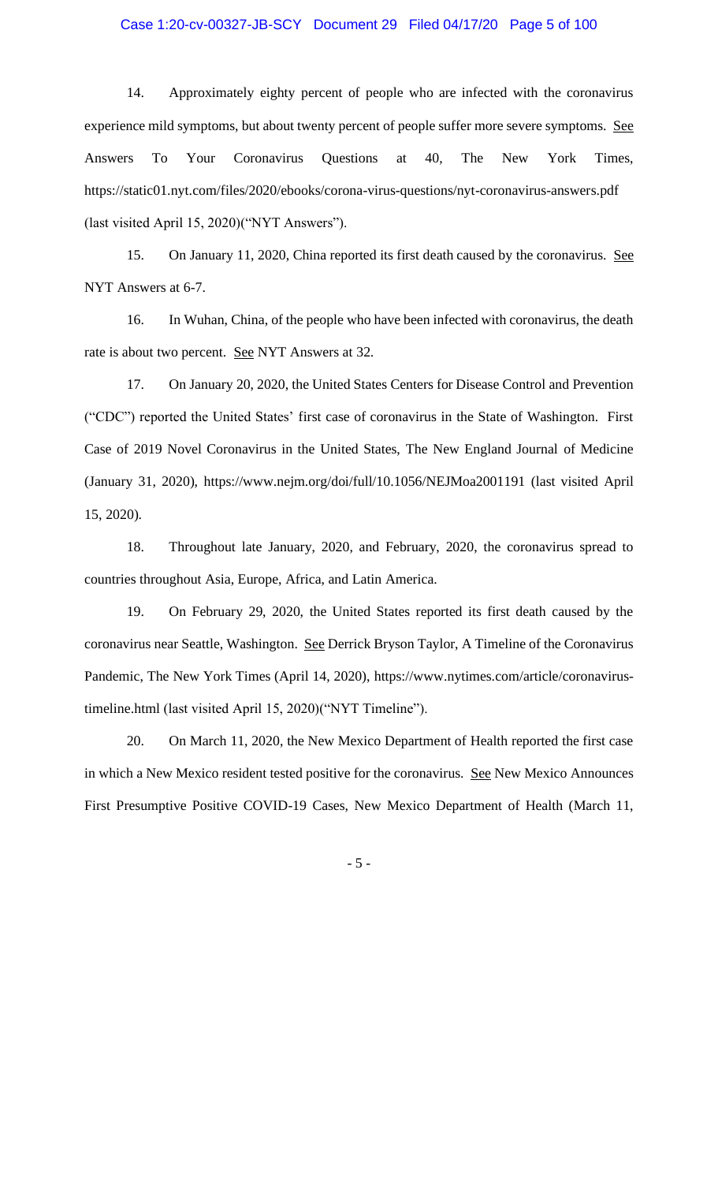14. Approximately eighty percent of people who are infected with the coronavirus experience mild symptoms, but about twenty percent of people suffer more severe symptoms. See Answers To Your Coronavirus Questions at 40, The New York Times, https://static01.nyt.com/files/2020/ebooks/corona-virus-questions/nyt-coronavirus-answers.pdf (last visited April 15, 2020)("NYT Answers").

15. On January 11, 2020, China reported its first death caused by the coronavirus. See NYT Answers at 6-7.

16. In Wuhan, China, of the people who have been infected with coronavirus, the death rate is about two percent. See NYT Answers at 32.

17. On January 20, 2020, the United States Centers for Disease Control and Prevention ("CDC") reported the United States' first case of coronavirus in the State of Washington. First Case of 2019 Novel Coronavirus in the United States, The New England Journal of Medicine (January 31, 2020), https://www.nejm.org/doi/full/10.1056/NEJMoa2001191 (last visited April 15, 2020).

18. Throughout late January, 2020, and February, 2020, the coronavirus spread to countries throughout Asia, Europe, Africa, and Latin America.

19. On February 29, 2020, the United States reported its first death caused by the coronavirus near Seattle, Washington. See Derrick Bryson Taylor, A Timeline of the Coronavirus Pandemic, The New York Times (April 14, 2020), https://www.nytimes.com/article/coronavirus-timeline.html (last visited April 15, 2020)("NYT Timeline").

20. On March 11, 2020, the New Mexico Department of Health reported the first case in which a New Mexico resident tested positive for the coronavirus. See New Mexico Announces First Presumptive Positive COVID-19 Cases, New Mexico Department of Health (March 11,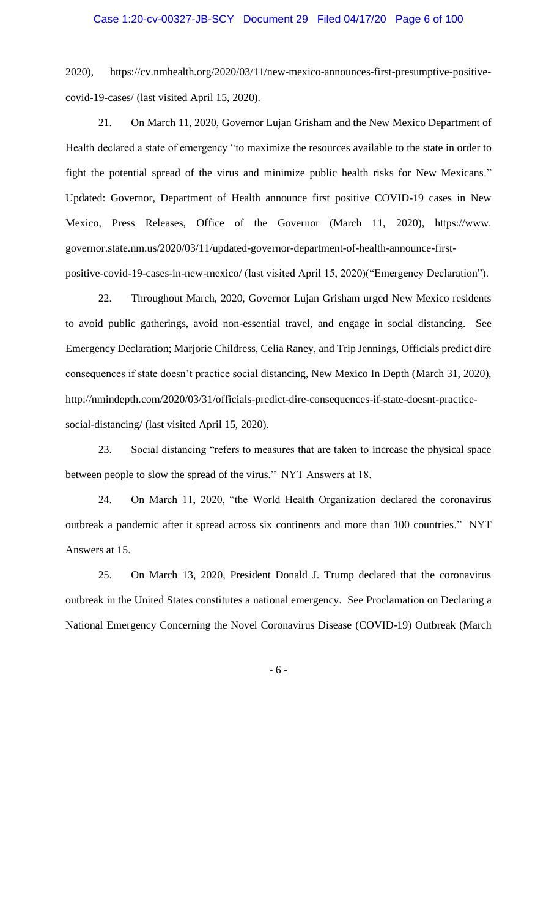2020), https://cv.nmhealth.org/2020/03/11/new-mexico-announces-first-presumptive-positive-covid-19-cases/ (last visited April 15, 2020).

21. On March 11, 2020, Governor Lujan Grisham and the New Mexico Department of Health declared a state of emergency "to maximize the resources available to the state in order to fight the potential spread of the virus and minimize public health risks for New Mexicans." Updated: Governor, Department of Health announce first positive COVID-19 cases in New Mexico, Press Releases, Office of the Governor (March 11, 2020), https://www.governor.state.nm.us/2020/03/11/updated-governor-department-of-health-announce-first-positive-covid-19-cases-in-new-mexico/ (last visited April 15, 2020)("Emergency Declaration").

22. Throughout March, 2020, Governor Lujan Grisham urged New Mexico residents to avoid public gatherings, avoid non-essential travel, and engage in social distancing. See Emergency Declaration; Marjorie Childress, Celia Raney, and Trip Jennings, Officials predict dire consequences if state doesn't practice social distancing, New Mexico In Depth (March 31, 2020), http://nmindepth.com/2020/03/31/officials-predict-dire-consequences-if-state-doesnt-practice-social-distancing/ (last visited April 15, 2020).

23. Social distancing "refers to measures that are taken to increase the physical space between people to slow the spread of the virus." NYT Answers at 18.

24. On March 11, 2020, "the World Health Organization declared the coronavirus outbreak a pandemic after it spread across six continents and more than 100 countries." NYT Answers at 15.

25. On March 13, 2020, President Donald J. Trump declared that the coronavirus outbreak in the United States constitutes a national emergency. See Proclamation on Declaring a National Emergency Concerning the Novel Coronavirus Disease (COVID-19) Outbreak (March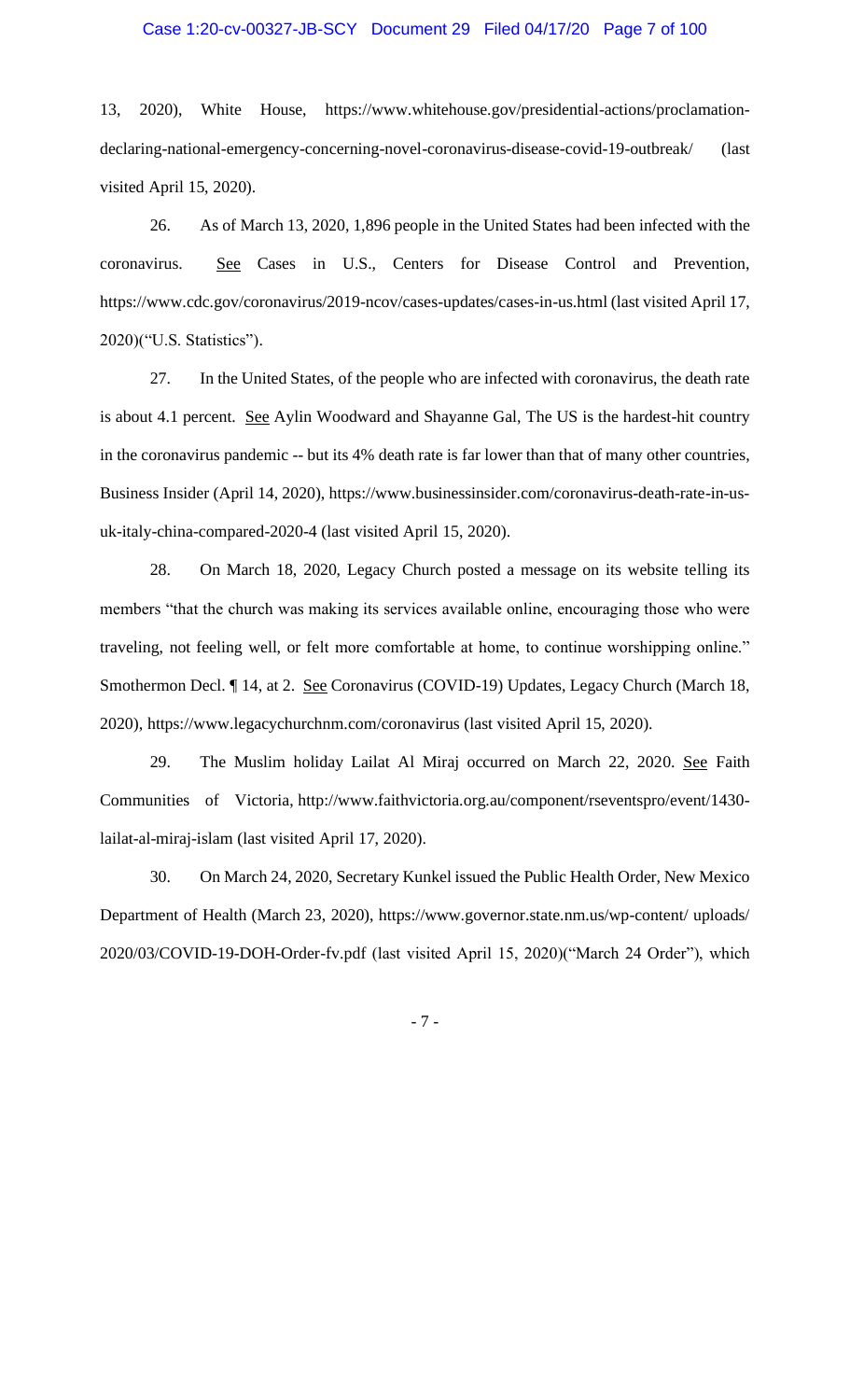13, 2020), White House, https://www.whitehouse.gov/presidential-actions/proclamation-declaring-national-emergency-concerning-novel-coronavirus-disease-covid-19-outbreak/ (last visited April 15, 2020).

26. As of March 13, 2020, 1,896 people in the United States had been infected with the coronavirus. See Cases in U.S., Centers for Disease Control and Prevention, https://www.cdc.gov/coronavirus/2019-ncov/cases-updates/cases-in-us.html (last visited April 17, 2020)("U.S. Statistics").

27. In the United States, of the people who are infected with coronavirus, the death rate is about 4.1 percent. See Aylin Woodward and Shayanne Gal, The US is the hardest-hit country in the coronavirus pandemic -- but its 4% death rate is far lower than that of many other countries, Business Insider (April 14, 2020), https://www.businessinsider.com/coronavirus-death-rate-in-us-uk-italy-china-compared-2020-4 (last visited April 15, 2020).

28. On March 18, 2020, Legacy Church posted a message on its website telling its members "that the church was making its services available online, encouraging those who were traveling, not feeling well, or felt more comfortable at home, to continue worshipping online." Smothermon Decl. ¶ 14, at 2. See Coronavirus (COVID-19) Updates, Legacy Church (March 18, 2020), https://www.legacychurchnm.com/coronavirus (last visited April 15, 2020).

29. The Muslim holiday Lailat Al Miraj occurred on March 22, 2020. See Faith Communities of Victoria, http://www.faithvictoria.org.au/component/rseventspro/event/1430-lailat-al-miraj-islam (last visited April 17, 2020).

30. On March 24, 2020, Secretary Kunkel issued the Public Health Order, New Mexico Department of Health (March 23, 2020), https://www.governor.state.nm.us/wp-content/ uploads/ 2020/03/COVID-19-DOH-Order-fv.pdf (last visited April 15, 2020)("March 24 Order"), which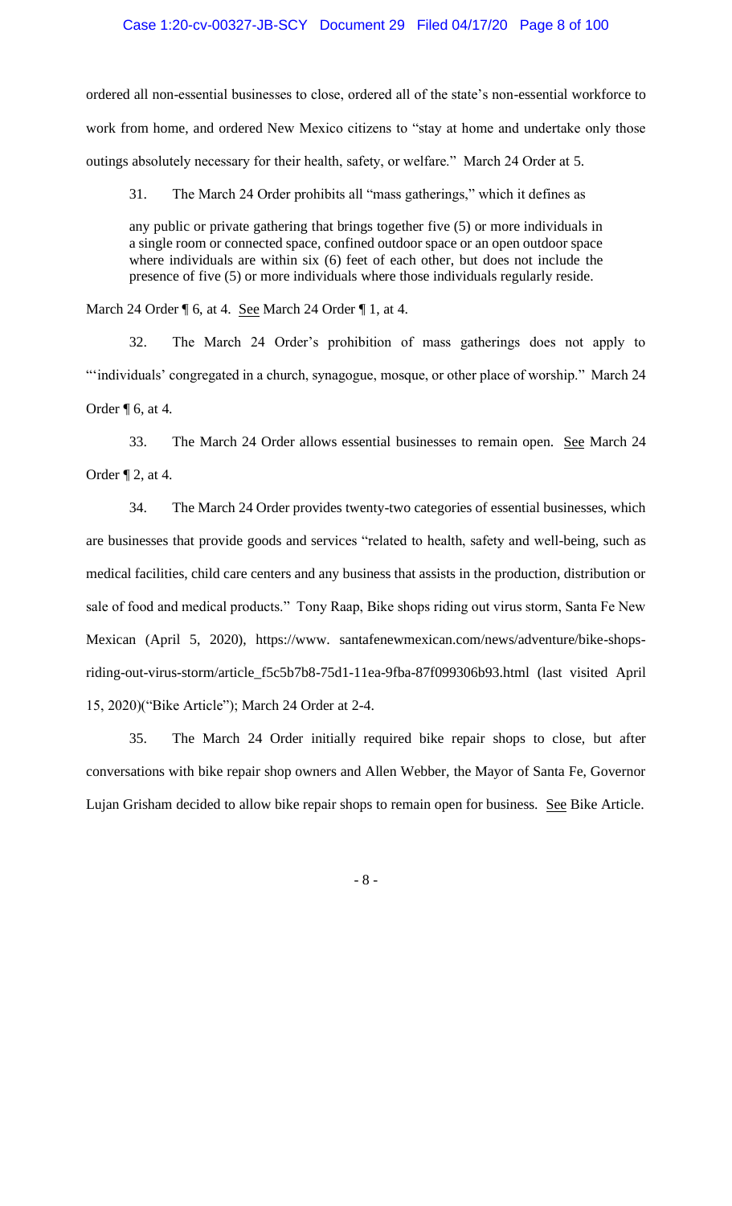ordered all non-essential businesses to close, ordered all of the state's non-essential workforce to work from home, and ordered New Mexico citizens to "stay at home and undertake only those outings absolutely necessary for their health, safety, or welfare." March 24 Order at 5.

31. The March 24 Order prohibits all "mass gatherings," which it defines as

> any public or private gathering that brings together five (5) or more individuals in a single room or connected space, confined outdoor space or an open outdoor space where individuals are within six (6) feet of each other, but does not include the presence of five (5) or more individuals where those individuals regularly reside.

March 24 Order ¶ 6, at 4. See March 24 Order ¶ 1, at 4.

32. The March 24 Order's prohibition of mass gatherings does not apply to "'individuals' congregated in a church, synagogue, mosque, or other place of worship." March 24 Order ¶ 6, at 4.

33. The March 24 Order allows essential businesses to remain open. See March 24 Order ¶ 2, at 4.

34. The March 24 Order provides twenty-two categories of essential businesses, which are businesses that provide goods and services "related to health, safety and well-being, such as medical facilities, child care centers and any business that assists in the production, distribution or sale of food and medical products." Tony Raap, Bike shops riding out virus storm, Santa Fe New Mexican (April 5, 2020), https://www. santafenewmexican.com/news/adventure/bike-shops-riding-out-virus-storm/article_f5c5b7b8-75d1-11ea-9fba-87f099306b93.html (last visited April 15, 2020)("Bike Article"); March 24 Order at 2-4.

35. The March 24 Order initially required bike repair shops to close, but after conversations with bike repair shop owners and Allen Webber, the Mayor of Santa Fe, Governor Lujan Grisham decided to allow bike repair shops to remain open for business. See Bike Article.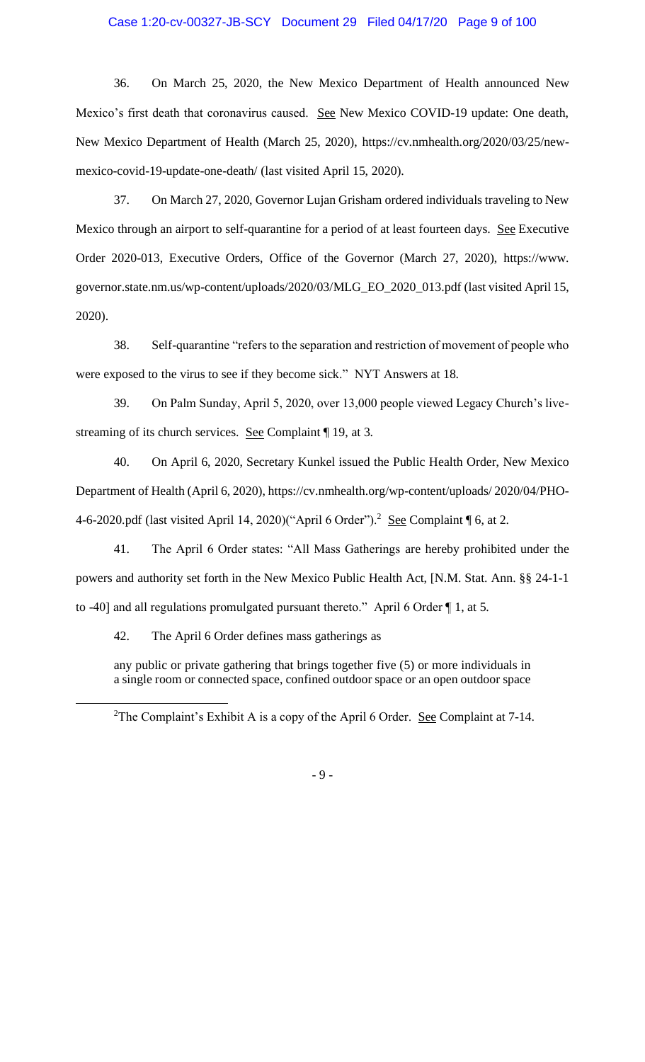36. On March 25, 2020, the New Mexico Department of Health announced New Mexico's first death that coronavirus caused. See New Mexico COVID-19 update: One death, New Mexico Department of Health (March 25, 2020), https://cv.nmhealth.org/2020/03/25/new-mexico-covid-19-update-one-death/ (last visited April 15, 2020).

37. On March 27, 2020, Governor Lujan Grisham ordered individuals traveling to New Mexico through an airport to self-quarantine for a period of at least fourteen days. See Executive Order 2020-013, Executive Orders, Office of the Governor (March 27, 2020), https://www.governor.state.nm.us/wp-content/uploads/2020/03/MLG_EO_2020_013.pdf (last visited April 15, 2020).

38. Self-quarantine "refers to the separation and restriction of movement of people who were exposed to the virus to see if they become sick." NYT Answers at 18.

39. On Palm Sunday, April 5, 2020, over 13,000 people viewed Legacy Church's live-streaming of its church services. See Complaint ¶ 19, at 3.

40. On April 6, 2020, Secretary Kunkel issued the Public Health Order, New Mexico Department of Health (April 6, 2020), https://cv.nmhealth.org/wp-content/uploads/ 2020/04/PHO-4-6-2020.pdf (last visited April 14, 2020)("April 6 Order").[2] See Complaint ¶ 6, at 2.

41. The April 6 Order states: "All Mass Gatherings are hereby prohibited under the powers and authority set forth in the New Mexico Public Health Act, [N.M. Stat. Ann. §§ 24-1-1 to -40] and all regulations promulgated pursuant thereto." April 6 Order ¶ 1, at 5.

42. The April 6 Order defines mass gatherings as

> any public or private gathering that brings together five (5) or more individuals in a single room or connected space, confined outdoor space or an open outdoor space

---

[2] The Complaint's Exhibit A is a copy of the April 6 Order. See Complaint at 7-14.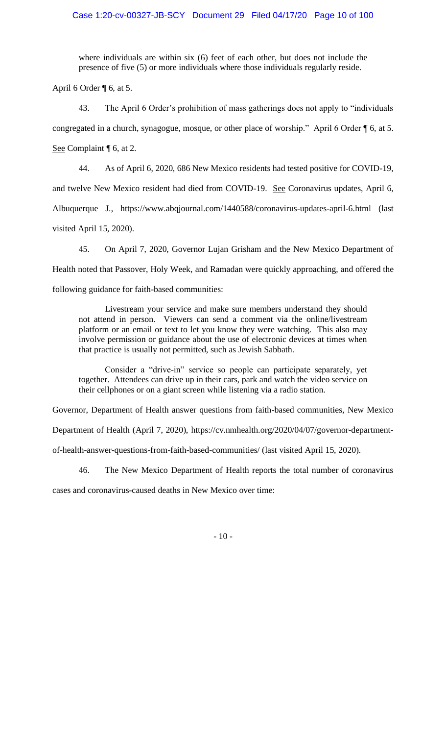where individuals are within six (6) feet of each other, but does not include the presence of five (5) or more individuals where those individuals regularly reside.

April 6 Order ¶ 6, at 5.

43. The April 6 Order's prohibition of mass gatherings does not apply to "individuals congregated in a church, synagogue, mosque, or other place of worship." April 6 Order ¶ 6, at 5. See Complaint ¶ 6, at 2.

44. As of April 6, 2020, 686 New Mexico residents had tested positive for COVID-19, and twelve New Mexico resident had died from COVID-19. See Coronavirus updates, April 6, Albuquerque J., https://www.abqjournal.com/1440588/coronavirus-updates-april-6.html (last visited April 15, 2020).

45. On April 7, 2020, Governor Lujan Grisham and the New Mexico Department of Health noted that Passover, Holy Week, and Ramadan were quickly approaching, and offered the following guidance for faith-based communities:

> Livestream your service and make sure members understand they should not attend in person. Viewers can send a comment via the online/livestream platform or an email or text to let you know they were watching. This also may involve permission or guidance about the use of electronic devices at times when that practice is usually not permitted, such as Jewish Sabbath.
>
> Consider a "drive-in" service so people can participate separately, yet together. Attendees can drive up in their cars, park and watch the video service on their cellphones or on a giant screen while listening via a radio station.

Governor, Department of Health answer questions from faith-based communities, New Mexico Department of Health (April 7, 2020), https://cv.nmhealth.org/2020/04/07/governor-department-of-health-answer-questions-from-faith-based-communities/ (last visited April 15, 2020).

46. The New Mexico Department of Health reports the total number of coronavirus cases and coronavirus-caused deaths in New Mexico over time: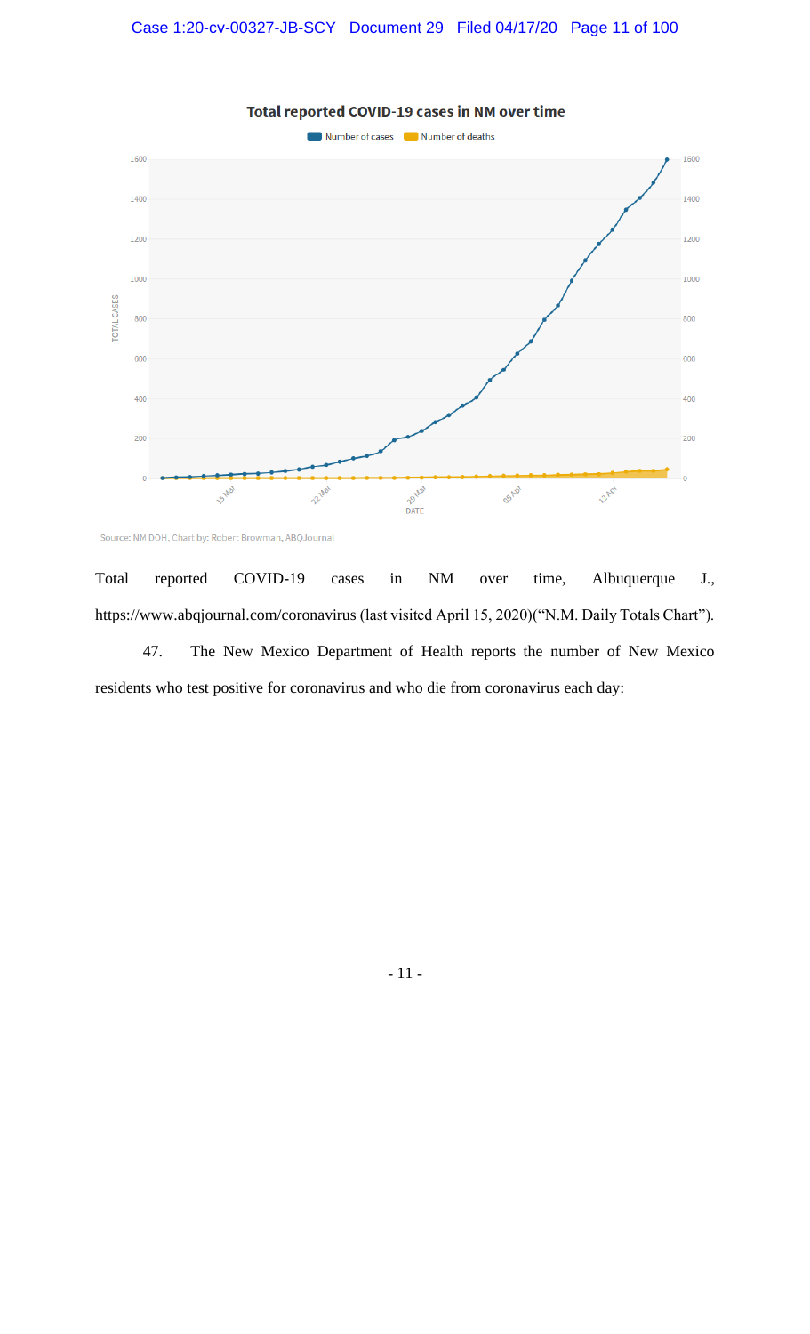Total reported COVID-19 cases in NM over time

Number of cases  Number of deaths

Source: NM DOH, Chart by: Robert Browman, ABQJournal

Total reported COVID-19 cases in NM over time, Albuquerque J., https://www.abqjournal.com/coronavirus (last visited April 15, 2020)("N.M. Daily Totals Chart").

47. The New Mexico Department of Health reports the number of New Mexico residents who test positive for coronavirus and who die from coronavirus each day: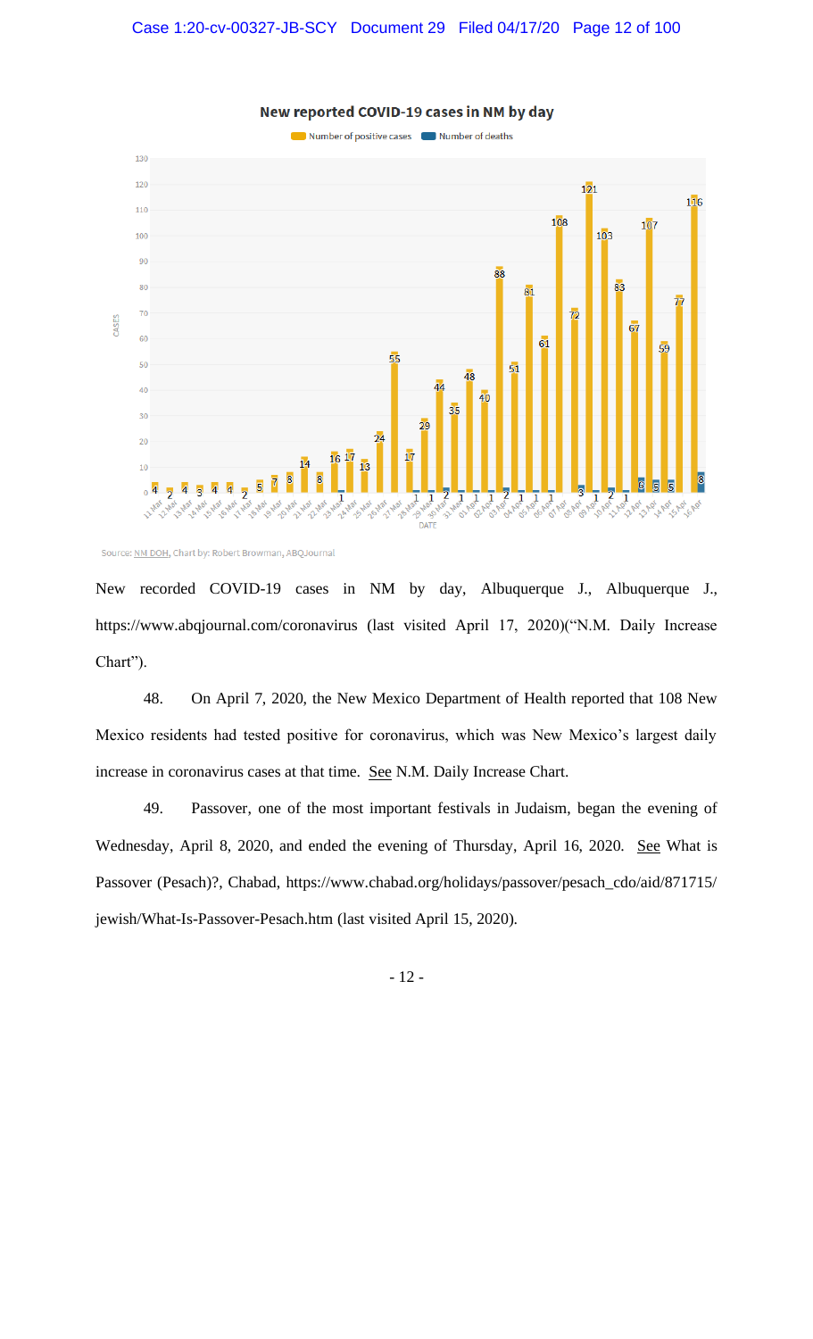New recorded COVID-19 cases in NM by day, Albuquerque J., Albuquerque J., https://www.abqjournal.com/coronavirus (last visited April 17, 2020)("N.M. Daily Increase Chart").

48. On April 7, 2020, the New Mexico Department of Health reported that 108 New Mexico residents had tested positive for coronavirus, which was New Mexico's largest daily increase in coronavirus cases at that time. See N.M. Daily Increase Chart.

49. Passover, one of the most important festivals in Judaism, began the evening of Wednesday, April 8, 2020, and ended the evening of Thursday, April 16, 2020. See What is Passover (Pesach)?, Chabad, https://www.chabad.org/holidays/passover/pesach_cdo/aid/871715/jewish/What-Is-Passover-Pesach.htm (last visited April 15, 2020).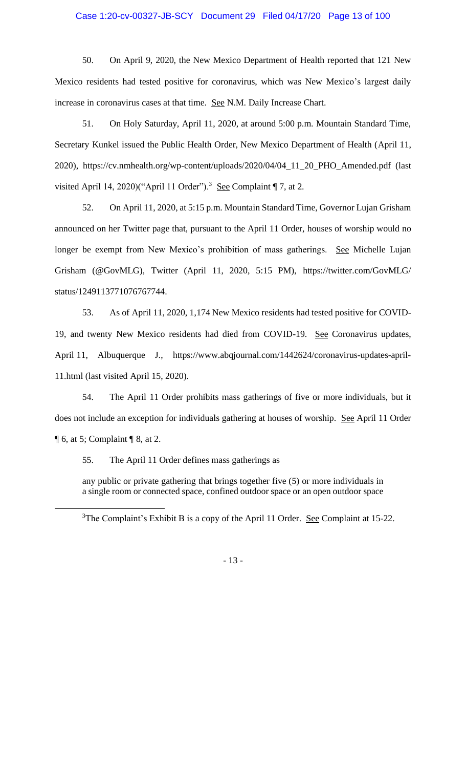50. On April 9, 2020, the New Mexico Department of Health reported that 121 New Mexico residents had tested positive for coronavirus, which was New Mexico's largest daily increase in coronavirus cases at that time. See N.M. Daily Increase Chart.

51. On Holy Saturday, April 11, 2020, at around 5:00 p.m. Mountain Standard Time, Secretary Kunkel issued the Public Health Order, New Mexico Department of Health (April 11, 2020), https://cv.nmhealth.org/wp-content/uploads/2020/04/04_11_20_PHO_Amended.pdf (last visited April 14, 2020)("April 11 Order").[3] See Complaint ¶ 7, at 2.

52. On April 11, 2020, at 5:15 p.m. Mountain Standard Time, Governor Lujan Grisham announced on her Twitter page that, pursuant to the April 11 Order, houses of worship would no longer be exempt from New Mexico's prohibition of mass gatherings. See Michelle Lujan Grisham (@GovMLG), Twitter (April 11, 2020, 5:15 PM), https://twitter.com/GovMLG/status/1249113771076767744.

53. As of April 11, 2020, 1,174 New Mexico residents had tested positive for COVID-19, and twenty New Mexico residents had died from COVID-19. See Coronavirus updates, April 11, Albuquerque J., https://www.abqjournal.com/1442624/coronavirus-updates-april-11.html (last visited April 15, 2020).

54. The April 11 Order prohibits mass gatherings of five or more individuals, but it does not include an exception for individuals gathering at houses of worship. See April 11 Order ¶ 6, at 5; Complaint ¶ 8, at 2.

55. The April 11 Order defines mass gatherings as

> any public or private gathering that brings together five (5) or more individuals in a single room or connected space, confined outdoor space or an open outdoor space

[3]The Complaint's Exhibit B is a copy of the April 11 Order. See Complaint at 15-22.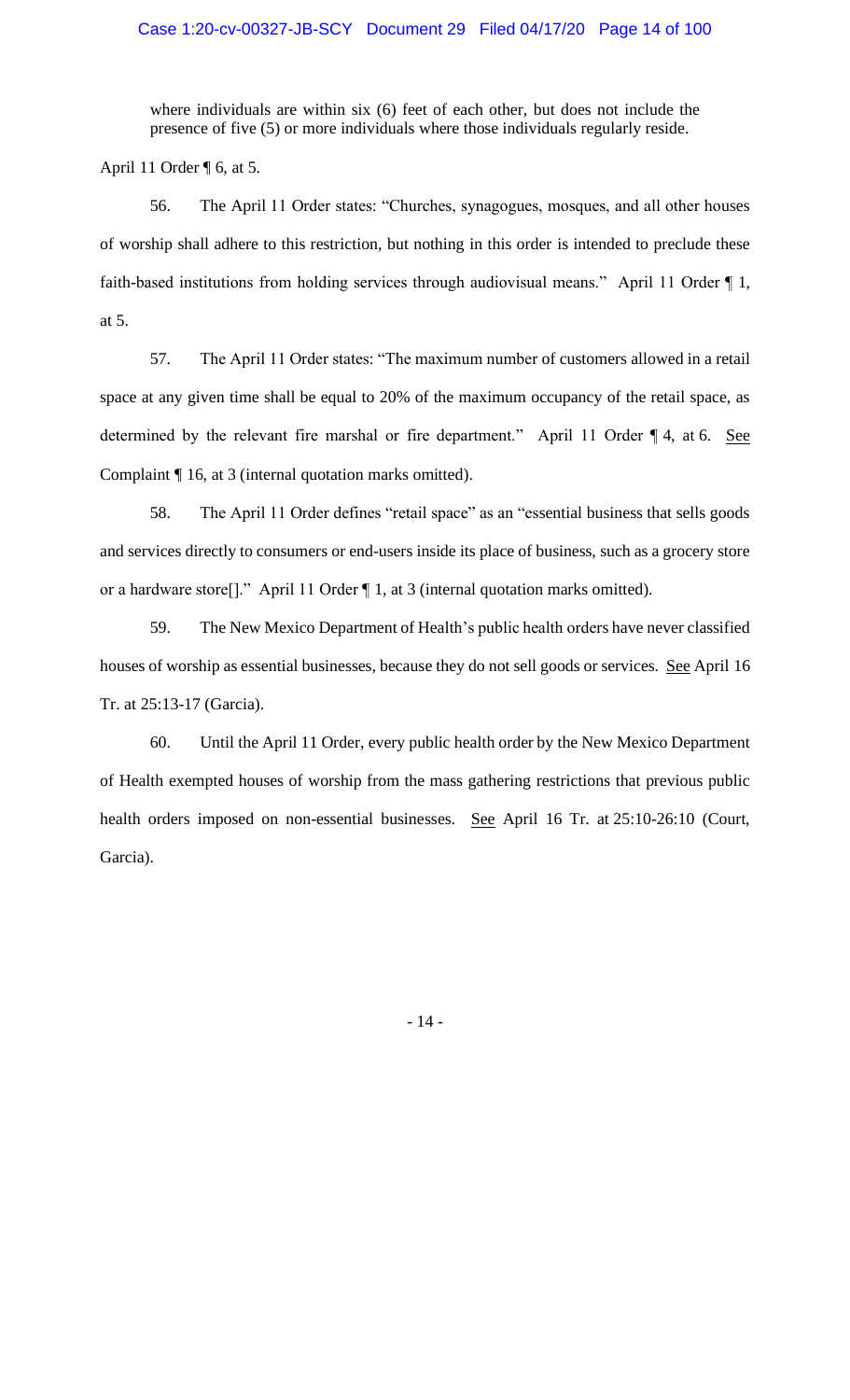> where individuals are within six (6) feet of each other, but does not include the presence of five (5) or more individuals where those individuals regularly reside.

April 11 Order ¶ 6, at 5.

56. The April 11 Order states: "Churches, synagogues, mosques, and all other houses of worship shall adhere to this restriction, but nothing in this order is intended to preclude these faith-based institutions from holding services through audiovisual means." April 11 Order ¶ 1, at 5.

57. The April 11 Order states: "The maximum number of customers allowed in a retail space at any given time shall be equal to 20% of the maximum occupancy of the retail space, as determined by the relevant fire marshal or fire department." April 11 Order ¶ 4, at 6. See Complaint ¶ 16, at 3 (internal quotation marks omitted).

58. The April 11 Order defines "retail space" as an "essential business that sells goods and services directly to consumers or end-users inside its place of business, such as a grocery store or a hardware store[]." April 11 Order ¶ 1, at 3 (internal quotation marks omitted).

59. The New Mexico Department of Health's public health orders have never classified houses of worship as essential businesses, because they do not sell goods or services. See April 16 Tr. at 25:13-17 (Garcia).

60. Until the April 11 Order, every public health order by the New Mexico Department of Health exempted houses of worship from the mass gathering restrictions that previous public health orders imposed on non-essential businesses. See April 16 Tr. at 25:10-26:10 (Court, Garcia).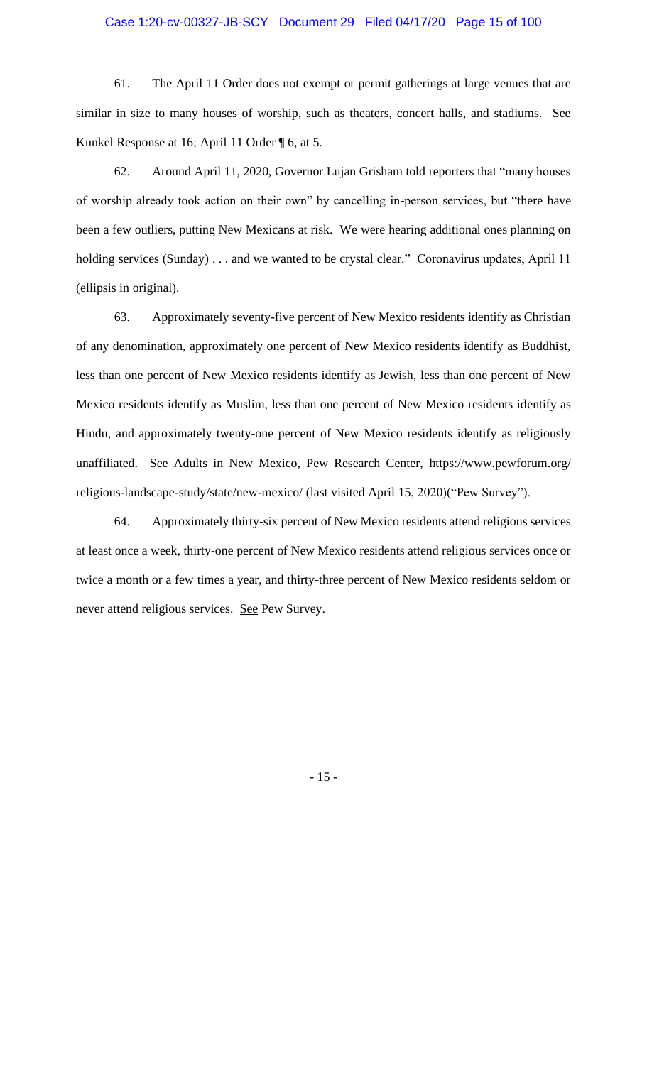61. The April 11 Order does not exempt or permit gatherings at large venues that are similar in size to many houses of worship, such as theaters, concert halls, and stadiums. See Kunkel Response at 16; April 11 Order ¶ 6, at 5.

62. Around April 11, 2020, Governor Lujan Grisham told reporters that "many houses of worship already took action on their own" by cancelling in-person services, but "there have been a few outliers, putting New Mexicans at risk. We were hearing additional ones planning on holding services (Sunday) . . . and we wanted to be crystal clear." Coronavirus updates, April 11 (ellipsis in original).

63. Approximately seventy-five percent of New Mexico residents identify as Christian of any denomination, approximately one percent of New Mexico residents identify as Buddhist, less than one percent of New Mexico residents identify as Jewish, less than one percent of New Mexico residents identify as Muslim, less than one percent of New Mexico residents identify as Hindu, and approximately twenty-one percent of New Mexico residents identify as religiously unaffiliated. See Adults in New Mexico, Pew Research Center, https://www.pewforum.org/religious-landscape-study/state/new-mexico/ (last visited April 15, 2020)("Pew Survey").

64. Approximately thirty-six percent of New Mexico residents attend religious services at least once a week, thirty-one percent of New Mexico residents attend religious services once or twice a month or a few times a year, and thirty-three percent of New Mexico residents seldom or never attend religious services. See Pew Survey.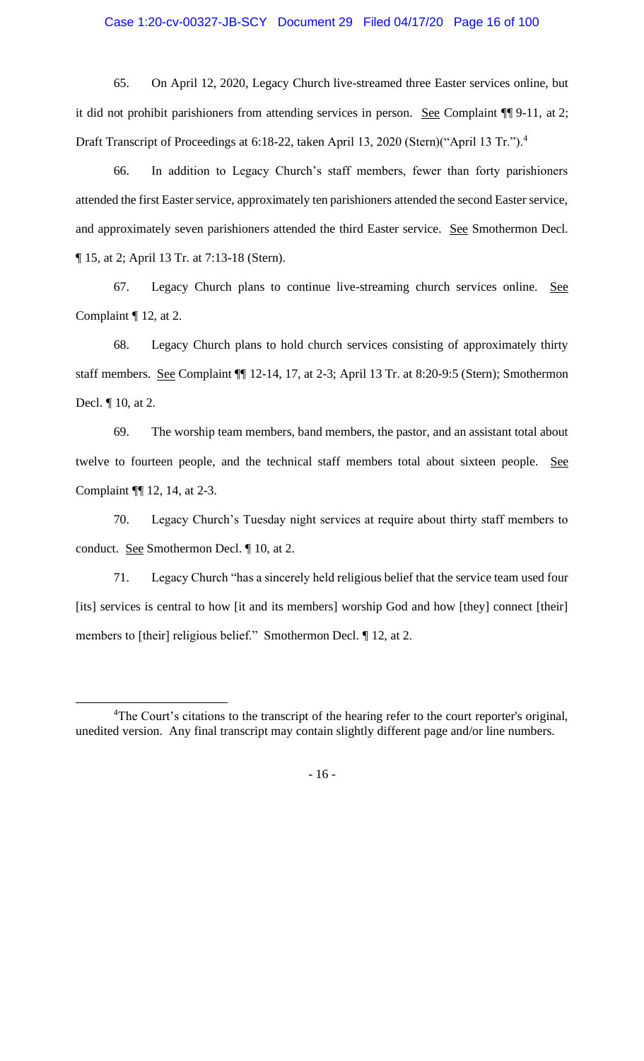65. On April 12, 2020, Legacy Church live-streamed three Easter services online, but it did not prohibit parishioners from attending services in person. See Complaint ¶¶ 9-11, at 2; Draft Transcript of Proceedings at 6:18-22, taken April 13, 2020 (Stern)("April 13 Tr.").[4]

66. In addition to Legacy Church's staff members, fewer than forty parishioners attended the first Easter service, approximately ten parishioners attended the second Easter service, and approximately seven parishioners attended the third Easter service. See Smothermon Decl. ¶ 15, at 2; April 13 Tr. at 7:13-18 (Stern).

67. Legacy Church plans to continue live-streaming church services online. See Complaint ¶ 12, at 2.

68. Legacy Church plans to hold church services consisting of approximately thirty staff members. See Complaint ¶¶ 12-14, 17, at 2-3; April 13 Tr. at 8:20-9:5 (Stern); Smothermon Decl. ¶ 10, at 2.

69. The worship team members, band members, the pastor, and an assistant total about twelve to fourteen people, and the technical staff members total about sixteen people. See Complaint ¶¶ 12, 14, at 2-3.

70. Legacy Church's Tuesday night services at require about thirty staff members to conduct. See Smothermon Decl. ¶ 10, at 2.

71. Legacy Church "has a sincerely held religious belief that the service team used four [its] services is central to how [it and its members] worship God and how [they] connect [their] members to [their] religious belief." Smothermon Decl. ¶ 12, at 2.

[4]The Court's citations to the transcript of the hearing refer to the court reporter's original, unedited version. Any final transcript may contain slightly different page and/or line numbers.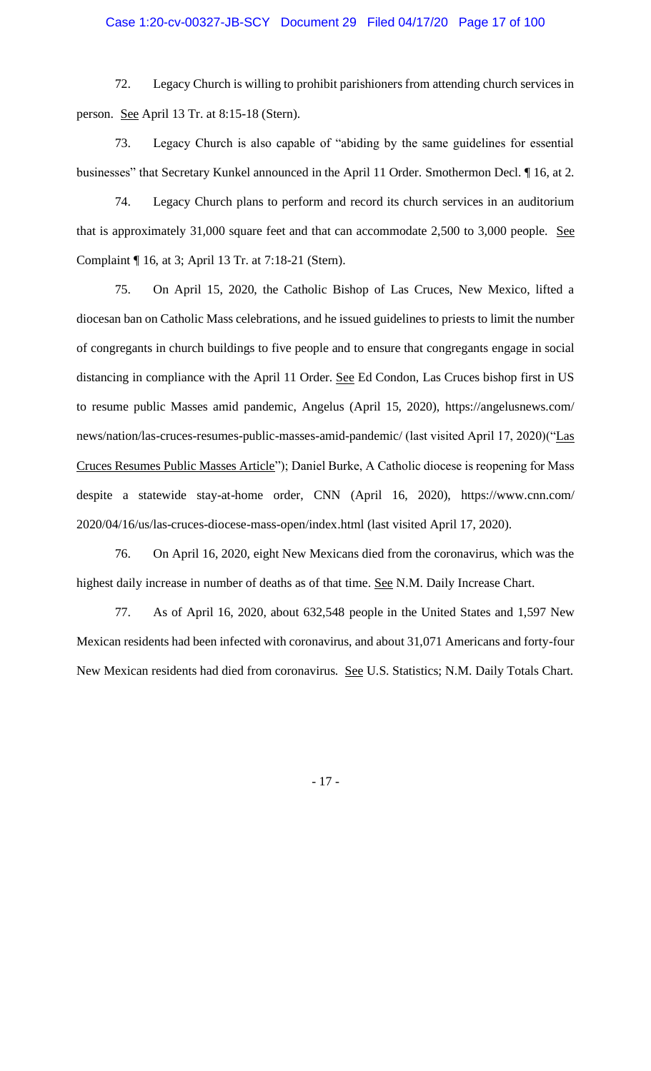72. Legacy Church is willing to prohibit parishioners from attending church services in person. See April 13 Tr. at 8:15-18 (Stern).

73. Legacy Church is also capable of "abiding by the same guidelines for essential businesses" that Secretary Kunkel announced in the April 11 Order. Smothermon Decl. ¶ 16, at 2.

74. Legacy Church plans to perform and record its church services in an auditorium that is approximately 31,000 square feet and that can accommodate 2,500 to 3,000 people. See Complaint ¶ 16, at 3; April 13 Tr. at 7:18-21 (Stern).

75. On April 15, 2020, the Catholic Bishop of Las Cruces, New Mexico, lifted a diocesan ban on Catholic Mass celebrations, and he issued guidelines to priests to limit the number of congregants in church buildings to five people and to ensure that congregants engage in social distancing in compliance with the April 11 Order. See Ed Condon, Las Cruces bishop first in US to resume public Masses amid pandemic, Angelus (April 15, 2020), https://angelusnews.com/news/nation/las-cruces-resumes-public-masses-amid-pandemic/ (last visited April 17, 2020)("Las Cruces Resumes Public Masses Article"); Daniel Burke, A Catholic diocese is reopening for Mass despite a statewide stay-at-home order, CNN (April 16, 2020), https://www.cnn.com/2020/04/16/us/las-cruces-diocese-mass-open/index.html (last visited April 17, 2020).

76. On April 16, 2020, eight New Mexicans died from the coronavirus, which was the highest daily increase in number of deaths as of that time. See N.M. Daily Increase Chart.

77. As of April 16, 2020, about 632,548 people in the United States and 1,597 New Mexican residents had been infected with coronavirus, and about 31,071 Americans and forty-four New Mexican residents had died from coronavirus. See U.S. Statistics; N.M. Daily Totals Chart.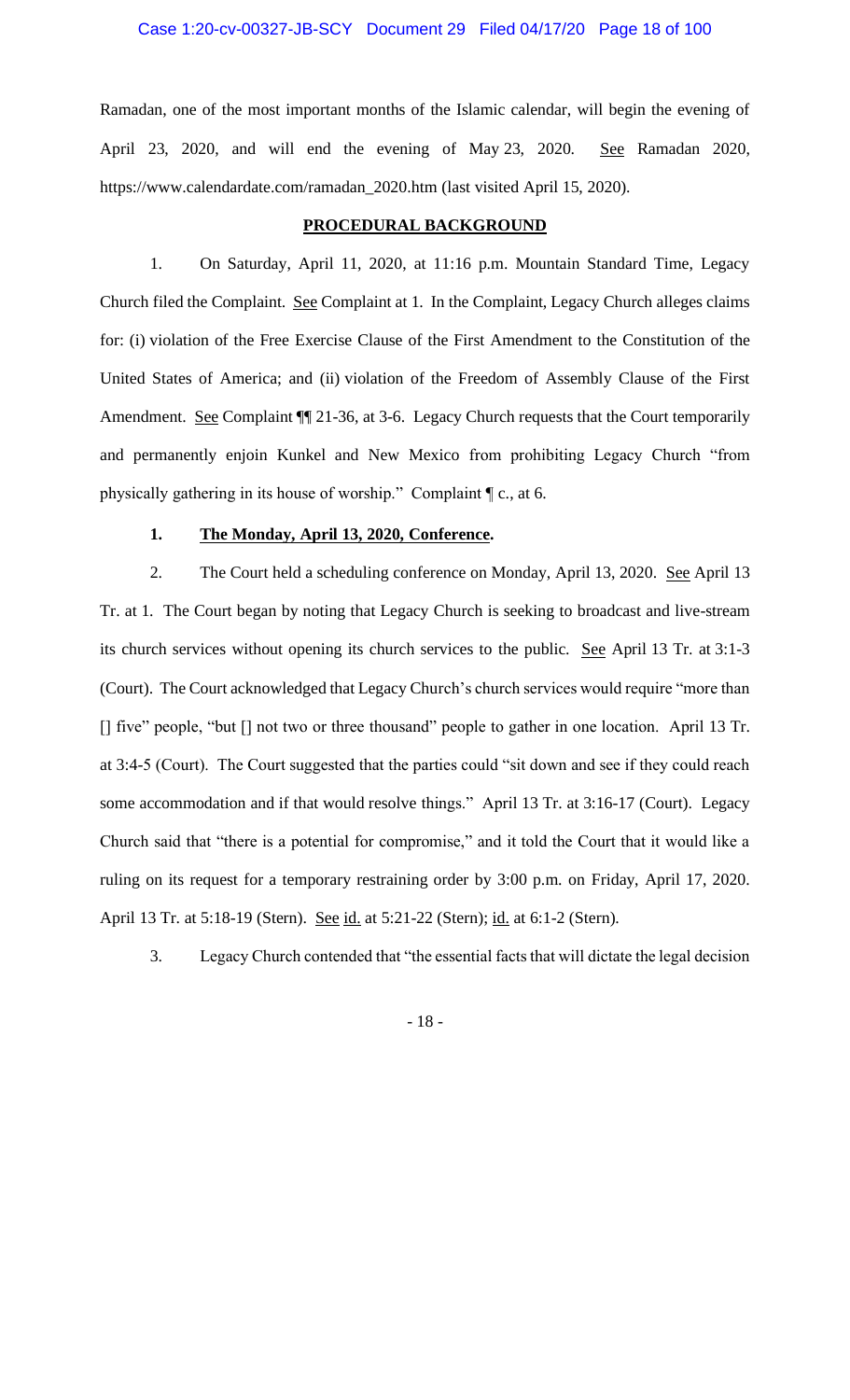Ramadan, one of the most important months of the Islamic calendar, will begin the evening of April 23, 2020, and will end the evening of May 23, 2020. See Ramadan 2020, https://www.calendardate.com/ramadan_2020.htm (last visited April 15, 2020).

## PROCEDURAL BACKGROUND

1. On Saturday, April 11, 2020, at 11:16 p.m. Mountain Standard Time, Legacy Church filed the Complaint. See Complaint at 1. In the Complaint, Legacy Church alleges claims for: (i) violation of the Free Exercise Clause of the First Amendment to the Constitution of the United States of America; and (ii) violation of the Freedom of Assembly Clause of the First Amendment. See Complaint ¶¶ 21-36, at 3-6. Legacy Church requests that the Court temporarily and permanently enjoin Kunkel and New Mexico from prohibiting Legacy Church "from physically gathering in its house of worship." Complaint ¶ c., at 6.

### 1. The Monday, April 13, 2020, Conference.

2. The Court held a scheduling conference on Monday, April 13, 2020. See April 13 Tr. at 1. The Court began by noting that Legacy Church is seeking to broadcast and live-stream its church services without opening its church services to the public. See April 13 Tr. at 3:1-3 (Court). The Court acknowledged that Legacy Church's church services would require "more than [] five" people, "but [] not two or three thousand" people to gather in one location. April 13 Tr. at 3:4-5 (Court). The Court suggested that the parties could "sit down and see if they could reach some accommodation and if that would resolve things." April 13 Tr. at 3:16-17 (Court). Legacy Church said that "there is a potential for compromise," and it told the Court that it would like a ruling on its request for a temporary restraining order by 3:00 p.m. on Friday, April 17, 2020. April 13 Tr. at 5:18-19 (Stern). See id. at 5:21-22 (Stern); id. at 6:1-2 (Stern).

3. Legacy Church contended that "the essential facts that will dictate the legal decision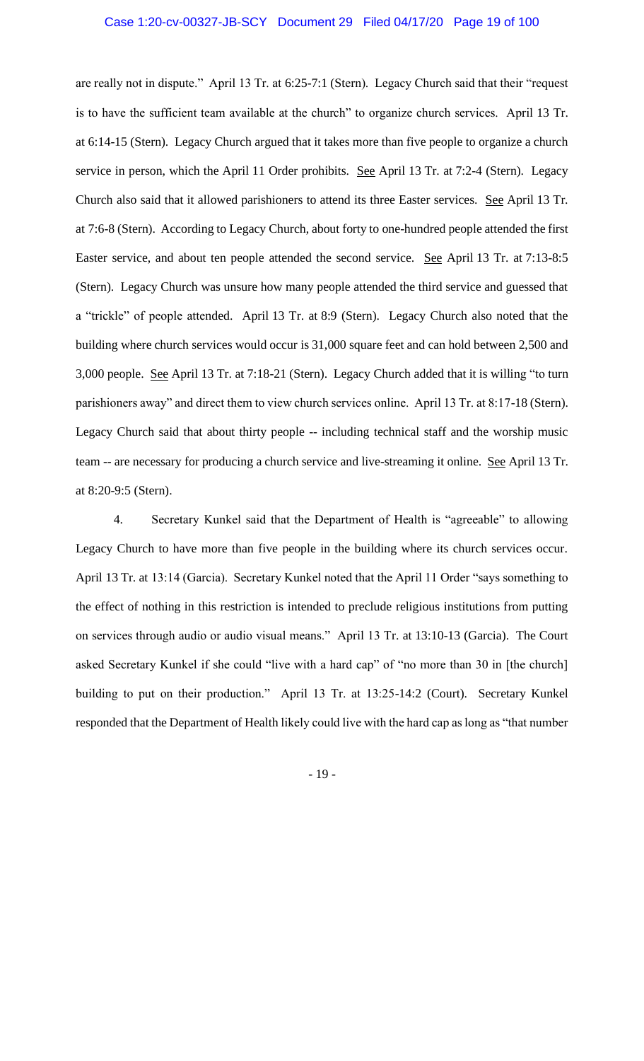are really not in dispute." April 13 Tr. at 6:25-7:1 (Stern). Legacy Church said that their "request is to have the sufficient team available at the church" to organize church services. April 13 Tr. at 6:14-15 (Stern). Legacy Church argued that it takes more than five people to organize a church service in person, which the April 11 Order prohibits. See April 13 Tr. at 7:2-4 (Stern). Legacy Church also said that it allowed parishioners to attend its three Easter services. See April 13 Tr. at 7:6-8 (Stern). According to Legacy Church, about forty to one-hundred people attended the first Easter service, and about ten people attended the second service. See April 13 Tr. at 7:13-8:5 (Stern). Legacy Church was unsure how many people attended the third service and guessed that a "trickle" of people attended. April 13 Tr. at 8:9 (Stern). Legacy Church also noted that the building where church services would occur is 31,000 square feet and can hold between 2,500 and 3,000 people. See April 13 Tr. at 7:18-21 (Stern). Legacy Church added that it is willing "to turn parishioners away" and direct them to view church services online. April 13 Tr. at 8:17-18 (Stern). Legacy Church said that about thirty people -- including technical staff and the worship music team -- are necessary for producing a church service and live-streaming it online. See April 13 Tr. at 8:20-9:5 (Stern).

4. Secretary Kunkel said that the Department of Health is "agreeable" to allowing Legacy Church to have more than five people in the building where its church services occur. April 13 Tr. at 13:14 (Garcia). Secretary Kunkel noted that the April 11 Order "says something to the effect of nothing in this restriction is intended to preclude religious institutions from putting on services through audio or audio visual means." April 13 Tr. at 13:10-13 (Garcia). The Court asked Secretary Kunkel if she could "live with a hard cap" of "no more than 30 in [the church] building to put on their production." April 13 Tr. at 13:25-14:2 (Court). Secretary Kunkel responded that the Department of Health likely could live with the hard cap as long as "that number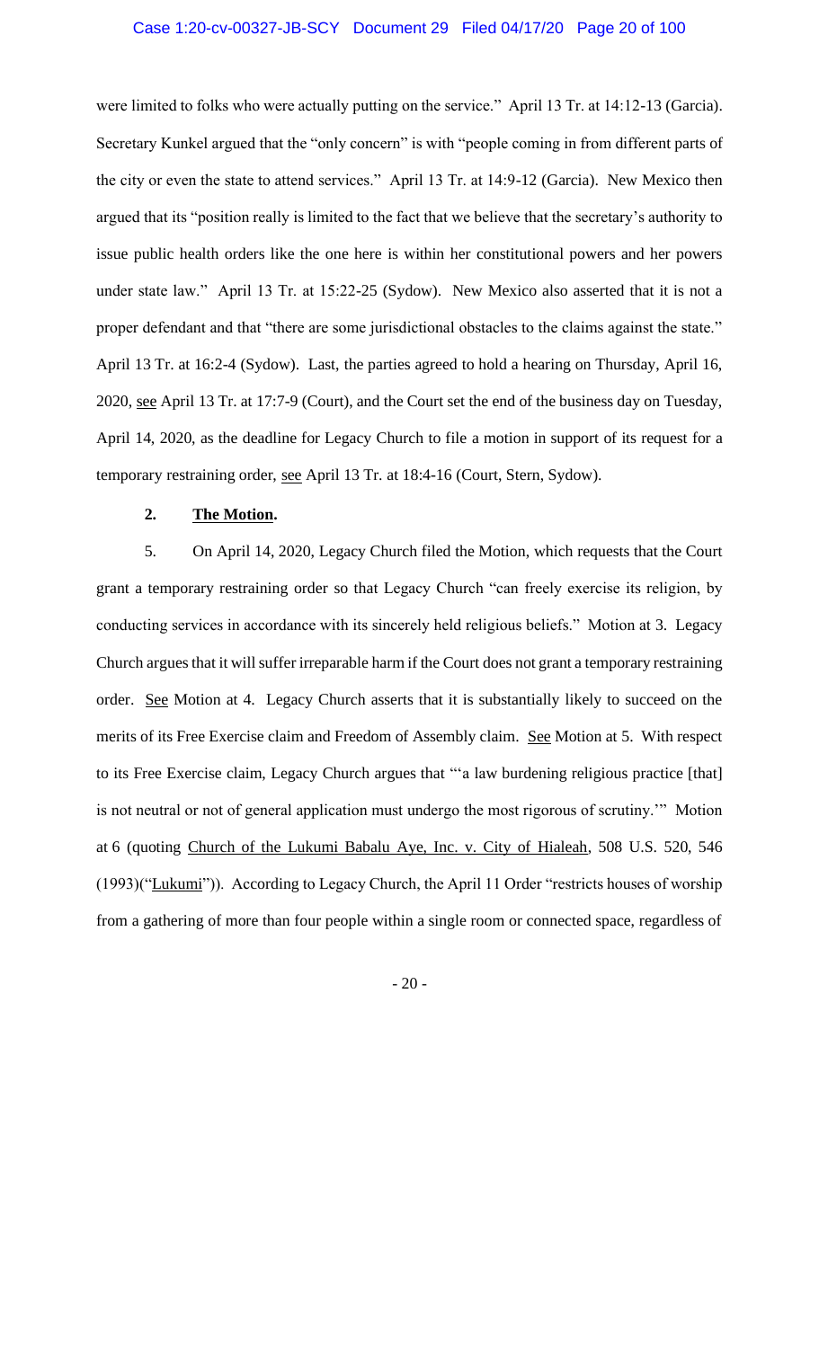were limited to folks who were actually putting on the service." April 13 Tr. at 14:12-13 (Garcia). Secretary Kunkel argued that the "only concern" is with "people coming in from different parts of the city or even the state to attend services." April 13 Tr. at 14:9-12 (Garcia). New Mexico then argued that its "position really is limited to the fact that we believe that the secretary's authority to issue public health orders like the one here is within her constitutional powers and her powers under state law." April 13 Tr. at 15:22-25 (Sydow). New Mexico also asserted that it is not a proper defendant and that "there are some jurisdictional obstacles to the claims against the state." April 13 Tr. at 16:2-4 (Sydow). Last, the parties agreed to hold a hearing on Thursday, April 16, 2020, see April 13 Tr. at 17:7-9 (Court), and the Court set the end of the business day on Tuesday, April 14, 2020, as the deadline for Legacy Church to file a motion in support of its request for a temporary restraining order, see April 13 Tr. at 18:4-16 (Court, Stern, Sydow).

**2. The Motion.**

5. On April 14, 2020, Legacy Church filed the Motion, which requests that the Court grant a temporary restraining order so that Legacy Church "can freely exercise its religion, by conducting services in accordance with its sincerely held religious beliefs." Motion at 3. Legacy Church argues that it will suffer irreparable harm if the Court does not grant a temporary restraining order. See Motion at 4. Legacy Church asserts that it is substantially likely to succeed on the merits of its Free Exercise claim and Freedom of Assembly claim. See Motion at 5. With respect to its Free Exercise claim, Legacy Church argues that "'a law burdening religious practice [that] is not neutral or not of general application must undergo the most rigorous of scrutiny.'" Motion at 6 (quoting Church of the Lukumi Babalu Aye, Inc. v. City of Hialeah, 508 U.S. 520, 546 (1993)("Lukumi")). According to Legacy Church, the April 11 Order "restricts houses of worship from a gathering of more than four people within a single room or connected space, regardless of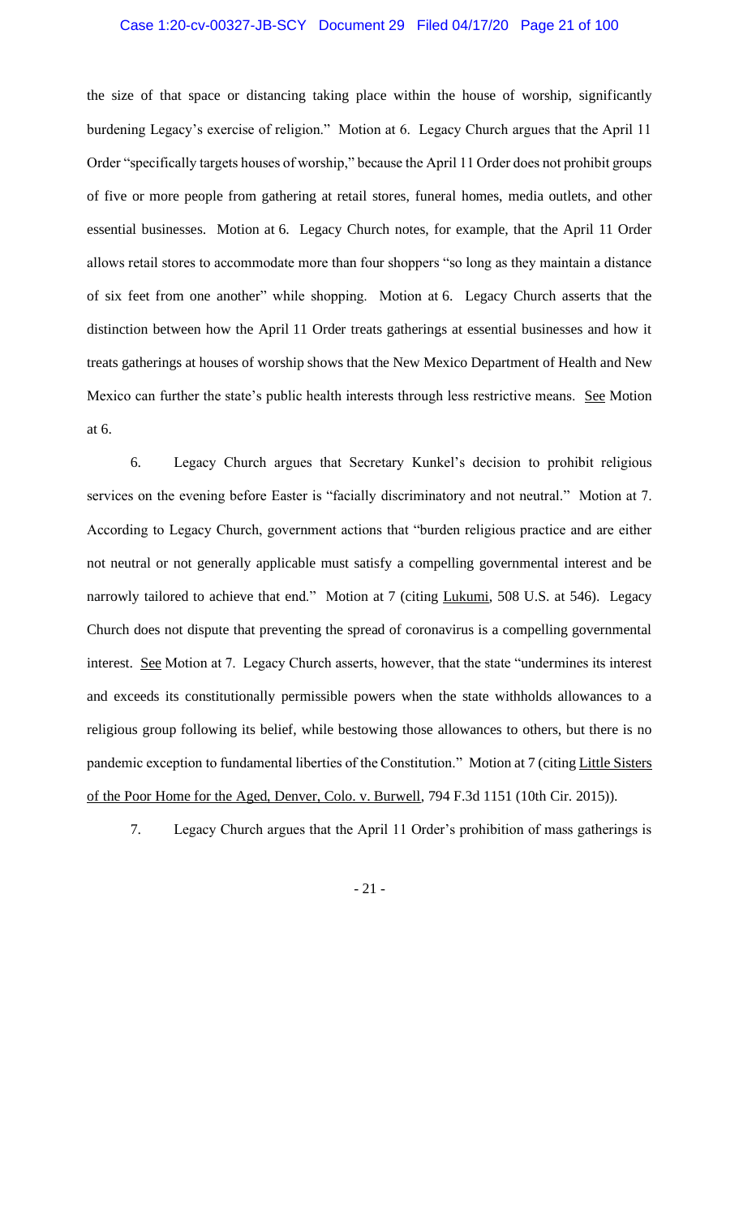the size of that space or distancing taking place within the house of worship, significantly burdening Legacy's exercise of religion." Motion at 6. Legacy Church argues that the April 11 Order "specifically targets houses of worship," because the April 11 Order does not prohibit groups of five or more people from gathering at retail stores, funeral homes, media outlets, and other essential businesses. Motion at 6. Legacy Church notes, for example, that the April 11 Order allows retail stores to accommodate more than four shoppers "so long as they maintain a distance of six feet from one another" while shopping. Motion at 6. Legacy Church asserts that the distinction between how the April 11 Order treats gatherings at essential businesses and how it treats gatherings at houses of worship shows that the New Mexico Department of Health and New Mexico can further the state's public health interests through less restrictive means. See Motion at 6.

6. Legacy Church argues that Secretary Kunkel's decision to prohibit religious services on the evening before Easter is "facially discriminatory and not neutral." Motion at 7. According to Legacy Church, government actions that "burden religious practice and are either not neutral or not generally applicable must satisfy a compelling governmental interest and be narrowly tailored to achieve that end." Motion at 7 (citing Lukumi, 508 U.S. at 546). Legacy Church does not dispute that preventing the spread of coronavirus is a compelling governmental interest. See Motion at 7. Legacy Church asserts, however, that the state "undermines its interest and exceeds its constitutionally permissible powers when the state withholds allowances to a religious group following its belief, while bestowing those allowances to others, but there is no pandemic exception to fundamental liberties of the Constitution." Motion at 7 (citing Little Sisters of the Poor Home for the Aged, Denver, Colo. v. Burwell, 794 F.3d 1151 (10th Cir. 2015)).

7. Legacy Church argues that the April 11 Order's prohibition of mass gatherings is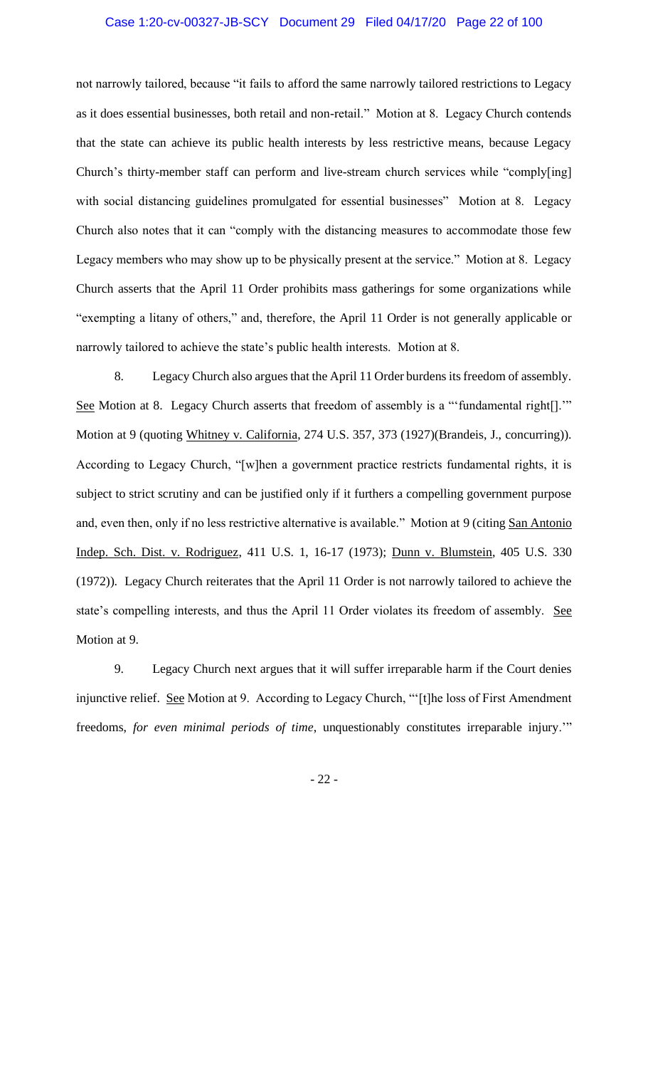not narrowly tailored, because "it fails to afford the same narrowly tailored restrictions to Legacy as it does essential businesses, both retail and non-retail." Motion at 8. Legacy Church contends that the state can achieve its public health interests by less restrictive means, because Legacy Church's thirty-member staff can perform and live-stream church services while "comply[ing] with social distancing guidelines promulgated for essential businesses" Motion at 8. Legacy Church also notes that it can "comply with the distancing measures to accommodate those few Legacy members who may show up to be physically present at the service." Motion at 8. Legacy Church asserts that the April 11 Order prohibits mass gatherings for some organizations while "exempting a litany of others," and, therefore, the April 11 Order is not generally applicable or narrowly tailored to achieve the state's public health interests. Motion at 8.

8. Legacy Church also argues that the April 11 Order burdens its freedom of assembly. See Motion at 8. Legacy Church asserts that freedom of assembly is a "'fundamental right[].'" Motion at 9 (quoting Whitney v. California, 274 U.S. 357, 373 (1927)(Brandeis, J., concurring)). According to Legacy Church, "[w]hen a government practice restricts fundamental rights, it is subject to strict scrutiny and can be justified only if it furthers a compelling government purpose and, even then, only if no less restrictive alternative is available." Motion at 9 (citing San Antonio Indep. Sch. Dist. v. Rodriguez, 411 U.S. 1, 16-17 (1973); Dunn v. Blumstein, 405 U.S. 330 (1972)). Legacy Church reiterates that the April 11 Order is not narrowly tailored to achieve the state's compelling interests, and thus the April 11 Order violates its freedom of assembly. See Motion at 9.

9. Legacy Church next argues that it will suffer irreparable harm if the Court denies injunctive relief. See Motion at 9. According to Legacy Church, "'[t]he loss of First Amendment freedoms, *for even minimal periods of time*, unquestionably constitutes irreparable injury.'"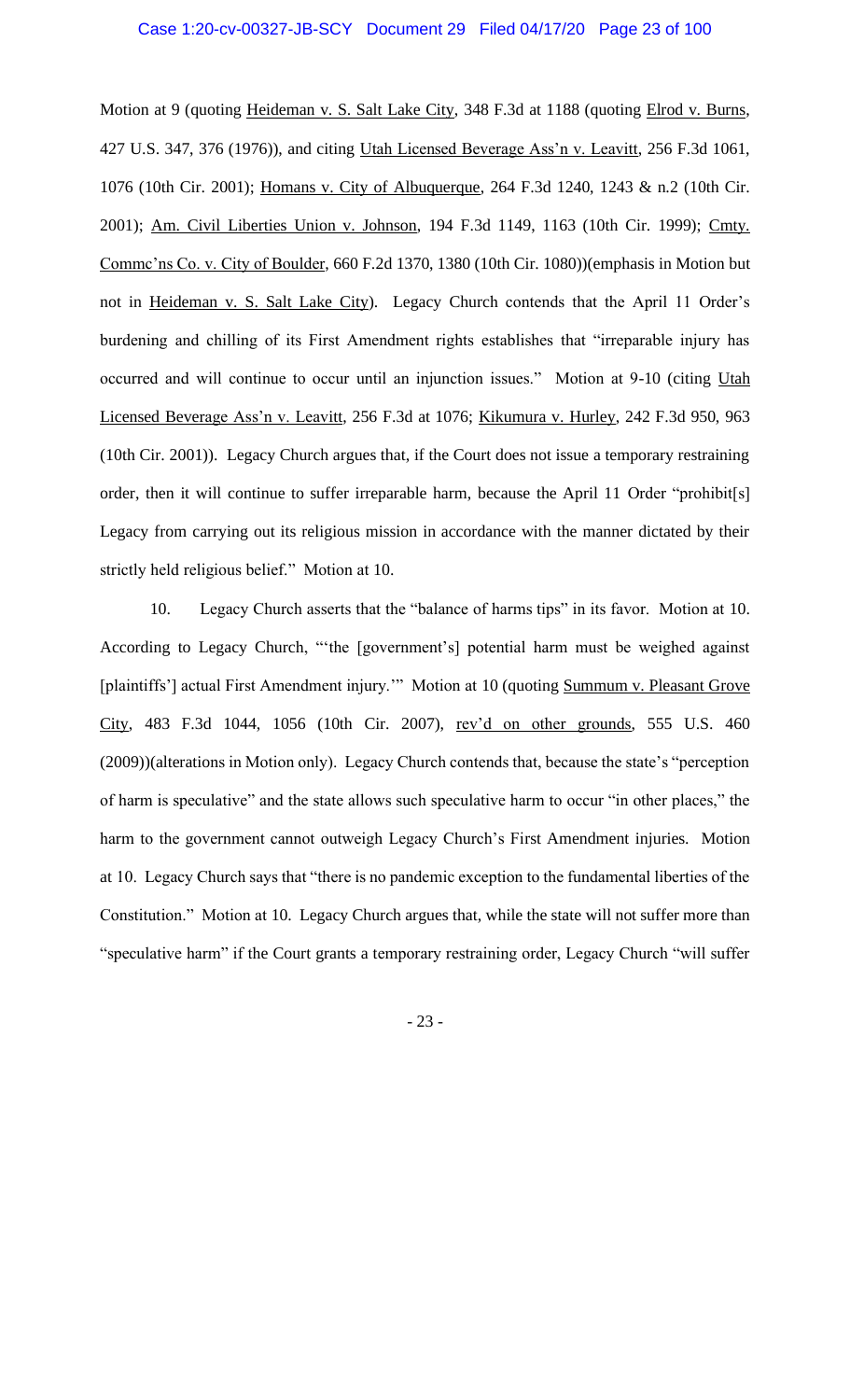Motion at 9 (quoting Heideman v. S. Salt Lake City, 348 F.3d at 1188 (quoting Elrod v. Burns, 427 U.S. 347, 376 (1976)), and citing Utah Licensed Beverage Ass'n v. Leavitt, 256 F.3d 1061, 1076 (10th Cir. 2001); Homans v. City of Albuquerque, 264 F.3d 1240, 1243 & n.2 (10th Cir. 2001); Am. Civil Liberties Union v. Johnson, 194 F.3d 1149, 1163 (10th Cir. 1999); Cmty. Commc'ns Co. v. City of Boulder, 660 F.2d 1370, 1380 (10th Cir. 1080))(emphasis in Motion but not in Heideman v. S. Salt Lake City). Legacy Church contends that the April 11 Order's burdening and chilling of its First Amendment rights establishes that "irreparable injury has occurred and will continue to occur until an injunction issues." Motion at 9-10 (citing Utah Licensed Beverage Ass'n v. Leavitt, 256 F.3d at 1076; Kikumura v. Hurley, 242 F.3d 950, 963 (10th Cir. 2001)). Legacy Church argues that, if the Court does not issue a temporary restraining order, then it will continue to suffer irreparable harm, because the April 11 Order "prohibit[s] Legacy from carrying out its religious mission in accordance with the manner dictated by their strictly held religious belief." Motion at 10.

10. Legacy Church asserts that the "balance of harms tips" in its favor. Motion at 10. According to Legacy Church, "'the [government's] potential harm must be weighed against [plaintiffs'] actual First Amendment injury.'" Motion at 10 (quoting Summum v. Pleasant Grove City, 483 F.3d 1044, 1056 (10th Cir. 2007), rev'd on other grounds, 555 U.S. 460 (2009))(alterations in Motion only). Legacy Church contends that, because the state's "perception of harm is speculative" and the state allows such speculative harm to occur "in other places," the harm to the government cannot outweigh Legacy Church's First Amendment injuries. Motion at 10. Legacy Church says that "there is no pandemic exception to the fundamental liberties of the Constitution." Motion at 10. Legacy Church argues that, while the state will not suffer more than "speculative harm" if the Court grants a temporary restraining order, Legacy Church "will suffer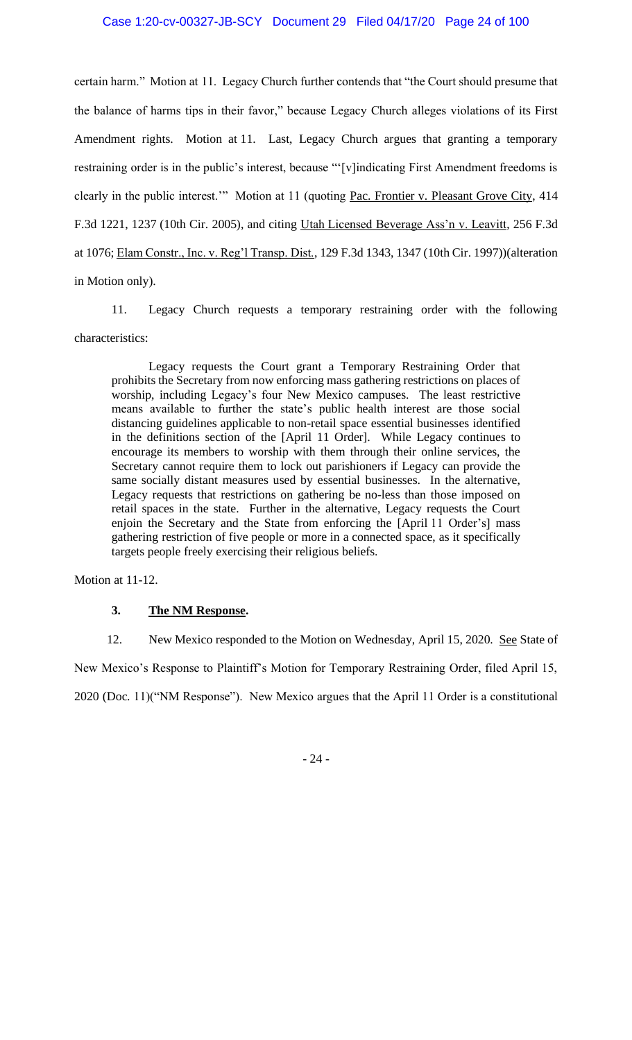certain harm." Motion at 11. Legacy Church further contends that "the Court should presume that the balance of harms tips in their favor," because Legacy Church alleges violations of its First Amendment rights. Motion at 11. Last, Legacy Church argues that granting a temporary restraining order is in the public's interest, because "'[v]indicating First Amendment freedoms is clearly in the public interest.'" Motion at 11 (quoting Pac. Frontier v. Pleasant Grove City, 414 F.3d 1221, 1237 (10th Cir. 2005), and citing Utah Licensed Beverage Ass'n v. Leavitt, 256 F.3d at 1076; Elam Constr., Inc. v. Reg'l Transp. Dist., 129 F.3d 1343, 1347 (10th Cir. 1997))(alteration in Motion only).

11. Legacy Church requests a temporary restraining order with the following characteristics:

> Legacy requests the Court grant a Temporary Restraining Order that prohibits the Secretary from now enforcing mass gathering restrictions on places of worship, including Legacy's four New Mexico campuses. The least restrictive means available to further the state's public health interest are those social distancing guidelines applicable to non-retail space essential businesses identified in the definitions section of the [April 11 Order]. While Legacy continues to encourage its members to worship with them through their online services, the Secretary cannot require them to lock out parishioners if Legacy can provide the same socially distant measures used by essential businesses. In the alternative, Legacy requests that restrictions on gathering be no-less than those imposed on retail spaces in the state. Further in the alternative, Legacy requests the Court enjoin the Secretary and the State from enforcing the [April 11 Order's] mass gathering restriction of five people or more in a connected space, as it specifically targets people freely exercising their religious beliefs.

Motion at 11-12.

### 3. **The NM Response.**

12. New Mexico responded to the Motion on Wednesday, April 15, 2020. See State of New Mexico's Response to Plaintiff's Motion for Temporary Restraining Order, filed April 15, 2020 (Doc. 11)("NM Response"). New Mexico argues that the April 11 Order is a constitutional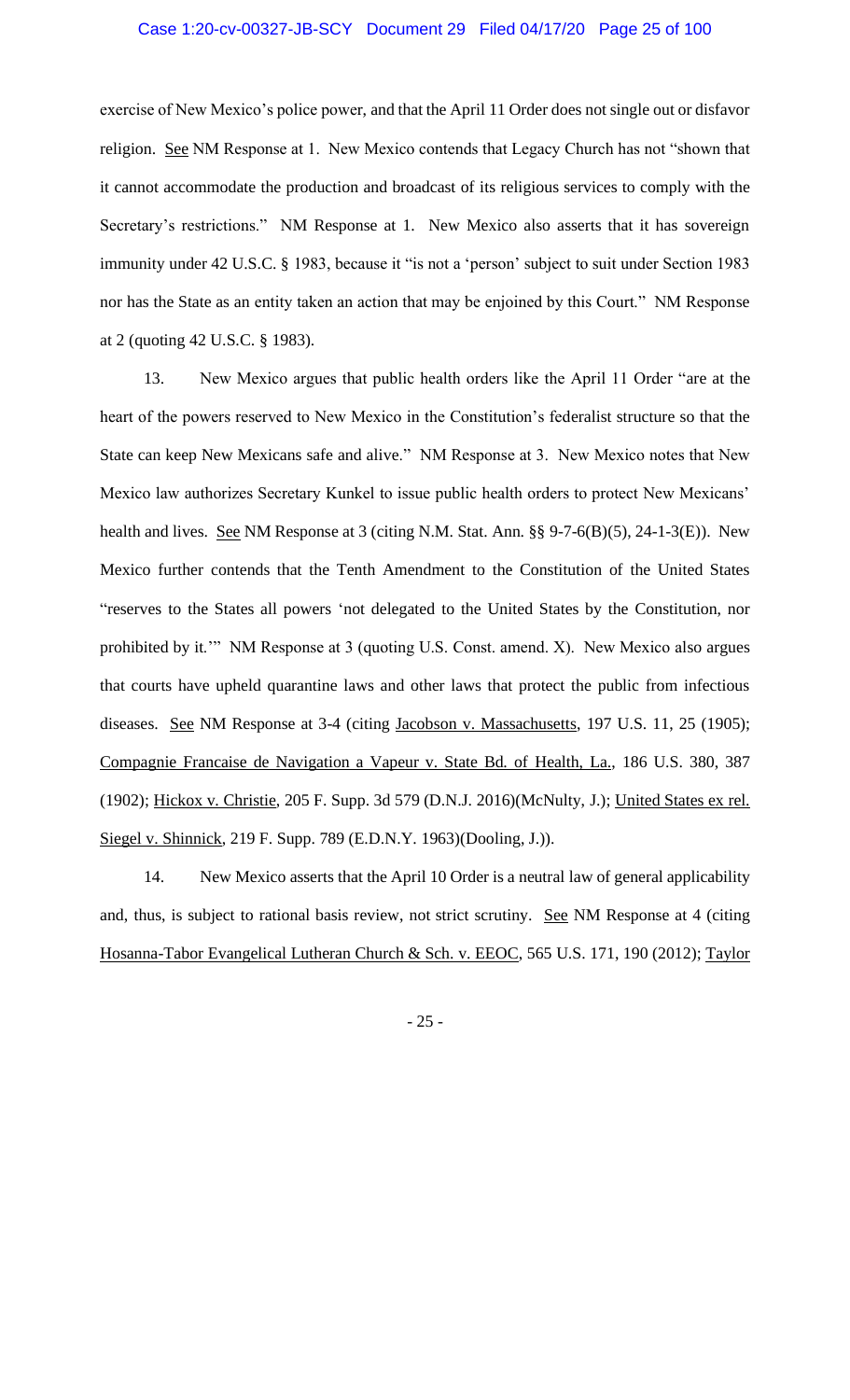exercise of New Mexico's police power, and that the April 11 Order does not single out or disfavor religion. See NM Response at 1. New Mexico contends that Legacy Church has not "shown that it cannot accommodate the production and broadcast of its religious services to comply with the Secretary's restrictions." NM Response at 1. New Mexico also asserts that it has sovereign immunity under 42 U.S.C. § 1983, because it "is not a 'person' subject to suit under Section 1983 nor has the State as an entity taken an action that may be enjoined by this Court." NM Response at 2 (quoting 42 U.S.C. § 1983).

13. New Mexico argues that public health orders like the April 11 Order "are at the heart of the powers reserved to New Mexico in the Constitution's federalist structure so that the State can keep New Mexicans safe and alive." NM Response at 3. New Mexico notes that New Mexico law authorizes Secretary Kunkel to issue public health orders to protect New Mexicans' health and lives. See NM Response at 3 (citing N.M. Stat. Ann. §§ 9-7-6(B)(5), 24-1-3(E)). New Mexico further contends that the Tenth Amendment to the Constitution of the United States "reserves to the States all powers 'not delegated to the United States by the Constitution, nor prohibited by it.'" NM Response at 3 (quoting U.S. Const. amend. X). New Mexico also argues that courts have upheld quarantine laws and other laws that protect the public from infectious diseases. See NM Response at 3-4 (citing Jacobson v. Massachusetts, 197 U.S. 11, 25 (1905); Compagnie Francaise de Navigation a Vapeur v. State Bd. of Health, La., 186 U.S. 380, 387 (1902); Hickox v. Christie, 205 F. Supp. 3d 579 (D.N.J. 2016)(McNulty, J.); United States ex rel. Siegel v. Shinnick, 219 F. Supp. 789 (E.D.N.Y. 1963)(Dooling, J.)).

14. New Mexico asserts that the April 10 Order is a neutral law of general applicability and, thus, is subject to rational basis review, not strict scrutiny. See NM Response at 4 (citing Hosanna-Tabor Evangelical Lutheran Church & Sch. v. EEOC, 565 U.S. 171, 190 (2012); Taylor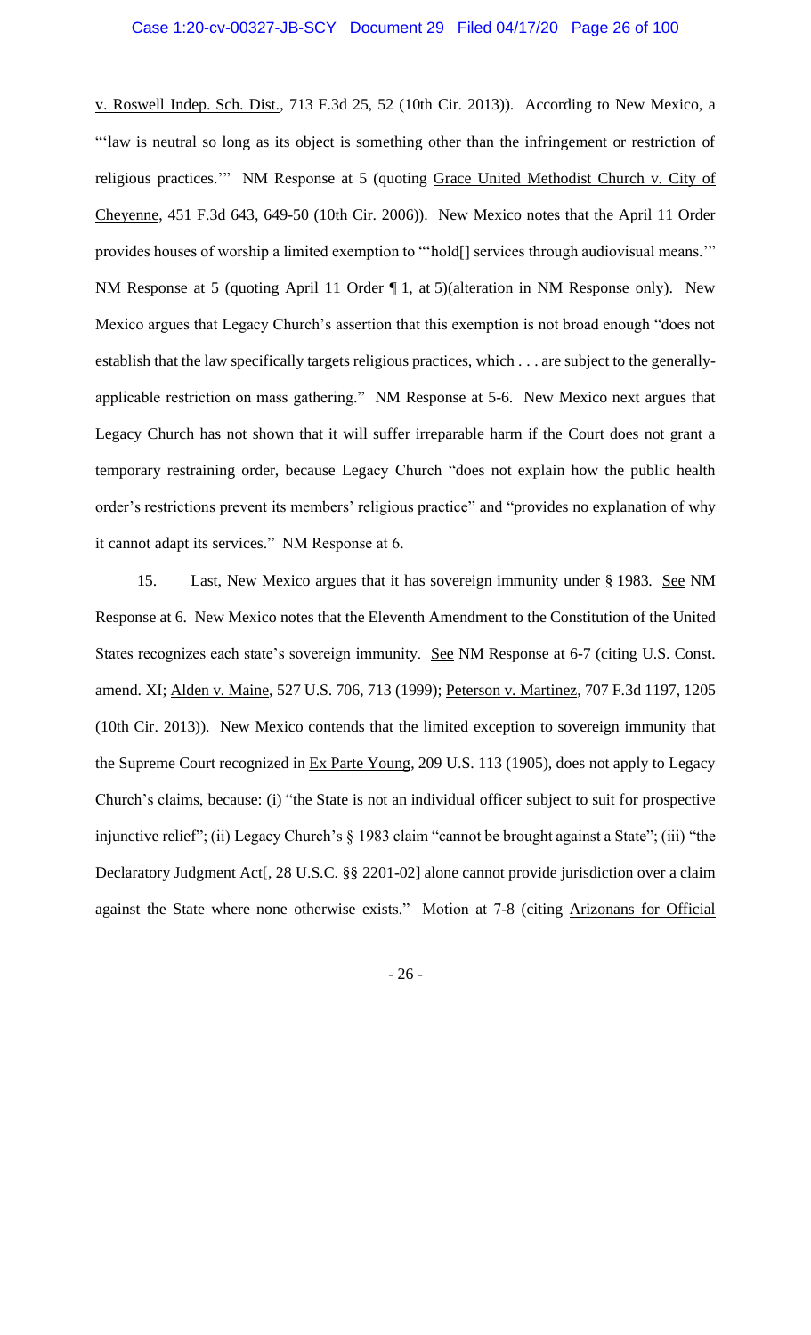v. Roswell Indep. Sch. Dist., 713 F.3d 25, 52 (10th Cir. 2013)). According to New Mexico, a "'law is neutral so long as its object is something other than the infringement or restriction of religious practices.'" NM Response at 5 (quoting Grace United Methodist Church v. City of Cheyenne, 451 F.3d 643, 649-50 (10th Cir. 2006)). New Mexico notes that the April 11 Order provides houses of worship a limited exemption to "'hold[] services through audiovisual means.'" NM Response at 5 (quoting April 11 Order ¶ 1, at 5)(alteration in NM Response only). New Mexico argues that Legacy Church's assertion that this exemption is not broad enough "does not establish that the law specifically targets religious practices, which . . . are subject to the generally-applicable restriction on mass gathering." NM Response at 5-6. New Mexico next argues that Legacy Church has not shown that it will suffer irreparable harm if the Court does not grant a temporary restraining order, because Legacy Church "does not explain how the public health order's restrictions prevent its members' religious practice" and "provides no explanation of why it cannot adapt its services." NM Response at 6.

15. Last, New Mexico argues that it has sovereign immunity under § 1983. See NM Response at 6. New Mexico notes that the Eleventh Amendment to the Constitution of the United States recognizes each state's sovereign immunity. See NM Response at 6-7 (citing U.S. Const. amend. XI; Alden v. Maine, 527 U.S. 706, 713 (1999); Peterson v. Martinez, 707 F.3d 1197, 1205 (10th Cir. 2013)). New Mexico contends that the limited exception to sovereign immunity that the Supreme Court recognized in Ex Parte Young, 209 U.S. 113 (1905), does not apply to Legacy Church's claims, because: (i) "the State is not an individual officer subject to suit for prospective injunctive relief"; (ii) Legacy Church's § 1983 claim "cannot be brought against a State"; (iii) "the Declaratory Judgment Act[, 28 U.S.C. §§ 2201-02] alone cannot provide jurisdiction over a claim against the State where none otherwise exists." Motion at 7-8 (citing Arizonans for Official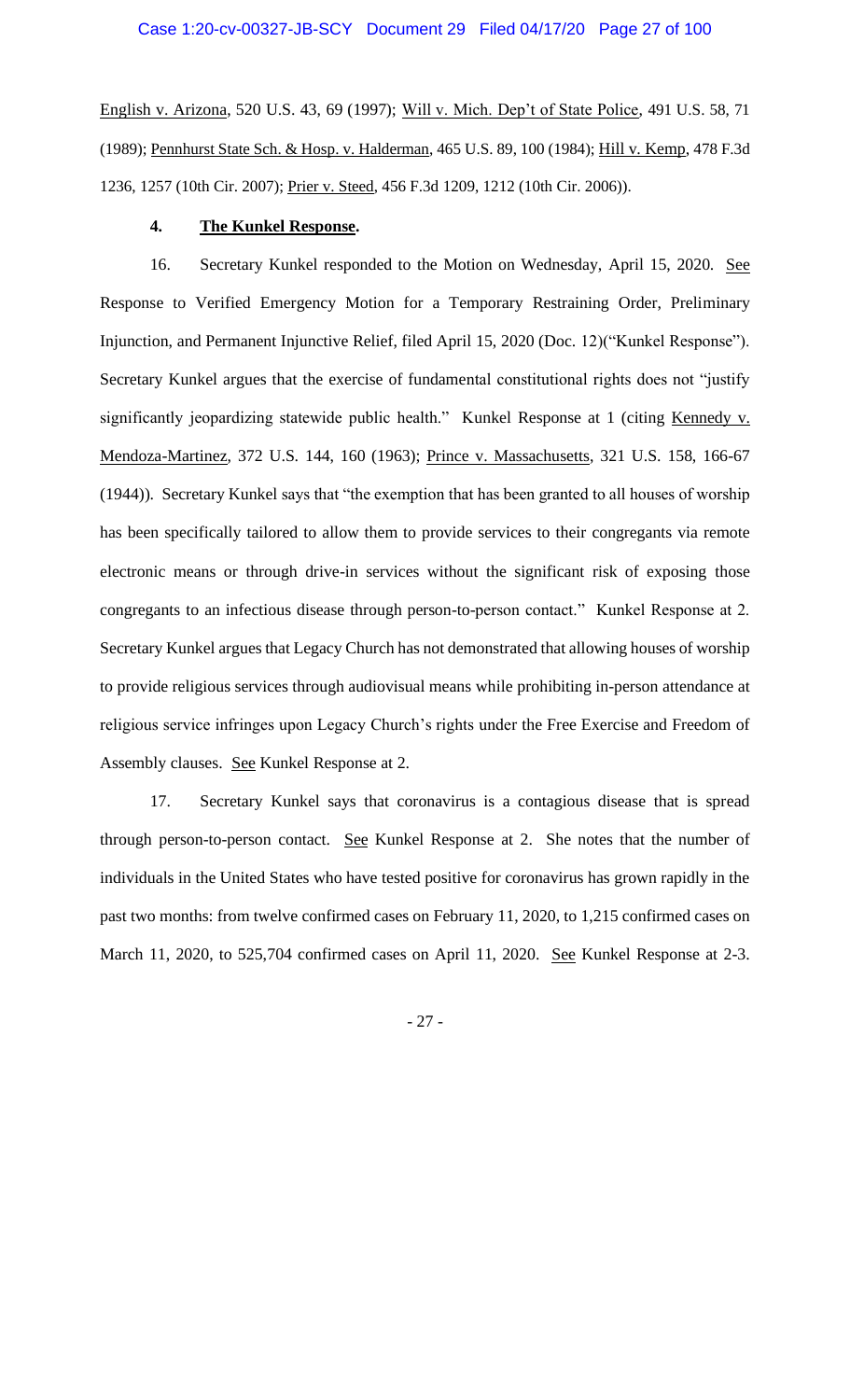English v. Arizona, 520 U.S. 43, 69 (1997); Will v. Mich. Dep't of State Police, 491 U.S. 58, 71 (1989); Pennhurst State Sch. & Hosp. v. Halderman, 465 U.S. 89, 100 (1984); Hill v. Kemp, 478 F.3d 1236, 1257 (10th Cir. 2007); Prier v. Steed, 456 F.3d 1209, 1212 (10th Cir. 2006)).

#### 4. **The Kunkel Response.**

16. Secretary Kunkel responded to the Motion on Wednesday, April 15, 2020. See Response to Verified Emergency Motion for a Temporary Restraining Order, Preliminary Injunction, and Permanent Injunctive Relief, filed April 15, 2020 (Doc. 12)("Kunkel Response"). Secretary Kunkel argues that the exercise of fundamental constitutional rights does not "justify significantly jeopardizing statewide public health." Kunkel Response at 1 (citing Kennedy v. Mendoza-Martinez, 372 U.S. 144, 160 (1963); Prince v. Massachusetts, 321 U.S. 158, 166-67 (1944)). Secretary Kunkel says that "the exemption that has been granted to all houses of worship has been specifically tailored to allow them to provide services to their congregants via remote electronic means or through drive-in services without the significant risk of exposing those congregants to an infectious disease through person-to-person contact." Kunkel Response at 2. Secretary Kunkel argues that Legacy Church has not demonstrated that allowing houses of worship to provide religious services through audiovisual means while prohibiting in-person attendance at religious service infringes upon Legacy Church's rights under the Free Exercise and Freedom of Assembly clauses. See Kunkel Response at 2.

17. Secretary Kunkel says that coronavirus is a contagious disease that is spread through person-to-person contact. See Kunkel Response at 2. She notes that the number of individuals in the United States who have tested positive for coronavirus has grown rapidly in the past two months: from twelve confirmed cases on February 11, 2020, to 1,215 confirmed cases on March 11, 2020, to 525,704 confirmed cases on April 11, 2020. See Kunkel Response at 2-3.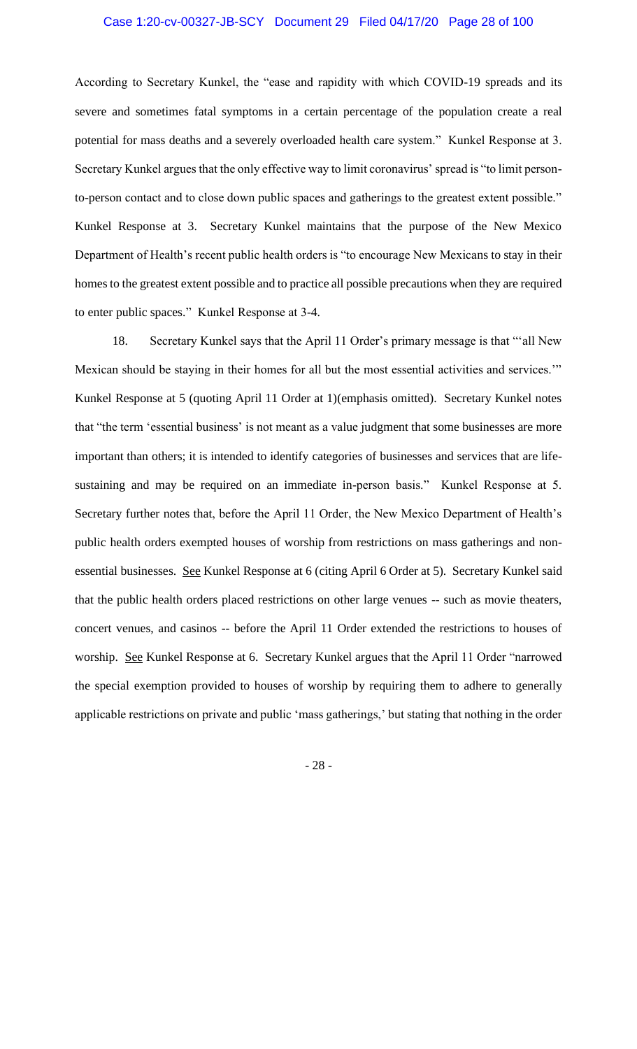According to Secretary Kunkel, the "ease and rapidity with which COVID-19 spreads and its severe and sometimes fatal symptoms in a certain percentage of the population create a real potential for mass deaths and a severely overloaded health care system." Kunkel Response at 3. Secretary Kunkel argues that the only effective way to limit coronavirus' spread is "to limit person-to-person contact and to close down public spaces and gatherings to the greatest extent possible." Kunkel Response at 3. Secretary Kunkel maintains that the purpose of the New Mexico Department of Health's recent public health orders is "to encourage New Mexicans to stay in their homes to the greatest extent possible and to practice all possible precautions when they are required to enter public spaces." Kunkel Response at 3-4.

18. Secretary Kunkel says that the April 11 Order's primary message is that "'all New Mexican should be staying in their homes for all but the most essential activities and services.'" Kunkel Response at 5 (quoting April 11 Order at 1)(emphasis omitted). Secretary Kunkel notes that "the term 'essential business' is not meant as a value judgment that some businesses are more important than others; it is intended to identify categories of businesses and services that are life-sustaining and may be required on an immediate in-person basis." Kunkel Response at 5. Secretary further notes that, before the April 11 Order, the New Mexico Department of Health's public health orders exempted houses of worship from restrictions on mass gatherings and non-essential businesses. See Kunkel Response at 6 (citing April 6 Order at 5). Secretary Kunkel said that the public health orders placed restrictions on other large venues -- such as movie theaters, concert venues, and casinos -- before the April 11 Order extended the restrictions to houses of worship. See Kunkel Response at 6. Secretary Kunkel argues that the April 11 Order "narrowed the special exemption provided to houses of worship by requiring them to adhere to generally applicable restrictions on private and public 'mass gatherings,' but stating that nothing in the order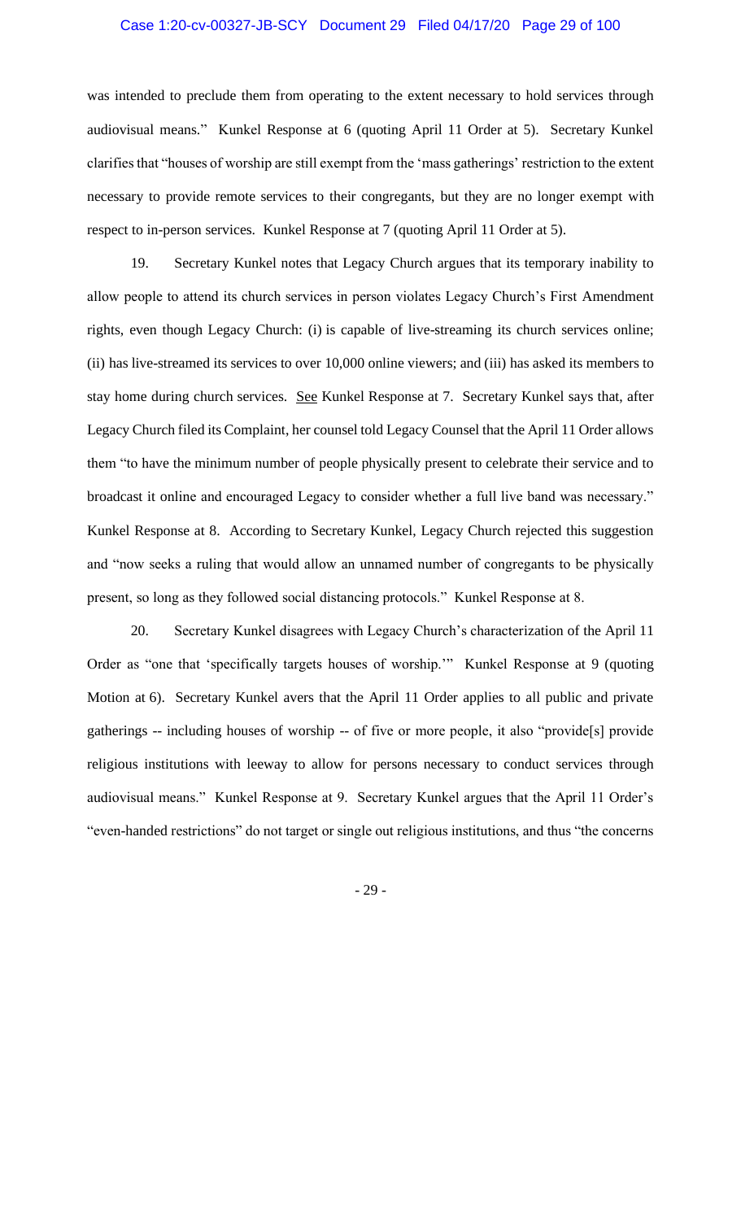was intended to preclude them from operating to the extent necessary to hold services through audiovisual means." Kunkel Response at 6 (quoting April 11 Order at 5). Secretary Kunkel clarifies that "houses of worship are still exempt from the 'mass gatherings' restriction to the extent necessary to provide remote services to their congregants, but they are no longer exempt with respect to in-person services. Kunkel Response at 7 (quoting April 11 Order at 5).

19. Secretary Kunkel notes that Legacy Church argues that its temporary inability to allow people to attend its church services in person violates Legacy Church's First Amendment rights, even though Legacy Church: (i) is capable of live-streaming its church services online; (ii) has live-streamed its services to over 10,000 online viewers; and (iii) has asked its members to stay home during church services. See Kunkel Response at 7. Secretary Kunkel says that, after Legacy Church filed its Complaint, her counsel told Legacy Counsel that the April 11 Order allows them "to have the minimum number of people physically present to celebrate their service and to broadcast it online and encouraged Legacy to consider whether a full live band was necessary." Kunkel Response at 8. According to Secretary Kunkel, Legacy Church rejected this suggestion and "now seeks a ruling that would allow an unnamed number of congregants to be physically present, so long as they followed social distancing protocols." Kunkel Response at 8.

20. Secretary Kunkel disagrees with Legacy Church's characterization of the April 11 Order as "one that 'specifically targets houses of worship.'" Kunkel Response at 9 (quoting Motion at 6). Secretary Kunkel avers that the April 11 Order applies to all public and private gatherings -- including houses of worship -- of five or more people, it also "provide[s] provide religious institutions with leeway to allow for persons necessary to conduct services through audiovisual means." Kunkel Response at 9. Secretary Kunkel argues that the April 11 Order's "even-handed restrictions" do not target or single out religious institutions, and thus "the concerns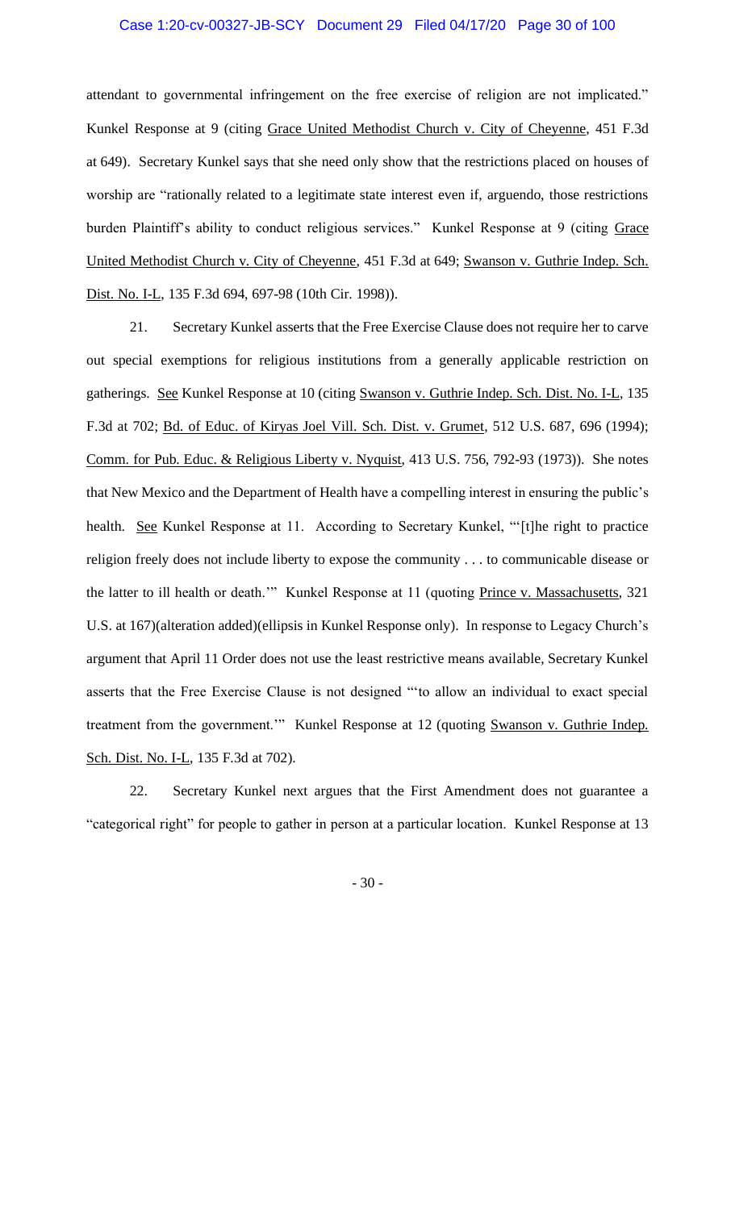attendant to governmental infringement on the free exercise of religion are not implicated." Kunkel Response at 9 (citing Grace United Methodist Church v. City of Cheyenne, 451 F.3d at 649). Secretary Kunkel says that she need only show that the restrictions placed on houses of worship are "rationally related to a legitimate state interest even if, arguendo, those restrictions burden Plaintiff's ability to conduct religious services." Kunkel Response at 9 (citing Grace United Methodist Church v. City of Cheyenne, 451 F.3d at 649; Swanson v. Guthrie Indep. Sch. Dist. No. I-L, 135 F.3d 694, 697-98 (10th Cir. 1998)).

21. Secretary Kunkel asserts that the Free Exercise Clause does not require her to carve out special exemptions for religious institutions from a generally applicable restriction on gatherings. See Kunkel Response at 10 (citing Swanson v. Guthrie Indep. Sch. Dist. No. I-L, 135 F.3d at 702; Bd. of Educ. of Kiryas Joel Vill. Sch. Dist. v. Grumet, 512 U.S. 687, 696 (1994); Comm. for Pub. Educ. & Religious Liberty v. Nyquist, 413 U.S. 756, 792-93 (1973)). She notes that New Mexico and the Department of Health have a compelling interest in ensuring the public's health. See Kunkel Response at 11. According to Secretary Kunkel, "'[t]he right to practice religion freely does not include liberty to expose the community . . . to communicable disease or the latter to ill health or death.'" Kunkel Response at 11 (quoting Prince v. Massachusetts, 321 U.S. at 167)(alteration added)(ellipsis in Kunkel Response only). In response to Legacy Church's argument that April 11 Order does not use the least restrictive means available, Secretary Kunkel asserts that the Free Exercise Clause is not designed "'to allow an individual to exact special treatment from the government.'" Kunkel Response at 12 (quoting Swanson v. Guthrie Indep. Sch. Dist. No. I-L, 135 F.3d at 702).

22. Secretary Kunkel next argues that the First Amendment does not guarantee a "categorical right" for people to gather in person at a particular location. Kunkel Response at 13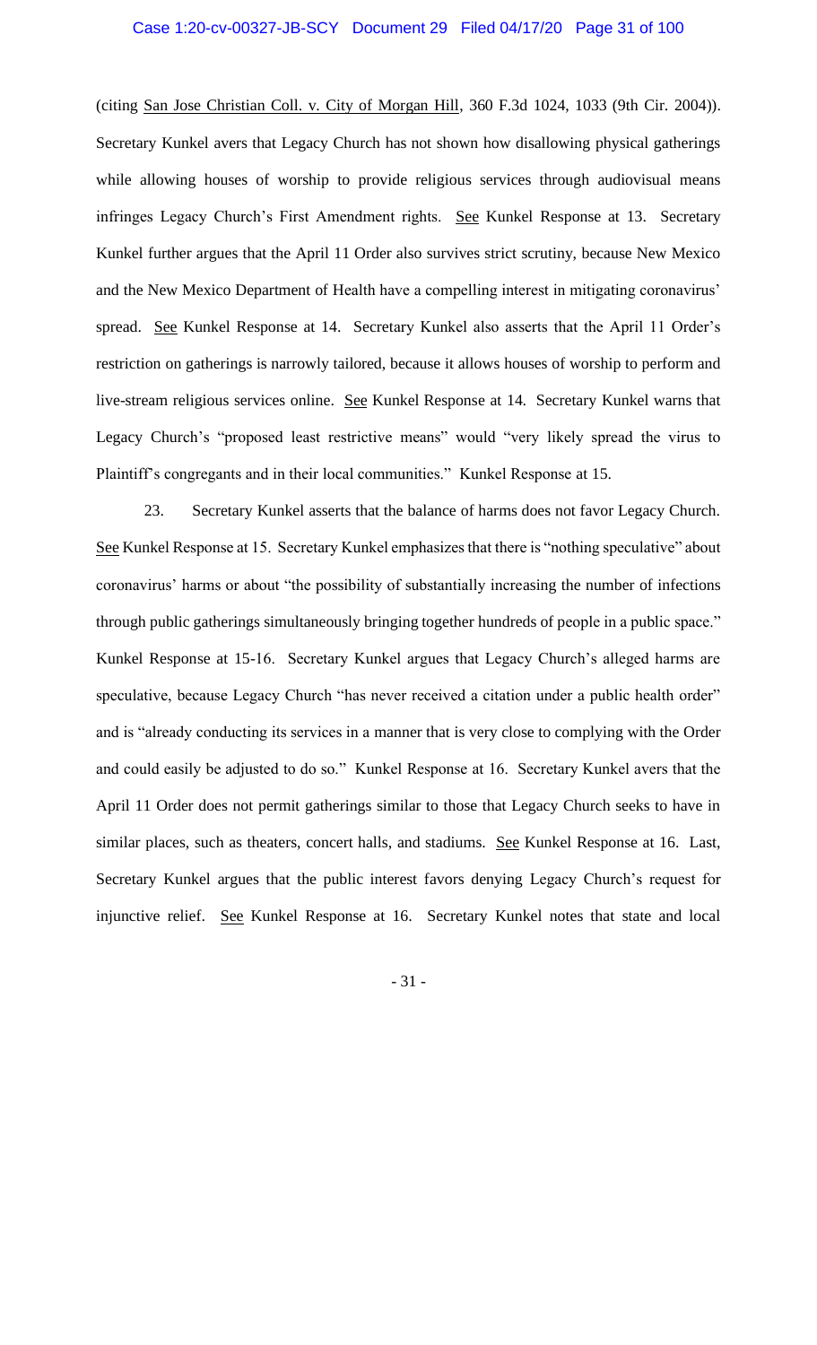(citing San Jose Christian Coll. v. City of Morgan Hill, 360 F.3d 1024, 1033 (9th Cir. 2004)). Secretary Kunkel avers that Legacy Church has not shown how disallowing physical gatherings while allowing houses of worship to provide religious services through audiovisual means infringes Legacy Church's First Amendment rights. See Kunkel Response at 13. Secretary Kunkel further argues that the April 11 Order also survives strict scrutiny, because New Mexico and the New Mexico Department of Health have a compelling interest in mitigating coronavirus' spread. See Kunkel Response at 14. Secretary Kunkel also asserts that the April 11 Order's restriction on gatherings is narrowly tailored, because it allows houses of worship to perform and live-stream religious services online. See Kunkel Response at 14. Secretary Kunkel warns that Legacy Church's "proposed least restrictive means" would "very likely spread the virus to Plaintiff's congregants and in their local communities." Kunkel Response at 15.

23. Secretary Kunkel asserts that the balance of harms does not favor Legacy Church. See Kunkel Response at 15. Secretary Kunkel emphasizes that there is "nothing speculative" about coronavirus' harms or about "the possibility of substantially increasing the number of infections through public gatherings simultaneously bringing together hundreds of people in a public space." Kunkel Response at 15-16. Secretary Kunkel argues that Legacy Church's alleged harms are speculative, because Legacy Church "has never received a citation under a public health order" and is "already conducting its services in a manner that is very close to complying with the Order and could easily be adjusted to do so." Kunkel Response at 16. Secretary Kunkel avers that the April 11 Order does not permit gatherings similar to those that Legacy Church seeks to have in similar places, such as theaters, concert halls, and stadiums. See Kunkel Response at 16. Last, Secretary Kunkel argues that the public interest favors denying Legacy Church's request for injunctive relief. See Kunkel Response at 16. Secretary Kunkel notes that state and local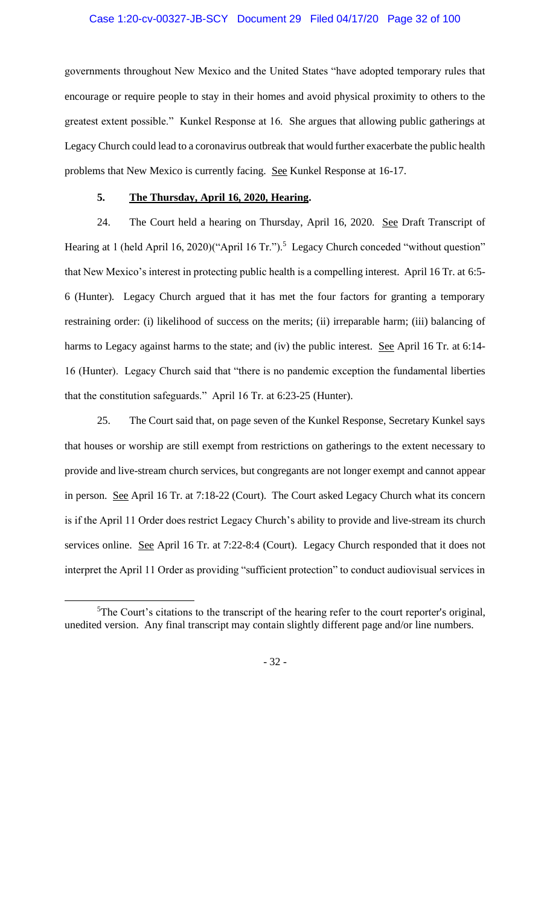governments throughout New Mexico and the United States "have adopted temporary rules that encourage or require people to stay in their homes and avoid physical proximity to others to the greatest extent possible." Kunkel Response at 16. She argues that allowing public gatherings at Legacy Church could lead to a coronavirus outbreak that would further exacerbate the public health problems that New Mexico is currently facing. See Kunkel Response at 16-17.

**5. The Thursday, April 16, 2020, Hearing.**

24. The Court held a hearing on Thursday, April 16, 2020. See Draft Transcript of Hearing at 1 (held April 16, 2020)("April 16 Tr.").[5] Legacy Church conceded "without question" that New Mexico's interest in protecting public health is a compelling interest. April 16 Tr. at 6:5-6 (Hunter). Legacy Church argued that it has met the four factors for granting a temporary restraining order: (i) likelihood of success on the merits; (ii) irreparable harm; (iii) balancing of harms to Legacy against harms to the state; and (iv) the public interest. See April 16 Tr. at 6:14-16 (Hunter). Legacy Church said that "there is no pandemic exception the fundamental liberties that the constitution safeguards." April 16 Tr. at 6:23-25 (Hunter).

25. The Court said that, on page seven of the Kunkel Response, Secretary Kunkel says that houses or worship are still exempt from restrictions on gatherings to the extent necessary to provide and live-stream church services, but congregants are not longer exempt and cannot appear in person. See April 16 Tr. at 7:18-22 (Court). The Court asked Legacy Church what its concern is if the April 11 Order does restrict Legacy Church's ability to provide and live-stream its church services online. See April 16 Tr. at 7:22-8:4 (Court). Legacy Church responded that it does not interpret the April 11 Order as providing "sufficient protection" to conduct audiovisual services in

[5] The Court's citations to the transcript of the hearing refer to the court reporter's original, unedited version. Any final transcript may contain slightly different page and/or line numbers.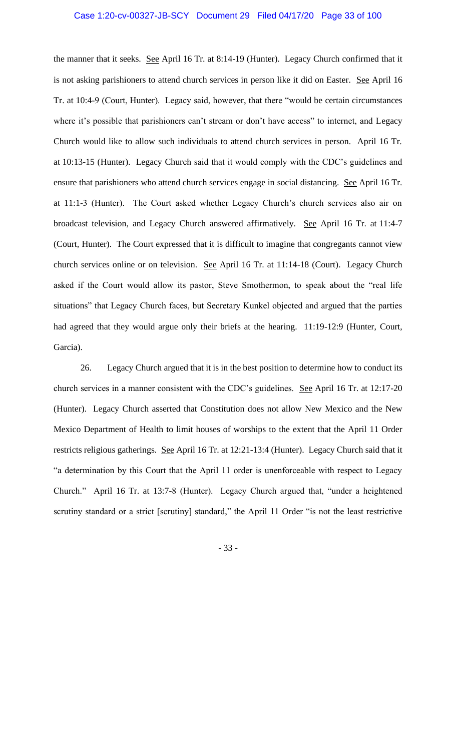the manner that it seeks. See April 16 Tr. at 8:14-19 (Hunter). Legacy Church confirmed that it is not asking parishioners to attend church services in person like it did on Easter. See April 16 Tr. at 10:4-9 (Court, Hunter). Legacy said, however, that there "would be certain circumstances where it's possible that parishioners can't stream or don't have access" to internet, and Legacy Church would like to allow such individuals to attend church services in person. April 16 Tr. at 10:13-15 (Hunter). Legacy Church said that it would comply with the CDC's guidelines and ensure that parishioners who attend church services engage in social distancing. See April 16 Tr. at 11:1-3 (Hunter). The Court asked whether Legacy Church's church services also air on broadcast television, and Legacy Church answered affirmatively. See April 16 Tr. at 11:4-7 (Court, Hunter). The Court expressed that it is difficult to imagine that congregants cannot view church services online or on television. See April 16 Tr. at 11:14-18 (Court). Legacy Church asked if the Court would allow its pastor, Steve Smothermon, to speak about the "real life situations" that Legacy Church faces, but Secretary Kunkel objected and argued that the parties had agreed that they would argue only their briefs at the hearing. 11:19-12:9 (Hunter, Court, Garcia).

26. Legacy Church argued that it is in the best position to determine how to conduct its church services in a manner consistent with the CDC's guidelines. See April 16 Tr. at 12:17-20 (Hunter). Legacy Church asserted that Constitution does not allow New Mexico and the New Mexico Department of Health to limit houses of worships to the extent that the April 11 Order restricts religious gatherings. See April 16 Tr. at 12:21-13:4 (Hunter). Legacy Church said that it "a determination by this Court that the April 11 order is unenforceable with respect to Legacy Church." April 16 Tr. at 13:7-8 (Hunter). Legacy Church argued that, "under a heightened scrutiny standard or a strict [scrutiny] standard," the April 11 Order "is not the least restrictive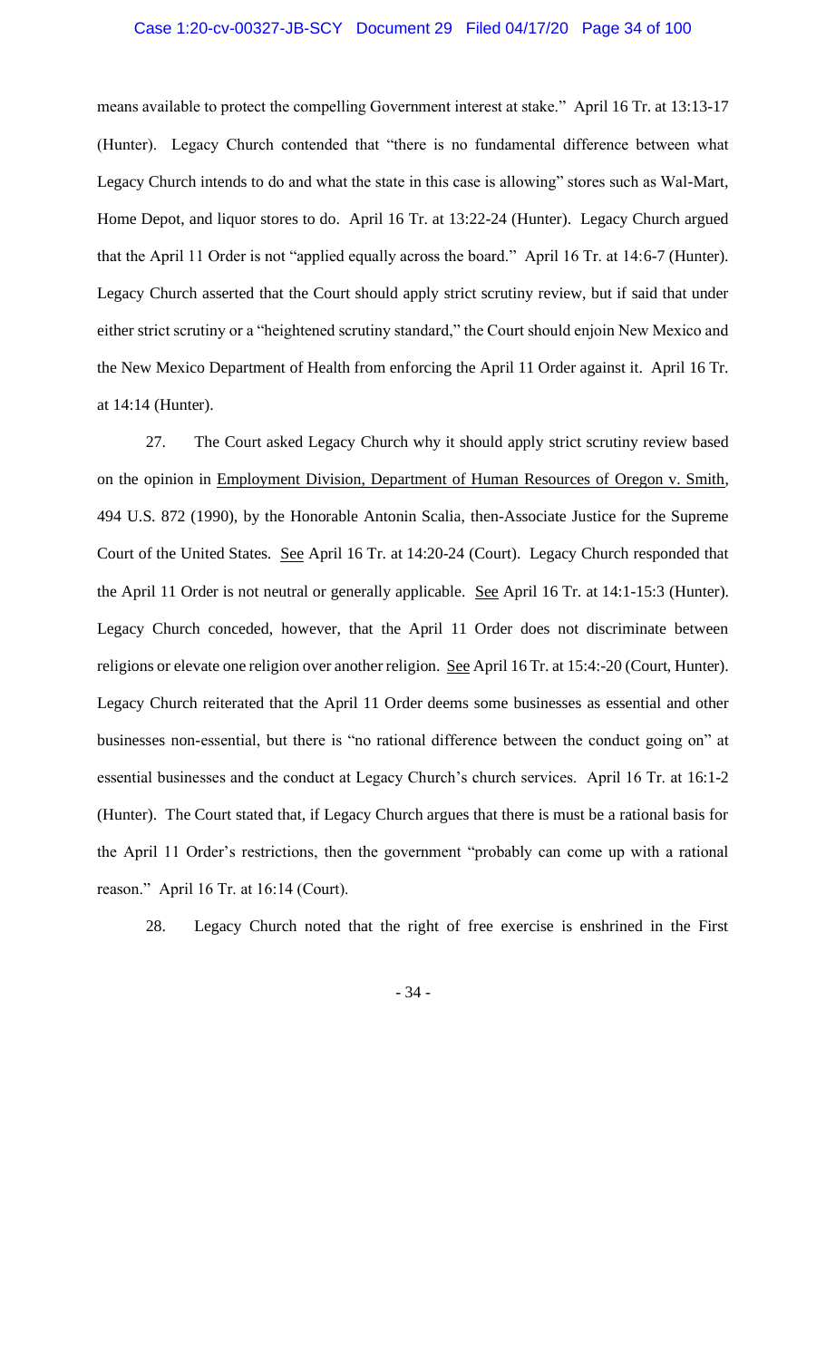means available to protect the compelling Government interest at stake." April 16 Tr. at 13:13-17 (Hunter). Legacy Church contended that "there is no fundamental difference between what Legacy Church intends to do and what the state in this case is allowing" stores such as Wal-Mart, Home Depot, and liquor stores to do. April 16 Tr. at 13:22-24 (Hunter). Legacy Church argued that the April 11 Order is not "applied equally across the board." April 16 Tr. at 14:6-7 (Hunter). Legacy Church asserted that the Court should apply strict scrutiny review, but if said that under either strict scrutiny or a "heightened scrutiny standard," the Court should enjoin New Mexico and the New Mexico Department of Health from enforcing the April 11 Order against it. April 16 Tr. at 14:14 (Hunter).

27. The Court asked Legacy Church why it should apply strict scrutiny review based on the opinion in Employment Division, Department of Human Resources of Oregon v. Smith, 494 U.S. 872 (1990), by the Honorable Antonin Scalia, then-Associate Justice for the Supreme Court of the United States. See April 16 Tr. at 14:20-24 (Court). Legacy Church responded that the April 11 Order is not neutral or generally applicable. See April 16 Tr. at 14:1-15:3 (Hunter). Legacy Church conceded, however, that the April 11 Order does not discriminate between religions or elevate one religion over another religion. See April 16 Tr. at 15:4:-20 (Court, Hunter). Legacy Church reiterated that the April 11 Order deems some businesses as essential and other businesses non-essential, but there is "no rational difference between the conduct going on" at essential businesses and the conduct at Legacy Church's church services. April 16 Tr. at 16:1-2 (Hunter). The Court stated that, if Legacy Church argues that there is must be a rational basis for the April 11 Order's restrictions, then the government "probably can come up with a rational reason." April 16 Tr. at 16:14 (Court).

28. Legacy Church noted that the right of free exercise is enshrined in the First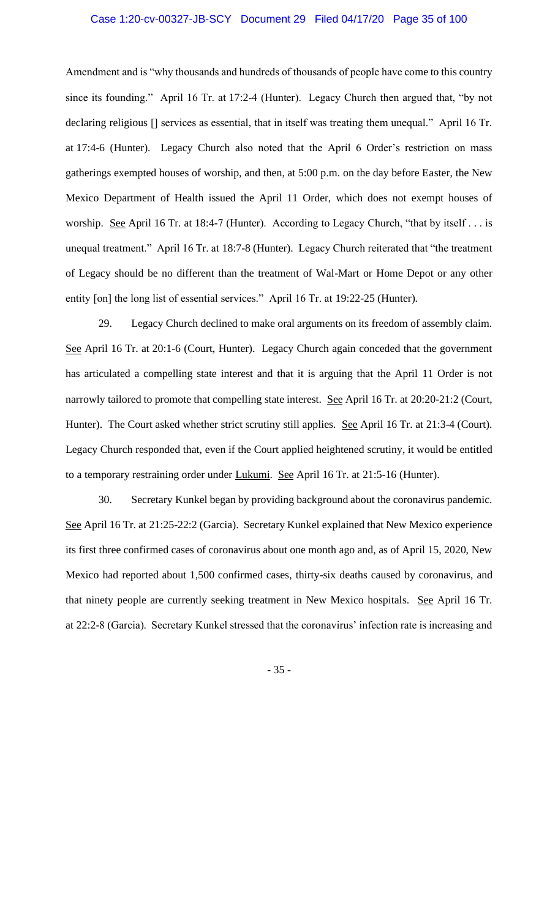Amendment and is "why thousands and hundreds of thousands of people have come to this country since its founding." April 16 Tr. at 17:2-4 (Hunter). Legacy Church then argued that, "by not declaring religious [] services as essential, that in itself was treating them unequal." April 16 Tr. at 17:4-6 (Hunter). Legacy Church also noted that the April 6 Order's restriction on mass gatherings exempted houses of worship, and then, at 5:00 p.m. on the day before Easter, the New Mexico Department of Health issued the April 11 Order, which does not exempt houses of worship. See April 16 Tr. at 18:4-7 (Hunter). According to Legacy Church, "that by itself . . . is unequal treatment." April 16 Tr. at 18:7-8 (Hunter). Legacy Church reiterated that "the treatment of Legacy should be no different than the treatment of Wal-Mart or Home Depot or any other entity [on] the long list of essential services." April 16 Tr. at 19:22-25 (Hunter).

29. Legacy Church declined to make oral arguments on its freedom of assembly claim. See April 16 Tr. at 20:1-6 (Court, Hunter). Legacy Church again conceded that the government has articulated a compelling state interest and that it is arguing that the April 11 Order is not narrowly tailored to promote that compelling state interest. See April 16 Tr. at 20:20-21:2 (Court, Hunter). The Court asked whether strict scrutiny still applies. See April 16 Tr. at 21:3-4 (Court). Legacy Church responded that, even if the Court applied heightened scrutiny, it would be entitled to a temporary restraining order under Lukumi. See April 16 Tr. at 21:5-16 (Hunter).

30. Secretary Kunkel began by providing background about the coronavirus pandemic. See April 16 Tr. at 21:25-22:2 (Garcia). Secretary Kunkel explained that New Mexico experience its first three confirmed cases of coronavirus about one month ago and, as of April 15, 2020, New Mexico had reported about 1,500 confirmed cases, thirty-six deaths caused by coronavirus, and that ninety people are currently seeking treatment in New Mexico hospitals. See April 16 Tr. at 22:2-8 (Garcia). Secretary Kunkel stressed that the coronavirus' infection rate is increasing and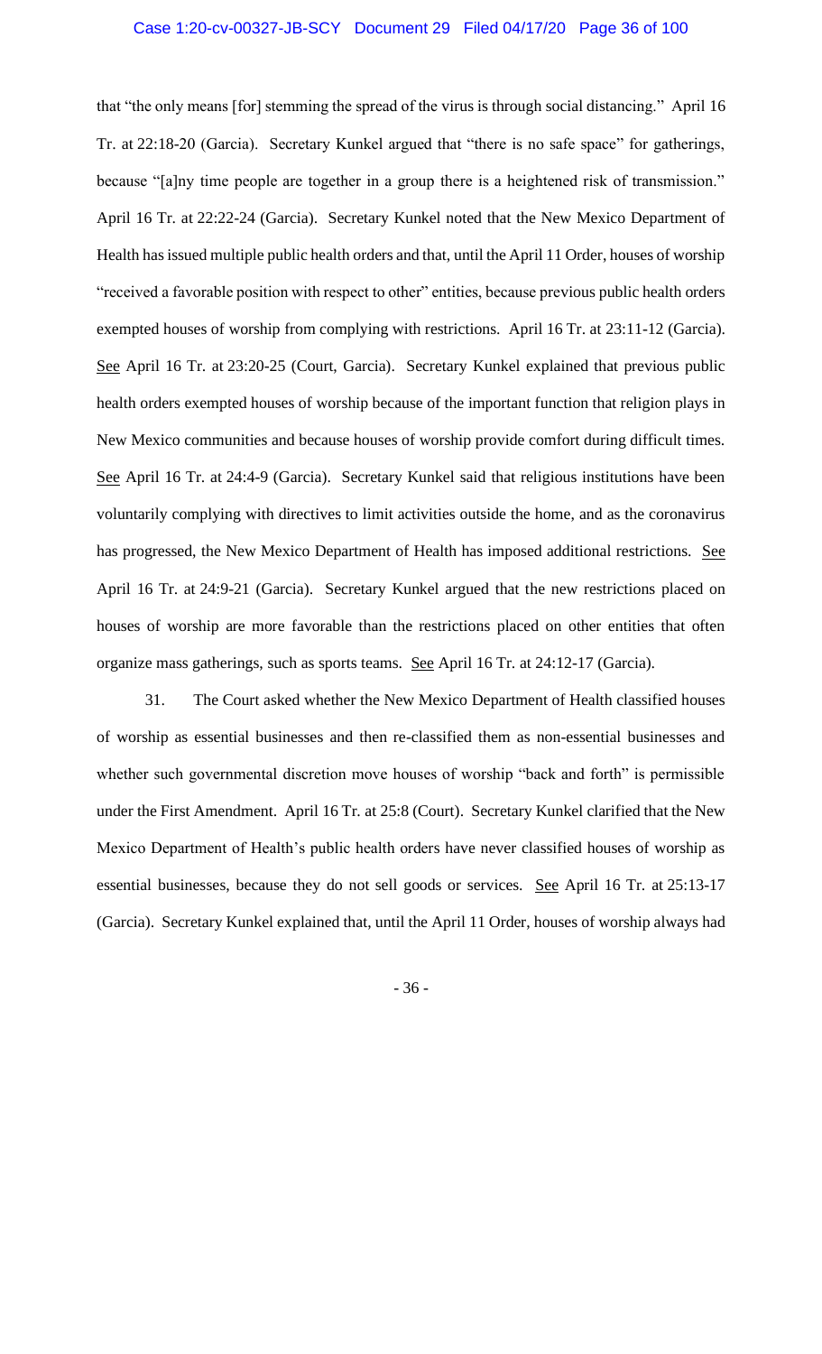that "the only means [for] stemming the spread of the virus is through social distancing." April 16 Tr. at 22:18-20 (Garcia). Secretary Kunkel argued that "there is no safe space" for gatherings, because "[a]ny time people are together in a group there is a heightened risk of transmission." April 16 Tr. at 22:22-24 (Garcia). Secretary Kunkel noted that the New Mexico Department of Health has issued multiple public health orders and that, until the April 11 Order, houses of worship "received a favorable position with respect to other" entities, because previous public health orders exempted houses of worship from complying with restrictions. April 16 Tr. at 23:11-12 (Garcia). See April 16 Tr. at 23:20-25 (Court, Garcia). Secretary Kunkel explained that previous public health orders exempted houses of worship because of the important function that religion plays in New Mexico communities and because houses of worship provide comfort during difficult times. See April 16 Tr. at 24:4-9 (Garcia). Secretary Kunkel said that religious institutions have been voluntarily complying with directives to limit activities outside the home, and as the coronavirus has progressed, the New Mexico Department of Health has imposed additional restrictions. See April 16 Tr. at 24:9-21 (Garcia). Secretary Kunkel argued that the new restrictions placed on houses of worship are more favorable than the restrictions placed on other entities that often organize mass gatherings, such as sports teams. See April 16 Tr. at 24:12-17 (Garcia).

31. The Court asked whether the New Mexico Department of Health classified houses of worship as essential businesses and then re-classified them as non-essential businesses and whether such governmental discretion move houses of worship "back and forth" is permissible under the First Amendment. April 16 Tr. at 25:8 (Court). Secretary Kunkel clarified that the New Mexico Department of Health's public health orders have never classified houses of worship as essential businesses, because they do not sell goods or services. See April 16 Tr. at 25:13-17 (Garcia). Secretary Kunkel explained that, until the April 11 Order, houses of worship always had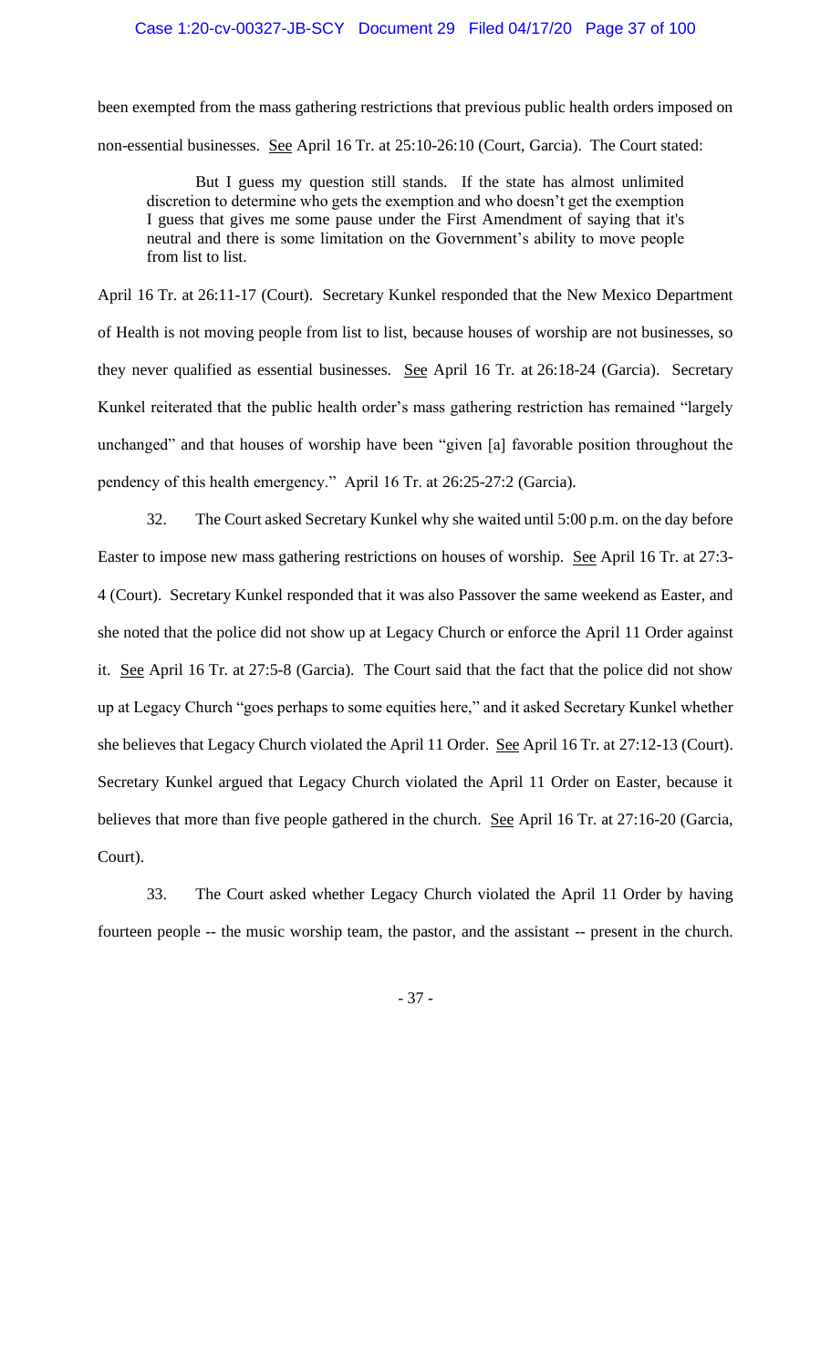been exempted from the mass gathering restrictions that previous public health orders imposed on non-essential businesses. See April 16 Tr. at 25:10-26:10 (Court, Garcia). The Court stated:

> But I guess my question still stands. If the state has almost unlimited discretion to determine who gets the exemption and who doesn't get the exemption I guess that gives me some pause under the First Amendment of saying that it's neutral and there is some limitation on the Government's ability to move people from list to list.

April 16 Tr. at 26:11-17 (Court). Secretary Kunkel responded that the New Mexico Department of Health is not moving people from list to list, because houses of worship are not businesses, so they never qualified as essential businesses. See April 16 Tr. at 26:18-24 (Garcia). Secretary Kunkel reiterated that the public health order's mass gathering restriction has remained "largely unchanged" and that houses of worship have been "given [a] favorable position throughout the pendency of this health emergency." April 16 Tr. at 26:25-27:2 (Garcia).

32. The Court asked Secretary Kunkel why she waited until 5:00 p.m. on the day before Easter to impose new mass gathering restrictions on houses of worship. See April 16 Tr. at 27:3-4 (Court). Secretary Kunkel responded that it was also Passover the same weekend as Easter, and she noted that the police did not show up at Legacy Church or enforce the April 11 Order against it. See April 16 Tr. at 27:5-8 (Garcia). The Court said that the fact that the police did not show up at Legacy Church "goes perhaps to some equities here," and it asked Secretary Kunkel whether she believes that Legacy Church violated the April 11 Order. See April 16 Tr. at 27:12-13 (Court). Secretary Kunkel argued that Legacy Church violated the April 11 Order on Easter, because it believes that more than five people gathered in the church. See April 16 Tr. at 27:16-20 (Garcia, Court).

33. The Court asked whether Legacy Church violated the April 11 Order by having fourteen people -- the music worship team, the pastor, and the assistant -- present in the church.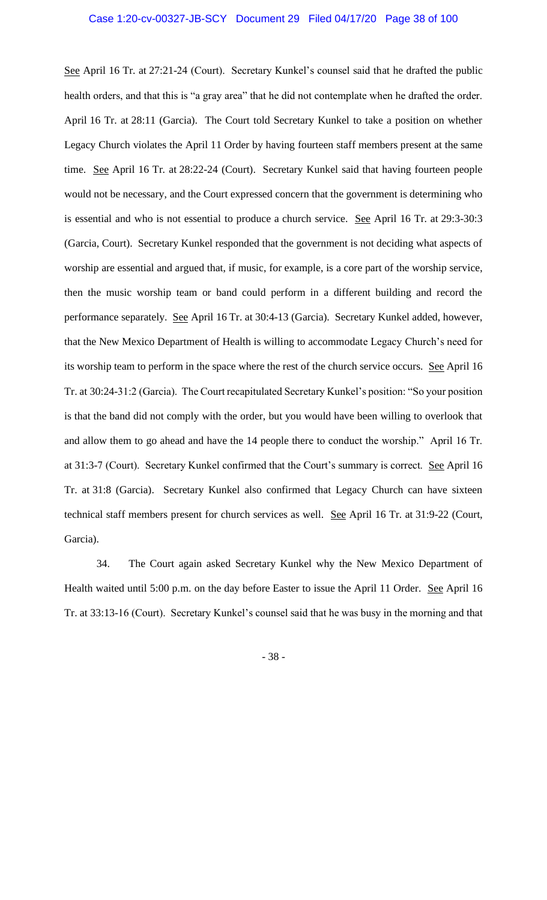See April 16 Tr. at 27:21-24 (Court). Secretary Kunkel's counsel said that he drafted the public health orders, and that this is "a gray area" that he did not contemplate when he drafted the order. April 16 Tr. at 28:11 (Garcia). The Court told Secretary Kunkel to take a position on whether Legacy Church violates the April 11 Order by having fourteen staff members present at the same time. See April 16 Tr. at 28:22-24 (Court). Secretary Kunkel said that having fourteen people would not be necessary, and the Court expressed concern that the government is determining who is essential and who is not essential to produce a church service. See April 16 Tr. at 29:3-30:3 (Garcia, Court). Secretary Kunkel responded that the government is not deciding what aspects of worship are essential and argued that, if music, for example, is a core part of the worship service, then the music worship team or band could perform in a different building and record the performance separately. See April 16 Tr. at 30:4-13 (Garcia). Secretary Kunkel added, however, that the New Mexico Department of Health is willing to accommodate Legacy Church's need for its worship team to perform in the space where the rest of the church service occurs. See April 16 Tr. at 30:24-31:2 (Garcia). The Court recapitulated Secretary Kunkel's position: "So your position is that the band did not comply with the order, but you would have been willing to overlook that and allow them to go ahead and have the 14 people there to conduct the worship." April 16 Tr. at 31:3-7 (Court). Secretary Kunkel confirmed that the Court's summary is correct. See April 16 Tr. at 31:8 (Garcia). Secretary Kunkel also confirmed that Legacy Church can have sixteen technical staff members present for church services as well. See April 16 Tr. at 31:9-22 (Court, Garcia).

34. The Court again asked Secretary Kunkel why the New Mexico Department of Health waited until 5:00 p.m. on the day before Easter to issue the April 11 Order. See April 16 Tr. at 33:13-16 (Court). Secretary Kunkel's counsel said that he was busy in the morning and that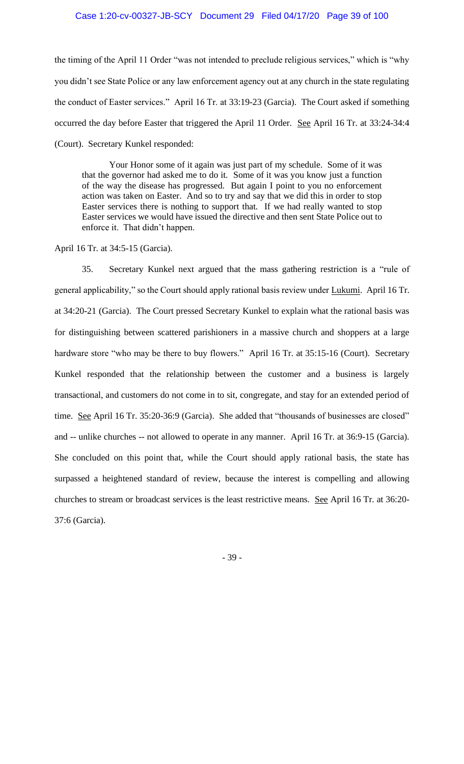the timing of the April 11 Order "was not intended to preclude religious services," which is "why you didn't see State Police or any law enforcement agency out at any church in the state regulating the conduct of Easter services." April 16 Tr. at 33:19-23 (Garcia). The Court asked if something occurred the day before Easter that triggered the April 11 Order. See April 16 Tr. at 33:24-34:4 (Court). Secretary Kunkel responded:

> Your Honor some of it again was just part of my schedule. Some of it was that the governor had asked me to do it. Some of it was you know just a function of the way the disease has progressed. But again I point to you no enforcement action was taken on Easter. And so to try and say that we did this in order to stop Easter services there is nothing to support that. If we had really wanted to stop Easter services we would have issued the directive and then sent State Police out to enforce it. That didn't happen.

April 16 Tr. at 34:5-15 (Garcia).

35. Secretary Kunkel next argued that the mass gathering restriction is a "rule of general applicability," so the Court should apply rational basis review under Lukumi. April 16 Tr. at 34:20-21 (Garcia). The Court pressed Secretary Kunkel to explain what the rational basis was for distinguishing between scattered parishioners in a massive church and shoppers at a large hardware store "who may be there to buy flowers." April 16 Tr. at 35:15-16 (Court). Secretary Kunkel responded that the relationship between the customer and a business is largely transactional, and customers do not come in to sit, congregate, and stay for an extended period of time. See April 16 Tr. 35:20-36:9 (Garcia). She added that "thousands of businesses are closed" and -- unlike churches -- not allowed to operate in any manner. April 16 Tr. at 36:9-15 (Garcia). She concluded on this point that, while the Court should apply rational basis, the state has surpassed a heightened standard of review, because the interest is compelling and allowing churches to stream or broadcast services is the least restrictive means. See April 16 Tr. at 36:20-37:6 (Garcia).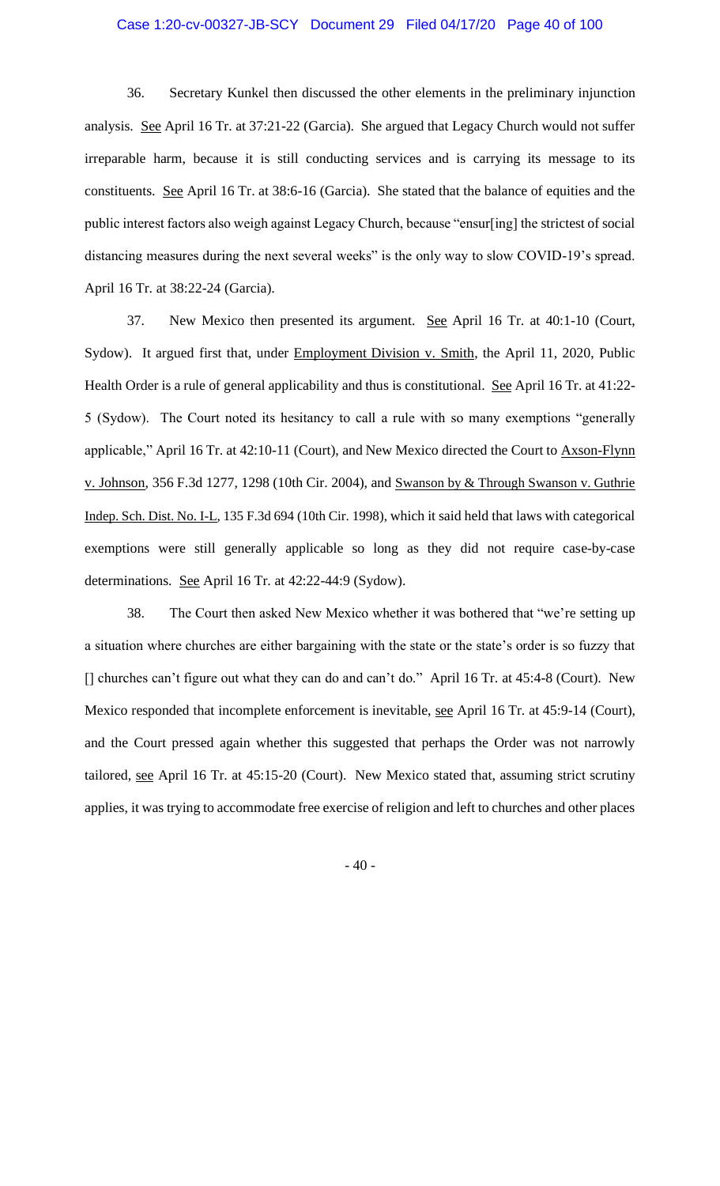36. Secretary Kunkel then discussed the other elements in the preliminary injunction analysis. See April 16 Tr. at 37:21-22 (Garcia). She argued that Legacy Church would not suffer irreparable harm, because it is still conducting services and is carrying its message to its constituents. See April 16 Tr. at 38:6-16 (Garcia). She stated that the balance of equities and the public interest factors also weigh against Legacy Church, because "ensur[ing] the strictest of social distancing measures during the next several weeks" is the only way to slow COVID-19's spread. April 16 Tr. at 38:22-24 (Garcia).

37. New Mexico then presented its argument. See April 16 Tr. at 40:1-10 (Court, Sydow). It argued first that, under Employment Division v. Smith, the April 11, 2020, Public Health Order is a rule of general applicability and thus is constitutional. See April 16 Tr. at 41:22-5 (Sydow). The Court noted its hesitancy to call a rule with so many exemptions "generally applicable," April 16 Tr. at 42:10-11 (Court), and New Mexico directed the Court to Axson-Flynn v. Johnson, 356 F.3d 1277, 1298 (10th Cir. 2004), and Swanson by & Through Swanson v. Guthrie Indep. Sch. Dist. No. I-L, 135 F.3d 694 (10th Cir. 1998), which it said held that laws with categorical exemptions were still generally applicable so long as they did not require case-by-case determinations. See April 16 Tr. at 42:22-44:9 (Sydow).

38. The Court then asked New Mexico whether it was bothered that "we're setting up a situation where churches are either bargaining with the state or the state's order is so fuzzy that [] churches can't figure out what they can do and can't do." April 16 Tr. at 45:4-8 (Court). New Mexico responded that incomplete enforcement is inevitable, see April 16 Tr. at 45:9-14 (Court), and the Court pressed again whether this suggested that perhaps the Order was not narrowly tailored, see April 16 Tr. at 45:15-20 (Court). New Mexico stated that, assuming strict scrutiny applies, it was trying to accommodate free exercise of religion and left to churches and other places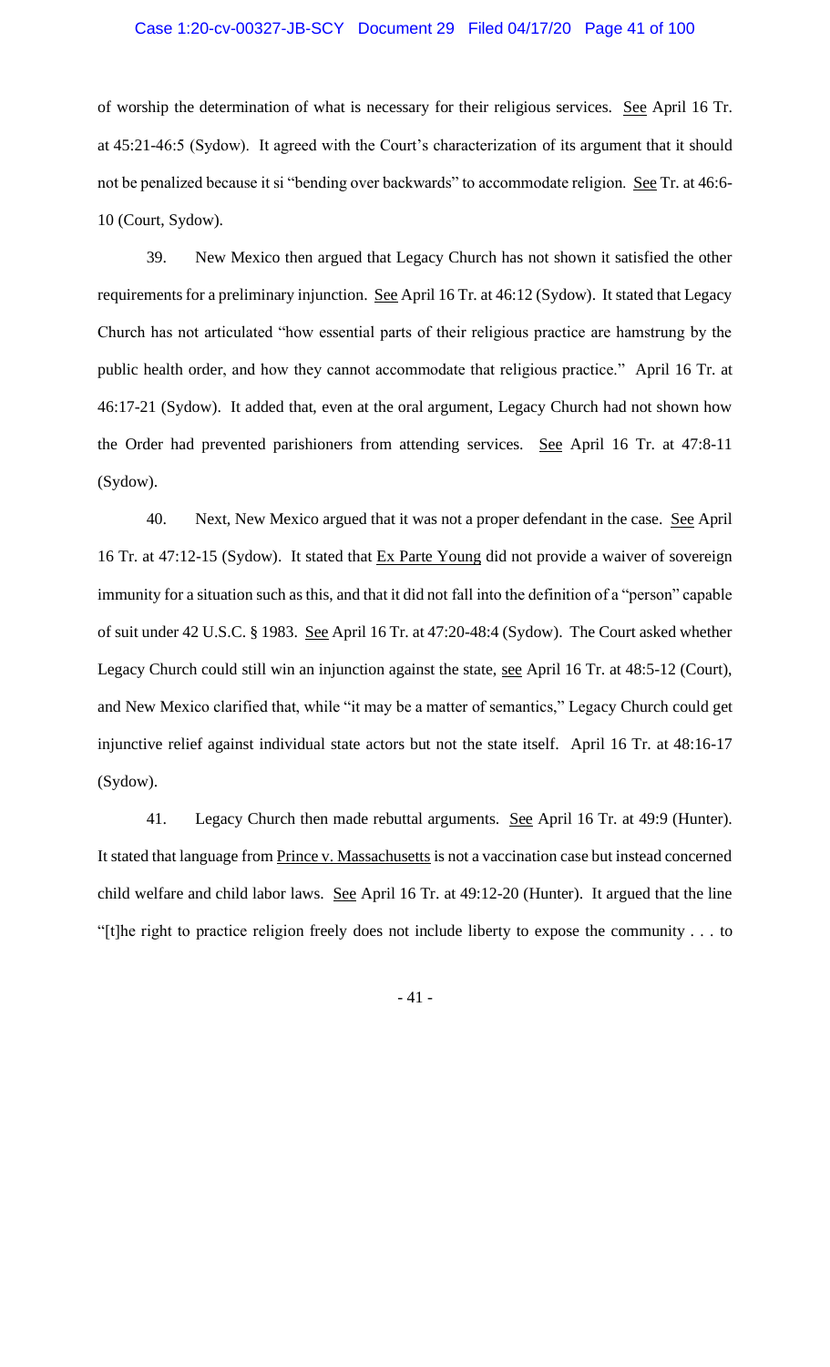of worship the determination of what is necessary for their religious services. See April 16 Tr. at 45:21-46:5 (Sydow). It agreed with the Court's characterization of its argument that it should not be penalized because it si "bending over backwards" to accommodate religion. See Tr. at 46:6-10 (Court, Sydow).

39. New Mexico then argued that Legacy Church has not shown it satisfied the other requirements for a preliminary injunction. See April 16 Tr. at 46:12 (Sydow). It stated that Legacy Church has not articulated "how essential parts of their religious practice are hamstrung by the public health order, and how they cannot accommodate that religious practice." April 16 Tr. at 46:17-21 (Sydow). It added that, even at the oral argument, Legacy Church had not shown how the Order had prevented parishioners from attending services. See April 16 Tr. at 47:8-11 (Sydow).

40. Next, New Mexico argued that it was not a proper defendant in the case. See April 16 Tr. at 47:12-15 (Sydow). It stated that Ex Parte Young did not provide a waiver of sovereign immunity for a situation such as this, and that it did not fall into the definition of a "person" capable of suit under 42 U.S.C. § 1983. See April 16 Tr. at 47:20-48:4 (Sydow). The Court asked whether Legacy Church could still win an injunction against the state, see April 16 Tr. at 48:5-12 (Court), and New Mexico clarified that, while "it may be a matter of semantics," Legacy Church could get injunctive relief against individual state actors but not the state itself. April 16 Tr. at 48:16-17 (Sydow).

41. Legacy Church then made rebuttal arguments. See April 16 Tr. at 49:9 (Hunter). It stated that language from Prince v. Massachusetts is not a vaccination case but instead concerned child welfare and child labor laws. See April 16 Tr. at 49:12-20 (Hunter). It argued that the line "[t]he right to practice religion freely does not include liberty to expose the community . . . to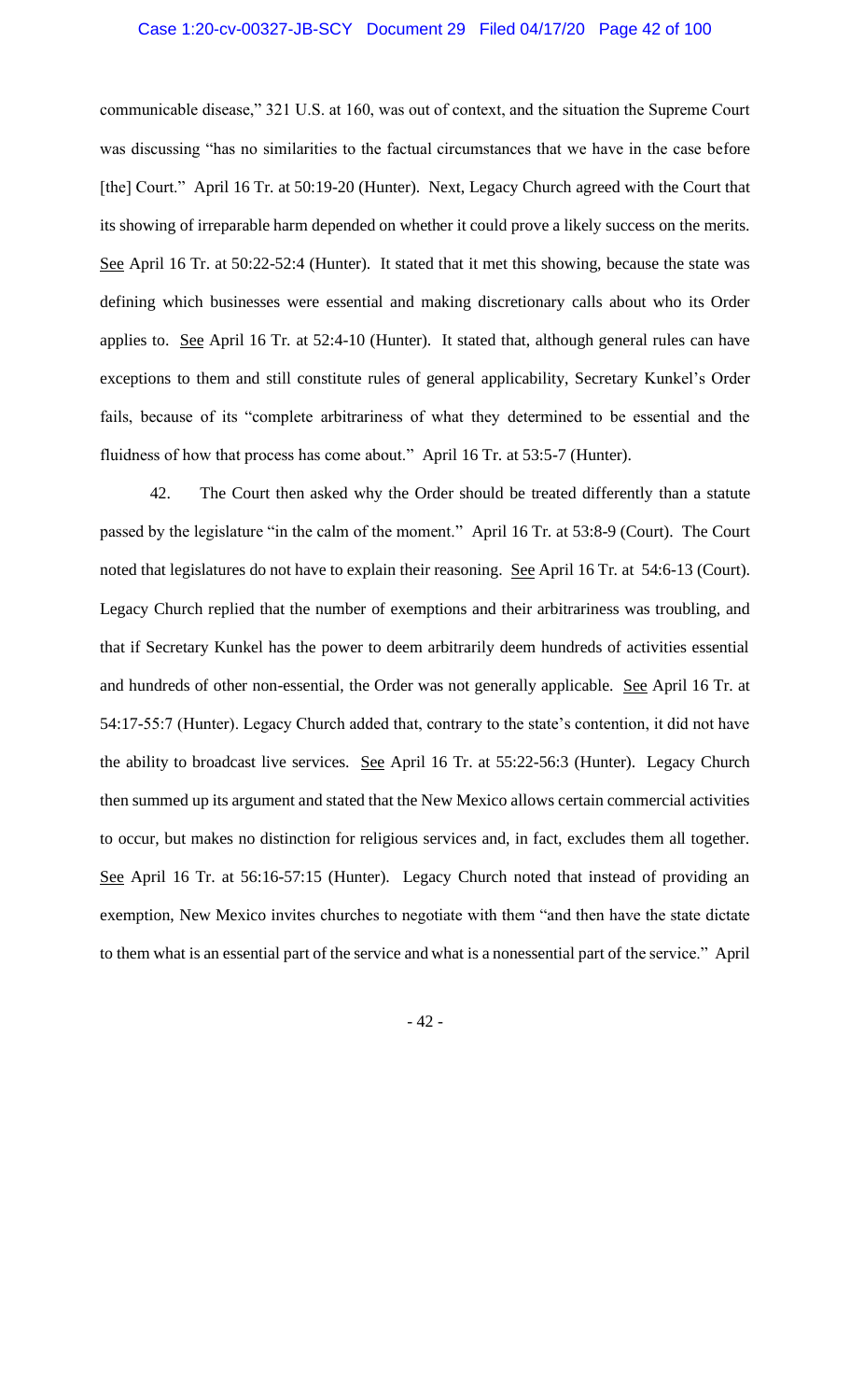communicable disease," 321 U.S. at 160, was out of context, and the situation the Supreme Court was discussing "has no similarities to the factual circumstances that we have in the case before [the] Court." April 16 Tr. at 50:19-20 (Hunter). Next, Legacy Church agreed with the Court that its showing of irreparable harm depended on whether it could prove a likely success on the merits. See April 16 Tr. at 50:22-52:4 (Hunter). It stated that it met this showing, because the state was defining which businesses were essential and making discretionary calls about who its Order applies to. See April 16 Tr. at 52:4-10 (Hunter). It stated that, although general rules can have exceptions to them and still constitute rules of general applicability, Secretary Kunkel's Order fails, because of its "complete arbitrariness of what they determined to be essential and the fluidness of how that process has come about." April 16 Tr. at 53:5-7 (Hunter).

42. The Court then asked why the Order should be treated differently than a statute passed by the legislature "in the calm of the moment." April 16 Tr. at 53:8-9 (Court). The Court noted that legislatures do not have to explain their reasoning. See April 16 Tr. at 54:6-13 (Court). Legacy Church replied that the number of exemptions and their arbitrariness was troubling, and that if Secretary Kunkel has the power to deem arbitrarily deem hundreds of activities essential and hundreds of other non-essential, the Order was not generally applicable. See April 16 Tr. at 54:17-55:7 (Hunter). Legacy Church added that, contrary to the state's contention, it did not have the ability to broadcast live services. See April 16 Tr. at 55:22-56:3 (Hunter). Legacy Church then summed up its argument and stated that the New Mexico allows certain commercial activities to occur, but makes no distinction for religious services and, in fact, excludes them all together. See April 16 Tr. at 56:16-57:15 (Hunter). Legacy Church noted that instead of providing an exemption, New Mexico invites churches to negotiate with them "and then have the state dictate to them what is an essential part of the service and what is a nonessential part of the service." April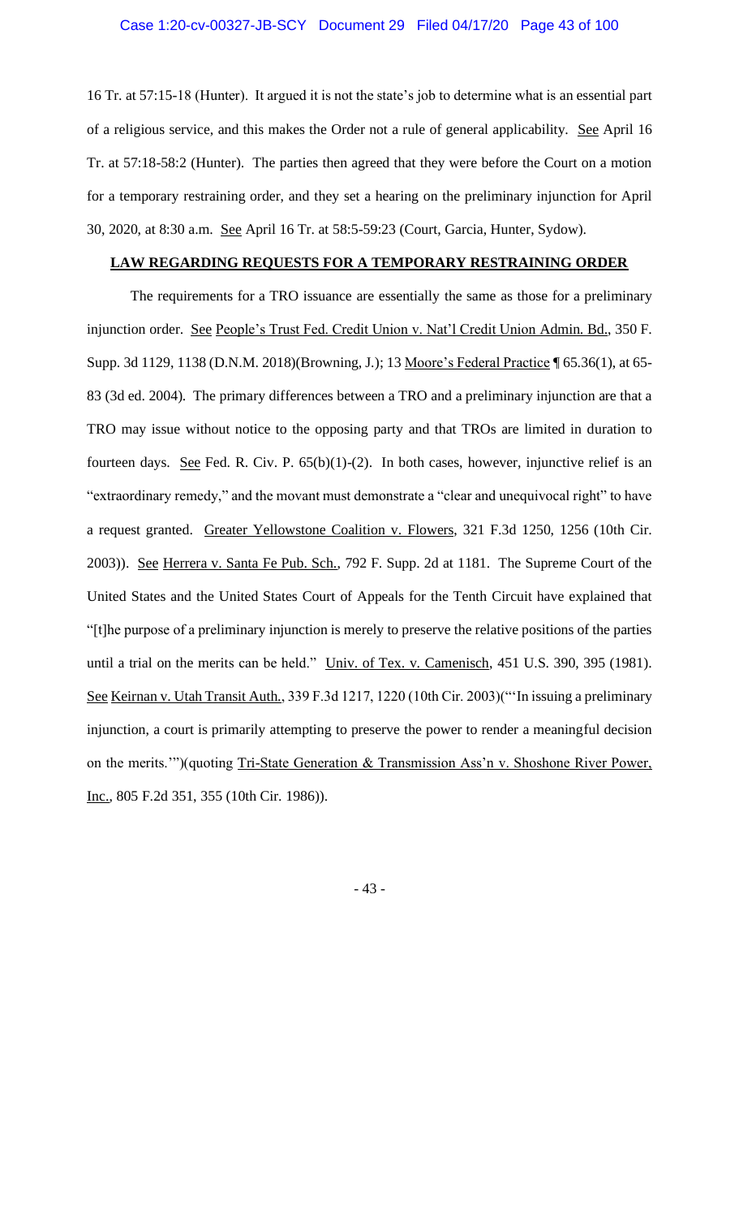16 Tr. at 57:15-18 (Hunter). It argued it is not the state's job to determine what is an essential part of a religious service, and this makes the Order not a rule of general applicability. See April 16 Tr. at 57:18-58:2 (Hunter). The parties then agreed that they were before the Court on a motion for a temporary restraining order, and they set a hearing on the preliminary injunction for April 30, 2020, at 8:30 a.m. See April 16 Tr. at 58:5-59:23 (Court, Garcia, Hunter, Sydow).

## **LAW REGARDING REQUESTS FOR A TEMPORARY RESTRAINING ORDER**

The requirements for a TRO issuance are essentially the same as those for a preliminary injunction order. See People's Trust Fed. Credit Union v. Nat'l Credit Union Admin. Bd., 350 F. Supp. 3d 1129, 1138 (D.N.M. 2018)(Browning, J.); 13 Moore's Federal Practice ¶ 65.36(1), at 65-83 (3d ed. 2004). The primary differences between a TRO and a preliminary injunction are that a TRO may issue without notice to the opposing party and that TROs are limited in duration to fourteen days. See Fed. R. Civ. P. 65(b)(1)-(2). In both cases, however, injunctive relief is an "extraordinary remedy," and the movant must demonstrate a "clear and unequivocal right" to have a request granted. Greater Yellowstone Coalition v. Flowers, 321 F.3d 1250, 1256 (10th Cir. 2003)). See Herrera v. Santa Fe Pub. Sch., 792 F. Supp. 2d at 1181. The Supreme Court of the United States and the United States Court of Appeals for the Tenth Circuit have explained that "[t]he purpose of a preliminary injunction is merely to preserve the relative positions of the parties until a trial on the merits can be held." Univ. of Tex. v. Camenisch, 451 U.S. 390, 395 (1981). See Keirnan v. Utah Transit Auth., 339 F.3d 1217, 1220 (10th Cir. 2003)("'In issuing a preliminary injunction, a court is primarily attempting to preserve the power to render a meaningful decision on the merits.'")(quoting Tri-State Generation & Transmission Ass'n v. Shoshone River Power, Inc., 805 F.2d 351, 355 (10th Cir. 1986)).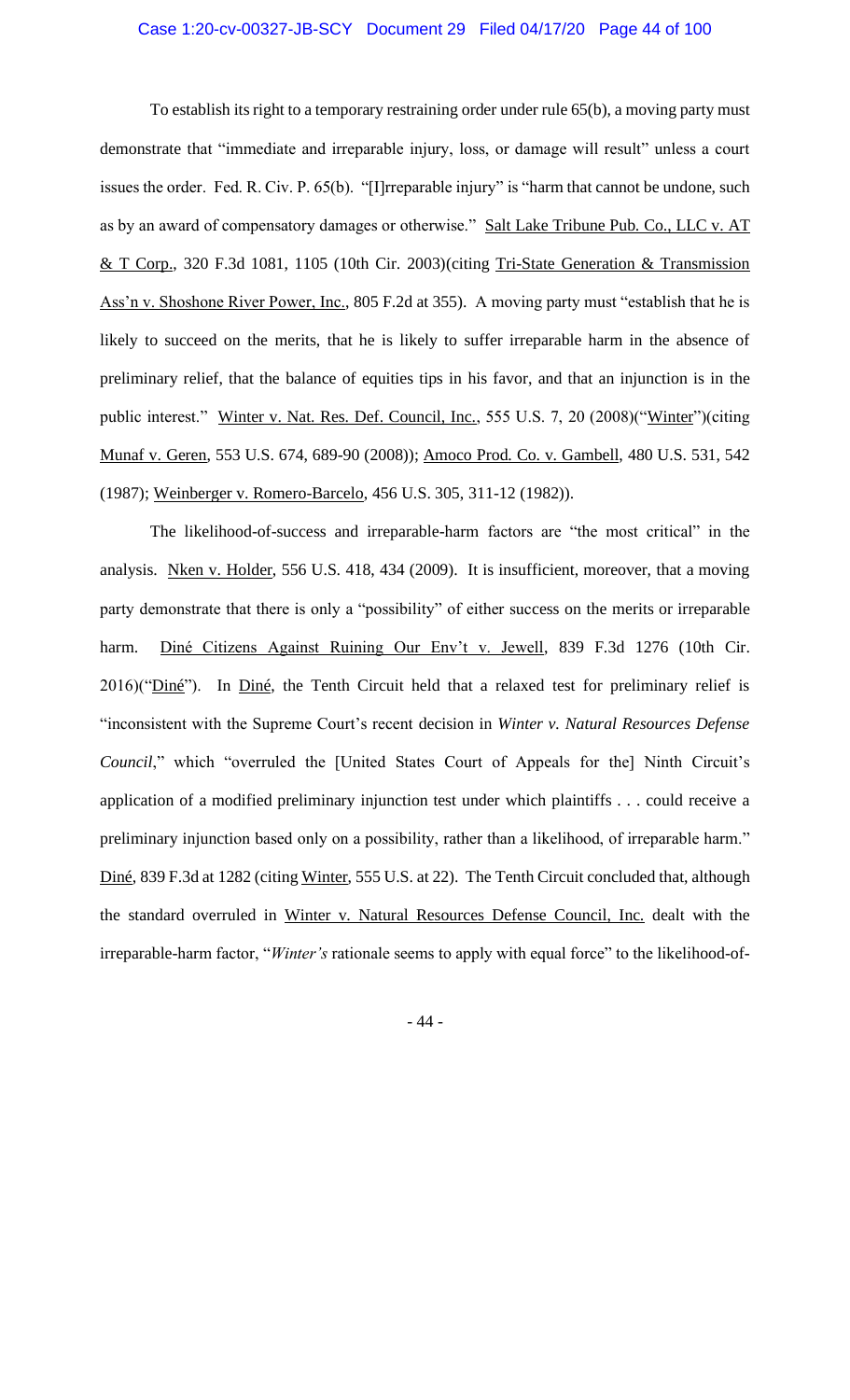To establish its right to a temporary restraining order under rule 65(b), a moving party must demonstrate that "immediate and irreparable injury, loss, or damage will result" unless a court issues the order. Fed. R. Civ. P. 65(b). "[I]rreparable injury" is "harm that cannot be undone, such as by an award of compensatory damages or otherwise." Salt Lake Tribune Pub. Co., LLC v. AT & T Corp., 320 F.3d 1081, 1105 (10th Cir. 2003)(citing Tri-State Generation & Transmission Ass'n v. Shoshone River Power, Inc., 805 F.2d at 355). A moving party must "establish that he is likely to succeed on the merits, that he is likely to suffer irreparable harm in the absence of preliminary relief, that the balance of equities tips in his favor, and that an injunction is in the public interest." Winter v. Nat. Res. Def. Council, Inc., 555 U.S. 7, 20 (2008)("Winter")(citing Munaf v. Geren, 553 U.S. 674, 689-90 (2008)); Amoco Prod. Co. v. Gambell, 480 U.S. 531, 542 (1987); Weinberger v. Romero-Barcelo, 456 U.S. 305, 311-12 (1982)).

The likelihood-of-success and irreparable-harm factors are "the most critical" in the analysis. Nken v. Holder, 556 U.S. 418, 434 (2009). It is insufficient, moreover, that a moving party demonstrate that there is only a "possibility" of either success on the merits or irreparable harm. Diné Citizens Against Ruining Our Env't v. Jewell, 839 F.3d 1276 (10th Cir. 2016)("Diné"). In Diné, the Tenth Circuit held that a relaxed test for preliminary relief is "inconsistent with the Supreme Court's recent decision in *Winter v. Natural Resources Defense Council*," which "overruled the [United States Court of Appeals for the] Ninth Circuit's application of a modified preliminary injunction test under which plaintiffs . . . could receive a preliminary injunction based only on a possibility, rather than a likelihood, of irreparable harm." Diné, 839 F.3d at 1282 (citing Winter, 555 U.S. at 22). The Tenth Circuit concluded that, although the standard overruled in Winter v. Natural Resources Defense Council, Inc. dealt with the irreparable-harm factor, "*Winter's* rationale seems to apply with equal force" to the likelihood-of-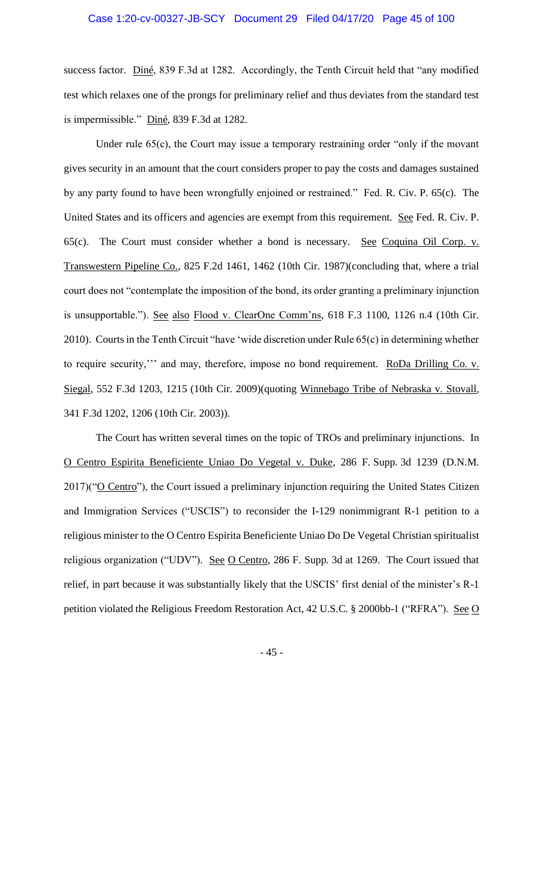success factor. Diné, 839 F.3d at 1282. Accordingly, the Tenth Circuit held that "any modified test which relaxes one of the prongs for preliminary relief and thus deviates from the standard test is impermissible." Diné, 839 F.3d at 1282.

Under rule 65(c), the Court may issue a temporary restraining order "only if the movant gives security in an amount that the court considers proper to pay the costs and damages sustained by any party found to have been wrongfully enjoined or restrained." Fed. R. Civ. P. 65(c). The United States and its officers and agencies are exempt from this requirement. See Fed. R. Civ. P. 65(c). The Court must consider whether a bond is necessary. See Coquina Oil Corp. v. Transwestern Pipeline Co., 825 F.2d 1461, 1462 (10th Cir. 1987)(concluding that, where a trial court does not "contemplate the imposition of the bond, its order granting a preliminary injunction is unsupportable."). See also Flood v. ClearOne Comm'ns, 618 F.3 1100, 1126 n.4 (10th Cir. 2010). Courts in the Tenth Circuit "have 'wide discretion under Rule 65(c) in determining whether to require security,''' and may, therefore, impose no bond requirement. RoDa Drilling Co. v. Siegal, 552 F.3d 1203, 1215 (10th Cir. 2009)(quoting Winnebago Tribe of Nebraska v. Stovall, 341 F.3d 1202, 1206 (10th Cir. 2003)).

The Court has written several times on the topic of TROs and preliminary injunctions. In O Centro Espirita Beneficiente Uniao Do Vegetal v. Duke, 286 F. Supp. 3d 1239 (D.N.M. 2017)("O Centro"), the Court issued a preliminary injunction requiring the United States Citizen and Immigration Services ("USCIS") to reconsider the I-129 nonimmigrant R-1 petition to a religious minister to the O Centro Espirita Beneficiente Uniao Do De Vegetal Christian spiritualist religious organization ("UDV"). See O Centro, 286 F. Supp. 3d at 1269. The Court issued that relief, in part because it was substantially likely that the USCIS' first denial of the minister's R-1 petition violated the Religious Freedom Restoration Act, 42 U.S.C. § 2000bb-1 ("RFRA"). See O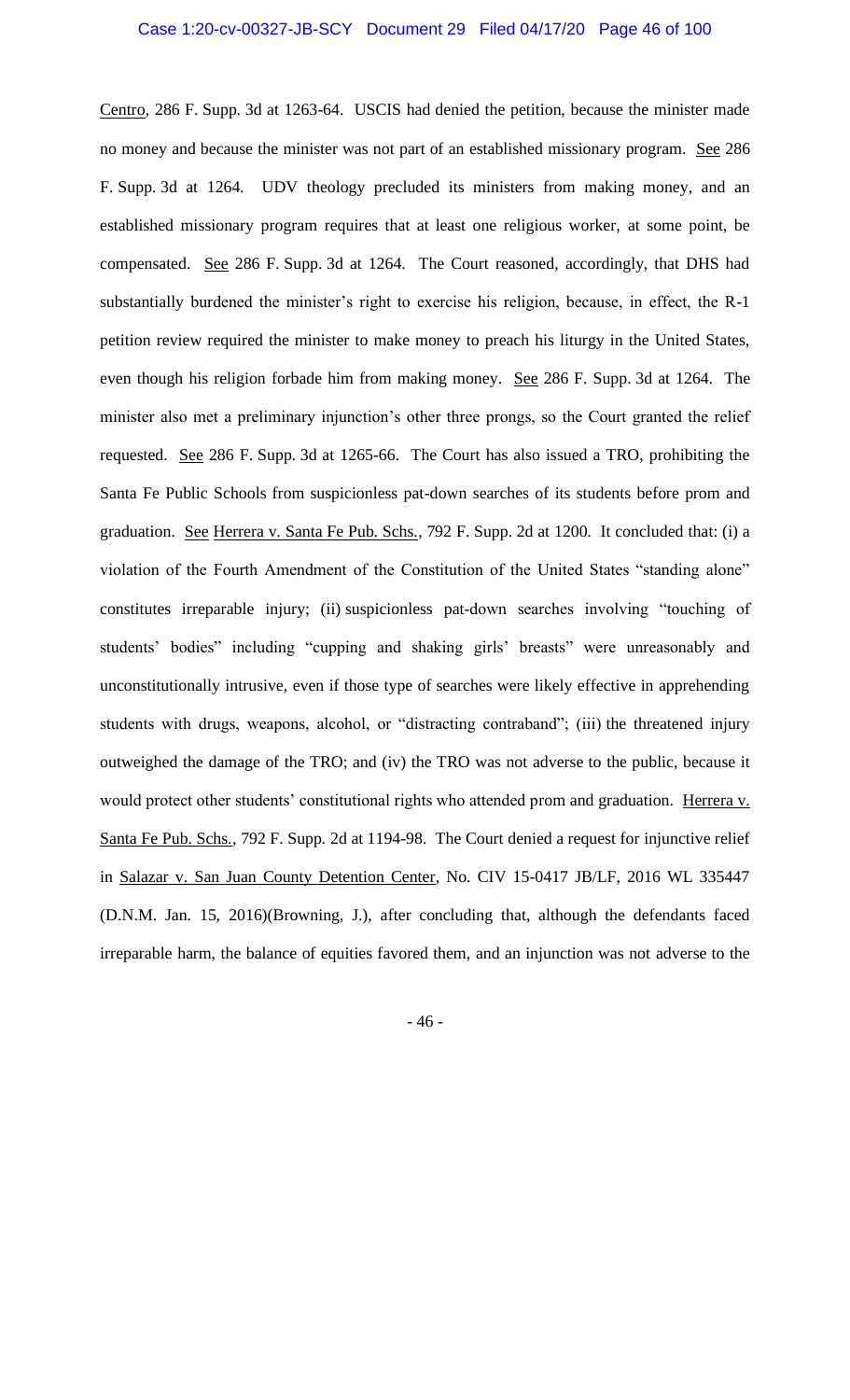Centro, 286 F. Supp. 3d at 1263-64. USCIS had denied the petition, because the minister made no money and because the minister was not part of an established missionary program. See 286 F. Supp. 3d at 1264. UDV theology precluded its ministers from making money, and an established missionary program requires that at least one religious worker, at some point, be compensated. See 286 F. Supp. 3d at 1264. The Court reasoned, accordingly, that DHS had substantially burdened the minister's right to exercise his religion, because, in effect, the R-1 petition review required the minister to make money to preach his liturgy in the United States, even though his religion forbade him from making money. See 286 F. Supp. 3d at 1264. The minister also met a preliminary injunction's other three prongs, so the Court granted the relief requested. See 286 F. Supp. 3d at 1265-66. The Court has also issued a TRO, prohibiting the Santa Fe Public Schools from suspicionless pat-down searches of its students before prom and graduation. See Herrera v. Santa Fe Pub. Schs., 792 F. Supp. 2d at 1200. It concluded that: (i) a violation of the Fourth Amendment of the Constitution of the United States "standing alone" constitutes irreparable injury; (ii) suspicionless pat-down searches involving "touching of students' bodies" including "cupping and shaking girls' breasts" were unreasonably and unconstitutionally intrusive, even if those type of searches were likely effective in apprehending students with drugs, weapons, alcohol, or "distracting contraband"; (iii) the threatened injury outweighed the damage of the TRO; and (iv) the TRO was not adverse to the public, because it would protect other students' constitutional rights who attended prom and graduation. Herrera v. Santa Fe Pub. Schs., 792 F. Supp. 2d at 1194-98. The Court denied a request for injunctive relief in Salazar v. San Juan County Detention Center, No. CIV 15-0417 JB/LF, 2016 WL 335447 (D.N.M. Jan. 15, 2016)(Browning, J.), after concluding that, although the defendants faced irreparable harm, the balance of equities favored them, and an injunction was not adverse to the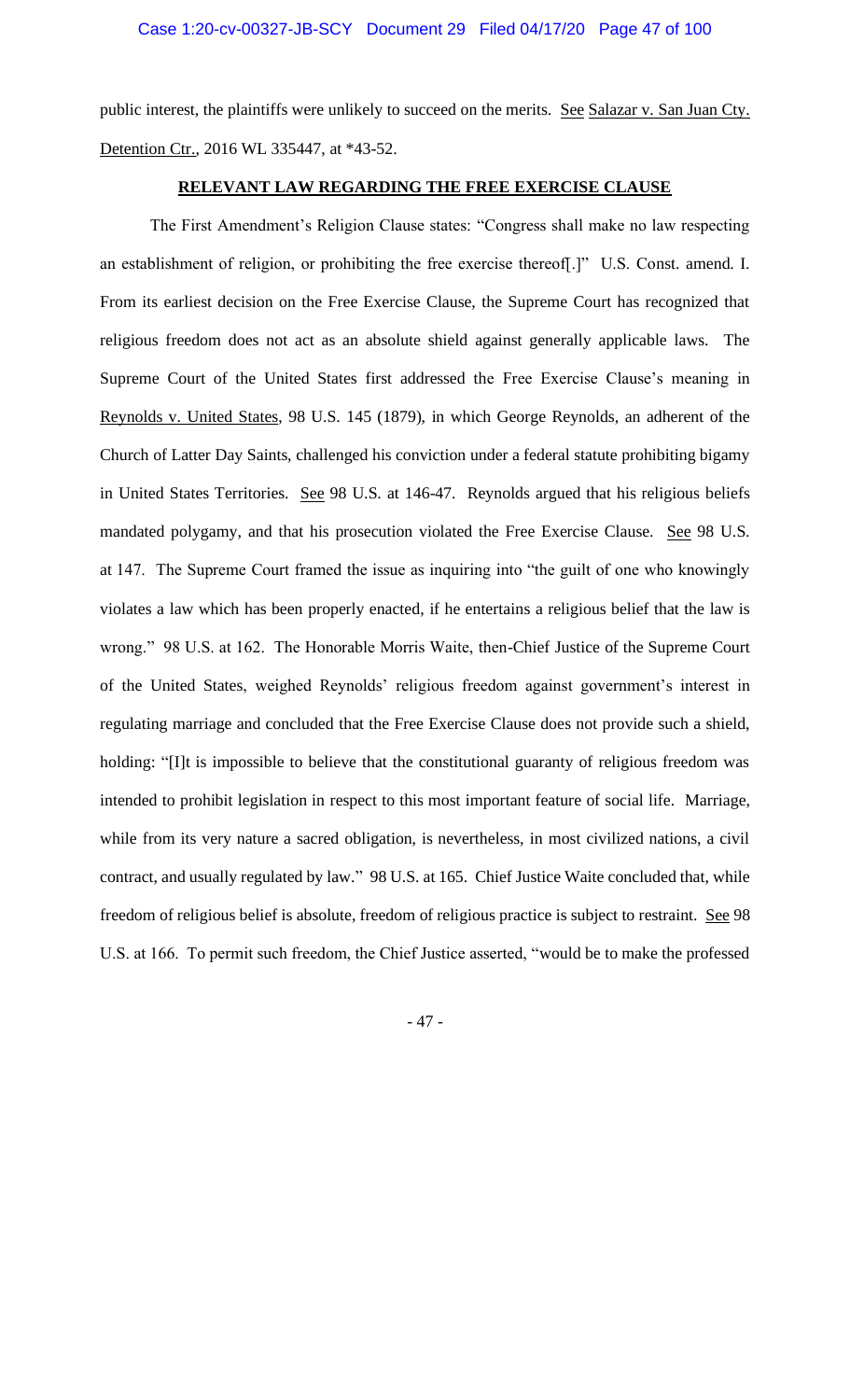public interest, the plaintiffs were unlikely to succeed on the merits. See Salazar v. San Juan Cty. Detention Ctr., 2016 WL 335447, at *43-52.

## RELEVANT LAW REGARDING THE FREE EXERCISE CLAUSE

The First Amendment's Religion Clause states: "Congress shall make no law respecting an establishment of religion, or prohibiting the free exercise thereof[.]" U.S. Const. amend. I. From its earliest decision on the Free Exercise Clause, the Supreme Court has recognized that religious freedom does not act as an absolute shield against generally applicable laws. The Supreme Court of the United States first addressed the Free Exercise Clause's meaning in Reynolds v. United States, 98 U.S. 145 (1879), in which George Reynolds, an adherent of the Church of Latter Day Saints, challenged his conviction under a federal statute prohibiting bigamy in United States Territories. See 98 U.S. at 146-47. Reynolds argued that his religious beliefs mandated polygamy, and that his prosecution violated the Free Exercise Clause. See 98 U.S. at 147. The Supreme Court framed the issue as inquiring into "the guilt of one who knowingly violates a law which has been properly enacted, if he entertains a religious belief that the law is wrong." 98 U.S. at 162. The Honorable Morris Waite, then-Chief Justice of the Supreme Court of the United States, weighed Reynolds' religious freedom against government's interest in regulating marriage and concluded that the Free Exercise Clause does not provide such a shield, holding: "[I]t is impossible to believe that the constitutional guaranty of religious freedom was intended to prohibit legislation in respect to this most important feature of social life. Marriage, while from its very nature a sacred obligation, is nevertheless, in most civilized nations, a civil contract, and usually regulated by law." 98 U.S. at 165. Chief Justice Waite concluded that, while freedom of religious belief is absolute, freedom of religious practice is subject to restraint. See 98 U.S. at 166. To permit such freedom, the Chief Justice asserted, "would be to make the professed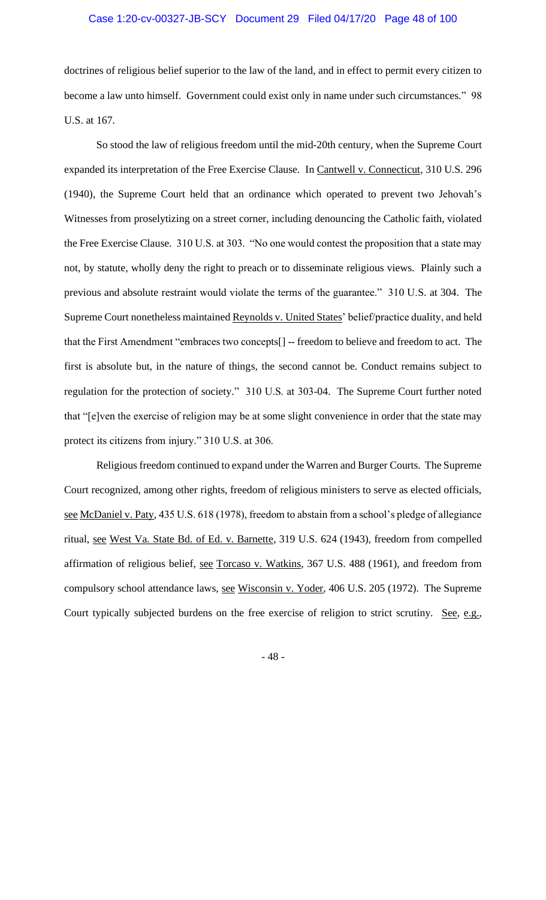doctrines of religious belief superior to the law of the land, and in effect to permit every citizen to become a law unto himself. Government could exist only in name under such circumstances." 98 U.S. at 167.

So stood the law of religious freedom until the mid-20th century, when the Supreme Court expanded its interpretation of the Free Exercise Clause. In Cantwell v. Connecticut, 310 U.S. 296 (1940), the Supreme Court held that an ordinance which operated to prevent two Jehovah's Witnesses from proselytizing on a street corner, including denouncing the Catholic faith, violated the Free Exercise Clause. 310 U.S. at 303. "No one would contest the proposition that a state may not, by statute, wholly deny the right to preach or to disseminate religious views. Plainly such a previous and absolute restraint would violate the terms of the guarantee." 310 U.S. at 304. The Supreme Court nonetheless maintained Reynolds v. United States' belief/practice duality, and held that the First Amendment "embraces two concepts[] -- freedom to believe and freedom to act. The first is absolute but, in the nature of things, the second cannot be. Conduct remains subject to regulation for the protection of society." 310 U.S. at 303-04. The Supreme Court further noted that "[e]ven the exercise of religion may be at some slight convenience in order that the state may protect its citizens from injury." 310 U.S. at 306.

Religious freedom continued to expand under the Warren and Burger Courts. The Supreme Court recognized, among other rights, freedom of religious ministers to serve as elected officials, see McDaniel v. Paty, 435 U.S. 618 (1978), freedom to abstain from a school's pledge of allegiance ritual, see West Va. State Bd. of Ed. v. Barnette, 319 U.S. 624 (1943), freedom from compelled affirmation of religious belief, see Torcaso v. Watkins, 367 U.S. 488 (1961), and freedom from compulsory school attendance laws, see Wisconsin v. Yoder, 406 U.S. 205 (1972). The Supreme Court typically subjected burdens on the free exercise of religion to strict scrutiny. See, e.g.,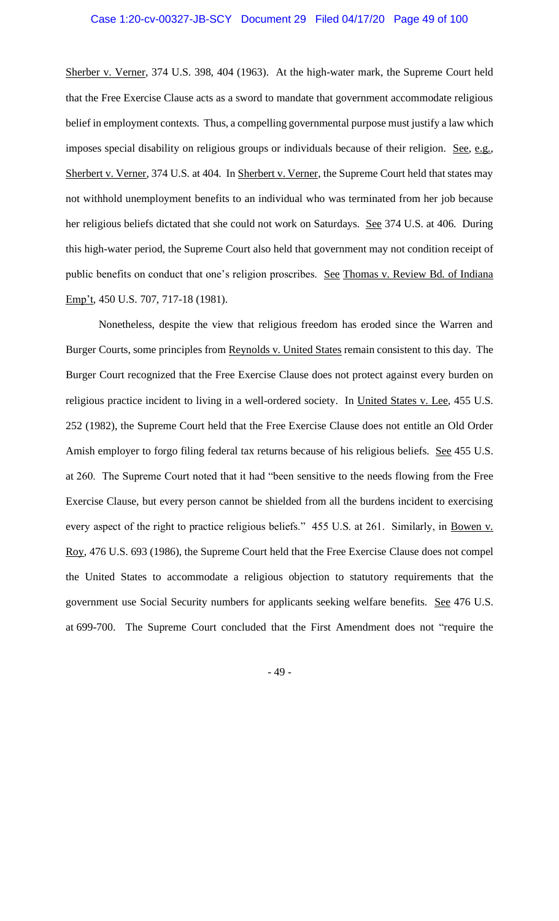Sherber v. Verner, 374 U.S. 398, 404 (1963). At the high-water mark, the Supreme Court held that the Free Exercise Clause acts as a sword to mandate that government accommodate religious belief in employment contexts. Thus, a compelling governmental purpose must justify a law which imposes special disability on religious groups or individuals because of their religion. See, e.g., Sherbert v. Verner, 374 U.S. at 404. In Sherbert v. Verner, the Supreme Court held that states may not withhold unemployment benefits to an individual who was terminated from her job because her religious beliefs dictated that she could not work on Saturdays. See 374 U.S. at 406. During this high-water period, the Supreme Court also held that government may not condition receipt of public benefits on conduct that one's religion proscribes. See Thomas v. Review Bd. of Indiana Emp't, 450 U.S. 707, 717-18 (1981).

Nonetheless, despite the view that religious freedom has eroded since the Warren and Burger Courts, some principles from Reynolds v. United States remain consistent to this day. The Burger Court recognized that the Free Exercise Clause does not protect against every burden on religious practice incident to living in a well-ordered society. In United States v. Lee, 455 U.S. 252 (1982), the Supreme Court held that the Free Exercise Clause does not entitle an Old Order Amish employer to forgo filing federal tax returns because of his religious beliefs. See 455 U.S. at 260. The Supreme Court noted that it had "been sensitive to the needs flowing from the Free Exercise Clause, but every person cannot be shielded from all the burdens incident to exercising every aspect of the right to practice religious beliefs." 455 U.S. at 261. Similarly, in Bowen v. Roy, 476 U.S. 693 (1986), the Supreme Court held that the Free Exercise Clause does not compel the United States to accommodate a religious objection to statutory requirements that the government use Social Security numbers for applicants seeking welfare benefits. See 476 U.S. at 699-700. The Supreme Court concluded that the First Amendment does not "require the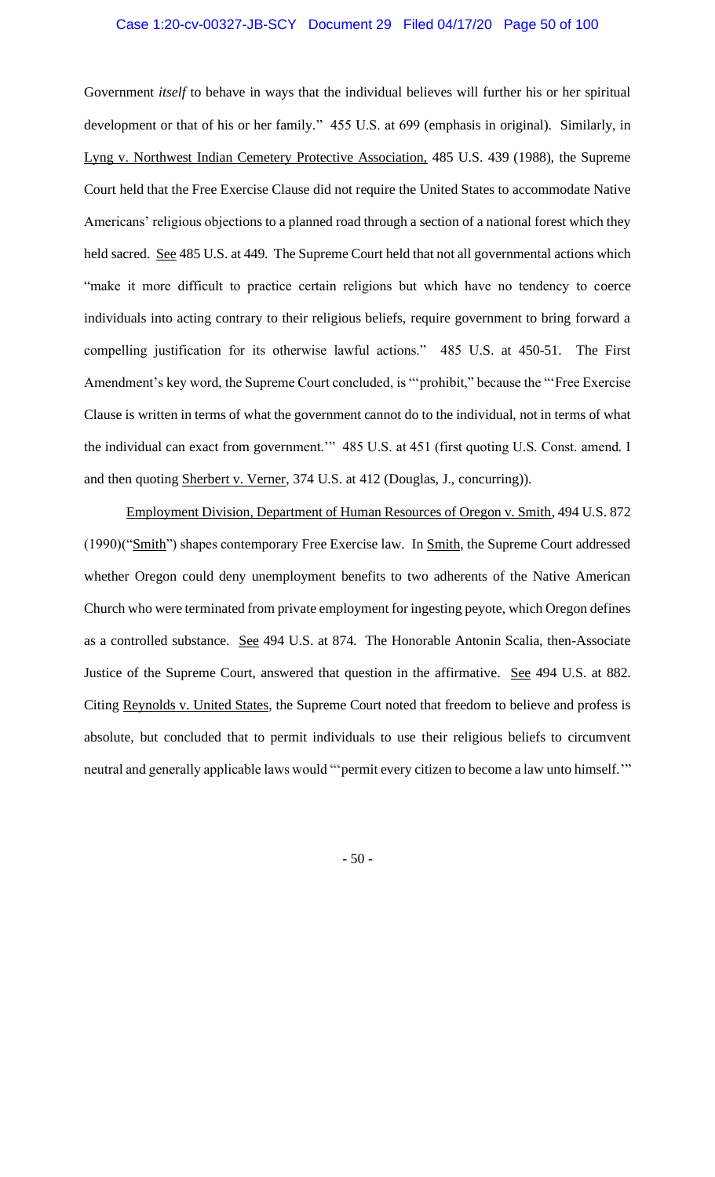Government *itself* to behave in ways that the individual believes will further his or her spiritual development or that of his or her family." 455 U.S. at 699 (emphasis in original). Similarly, in Lyng v. Northwest Indian Cemetery Protective Association, 485 U.S. 439 (1988), the Supreme Court held that the Free Exercise Clause did not require the United States to accommodate Native Americans' religious objections to a planned road through a section of a national forest which they held sacred. See 485 U.S. at 449. The Supreme Court held that not all governmental actions which "make it more difficult to practice certain religions but which have no tendency to coerce individuals into acting contrary to their religious beliefs, require government to bring forward a compelling justification for its otherwise lawful actions." 485 U.S. at 450-51. The First Amendment's key word, the Supreme Court concluded, is "'prohibit," because the "'Free Exercise Clause is written in terms of what the government cannot do to the individual, not in terms of what the individual can exact from government.'" 485 U.S. at 451 (first quoting U.S. Const. amend. I and then quoting Sherbert v. Verner, 374 U.S. at 412 (Douglas, J., concurring)).

Employment Division, Department of Human Resources of Oregon v. Smith, 494 U.S. 872 (1990)("Smith") shapes contemporary Free Exercise law. In Smith, the Supreme Court addressed whether Oregon could deny unemployment benefits to two adherents of the Native American Church who were terminated from private employment for ingesting peyote, which Oregon defines as a controlled substance. See 494 U.S. at 874. The Honorable Antonin Scalia, then-Associate Justice of the Supreme Court, answered that question in the affirmative. See 494 U.S. at 882. Citing Reynolds v. United States, the Supreme Court noted that freedom to believe and profess is absolute, but concluded that to permit individuals to use their religious beliefs to circumvent neutral and generally applicable laws would "'permit every citizen to become a law unto himself.'"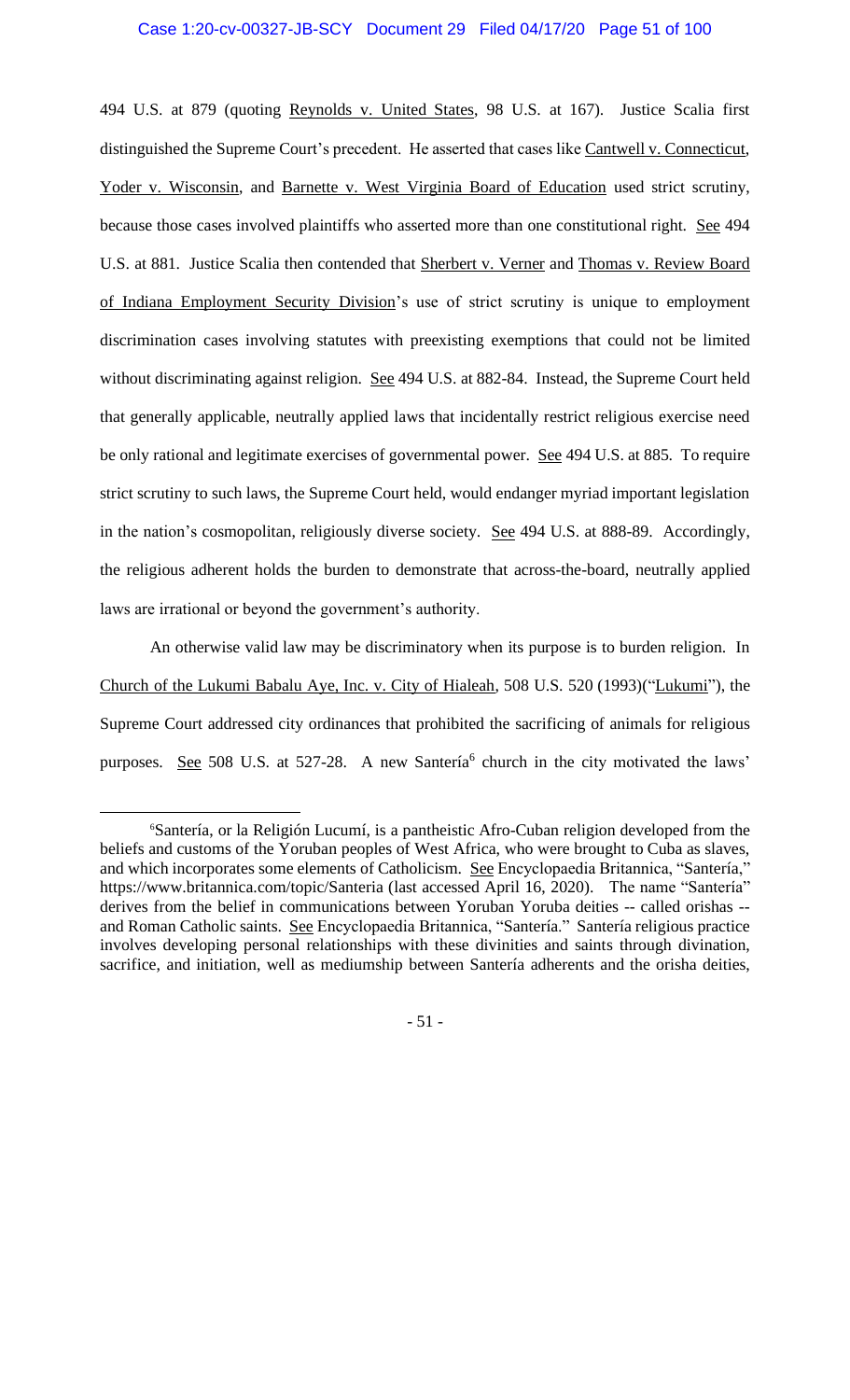494 U.S. at 879 (quoting Reynolds v. United States, 98 U.S. at 167). Justice Scalia first distinguished the Supreme Court's precedent. He asserted that cases like Cantwell v. Connecticut, Yoder v. Wisconsin, and Barnette v. West Virginia Board of Education used strict scrutiny, because those cases involved plaintiffs who asserted more than one constitutional right. See 494 U.S. at 881. Justice Scalia then contended that Sherbert v. Verner and Thomas v. Review Board of Indiana Employment Security Division's use of strict scrutiny is unique to employment discrimination cases involving statutes with preexisting exemptions that could not be limited without discriminating against religion. See 494 U.S. at 882-84. Instead, the Supreme Court held that generally applicable, neutrally applied laws that incidentally restrict religious exercise need be only rational and legitimate exercises of governmental power. See 494 U.S. at 885. To require strict scrutiny to such laws, the Supreme Court held, would endanger myriad important legislation in the nation's cosmopolitan, religiously diverse society. See 494 U.S. at 888-89. Accordingly, the religious adherent holds the burden to demonstrate that across-the-board, neutrally applied laws are irrational or beyond the government's authority.

An otherwise valid law may be discriminatory when its purpose is to burden religion. In Church of the Lukumi Babalu Aye, Inc. v. City of Hialeah, 508 U.S. 520 (1993)("Lukumi"), the Supreme Court addressed city ordinances that prohibited the sacrificing of animals for religious purposes. See 508 U.S. at 527-28. A new Santería[6] church in the city motivated the laws'

---

[6]Santería, or la Religión Lucumí, is a pantheistic Afro-Cuban religion developed from the beliefs and customs of the Yoruban peoples of West Africa, who were brought to Cuba as slaves, and which incorporates some elements of Catholicism. See Encyclopaedia Britannica, "Santería," https://www.britannica.com/topic/Santeria (last accessed April 16, 2020). The name "Santería" derives from the belief in communications between Yoruban Yoruba deities -- called orishas -- and Roman Catholic saints. See Encyclopaedia Britannica, "Santería." Santería religious practice involves developing personal relationships with these divinities and saints through divination, sacrifice, and initiation, well as mediumship between Santería adherents and the orisha deities,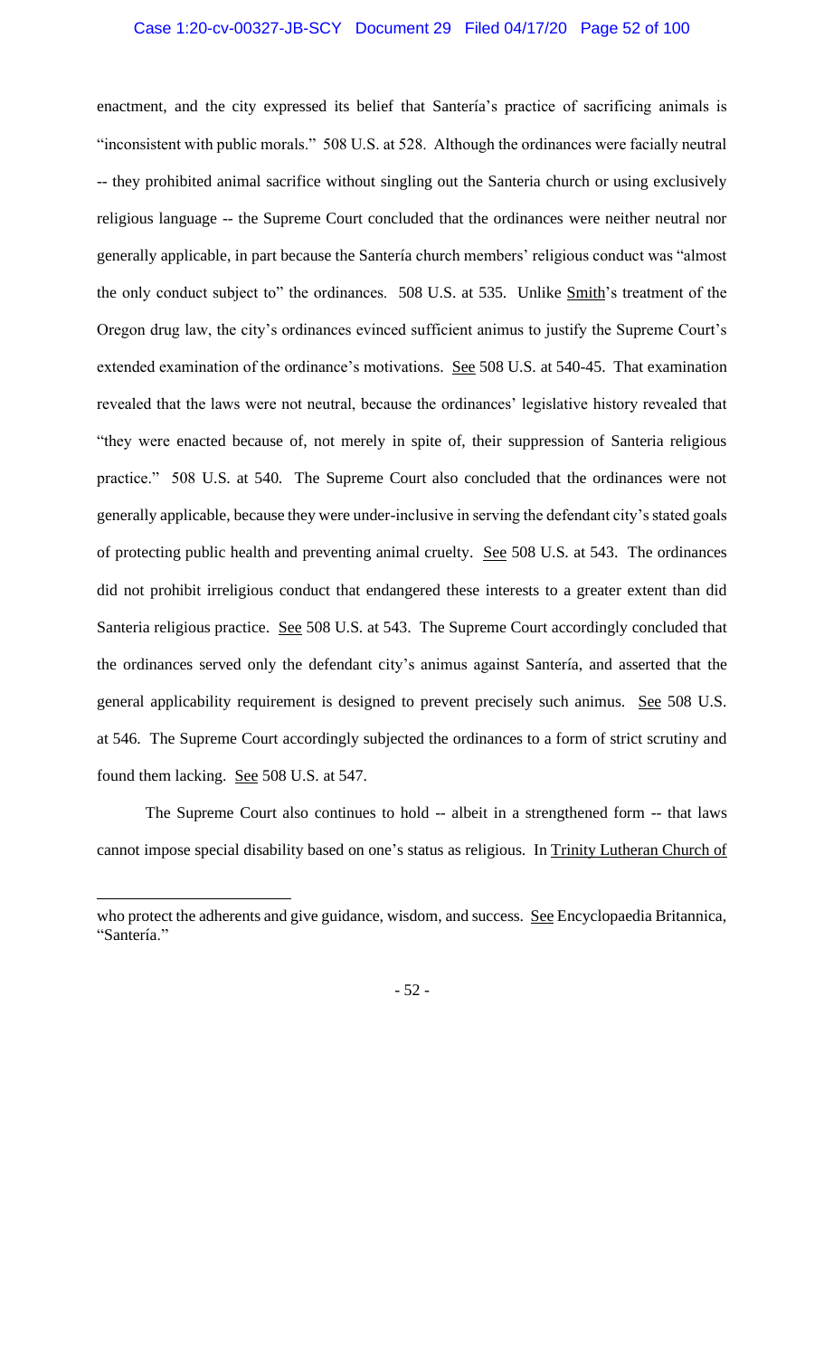enactment, and the city expressed its belief that Santería's practice of sacrificing animals is "inconsistent with public morals." 508 U.S. at 528. Although the ordinances were facially neutral -- they prohibited animal sacrifice without singling out the Santeria church or using exclusively religious language -- the Supreme Court concluded that the ordinances were neither neutral nor generally applicable, in part because the Santería church members' religious conduct was "almost the only conduct subject to" the ordinances. 508 U.S. at 535. Unlike Smith's treatment of the Oregon drug law, the city's ordinances evinced sufficient animus to justify the Supreme Court's extended examination of the ordinance's motivations. See 508 U.S. at 540-45. That examination revealed that the laws were not neutral, because the ordinances' legislative history revealed that "they were enacted because of, not merely in spite of, their suppression of Santeria religious practice." 508 U.S. at 540. The Supreme Court also concluded that the ordinances were not generally applicable, because they were under-inclusive in serving the defendant city's stated goals of protecting public health and preventing animal cruelty. See 508 U.S. at 543. The ordinances did not prohibit irreligious conduct that endangered these interests to a greater extent than did Santeria religious practice. See 508 U.S. at 543. The Supreme Court accordingly concluded that the ordinances served only the defendant city's animus against Santería, and asserted that the general applicability requirement is designed to prevent precisely such animus. See 508 U.S. at 546. The Supreme Court accordingly subjected the ordinances to a form of strict scrutiny and found them lacking. See 508 U.S. at 547.

The Supreme Court also continues to hold -- albeit in a strengthened form -- that laws cannot impose special disability based on one's status as religious. In Trinity Lutheran Church of

---

who protect the adherents and give guidance, wisdom, and success. See Encyclopaedia Britannica, "Santería."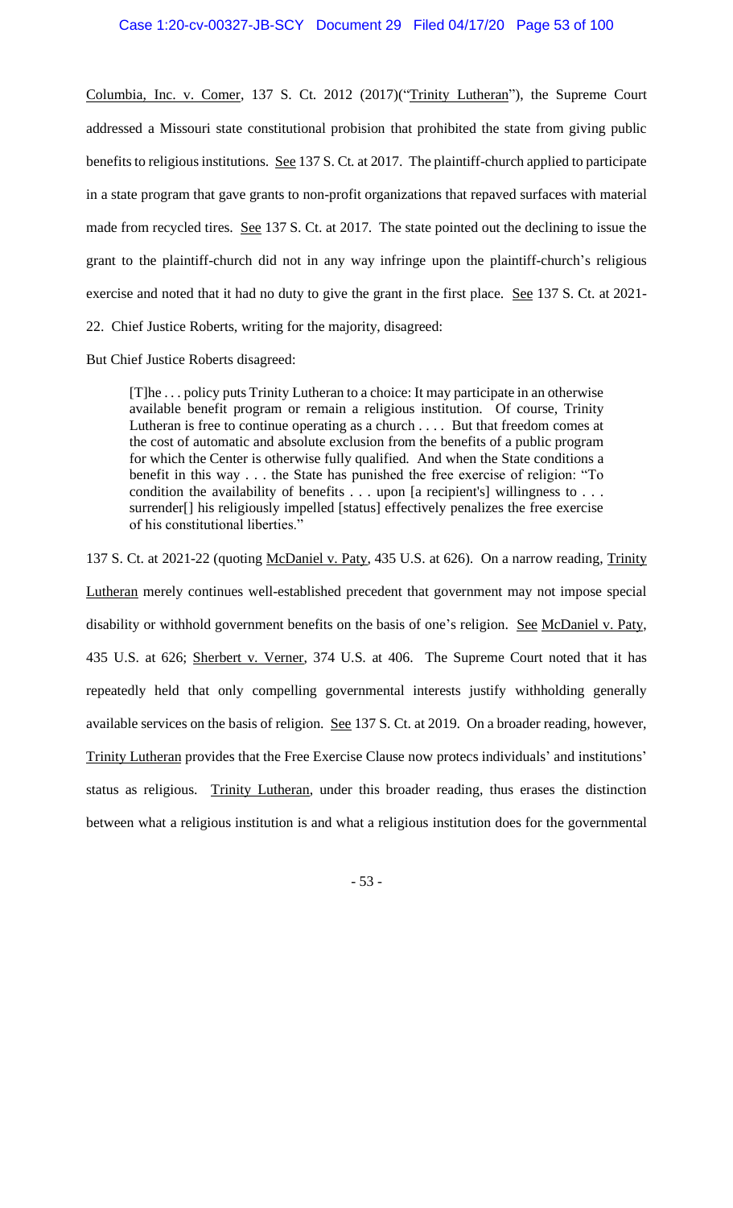Columbia, Inc. v. Comer, 137 S. Ct. 2012 (2017)("Trinity Lutheran"), the Supreme Court addressed a Missouri state constitutional probision that prohibited the state from giving public benefits to religious institutions. See 137 S. Ct. at 2017. The plaintiff-church applied to participate in a state program that gave grants to non-profit organizations that repaved surfaces with material made from recycled tires. See 137 S. Ct. at 2017. The state pointed out the declining to issue the grant to the plaintiff-church did not in any way infringe upon the plaintiff-church's religious exercise and noted that it had no duty to give the grant in the first place. See 137 S. Ct. at 2021-22. Chief Justice Roberts, writing for the majority, disagreed:

But Chief Justice Roberts disagreed:

> [T]he . . . policy puts Trinity Lutheran to a choice: It may participate in an otherwise available benefit program or remain a religious institution. Of course, Trinity Lutheran is free to continue operating as a church . . . . But that freedom comes at the cost of automatic and absolute exclusion from the benefits of a public program for which the Center is otherwise fully qualified. And when the State conditions a benefit in this way . . . the State has punished the free exercise of religion: "To condition the availability of benefits . . . upon [a recipient's] willingness to . . . surrender[] his religiously impelled [status] effectively penalizes the free exercise of his constitutional liberties."

137 S. Ct. at 2021-22 (quoting McDaniel v. Paty, 435 U.S. at 626). On a narrow reading, Trinity Lutheran merely continues well-established precedent that government may not impose special disability or withhold government benefits on the basis of one's religion. See McDaniel v. Paty, 435 U.S. at 626; Sherbert v. Verner, 374 U.S. at 406. The Supreme Court noted that it has repeatedly held that only compelling governmental interests justify withholding generally available services on the basis of religion. See 137 S. Ct. at 2019. On a broader reading, however, Trinity Lutheran provides that the Free Exercise Clause now protecs individuals' and institutions' status as religious. Trinity Lutheran, under this broader reading, thus erases the distinction between what a religious institution is and what a religious institution does for the governmental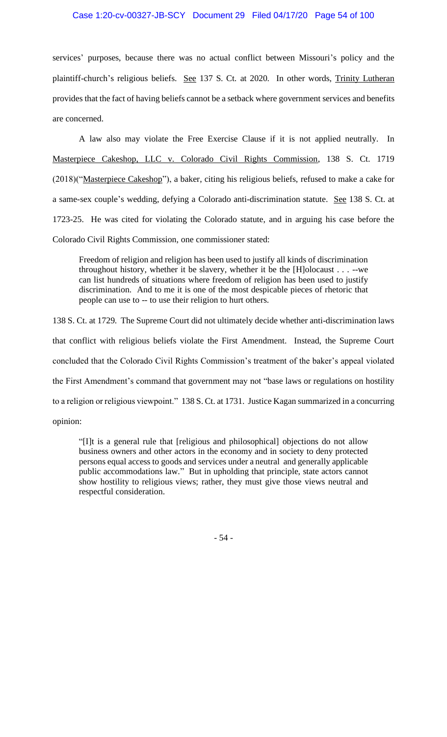services' purposes, because there was no actual conflict between Missouri's policy and the plaintiff-church's religious beliefs. See 137 S. Ct. at 2020. In other words, Trinity Lutheran provides that the fact of having beliefs cannot be a setback where government services and benefits are concerned.

A law also may violate the Free Exercise Clause if it is not applied neutrally. In Masterpiece Cakeshop, LLC v. Colorado Civil Rights Commission, 138 S. Ct. 1719 (2018)("Masterpiece Cakeshop"), a baker, citing his religious beliefs, refused to make a cake for a same-sex couple's wedding, defying a Colorado anti-discrimination statute. See 138 S. Ct. at 1723-25. He was cited for violating the Colorado statute, and in arguing his case before the Colorado Civil Rights Commission, one commissioner stated:

> Freedom of religion and religion has been used to justify all kinds of discrimination throughout history, whether it be slavery, whether it be the [H]olocaust . . . --we can list hundreds of situations where freedom of religion has been used to justify discrimination. And to me it is one of the most despicable pieces of rhetoric that people can use to -- to use their religion to hurt others.

138 S. Ct. at 1729. The Supreme Court did not ultimately decide whether anti-discrimination laws that conflict with religious beliefs violate the First Amendment. Instead, the Supreme Court concluded that the Colorado Civil Rights Commission's treatment of the baker's appeal violated the First Amendment's command that government may not "base laws or regulations on hostility to a religion or religious viewpoint." 138 S. Ct. at 1731. Justice Kagan summarized in a concurring opinion:

> "[I]t is a general rule that [religious and philosophical] objections do not allow business owners and other actors in the economy and in society to deny protected persons equal access to goods and services under a neutral and generally applicable public accommodations law." But in upholding that principle, state actors cannot show hostility to religious views; rather, they must give those views neutral and respectful consideration.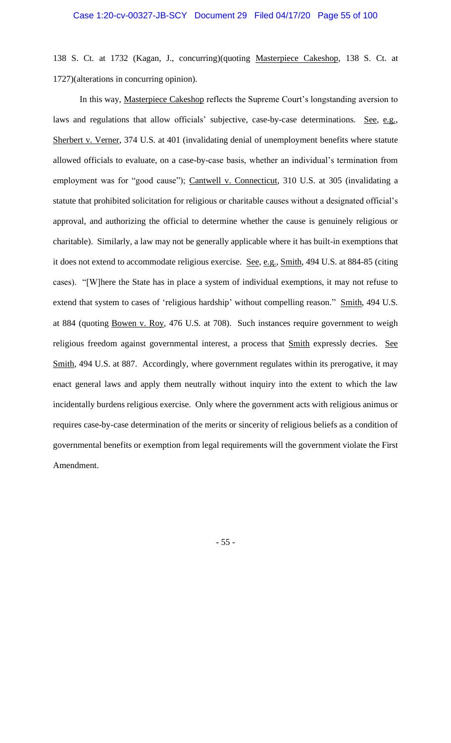138 S. Ct. at 1732 (Kagan, J., concurring)(quoting Masterpiece Cakeshop, 138 S. Ct. at 1727)(alterations in concurring opinion).

In this way, Masterpiece Cakeshop reflects the Supreme Court's longstanding aversion to laws and regulations that allow officials' subjective, case-by-case determinations. See, e.g., Sherbert v. Verner, 374 U.S. at 401 (invalidating denial of unemployment benefits where statute allowed officials to evaluate, on a case-by-case basis, whether an individual's termination from employment was for "good cause"); Cantwell v. Connecticut, 310 U.S. at 305 (invalidating a statute that prohibited solicitation for religious or charitable causes without a designated official's approval, and authorizing the official to determine whether the cause is genuinely religious or charitable). Similarly, a law may not be generally applicable where it has built-in exemptions that it does not extend to accommodate religious exercise. See, e.g., Smith, 494 U.S. at 884-85 (citing cases). "[W]here the State has in place a system of individual exemptions, it may not refuse to extend that system to cases of 'religious hardship' without compelling reason." Smith, 494 U.S. at 884 (quoting Bowen v. Roy, 476 U.S. at 708). Such instances require government to weigh religious freedom against governmental interest, a process that Smith expressly decries. See Smith, 494 U.S. at 887. Accordingly, where government regulates within its prerogative, it may enact general laws and apply them neutrally without inquiry into the extent to which the law incidentally burdens religious exercise. Only where the government acts with religious animus or requires case-by-case determination of the merits or sincerity of religious beliefs as a condition of governmental benefits or exemption from legal requirements will the government violate the First Amendment.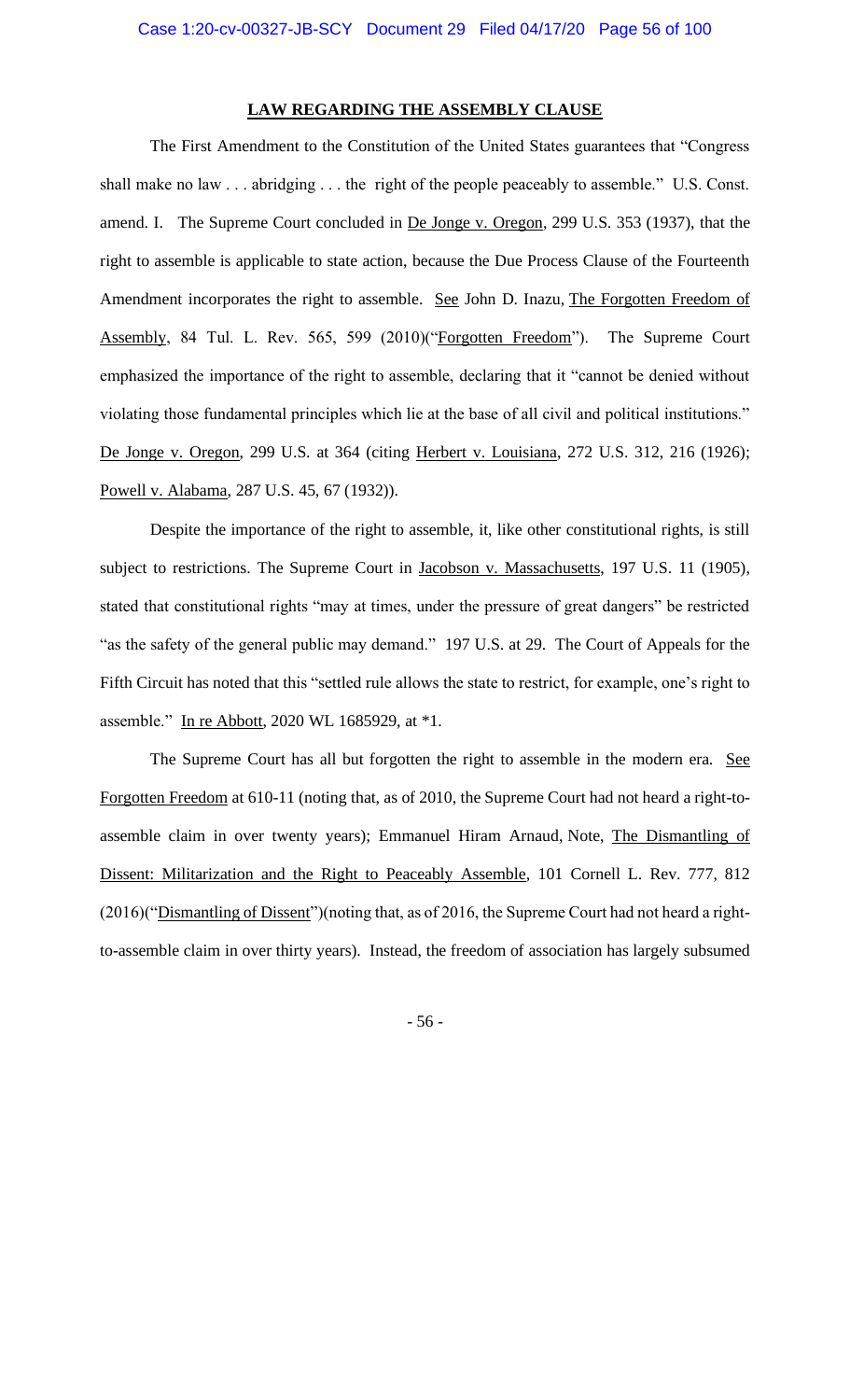## LAW REGARDING THE ASSEMBLY CLAUSE

The First Amendment to the Constitution of the United States guarantees that "Congress shall make no law . . . abridging . . . the right of the people peaceably to assemble." U.S. Const. amend. I. The Supreme Court concluded in De Jonge v. Oregon, 299 U.S. 353 (1937), that the right to assemble is applicable to state action, because the Due Process Clause of the Fourteenth Amendment incorporates the right to assemble. See John D. Inazu, The Forgotten Freedom of Assembly, 84 Tul. L. Rev. 565, 599 (2010)("Forgotten Freedom"). The Supreme Court emphasized the importance of the right to assemble, declaring that it "cannot be denied without violating those fundamental principles which lie at the base of all civil and political institutions." De Jonge v. Oregon, 299 U.S. at 364 (citing Herbert v. Louisiana, 272 U.S. 312, 216 (1926); Powell v. Alabama, 287 U.S. 45, 67 (1932)).

Despite the importance of the right to assemble, it, like other constitutional rights, is still subject to restrictions. The Supreme Court in Jacobson v. Massachusetts, 197 U.S. 11 (1905), stated that constitutional rights "may at times, under the pressure of great dangers" be restricted "as the safety of the general public may demand." 197 U.S. at 29. The Court of Appeals for the Fifth Circuit has noted that this "settled rule allows the state to restrict, for example, one's right to assemble." In re Abbott, 2020 WL 1685929, at *1.

The Supreme Court has all but forgotten the right to assemble in the modern era. See Forgotten Freedom at 610-11 (noting that, as of 2010, the Supreme Court had not heard a right-to-assemble claim in over twenty years); Emmanuel Hiram Arnaud, Note, The Dismantling of Dissent: Militarization and the Right to Peaceably Assemble, 101 Cornell L. Rev. 777, 812 (2016)("Dismantling of Dissent")(noting that, as of 2016, the Supreme Court had not heard a right-to-assemble claim in over thirty years). Instead, the freedom of association has largely subsumed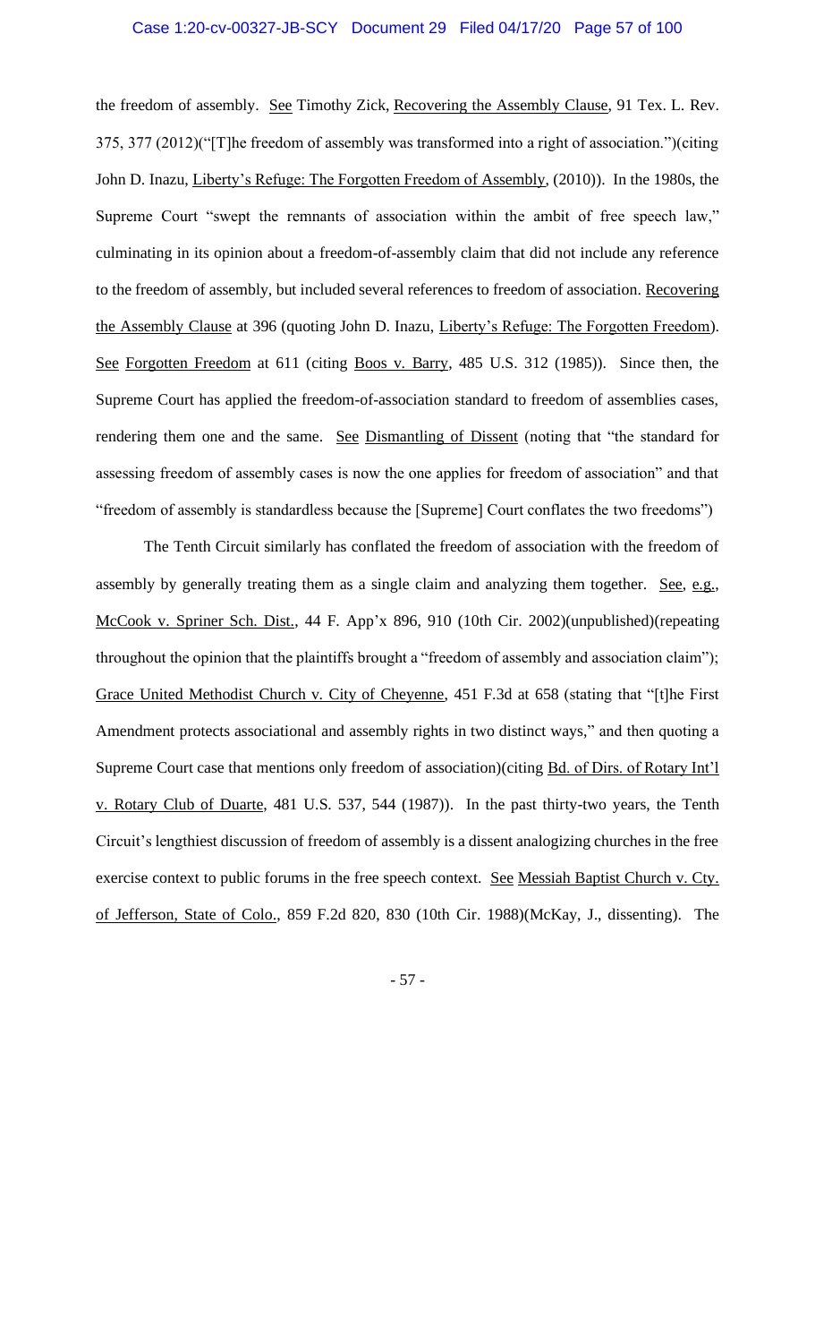the freedom of assembly. See Timothy Zick, Recovering the Assembly Clause, 91 Tex. L. Rev. 375, 377 (2012)("[T]he freedom of assembly was transformed into a right of association.")(citing John D. Inazu, Liberty's Refuge: The Forgotten Freedom of Assembly, (2010)). In the 1980s, the Supreme Court "swept the remnants of association within the ambit of free speech law," culminating in its opinion about a freedom-of-assembly claim that did not include any reference to the freedom of assembly, but included several references to freedom of association. Recovering the Assembly Clause at 396 (quoting John D. Inazu, Liberty's Refuge: The Forgotten Freedom). See Forgotten Freedom at 611 (citing Boos v. Barry, 485 U.S. 312 (1985)). Since then, the Supreme Court has applied the freedom-of-association standard to freedom of assemblies cases, rendering them one and the same. See Dismantling of Dissent (noting that "the standard for assessing freedom of assembly cases is now the one applies for freedom of association" and that "freedom of assembly is standardless because the [Supreme] Court conflates the two freedoms")

The Tenth Circuit similarly has conflated the freedom of association with the freedom of assembly by generally treating them as a single claim and analyzing them together. See, e.g., McCook v. Spriner Sch. Dist., 44 F. App'x 896, 910 (10th Cir. 2002)(unpublished)(repeating throughout the opinion that the plaintiffs brought a "freedom of assembly and association claim"); Grace United Methodist Church v. City of Cheyenne, 451 F.3d at 658 (stating that "[t]he First Amendment protects associational and assembly rights in two distinct ways," and then quoting a Supreme Court case that mentions only freedom of association)(citing Bd. of Dirs. of Rotary Int'l v. Rotary Club of Duarte, 481 U.S. 537, 544 (1987)). In the past thirty-two years, the Tenth Circuit's lengthiest discussion of freedom of assembly is a dissent analogizing churches in the free exercise context to public forums in the free speech context. See Messiah Baptist Church v. Cty. of Jefferson, State of Colo., 859 F.2d 820, 830 (10th Cir. 1988)(McKay, J., dissenting). The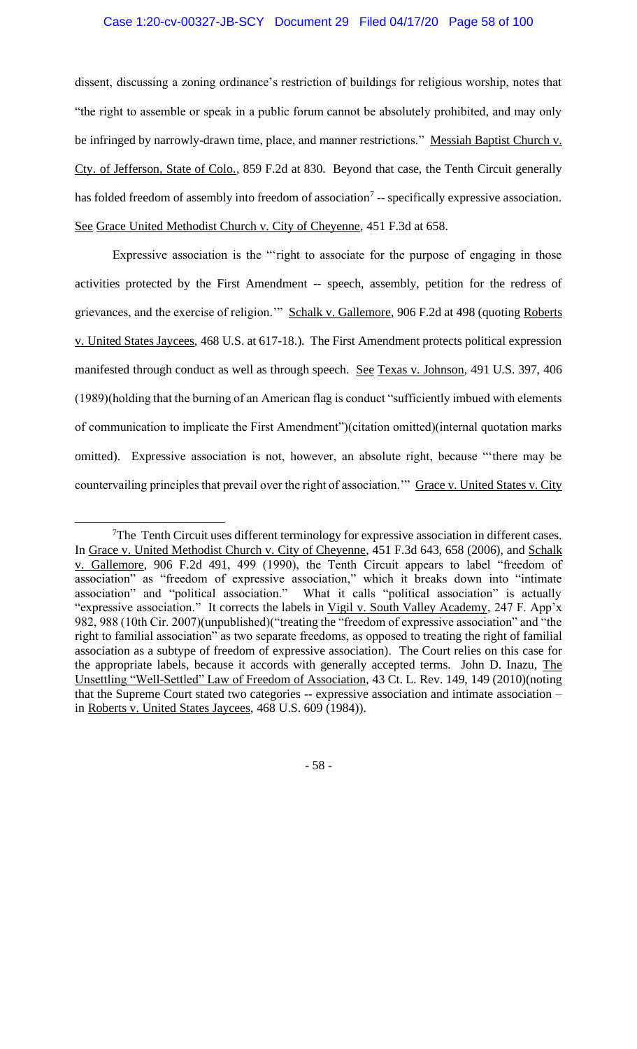dissent, discussing a zoning ordinance's restriction of buildings for religious worship, notes that "the right to assemble or speak in a public forum cannot be absolutely prohibited, and may only be infringed by narrowly-drawn time, place, and manner restrictions." Messiah Baptist Church v. Cty. of Jefferson, State of Colo., 859 F.2d at 830. Beyond that case, the Tenth Circuit generally has folded freedom of assembly into freedom of association[7] -- specifically expressive association. See Grace United Methodist Church v. City of Cheyenne, 451 F.3d at 658.

Expressive association is the "'right to associate for the purpose of engaging in those activities protected by the First Amendment -- speech, assembly, petition for the redress of grievances, and the exercise of religion.'" Schalk v. Gallemore, 906 F.2d at 498 (quoting Roberts v. United States Jaycees, 468 U.S. at 617-18.). The First Amendment protects political expression manifested through conduct as well as through speech. See Texas v. Johnson, 491 U.S. 397, 406 (1989)(holding that the burning of an American flag is conduct "sufficiently imbued with elements of communication to implicate the First Amendment")(citation omitted)(internal quotation marks omitted). Expressive association is not, however, an absolute right, because "'there may be countervailing principles that prevail over the right of association.'" Grace v. United States v. City

---

[7] The Tenth Circuit uses different terminology for expressive association in different cases. In Grace v. United Methodist Church v. City of Cheyenne, 451 F.3d 643, 658 (2006), and Schalk v. Gallemore, 906 F.2d 491, 499 (1990), the Tenth Circuit appears to label "freedom of association" as "freedom of expressive association," which it breaks down into "intimate association" and "political association." What it calls "political association" is actually "expressive association." It corrects the labels in Vigil v. South Valley Academy, 247 F. App'x 982, 988 (10th Cir. 2007)(unpublished)("treating the "freedom of expressive association" and "the right to familial association" as two separate freedoms, as opposed to treating the right of familial association as a subtype of freedom of expressive association). The Court relies on this case for the appropriate labels, because it accords with generally accepted terms. John D. Inazu, The Unsettling "Well-Settled" Law of Freedom of Association, 43 Ct. L. Rev. 149, 149 (2010)(noting that the Supreme Court stated two categories -- expressive association and intimate association – in Roberts v. United States Jaycees, 468 U.S. 609 (1984)).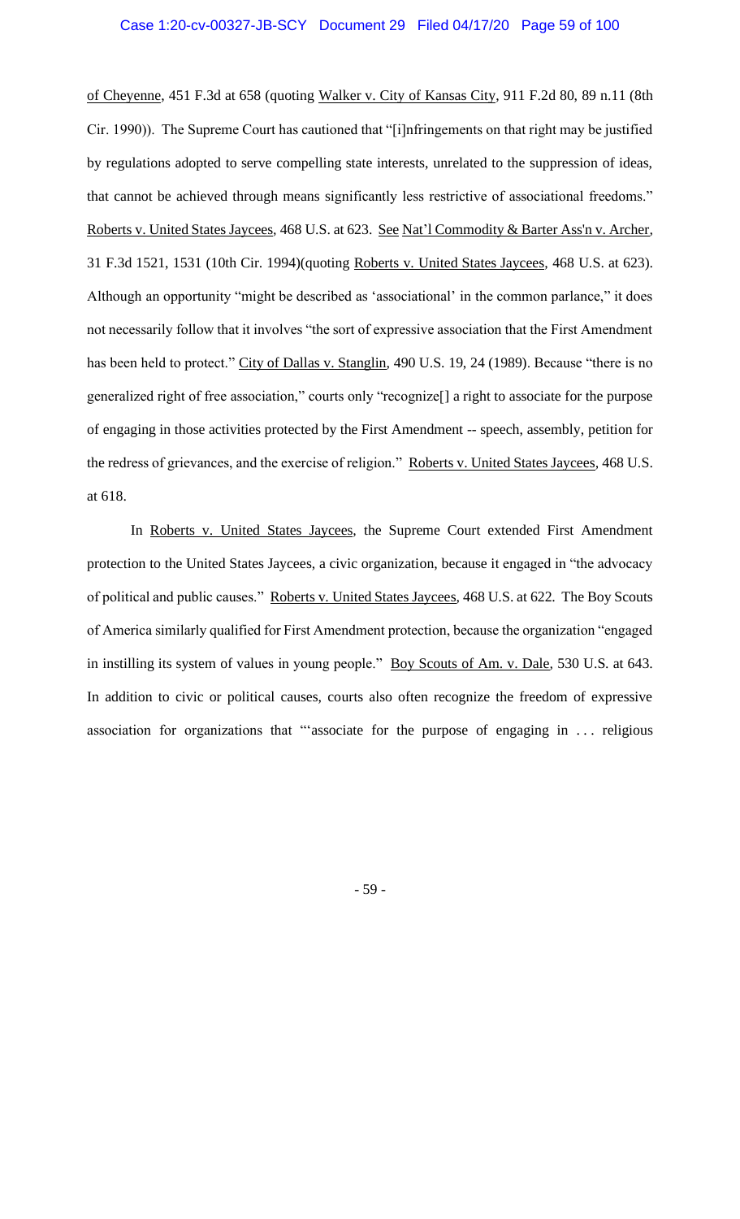of Cheyenne, 451 F.3d at 658 (quoting Walker v. City of Kansas City, 911 F.2d 80, 89 n.11 (8th Cir. 1990)). The Supreme Court has cautioned that "[i]nfringements on that right may be justified by regulations adopted to serve compelling state interests, unrelated to the suppression of ideas, that cannot be achieved through means significantly less restrictive of associational freedoms." Roberts v. United States Jaycees, 468 U.S. at 623. See Nat'l Commodity & Barter Ass'n v. Archer, 31 F.3d 1521, 1531 (10th Cir. 1994)(quoting Roberts v. United States Jaycees, 468 U.S. at 623). Although an opportunity "might be described as 'associational' in the common parlance," it does not necessarily follow that it involves "the sort of expressive association that the First Amendment has been held to protect." City of Dallas v. Stanglin, 490 U.S. 19, 24 (1989). Because "there is no generalized right of free association," courts only "recognize[] a right to associate for the purpose of engaging in those activities protected by the First Amendment -- speech, assembly, petition for the redress of grievances, and the exercise of religion." Roberts v. United States Jaycees, 468 U.S. at 618.

In Roberts v. United States Jaycees, the Supreme Court extended First Amendment protection to the United States Jaycees, a civic organization, because it engaged in "the advocacy of political and public causes." Roberts v. United States Jaycees, 468 U.S. at 622. The Boy Scouts of America similarly qualified for First Amendment protection, because the organization "engaged in instilling its system of values in young people." Boy Scouts of Am. v. Dale, 530 U.S. at 643. In addition to civic or political causes, courts also often recognize the freedom of expressive association for organizations that "'associate for the purpose of engaging in . . . religious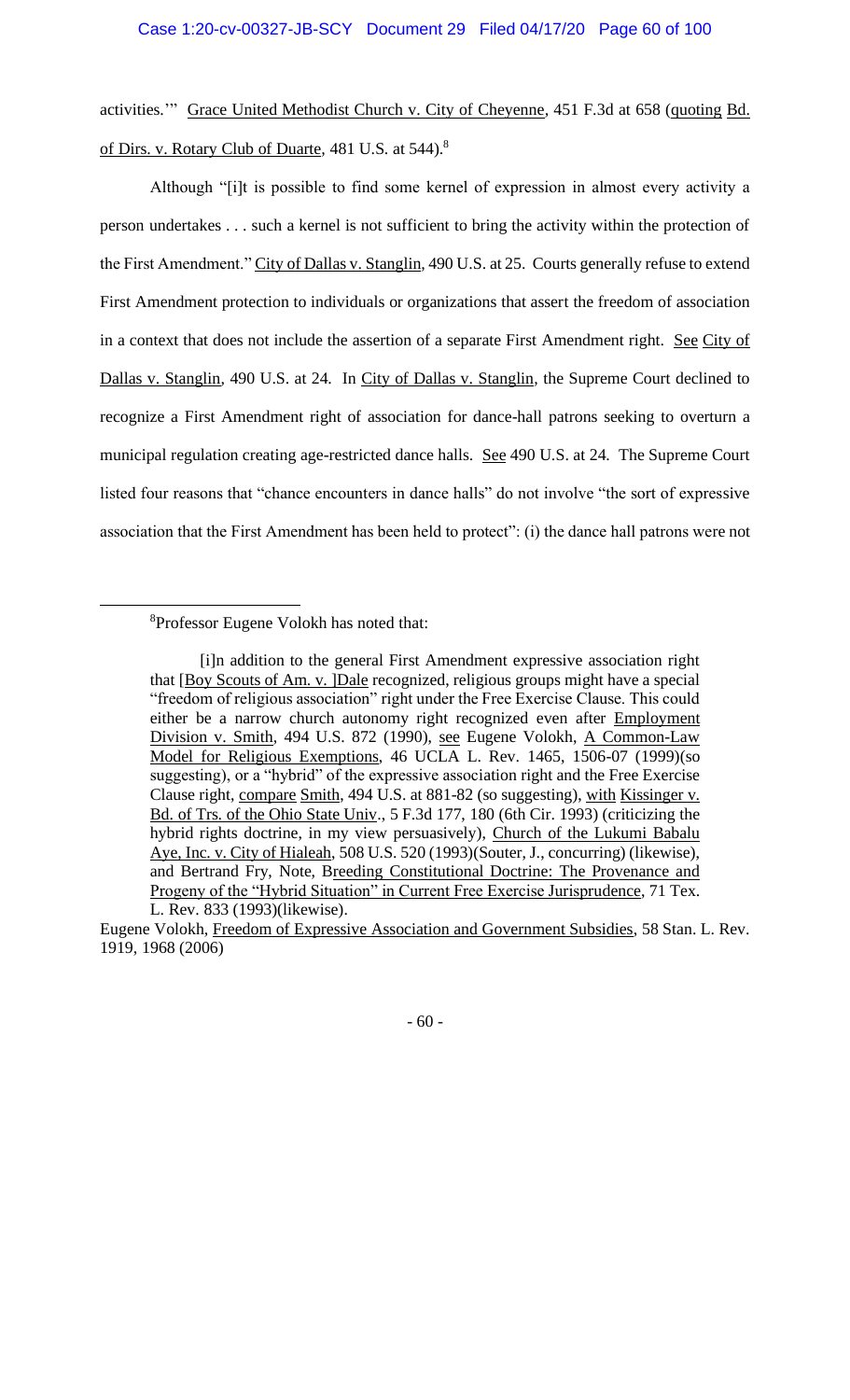activities.'" Grace United Methodist Church v. City of Cheyenne, 451 F.3d at 658 (quoting Bd. of Dirs. v. Rotary Club of Duarte, 481 U.S. at 544).[8]

Although "[i]t is possible to find some kernel of expression in almost every activity a person undertakes . . . such a kernel is not sufficient to bring the activity within the protection of the First Amendment." City of Dallas v. Stanglin, 490 U.S. at 25. Courts generally refuse to extend First Amendment protection to individuals or organizations that assert the freedom of association in a context that does not include the assertion of a separate First Amendment right. See City of Dallas v. Stanglin, 490 U.S. at 24. In City of Dallas v. Stanglin, the Supreme Court declined to recognize a First Amendment right of association for dance-hall patrons seeking to overturn a municipal regulation creating age-restricted dance halls. See 490 U.S. at 24. The Supreme Court listed four reasons that "chance encounters in dance halls" do not involve "the sort of expressive association that the First Amendment has been held to protect": (i) the dance hall patrons were not

---

[8]Professor Eugene Volokh has noted that:

> [i]n addition to the general First Amendment expressive association right that [Boy Scouts of Am. v. ]Dale recognized, religious groups might have a special "freedom of religious association" right under the Free Exercise Clause. This could either be a narrow church autonomy right recognized even after Employment Division v. Smith, 494 U.S. 872 (1990), see Eugene Volokh, A Common-Law Model for Religious Exemptions, 46 UCLA L. Rev. 1465, 1506-07 (1999)(so suggesting), or a "hybrid" of the expressive association right and the Free Exercise Clause right, compare Smith, 494 U.S. at 881-82 (so suggesting), with Kissinger v. Bd. of Trs. of the Ohio State Univ., 5 F.3d 177, 180 (6th Cir. 1993) (criticizing the hybrid rights doctrine, in my view persuasively), Church of the Lukumi Babalu Aye, Inc. v. City of Hialeah, 508 U.S. 520 (1993)(Souter, J., concurring) (likewise), and Bertrand Fry, Note, Breeding Constitutional Doctrine: The Provenance and Progeny of the "Hybrid Situation" in Current Free Exercise Jurisprudence, 71 Tex. L. Rev. 833 (1993)(likewise).

Eugene Volokh, Freedom of Expressive Association and Government Subsidies, 58 Stan. L. Rev. 1919, 1968 (2006)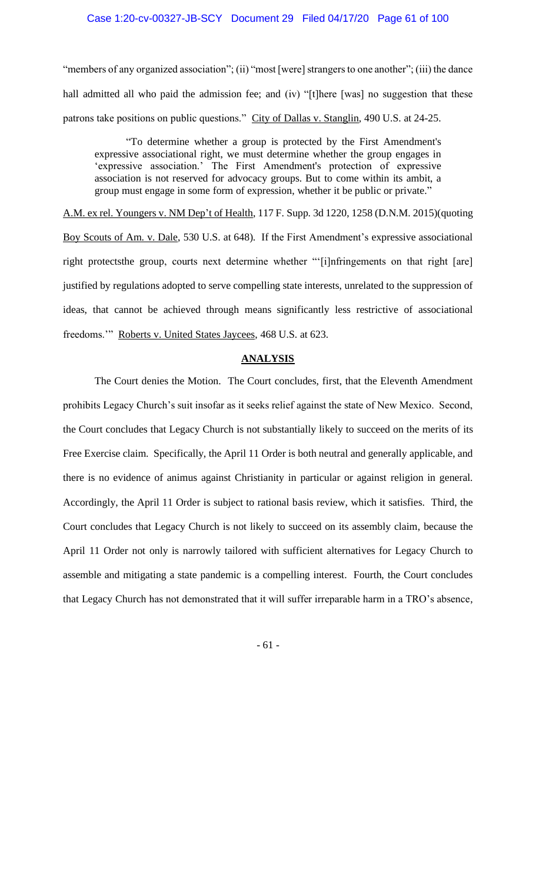"members of any organized association"; (ii) "most [were] strangers to one another"; (iii) the dance hall admitted all who paid the admission fee; and (iv) "[t]here [was] no suggestion that these patrons take positions on public questions." City of Dallas v. Stanglin, 490 U.S. at 24-25.

> "To determine whether a group is protected by the First Amendment's expressive associational right, we must determine whether the group engages in 'expressive association.' The First Amendment's protection of expressive association is not reserved for advocacy groups. But to come within its ambit, a group must engage in some form of expression, whether it be public or private."

A.M. ex rel. Youngers v. NM Dep't of Health, 117 F. Supp. 3d 1220, 1258 (D.N.M. 2015)(quoting Boy Scouts of Am. v. Dale, 530 U.S. at 648). If the First Amendment's expressive associational right protectsthe group, courts next determine whether "'[i]nfringements on that right [are] justified by regulations adopted to serve compelling state interests, unrelated to the suppression of ideas, that cannot be achieved through means significantly less restrictive of associational freedoms.'" Roberts v. United States Jaycees, 468 U.S. at 623.

## ANALYSIS

The Court denies the Motion. The Court concludes, first, that the Eleventh Amendment prohibits Legacy Church's suit insofar as it seeks relief against the state of New Mexico. Second, the Court concludes that Legacy Church is not substantially likely to succeed on the merits of its Free Exercise claim. Specifically, the April 11 Order is both neutral and generally applicable, and there is no evidence of animus against Christianity in particular or against religion in general. Accordingly, the April 11 Order is subject to rational basis review, which it satisfies. Third, the Court concludes that Legacy Church is not likely to succeed on its assembly claim, because the April 11 Order not only is narrowly tailored with sufficient alternatives for Legacy Church to assemble and mitigating a state pandemic is a compelling interest. Fourth, the Court concludes that Legacy Church has not demonstrated that it will suffer irreparable harm in a TRO's absence,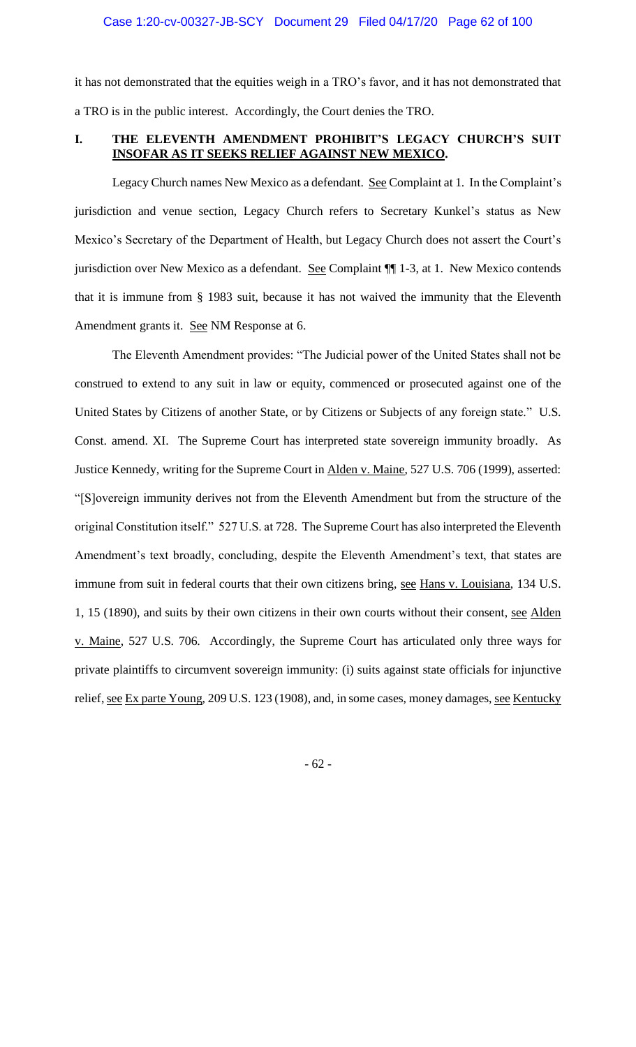it has not demonstrated that the equities weigh in a TRO's favor, and it has not demonstrated that a TRO is in the public interest. Accordingly, the Court denies the TRO.

## I. THE ELEVENTH AMENDMENT PROHIBIT'S LEGACY CHURCH'S SUIT INSOFAR AS IT SEEKS RELIEF AGAINST NEW MEXICO.

Legacy Church names New Mexico as a defendant. See Complaint at 1. In the Complaint's jurisdiction and venue section, Legacy Church refers to Secretary Kunkel's status as New Mexico's Secretary of the Department of Health, but Legacy Church does not assert the Court's jurisdiction over New Mexico as a defendant. See Complaint ¶¶ 1-3, at 1. New Mexico contends that it is immune from § 1983 suit, because it has not waived the immunity that the Eleventh Amendment grants it. See NM Response at 6.

The Eleventh Amendment provides: "The Judicial power of the United States shall not be construed to extend to any suit in law or equity, commenced or prosecuted against one of the United States by Citizens of another State, or by Citizens or Subjects of any foreign state." U.S. Const. amend. XI. The Supreme Court has interpreted state sovereign immunity broadly. As Justice Kennedy, writing for the Supreme Court in Alden v. Maine, 527 U.S. 706 (1999), asserted: "[S]overeign immunity derives not from the Eleventh Amendment but from the structure of the original Constitution itself." 527 U.S. at 728. The Supreme Court has also interpreted the Eleventh Amendment's text broadly, concluding, despite the Eleventh Amendment's text, that states are immune from suit in federal courts that their own citizens bring, see Hans v. Louisiana, 134 U.S. 1, 15 (1890), and suits by their own citizens in their own courts without their consent, see Alden v. Maine, 527 U.S. 706. Accordingly, the Supreme Court has articulated only three ways for private plaintiffs to circumvent sovereign immunity: (i) suits against state officials for injunctive relief, see Ex parte Young, 209 U.S. 123 (1908), and, in some cases, money damages, see Kentucky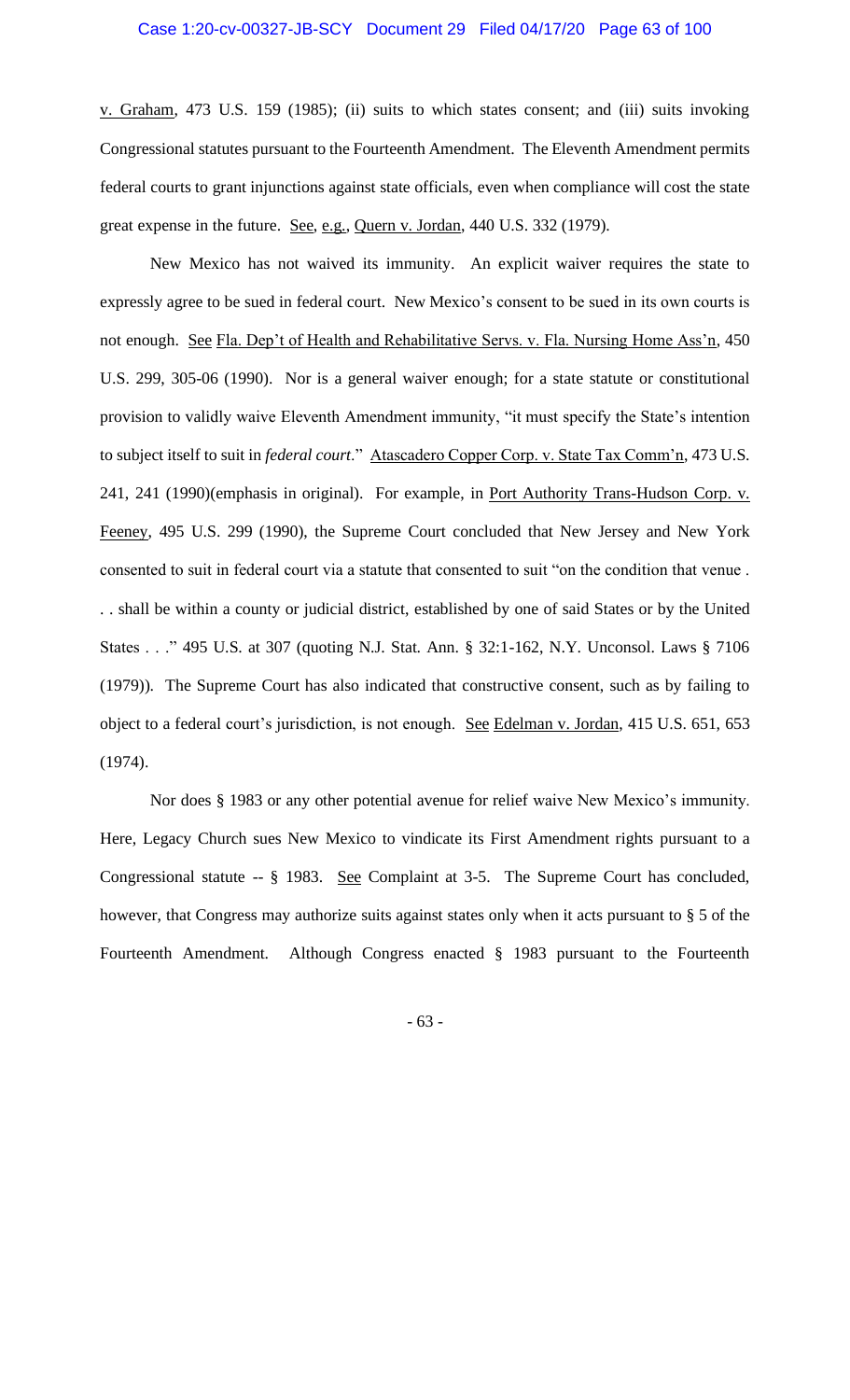v. Graham, 473 U.S. 159 (1985); (ii) suits to which states consent; and (iii) suits invoking Congressional statutes pursuant to the Fourteenth Amendment. The Eleventh Amendment permits federal courts to grant injunctions against state officials, even when compliance will cost the state great expense in the future. See, e.g., Quern v. Jordan, 440 U.S. 332 (1979).

New Mexico has not waived its immunity. An explicit waiver requires the state to expressly agree to be sued in federal court. New Mexico's consent to be sued in its own courts is not enough. See Fla. Dep't of Health and Rehabilitative Servs. v. Fla. Nursing Home Ass'n, 450 U.S. 299, 305-06 (1990). Nor is a general waiver enough; for a state statute or constitutional provision to validly waive Eleventh Amendment immunity, "it must specify the State's intention to subject itself to suit in *federal court*." Atascadero Copper Corp. v. State Tax Comm'n, 473 U.S. 241, 241 (1990)(emphasis in original). For example, in Port Authority Trans-Hudson Corp. v. Feeney, 495 U.S. 299 (1990), the Supreme Court concluded that New Jersey and New York consented to suit in federal court via a statute that consented to suit "on the condition that venue . . . shall be within a county or judicial district, established by one of said States or by the United States . . ." 495 U.S. at 307 (quoting N.J. Stat. Ann. § 32:1-162, N.Y. Unconsol. Laws § 7106 (1979)). The Supreme Court has also indicated that constructive consent, such as by failing to object to a federal court's jurisdiction, is not enough. See Edelman v. Jordan, 415 U.S. 651, 653 (1974).

Nor does § 1983 or any other potential avenue for relief waive New Mexico's immunity. Here, Legacy Church sues New Mexico to vindicate its First Amendment rights pursuant to a Congressional statute -- § 1983. See Complaint at 3-5. The Supreme Court has concluded, however, that Congress may authorize suits against states only when it acts pursuant to § 5 of the Fourteenth Amendment. Although Congress enacted § 1983 pursuant to the Fourteenth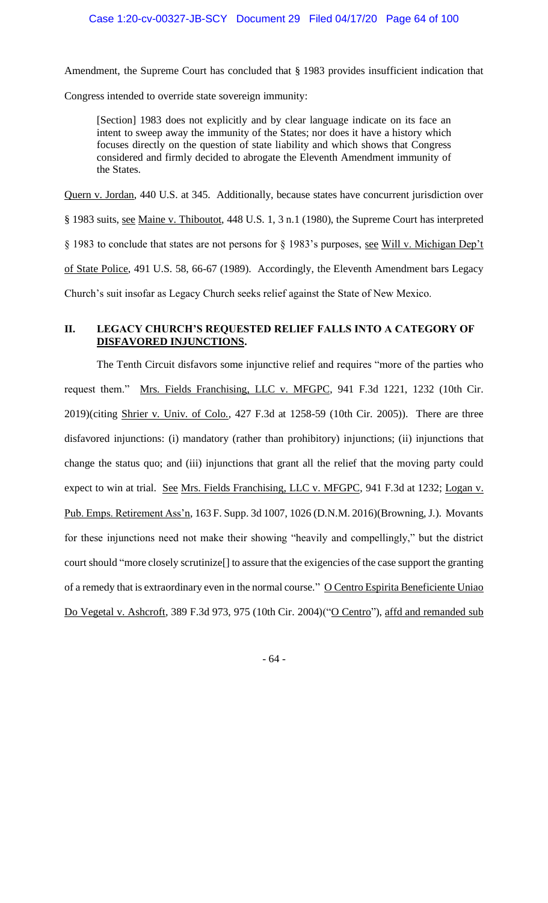Amendment, the Supreme Court has concluded that § 1983 provides insufficient indication that Congress intended to override state sovereign immunity:

> [Section] 1983 does not explicitly and by clear language indicate on its face an intent to sweep away the immunity of the States; nor does it have a history which focuses directly on the question of state liability and which shows that Congress considered and firmly decided to abrogate the Eleventh Amendment immunity of the States.

Quern v. Jordan, 440 U.S. at 345. Additionally, because states have concurrent jurisdiction over § 1983 suits, see Maine v. Thiboutot, 448 U.S. 1, 3 n.1 (1980), the Supreme Court has interpreted § 1983 to conclude that states are not persons for § 1983's purposes, see Will v. Michigan Dep't of State Police, 491 U.S. 58, 66-67 (1989). Accordingly, the Eleventh Amendment bars Legacy Church's suit insofar as Legacy Church seeks relief against the State of New Mexico.

## II. LEGACY CHURCH'S REQUESTED RELIEF FALLS INTO A CATEGORY OF DISFAVORED INJUNCTIONS.

The Tenth Circuit disfavors some injunctive relief and requires "more of the parties who request them." Mrs. Fields Franchising, LLC v. MFGPC, 941 F.3d 1221, 1232 (10th Cir. 2019)(citing Shrier v. Univ. of Colo., 427 F.3d at 1258-59 (10th Cir. 2005)). There are three disfavored injunctions: (i) mandatory (rather than prohibitory) injunctions; (ii) injunctions that change the status quo; and (iii) injunctions that grant all the relief that the moving party could expect to win at trial. See Mrs. Fields Franchising, LLC v. MFGPC, 941 F.3d at 1232; Logan v. Pub. Emps. Retirement Ass'n, 163 F. Supp. 3d 1007, 1026 (D.N.M. 2016)(Browning, J.). Movants for these injunctions need not make their showing "heavily and compellingly," but the district court should "more closely scrutinize[] to assure that the exigencies of the case support the granting of a remedy that is extraordinary even in the normal course." O Centro Espirita Beneficiente Uniao Do Vegetal v. Ashcroft, 389 F.3d 973, 975 (10th Cir. 2004)("O Centro"), affd and remanded sub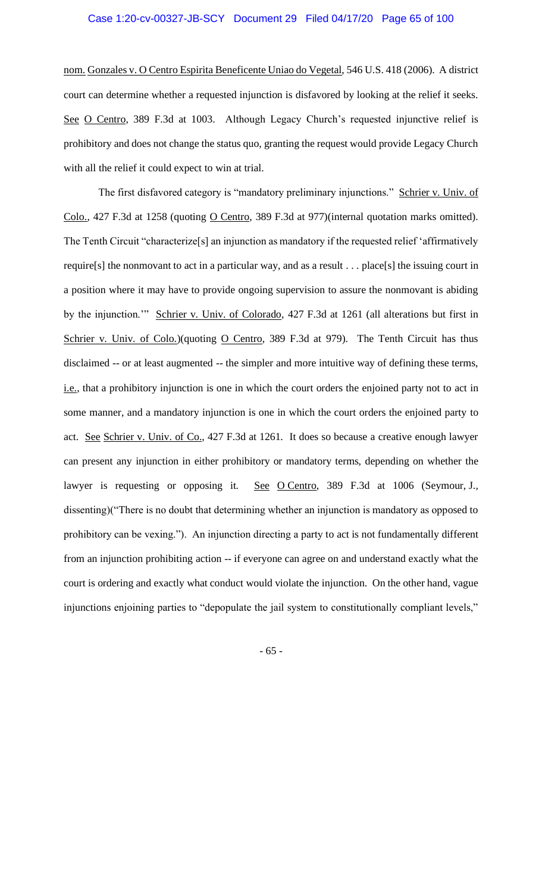nom. Gonzales v. O Centro Espirita Beneficente Uniao do Vegetal, 546 U.S. 418 (2006). A district court can determine whether a requested injunction is disfavored by looking at the relief it seeks. See O Centro, 389 F.3d at 1003. Although Legacy Church's requested injunctive relief is prohibitory and does not change the status quo, granting the request would provide Legacy Church with all the relief it could expect to win at trial.

The first disfavored category is "mandatory preliminary injunctions." Schrier v. Univ. of Colo., 427 F.3d at 1258 (quoting O Centro, 389 F.3d at 977)(internal quotation marks omitted). The Tenth Circuit "characterize[s] an injunction as mandatory if the requested relief 'affirmatively require[s] the nonmovant to act in a particular way, and as a result . . . place[s] the issuing court in a position where it may have to provide ongoing supervision to assure the nonmovant is abiding by the injunction.'" Schrier v. Univ. of Colorado, 427 F.3d at 1261 (all alterations but first in Schrier v. Univ. of Colo.)(quoting O Centro, 389 F.3d at 979). The Tenth Circuit has thus disclaimed -- or at least augmented -- the simpler and more intuitive way of defining these terms, i.e., that a prohibitory injunction is one in which the court orders the enjoined party not to act in some manner, and a mandatory injunction is one in which the court orders the enjoined party to act. See Schrier v. Univ. of Co., 427 F.3d at 1261. It does so because a creative enough lawyer can present any injunction in either prohibitory or mandatory terms, depending on whether the lawyer is requesting or opposing it. See O Centro, 389 F.3d at 1006 (Seymour, J., dissenting)("There is no doubt that determining whether an injunction is mandatory as opposed to prohibitory can be vexing."). An injunction directing a party to act is not fundamentally different from an injunction prohibiting action -- if everyone can agree on and understand exactly what the court is ordering and exactly what conduct would violate the injunction. On the other hand, vague injunctions enjoining parties to "depopulate the jail system to constitutionally compliant levels,"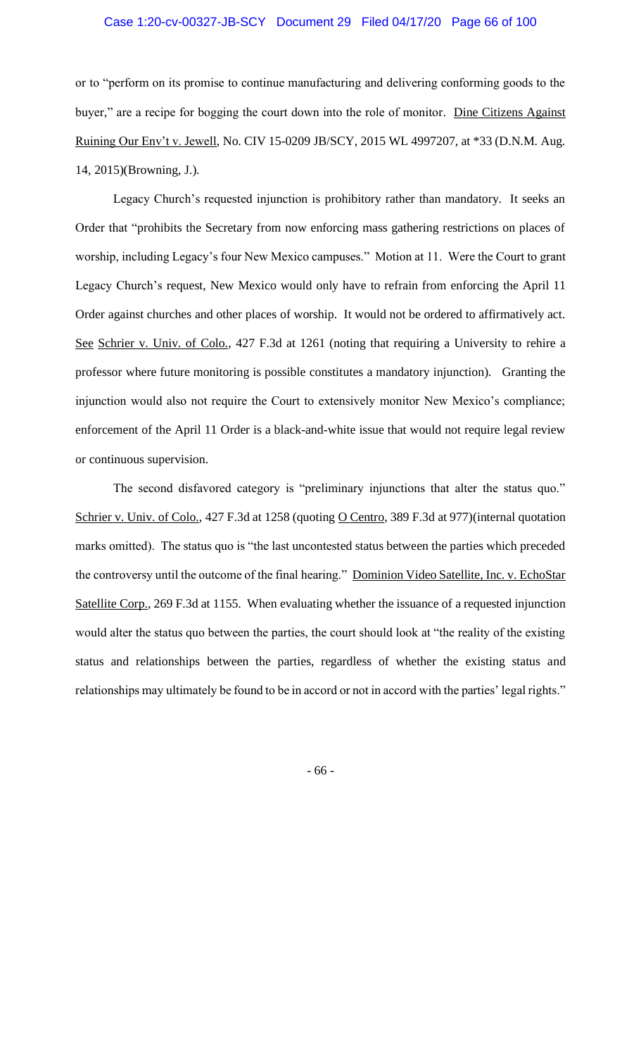or to "perform on its promise to continue manufacturing and delivering conforming goods to the buyer," are a recipe for bogging the court down into the role of monitor. Dine Citizens Against Ruining Our Env't v. Jewell, No. CIV 15-0209 JB/SCY, 2015 WL 4997207, at *33 (D.N.M. Aug. 14, 2015)(Browning, J.).

Legacy Church's requested injunction is prohibitory rather than mandatory. It seeks an Order that "prohibits the Secretary from now enforcing mass gathering restrictions on places of worship, including Legacy's four New Mexico campuses." Motion at 11. Were the Court to grant Legacy Church's request, New Mexico would only have to refrain from enforcing the April 11 Order against churches and other places of worship. It would not be ordered to affirmatively act. See Schrier v. Univ. of Colo., 427 F.3d at 1261 (noting that requiring a University to rehire a professor where future monitoring is possible constitutes a mandatory injunction). Granting the injunction would also not require the Court to extensively monitor New Mexico's compliance; enforcement of the April 11 Order is a black-and-white issue that would not require legal review or continuous supervision.

The second disfavored category is "preliminary injunctions that alter the status quo." Schrier v. Univ. of Colo., 427 F.3d at 1258 (quoting O Centro, 389 F.3d at 977)(internal quotation marks omitted). The status quo is "the last uncontested status between the parties which preceded the controversy until the outcome of the final hearing." Dominion Video Satellite, Inc. v. EchoStar Satellite Corp., 269 F.3d at 1155. When evaluating whether the issuance of a requested injunction would alter the status quo between the parties, the court should look at "the reality of the existing status and relationships between the parties, regardless of whether the existing status and relationships may ultimately be found to be in accord or not in accord with the parties' legal rights."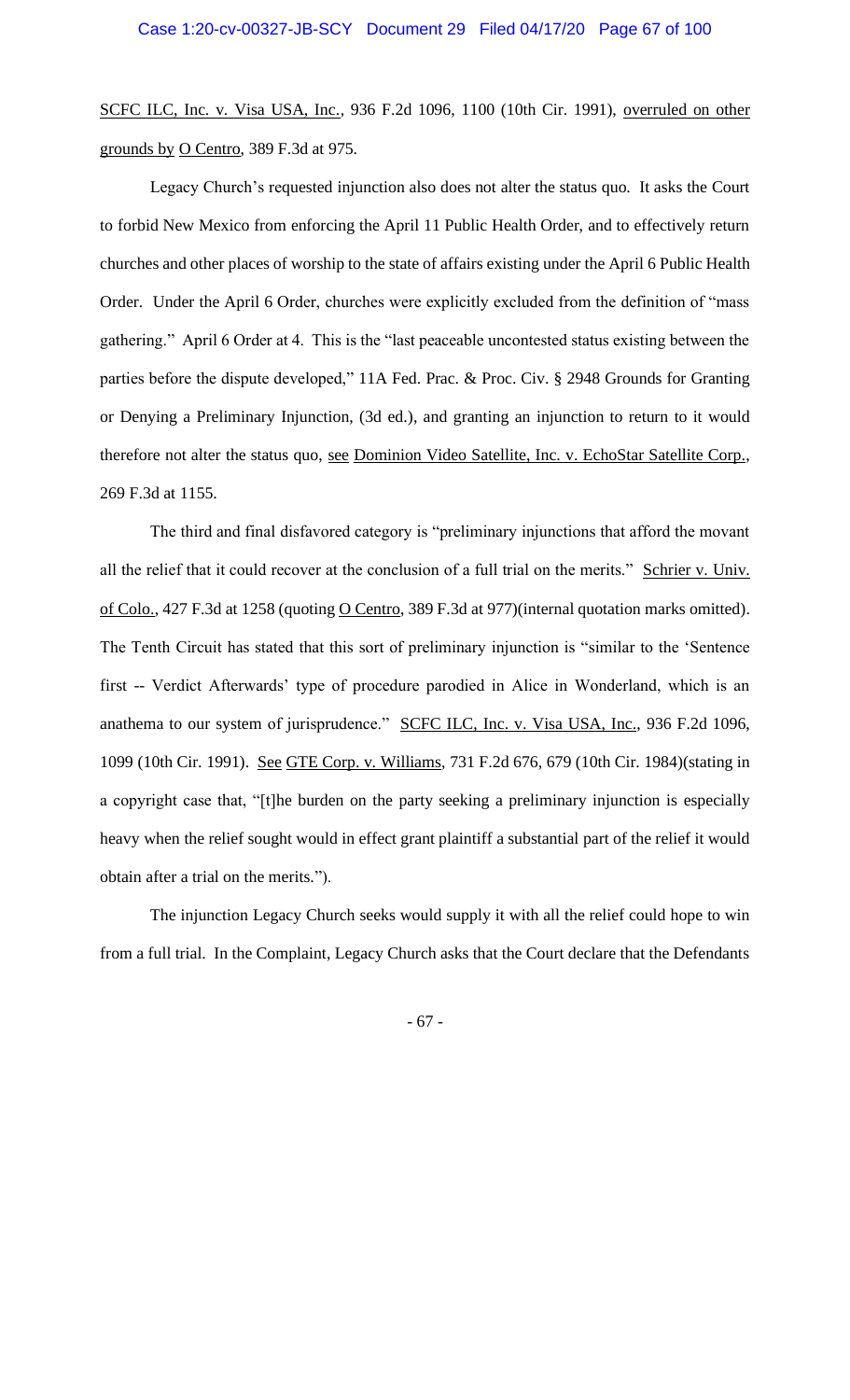SCFC ILC, Inc. v. Visa USA, Inc., 936 F.2d 1096, 1100 (10th Cir. 1991), overruled on other grounds by O Centro, 389 F.3d at 975.

Legacy Church's requested injunction also does not alter the status quo. It asks the Court to forbid New Mexico from enforcing the April 11 Public Health Order, and to effectively return churches and other places of worship to the state of affairs existing under the April 6 Public Health Order. Under the April 6 Order, churches were explicitly excluded from the definition of "mass gathering." April 6 Order at 4. This is the "last peaceable uncontested status existing between the parties before the dispute developed," 11A Fed. Prac. & Proc. Civ. § 2948 Grounds for Granting or Denying a Preliminary Injunction, (3d ed.), and granting an injunction to return to it would therefore not alter the status quo, see Dominion Video Satellite, Inc. v. EchoStar Satellite Corp., 269 F.3d at 1155.

The third and final disfavored category is "preliminary injunctions that afford the movant all the relief that it could recover at the conclusion of a full trial on the merits." Schrier v. Univ. of Colo., 427 F.3d at 1258 (quoting O Centro, 389 F.3d at 977)(internal quotation marks omitted). The Tenth Circuit has stated that this sort of preliminary injunction is "similar to the 'Sentence first -- Verdict Afterwards' type of procedure parodied in Alice in Wonderland, which is an anathema to our system of jurisprudence." SCFC ILC, Inc. v. Visa USA, Inc., 936 F.2d 1096, 1099 (10th Cir. 1991). See GTE Corp. v. Williams, 731 F.2d 676, 679 (10th Cir. 1984)(stating in a copyright case that, "[t]he burden on the party seeking a preliminary injunction is especially heavy when the relief sought would in effect grant plaintiff a substantial part of the relief it would obtain after a trial on the merits.").

The injunction Legacy Church seeks would supply it with all the relief could hope to win from a full trial. In the Complaint, Legacy Church asks that the Court declare that the Defendants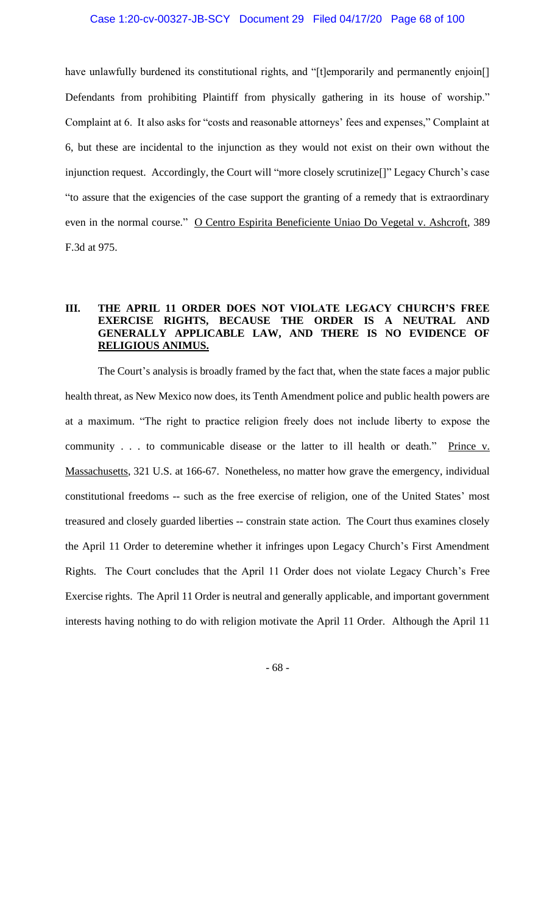have unlawfully burdened its constitutional rights, and "[t]emporarily and permanently enjoin[] Defendants from prohibiting Plaintiff from physically gathering in its house of worship." Complaint at 6. It also asks for "costs and reasonable attorneys' fees and expenses," Complaint at 6, but these are incidental to the injunction as they would not exist on their own without the injunction request. Accordingly, the Court will "more closely scrutinize[]" Legacy Church's case "to assure that the exigencies of the case support the granting of a remedy that is extraordinary even in the normal course." O Centro Espirita Beneficiente Uniao Do Vegetal v. Ashcroft, 389 F.3d at 975.

## III. THE APRIL 11 ORDER DOES NOT VIOLATE LEGACY CHURCH'S FREE EXERCISE RIGHTS, BECAUSE THE ORDER IS A NEUTRAL AND GENERALLY APPLICABLE LAW, AND THERE IS NO EVIDENCE OF RELIGIOUS ANIMUS.

The Court's analysis is broadly framed by the fact that, when the state faces a major public health threat, as New Mexico now does, its Tenth Amendment police and public health powers are at a maximum. "The right to practice religion freely does not include liberty to expose the community . . . to communicable disease or the latter to ill health or death." Prince v. Massachusetts, 321 U.S. at 166-67. Nonetheless, no matter how grave the emergency, individual constitutional freedoms -- such as the free exercise of religion, one of the United States' most treasured and closely guarded liberties -- constrain state action. The Court thus examines closely the April 11 Order to deteremine whether it infringes upon Legacy Church's First Amendment Rights. The Court concludes that the April 11 Order does not violate Legacy Church's Free Exercise rights. The April 11 Order is neutral and generally applicable, and important government interests having nothing to do with religion motivate the April 11 Order. Although the April 11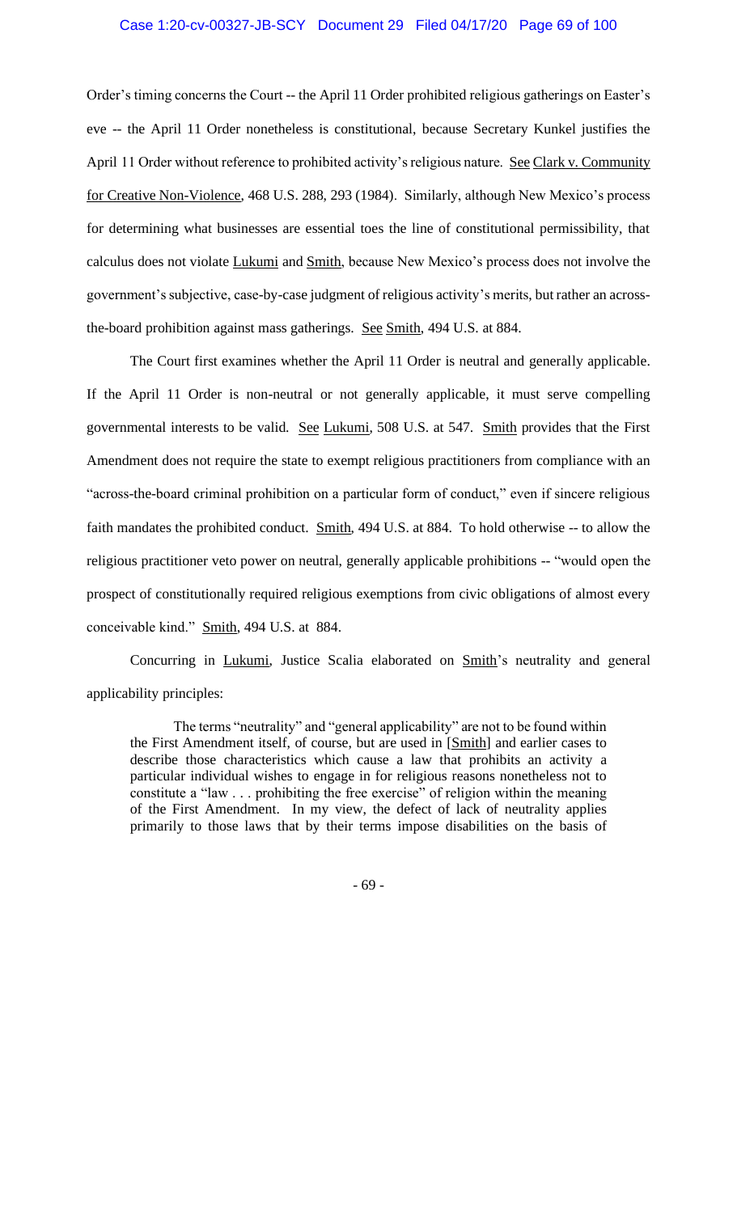Order's timing concerns the Court -- the April 11 Order prohibited religious gatherings on Easter's eve -- the April 11 Order nonetheless is constitutional, because Secretary Kunkel justifies the April 11 Order without reference to prohibited activity's religious nature. See Clark v. Community for Creative Non-Violence, 468 U.S. 288, 293 (1984). Similarly, although New Mexico's process for determining what businesses are essential toes the line of constitutional permissibility, that calculus does not violate Lukumi and Smith, because New Mexico's process does not involve the government's subjective, case-by-case judgment of religious activity's merits, but rather an across-the-board prohibition against mass gatherings. See Smith, 494 U.S. at 884.

The Court first examines whether the April 11 Order is neutral and generally applicable. If the April 11 Order is non-neutral or not generally applicable, it must serve compelling governmental interests to be valid. See Lukumi, 508 U.S. at 547. Smith provides that the First Amendment does not require the state to exempt religious practitioners from compliance with an "across-the-board criminal prohibition on a particular form of conduct," even if sincere religious faith mandates the prohibited conduct. Smith, 494 U.S. at 884. To hold otherwise -- to allow the religious practitioner veto power on neutral, generally applicable prohibitions -- "would open the prospect of constitutionally required religious exemptions from civic obligations of almost every conceivable kind." Smith, 494 U.S. at 884.

Concurring in Lukumi, Justice Scalia elaborated on Smith's neutrality and general applicability principles:

> The terms "neutrality" and "general applicability" are not to be found within the First Amendment itself, of course, but are used in [Smith] and earlier cases to describe those characteristics which cause a law that prohibits an activity a particular individual wishes to engage in for religious reasons nonetheless not to constitute a "law . . . prohibiting the free exercise" of religion within the meaning of the First Amendment. In my view, the defect of lack of neutrality applies primarily to those laws that by their terms impose disabilities on the basis of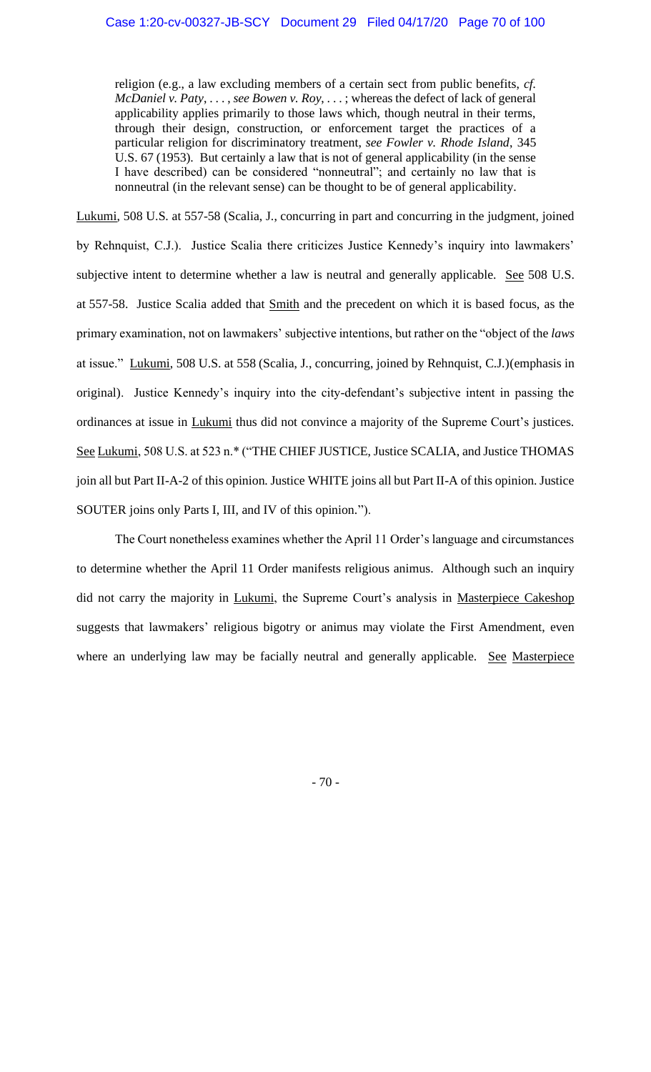> religion (e.g., a law excluding members of a certain sect from public benefits, *cf. McDaniel v. Paty*, . . . , *see Bowen v. Roy*, . . . ; whereas the defect of lack of general applicability applies primarily to those laws which, though neutral in their terms, through their design, construction, or enforcement target the practices of a particular religion for discriminatory treatment, *see Fowler v. Rhode Island*, 345 U.S. 67 (1953). But certainly a law that is not of general applicability (in the sense I have described) can be considered "nonneutral"; and certainly no law that is nonneutral (in the relevant sense) can be thought to be of general applicability.

Lukumi, 508 U.S. at 557-58 (Scalia, J., concurring in part and concurring in the judgment, joined by Rehnquist, C.J.). Justice Scalia there criticizes Justice Kennedy's inquiry into lawmakers' subjective intent to determine whether a law is neutral and generally applicable. See 508 U.S. at 557-58. Justice Scalia added that Smith and the precedent on which it is based focus, as the primary examination, not on lawmakers' subjective intentions, but rather on the "object of the *laws* at issue." Lukumi, 508 U.S. at 558 (Scalia, J., concurring, joined by Rehnquist, C.J.)(emphasis in original). Justice Kennedy's inquiry into the city-defendant's subjective intent in passing the ordinances at issue in Lukumi thus did not convince a majority of the Supreme Court's justices. See Lukumi, 508 U.S. at 523 n.* ("THE CHIEF JUSTICE, Justice SCALIA, and Justice THOMAS join all but Part II-A-2 of this opinion. Justice WHITE joins all but Part II-A of this opinion. Justice SOUTER joins only Parts I, III, and IV of this opinion.").

The Court nonetheless examines whether the April 11 Order's language and circumstances to determine whether the April 11 Order manifests religious animus. Although such an inquiry did not carry the majority in Lukumi, the Supreme Court's analysis in Masterpiece Cakeshop suggests that lawmakers' religious bigotry or animus may violate the First Amendment, even where an underlying law may be facially neutral and generally applicable. See Masterpiece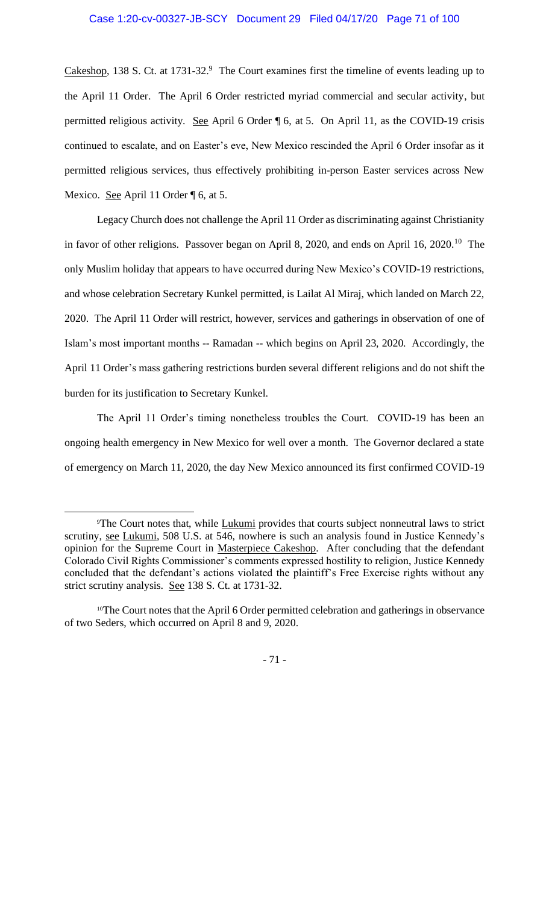Cakeshop, 138 S. Ct. at 1731-32.[9] The Court examines first the timeline of events leading up to the April 11 Order. The April 6 Order restricted myriad commercial and secular activity, but permitted religious activity. See April 6 Order ¶ 6, at 5. On April 11, as the COVID-19 crisis continued to escalate, and on Easter's eve, New Mexico rescinded the April 6 Order insofar as it permitted religious services, thus effectively prohibiting in-person Easter services across New Mexico. See April 11 Order ¶ 6, at 5.

Legacy Church does not challenge the April 11 Order as discriminating against Christianity in favor of other religions. Passover began on April 8, 2020, and ends on April 16, 2020.[10] The only Muslim holiday that appears to have occurred during New Mexico's COVID-19 restrictions, and whose celebration Secretary Kunkel permitted, is Lailat Al Miraj, which landed on March 22, 2020. The April 11 Order will restrict, however, services and gatherings in observation of one of Islam's most important months -- Ramadan -- which begins on April 23, 2020. Accordingly, the April 11 Order's mass gathering restrictions burden several different religions and do not shift the burden for its justification to Secretary Kunkel.

The April 11 Order's timing nonetheless troubles the Court. COVID-19 has been an ongoing health emergency in New Mexico for well over a month. The Governor declared a state of emergency on March 11, 2020, the day New Mexico announced its first confirmed COVID-19

---

[9] The Court notes that, while Lukumi provides that courts subject nonneutral laws to strict scrutiny, see Lukumi, 508 U.S. at 546, nowhere is such an analysis found in Justice Kennedy's opinion for the Supreme Court in Masterpiece Cakeshop. After concluding that the defendant Colorado Civil Rights Commissioner's comments expressed hostility to religion, Justice Kennedy concluded that the defendant's actions violated the plaintiff's Free Exercise rights without any strict scrutiny analysis. See 138 S. Ct. at 1731-32.

[10] The Court notes that the April 6 Order permitted celebration and gatherings in observance of two Seders, which occurred on April 8 and 9, 2020.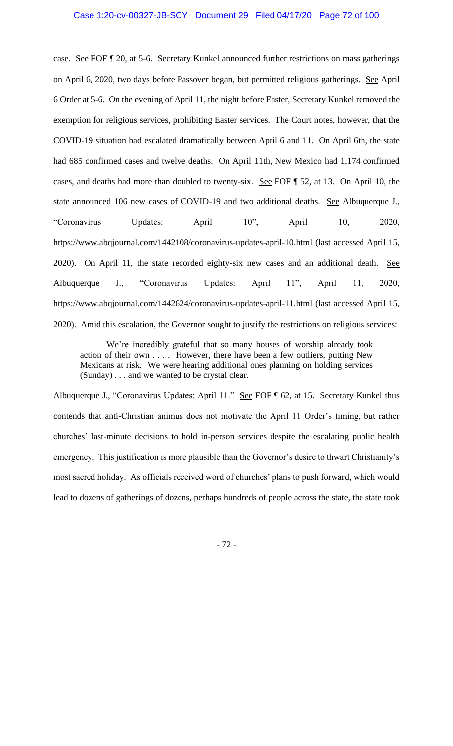case. See FOF ¶ 20, at 5-6. Secretary Kunkel announced further restrictions on mass gatherings on April 6, 2020, two days before Passover began, but permitted religious gatherings. See April 6 Order at 5-6. On the evening of April 11, the night before Easter, Secretary Kunkel removed the exemption for religious services, prohibiting Easter services. The Court notes, however, that the COVID-19 situation had escalated dramatically between April 6 and 11. On April 6th, the state had 685 confirmed cases and twelve deaths. On April 11th, New Mexico had 1,174 confirmed cases, and deaths had more than doubled to twenty-six. See FOF ¶ 52, at 13. On April 10, the state announced 106 new cases of COVID-19 and two additional deaths. See Albuquerque J., "Coronavirus Updates: April 10", April 10, 2020, https://www.abqjournal.com/1442108/coronavirus-updates-april-10.html (last accessed April 15, 2020). On April 11, the state recorded eighty-six new cases and an additional death. See Albuquerque J., "Coronavirus Updates: April 11", April 11, 2020, https://www.abqjournal.com/1442624/coronavirus-updates-april-11.html (last accessed April 15, 2020). Amid this escalation, the Governor sought to justify the restrictions on religious services:

> We're incredibly grateful that so many houses of worship already took action of their own . . . . However, there have been a few outliers, putting New Mexicans at risk. We were hearing additional ones planning on holding services (Sunday) . . . and we wanted to be crystal clear.

Albuquerque J., "Coronavirus Updates: April 11." See FOF ¶ 62, at 15. Secretary Kunkel thus contends that anti-Christian animus does not motivate the April 11 Order's timing, but rather churches' last-minute decisions to hold in-person services despite the escalating public health emergency. This justification is more plausible than the Governor's desire to thwart Christianity's most sacred holiday. As officials received word of churches' plans to push forward, which would lead to dozens of gatherings of dozens, perhaps hundreds of people across the state, the state took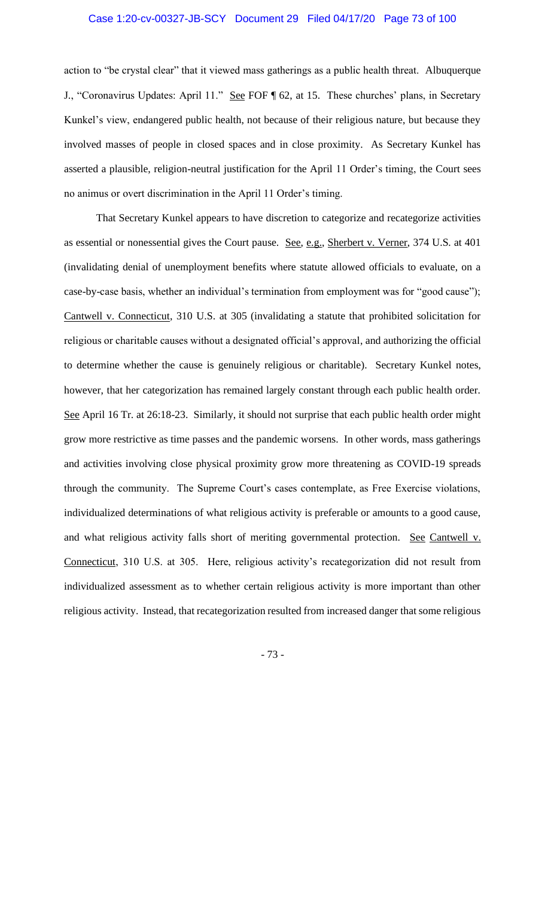action to "be crystal clear" that it viewed mass gatherings as a public health threat. Albuquerque J., "Coronavirus Updates: April 11." See FOF ¶ 62, at 15. These churches' plans, in Secretary Kunkel's view, endangered public health, not because of their religious nature, but because they involved masses of people in closed spaces and in close proximity. As Secretary Kunkel has asserted a plausible, religion-neutral justification for the April 11 Order's timing, the Court sees no animus or overt discrimination in the April 11 Order's timing.

That Secretary Kunkel appears to have discretion to categorize and recategorize activities as essential or nonessential gives the Court pause. See, e.g., Sherbert v. Verner, 374 U.S. at 401 (invalidating denial of unemployment benefits where statute allowed officials to evaluate, on a case-by-case basis, whether an individual's termination from employment was for "good cause"); Cantwell v. Connecticut, 310 U.S. at 305 (invalidating a statute that prohibited solicitation for religious or charitable causes without a designated official's approval, and authorizing the official to determine whether the cause is genuinely religious or charitable). Secretary Kunkel notes, however, that her categorization has remained largely constant through each public health order. See April 16 Tr. at 26:18-23. Similarly, it should not surprise that each public health order might grow more restrictive as time passes and the pandemic worsens. In other words, mass gatherings and activities involving close physical proximity grow more threatening as COVID-19 spreads through the community. The Supreme Court's cases contemplate, as Free Exercise violations, individualized determinations of what religious activity is preferable or amounts to a good cause, and what religious activity falls short of meriting governmental protection. See Cantwell v. Connecticut, 310 U.S. at 305. Here, religious activity's recategorization did not result from individualized assessment as to whether certain religious activity is more important than other religious activity. Instead, that recategorization resulted from increased danger that some religious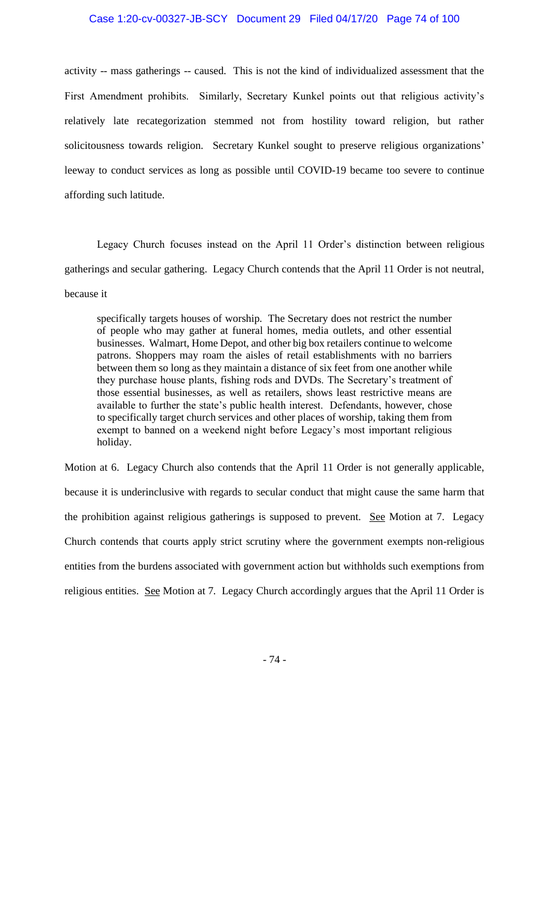activity -- mass gatherings -- caused. This is not the kind of individualized assessment that the First Amendment prohibits. Similarly, Secretary Kunkel points out that religious activity's relatively late recategorization stemmed not from hostility toward religion, but rather solicitousness towards religion. Secretary Kunkel sought to preserve religious organizations' leeway to conduct services as long as possible until COVID-19 became too severe to continue affording such latitude.

Legacy Church focuses instead on the April 11 Order's distinction between religious gatherings and secular gathering. Legacy Church contends that the April 11 Order is not neutral, because it

> specifically targets houses of worship. The Secretary does not restrict the number of people who may gather at funeral homes, media outlets, and other essential businesses. Walmart, Home Depot, and other big box retailers continue to welcome patrons. Shoppers may roam the aisles of retail establishments with no barriers between them so long as they maintain a distance of six feet from one another while they purchase house plants, fishing rods and DVDs. The Secretary's treatment of those essential businesses, as well as retailers, shows least restrictive means are available to further the state's public health interest. Defendants, however, chose to specifically target church services and other places of worship, taking them from exempt to banned on a weekend night before Legacy's most important religious holiday.

Motion at 6. Legacy Church also contends that the April 11 Order is not generally applicable, because it is underinclusive with regards to secular conduct that might cause the same harm that the prohibition against religious gatherings is supposed to prevent. See Motion at 7. Legacy Church contends that courts apply strict scrutiny where the government exempts non-religious entities from the burdens associated with government action but withholds such exemptions from religious entities. See Motion at 7. Legacy Church accordingly argues that the April 11 Order is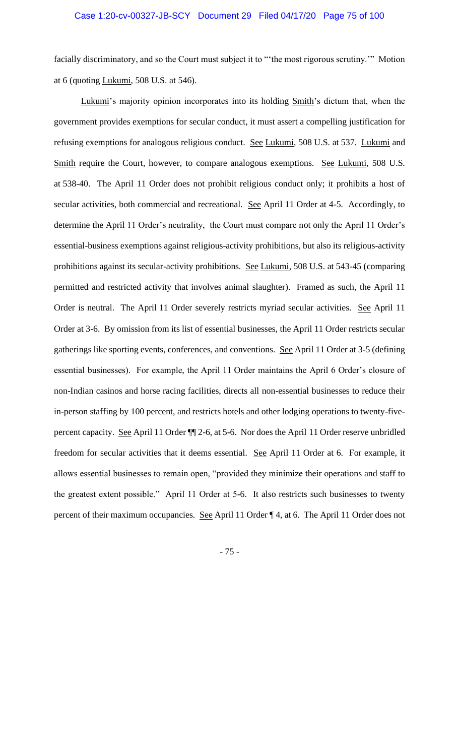facially discriminatory, and so the Court must subject it to "'the most rigorous scrutiny.'" Motion at 6 (quoting Lukumi, 508 U.S. at 546).

Lukumi's majority opinion incorporates into its holding Smith's dictum that, when the government provides exemptions for secular conduct, it must assert a compelling justification for refusing exemptions for analogous religious conduct. See Lukumi, 508 U.S. at 537. Lukumi and Smith require the Court, however, to compare analogous exemptions. See Lukumi, 508 U.S. at 538-40. The April 11 Order does not prohibit religious conduct only; it prohibits a host of secular activities, both commercial and recreational. See April 11 Order at 4-5. Accordingly, to determine the April 11 Order's neutrality, the Court must compare not only the April 11 Order's essential-business exemptions against religious-activity prohibitions, but also its religious-activity prohibitions against its secular-activity prohibitions. See Lukumi, 508 U.S. at 543-45 (comparing permitted and restricted activity that involves animal slaughter). Framed as such, the April 11 Order is neutral. The April 11 Order severely restricts myriad secular activities. See April 11 Order at 3-6. By omission from its list of essential businesses, the April 11 Order restricts secular gatherings like sporting events, conferences, and conventions. See April 11 Order at 3-5 (defining essential businesses). For example, the April 11 Order maintains the April 6 Order's closure of non-Indian casinos and horse racing facilities, directs all non-essential businesses to reduce their in-person staffing by 100 percent, and restricts hotels and other lodging operations to twenty-five-percent capacity. See April 11 Order ¶¶ 2-6, at 5-6. Nor does the April 11 Order reserve unbridled freedom for secular activities that it deems essential. See April 11 Order at 6. For example, it allows essential businesses to remain open, "provided they minimize their operations and staff to the greatest extent possible." April 11 Order at 5-6. It also restricts such businesses to twenty percent of their maximum occupancies. See April 11 Order ¶ 4, at 6. The April 11 Order does not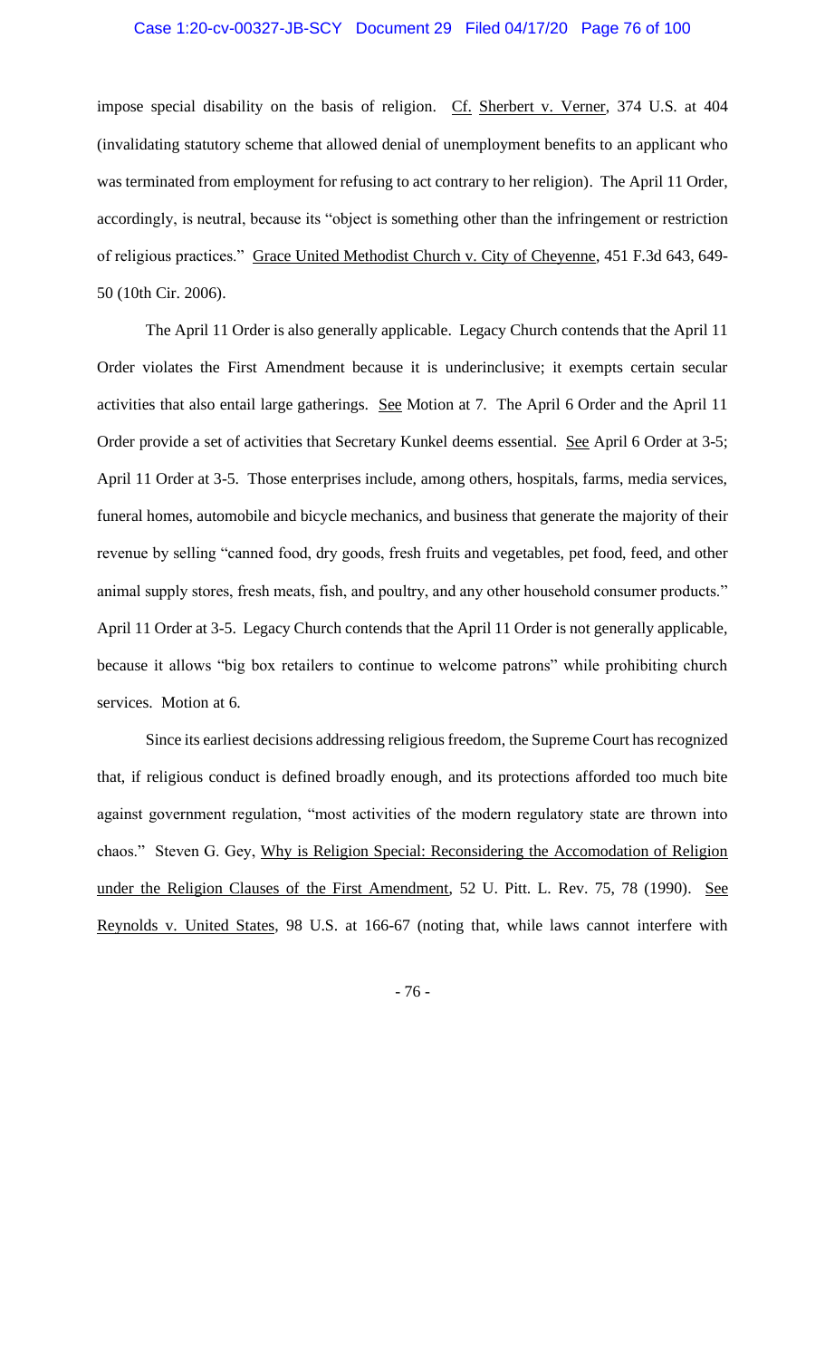impose special disability on the basis of religion. Cf. Sherbert v. Verner, 374 U.S. at 404 (invalidating statutory scheme that allowed denial of unemployment benefits to an applicant who was terminated from employment for refusing to act contrary to her religion). The April 11 Order, accordingly, is neutral, because its "object is something other than the infringement or restriction of religious practices." Grace United Methodist Church v. City of Cheyenne, 451 F.3d 643, 649-50 (10th Cir. 2006).

The April 11 Order is also generally applicable. Legacy Church contends that the April 11 Order violates the First Amendment because it is underinclusive; it exempts certain secular activities that also entail large gatherings. See Motion at 7. The April 6 Order and the April 11 Order provide a set of activities that Secretary Kunkel deems essential. See April 6 Order at 3-5; April 11 Order at 3-5. Those enterprises include, among others, hospitals, farms, media services, funeral homes, automobile and bicycle mechanics, and business that generate the majority of their revenue by selling "canned food, dry goods, fresh fruits and vegetables, pet food, feed, and other animal supply stores, fresh meats, fish, and poultry, and any other household consumer products." April 11 Order at 3-5. Legacy Church contends that the April 11 Order is not generally applicable, because it allows "big box retailers to continue to welcome patrons" while prohibiting church services. Motion at 6.

Since its earliest decisions addressing religious freedom, the Supreme Court has recognized that, if religious conduct is defined broadly enough, and its protections afforded too much bite against government regulation, "most activities of the modern regulatory state are thrown into chaos." Steven G. Gey, Why is Religion Special: Reconsidering the Accomodation of Religion under the Religion Clauses of the First Amendment, 52 U. Pitt. L. Rev. 75, 78 (1990). See Reynolds v. United States, 98 U.S. at 166-67 (noting that, while laws cannot interfere with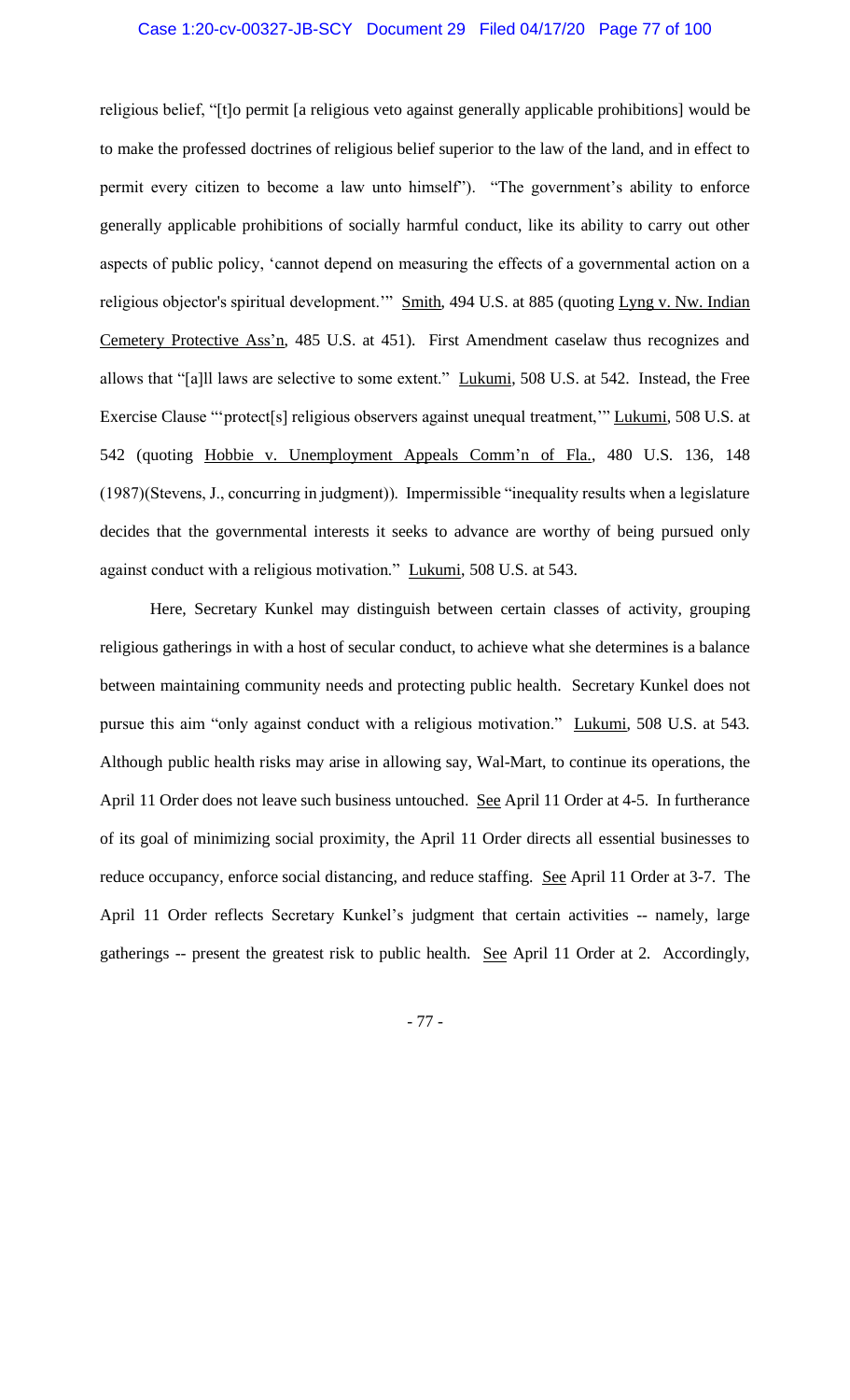religious belief, "[t]o permit [a religious veto against generally applicable prohibitions] would be to make the professed doctrines of religious belief superior to the law of the land, and in effect to permit every citizen to become a law unto himself"). "The government's ability to enforce generally applicable prohibitions of socially harmful conduct, like its ability to carry out other aspects of public policy, 'cannot depend on measuring the effects of a governmental action on a religious objector's spiritual development.'" Smith, 494 U.S. at 885 (quoting Lyng v. Nw. Indian Cemetery Protective Ass'n, 485 U.S. at 451). First Amendment caselaw thus recognizes and allows that "[a]ll laws are selective to some extent." Lukumi, 508 U.S. at 542. Instead, the Free Exercise Clause "'protect[s] religious observers against unequal treatment,'" Lukumi, 508 U.S. at 542 (quoting Hobbie v. Unemployment Appeals Comm'n of Fla., 480 U.S. 136, 148 (1987)(Stevens, J., concurring in judgment)). Impermissible "inequality results when a legislature decides that the governmental interests it seeks to advance are worthy of being pursued only against conduct with a religious motivation." Lukumi, 508 U.S. at 543.

Here, Secretary Kunkel may distinguish between certain classes of activity, grouping religious gatherings in with a host of secular conduct, to achieve what she determines is a balance between maintaining community needs and protecting public health. Secretary Kunkel does not pursue this aim "only against conduct with a religious motivation." Lukumi, 508 U.S. at 543. Although public health risks may arise in allowing say, Wal-Mart, to continue its operations, the April 11 Order does not leave such business untouched. See April 11 Order at 4-5. In furtherance of its goal of minimizing social proximity, the April 11 Order directs all essential businesses to reduce occupancy, enforce social distancing, and reduce staffing. See April 11 Order at 3-7. The April 11 Order reflects Secretary Kunkel's judgment that certain activities -- namely, large gatherings -- present the greatest risk to public health. See April 11 Order at 2. Accordingly,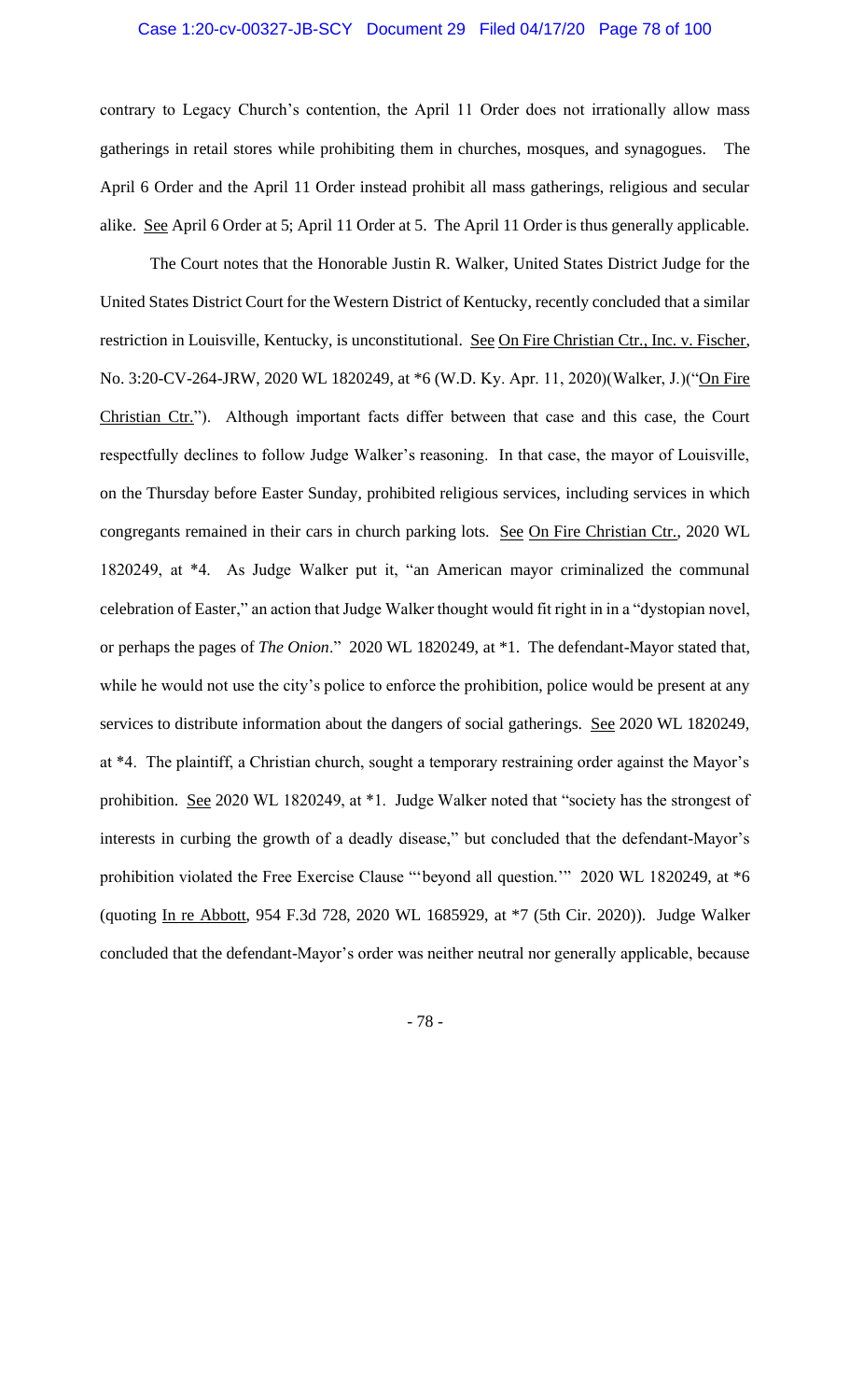contrary to Legacy Church's contention, the April 11 Order does not irrationally allow mass gatherings in retail stores while prohibiting them in churches, mosques, and synagogues. The April 6 Order and the April 11 Order instead prohibit all mass gatherings, religious and secular alike. See April 6 Order at 5; April 11 Order at 5. The April 11 Order is thus generally applicable.

The Court notes that the Honorable Justin R. Walker, United States District Judge for the United States District Court for the Western District of Kentucky, recently concluded that a similar restriction in Louisville, Kentucky, is unconstitutional. See On Fire Christian Ctr., Inc. v. Fischer, No. 3:20-CV-264-JRW, 2020 WL 1820249, at *6 (W.D. Ky. Apr. 11, 2020)(Walker, J.)("On Fire Christian Ctr."). Although important facts differ between that case and this case, the Court respectfully declines to follow Judge Walker's reasoning. In that case, the mayor of Louisville, on the Thursday before Easter Sunday, prohibited religious services, including services in which congregants remained in their cars in church parking lots. See On Fire Christian Ctr., 2020 WL 1820249, at *4. As Judge Walker put it, "an American mayor criminalized the communal celebration of Easter," an action that Judge Walker thought would fit right in in a "dystopian novel, or perhaps the pages of *The Onion*." 2020 WL 1820249, at *1. The defendant-Mayor stated that, while he would not use the city's police to enforce the prohibition, police would be present at any services to distribute information about the dangers of social gatherings. See 2020 WL 1820249, at *4. The plaintiff, a Christian church, sought a temporary restraining order against the Mayor's prohibition. See 2020 WL 1820249, at *1. Judge Walker noted that "society has the strongest of interests in curbing the growth of a deadly disease," but concluded that the defendant-Mayor's prohibition violated the Free Exercise Clause "'beyond all question.'" 2020 WL 1820249, at *6 (quoting In re Abbott, 954 F.3d 728, 2020 WL 1685929, at *7 (5th Cir. 2020)). Judge Walker concluded that the defendant-Mayor's order was neither neutral nor generally applicable, because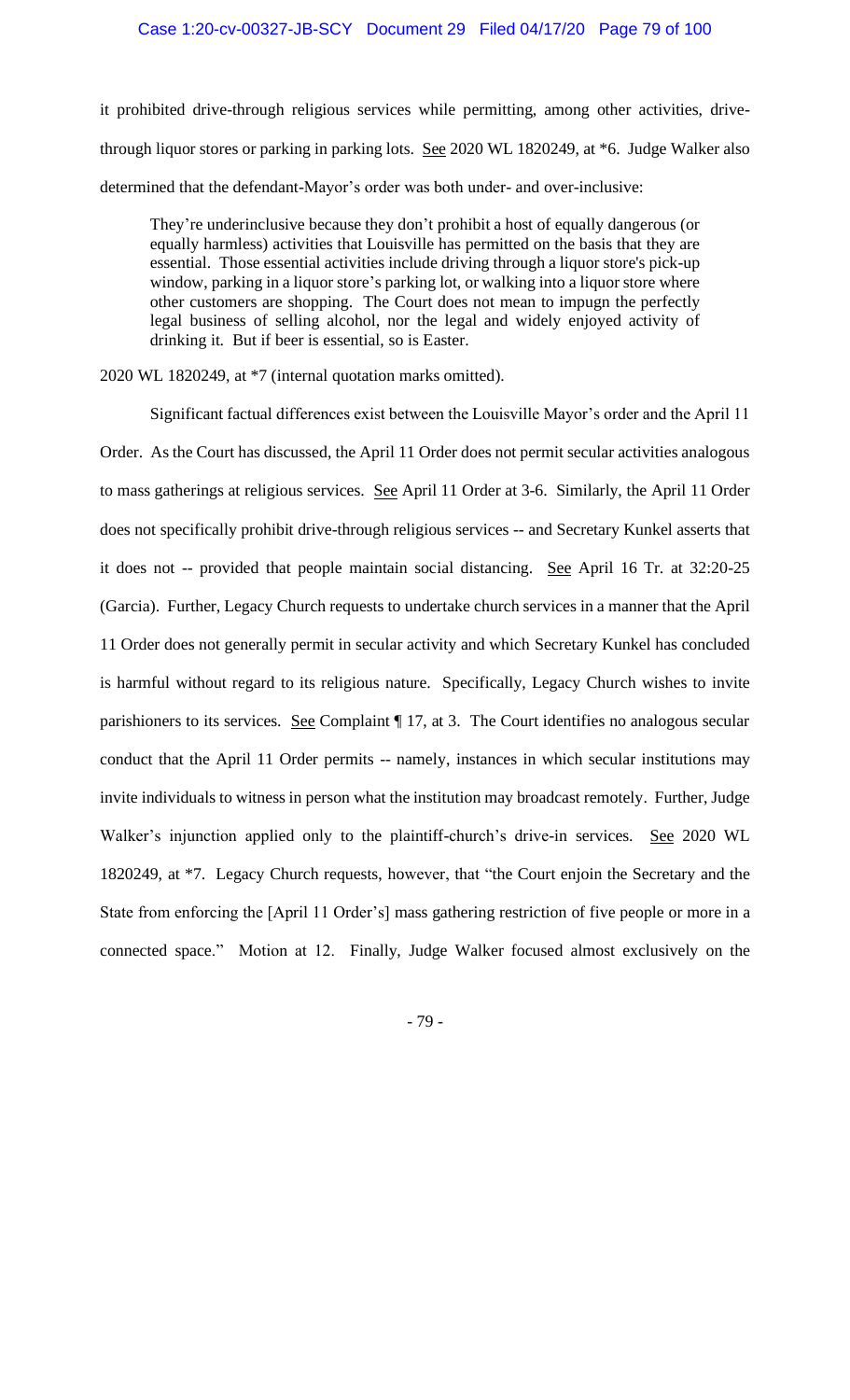it prohibited drive-through religious services while permitting, among other activities, drive-through liquor stores or parking in parking lots. See 2020 WL 1820249, at *6. Judge Walker also determined that the defendant-Mayor's order was both under- and over-inclusive:

> They're underinclusive because they don't prohibit a host of equally dangerous (or equally harmless) activities that Louisville has permitted on the basis that they are essential. Those essential activities include driving through a liquor store's pick-up window, parking in a liquor store's parking lot, or walking into a liquor store where other customers are shopping. The Court does not mean to impugn the perfectly legal business of selling alcohol, nor the legal and widely enjoyed activity of drinking it. But if beer is essential, so is Easter.

2020 WL 1820249, at *7 (internal quotation marks omitted).

Significant factual differences exist between the Louisville Mayor's order and the April 11 Order. As the Court has discussed, the April 11 Order does not permit secular activities analogous to mass gatherings at religious services. See April 11 Order at 3-6. Similarly, the April 11 Order does not specifically prohibit drive-through religious services -- and Secretary Kunkel asserts that it does not -- provided that people maintain social distancing. See April 16 Tr. at 32:20-25 (Garcia). Further, Legacy Church requests to undertake church services in a manner that the April 11 Order does not generally permit in secular activity and which Secretary Kunkel has concluded is harmful without regard to its religious nature. Specifically, Legacy Church wishes to invite parishioners to its services. See Complaint ¶ 17, at 3. The Court identifies no analogous secular conduct that the April 11 Order permits -- namely, instances in which secular institutions may invite individuals to witness in person what the institution may broadcast remotely. Further, Judge Walker's injunction applied only to the plaintiff-church's drive-in services. See 2020 WL 1820249, at *7. Legacy Church requests, however, that "the Court enjoin the Secretary and the State from enforcing the [April 11 Order's] mass gathering restriction of five people or more in a connected space." Motion at 12. Finally, Judge Walker focused almost exclusively on the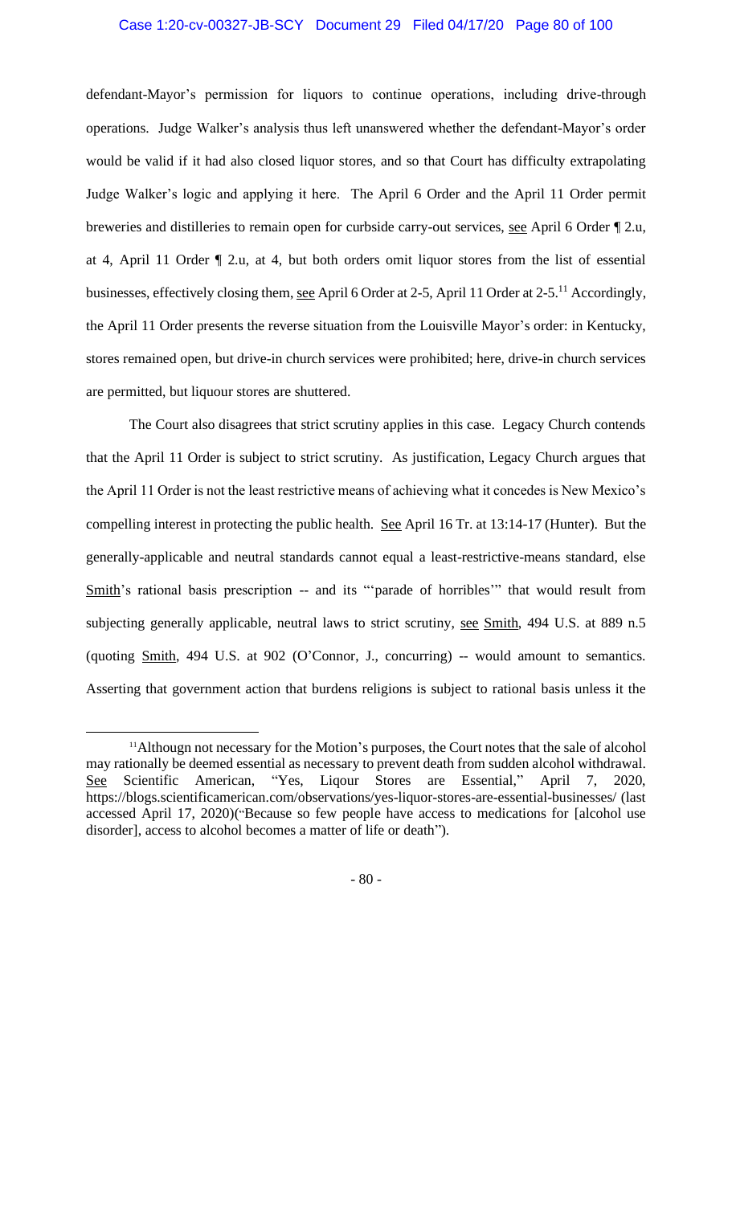defendant-Mayor's permission for liquors to continue operations, including drive-through operations. Judge Walker's analysis thus left unanswered whether the defendant-Mayor's order would be valid if it had also closed liquor stores, and so that Court has difficulty extrapolating Judge Walker's logic and applying it here. The April 6 Order and the April 11 Order permit breweries and distilleries to remain open for curbside carry-out services, see April 6 Order ¶ 2.u, at 4, April 11 Order ¶ 2.u, at 4, but both orders omit liquor stores from the list of essential businesses, effectively closing them, see April 6 Order at 2-5, April 11 Order at 2-5.[11] Accordingly, the April 11 Order presents the reverse situation from the Louisville Mayor's order: in Kentucky, stores remained open, but drive-in church services were prohibited; here, drive-in church services are permitted, but liquour stores are shuttered.

The Court also disagrees that strict scrutiny applies in this case. Legacy Church contends that the April 11 Order is subject to strict scrutiny. As justification, Legacy Church argues that the April 11 Order is not the least restrictive means of achieving what it concedes is New Mexico's compelling interest in protecting the public health. See April 16 Tr. at 13:14-17 (Hunter). But the generally-applicable and neutral standards cannot equal a least-restrictive-means standard, else Smith's rational basis prescription -- and its "'parade of horribles'" that would result from subjecting generally applicable, neutral laws to strict scrutiny, see Smith, 494 U.S. at 889 n.5 (quoting Smith, 494 U.S. at 902 (O'Connor, J., concurring) -- would amount to semantics. Asserting that government action that burdens religions is subject to rational basis unless it the

[11] Althougn not necessary for the Motion's purposes, the Court notes that the sale of alcohol may rationally be deemed essential as necessary to prevent death from sudden alcohol withdrawal. See Scientific American, "Yes, Liqour Stores are Essential," April 7, 2020, https://blogs.scientificamerican.com/observations/yes-liquor-stores-are-essential-businesses/ (last accessed April 17, 2020)("Because so few people have access to medications for [alcohol use disorder], access to alcohol becomes a matter of life or death").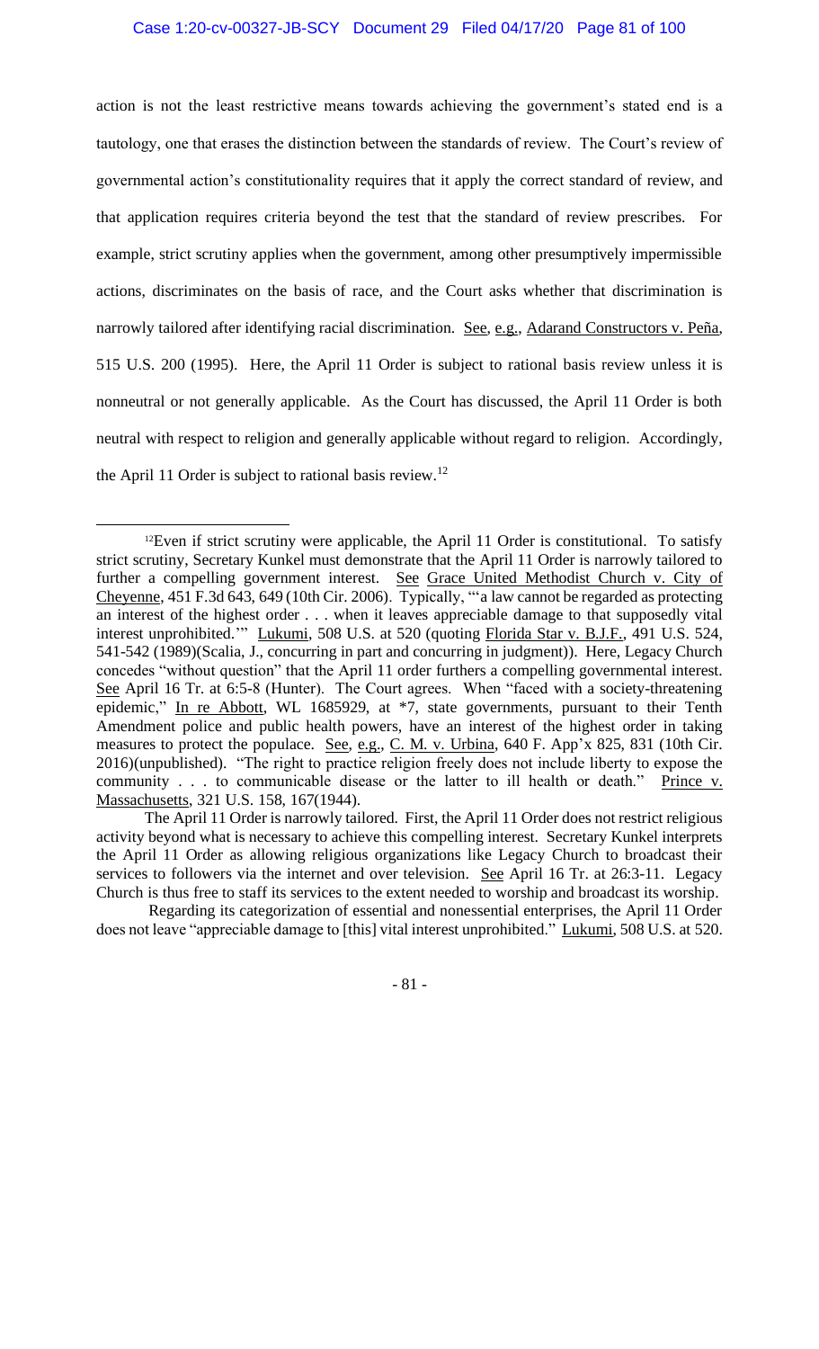action is not the least restrictive means towards achieving the government's stated end is a tautology, one that erases the distinction between the standards of review. The Court's review of governmental action's constitutionality requires that it apply the correct standard of review, and that application requires criteria beyond the test that the standard of review prescribes. For example, strict scrutiny applies when the government, among other presumptively impermissible actions, discriminates on the basis of race, and the Court asks whether that discrimination is narrowly tailored after identifying racial discrimination. See, e.g., Adarand Constructors v. Peña, 515 U.S. 200 (1995). Here, the April 11 Order is subject to rational basis review unless it is nonneutral or not generally applicable. As the Court has discussed, the April 11 Order is both neutral with respect to religion and generally applicable without regard to religion. Accordingly, the April 11 Order is subject to rational basis review.[12]

---

[12]Even if strict scrutiny were applicable, the April 11 Order is constitutional. To satisfy strict scrutiny, Secretary Kunkel must demonstrate that the April 11 Order is narrowly tailored to further a compelling government interest. See Grace United Methodist Church v. City of Cheyenne, 451 F.3d 643, 649 (10th Cir. 2006). Typically, "'a law cannot be regarded as protecting an interest of the highest order . . . when it leaves appreciable damage to that supposedly vital interest unprohibited.'" Lukumi, 508 U.S. at 520 (quoting Florida Star v. B.J.F., 491 U.S. 524, 541-542 (1989)(Scalia, J., concurring in part and concurring in judgment)). Here, Legacy Church concedes "without question" that the April 11 order furthers a compelling governmental interest. See April 16 Tr. at 6:5-8 (Hunter). The Court agrees. When "faced with a society-threatening epidemic," In re Abbott, WL 1685929, at *7, state governments, pursuant to their Tenth Amendment police and public health powers, have an interest of the highest order in taking measures to protect the populace. See, e.g., C. M. v. Urbina, 640 F. App'x 825, 831 (10th Cir. 2016)(unpublished). "The right to practice religion freely does not include liberty to expose the community . . . to communicable disease or the latter to ill health or death." Prince v. Massachusetts, 321 U.S. 158, 167(1944).

The April 11 Order is narrowly tailored. First, the April 11 Order does not restrict religious activity beyond what is necessary to achieve this compelling interest. Secretary Kunkel interprets the April 11 Order as allowing religious organizations like Legacy Church to broadcast their services to followers via the internet and over television. See April 16 Tr. at 26:3-11. Legacy Church is thus free to staff its services to the extent needed to worship and broadcast its worship.

Regarding its categorization of essential and nonessential enterprises, the April 11 Order does not leave "appreciable damage to [this] vital interest unprohibited." Lukumi, 508 U.S. at 520.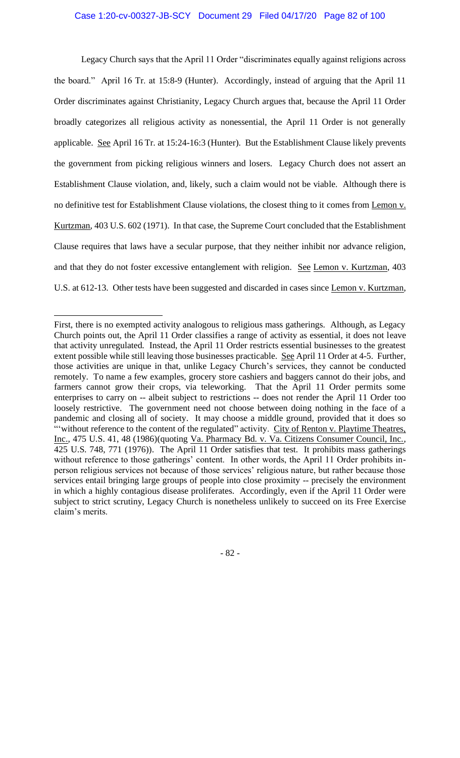Legacy Church says that the April 11 Order "discriminates equally against religions across the board." April 16 Tr. at 15:8-9 (Hunter). Accordingly, instead of arguing that the April 11 Order discriminates against Christianity, Legacy Church argues that, because the April 11 Order broadly categorizes all religious activity as nonessential, the April 11 Order is not generally applicable. See April 16 Tr. at 15:24-16:3 (Hunter). But the Establishment Clause likely prevents the government from picking religious winners and losers. Legacy Church does not assert an Establishment Clause violation, and, likely, such a claim would not be viable. Although there is no definitive test for Establishment Clause violations, the closest thing to it comes from Lemon v. Kurtzman, 403 U.S. 602 (1971). In that case, the Supreme Court concluded that the Establishment Clause requires that laws have a secular purpose, that they neither inhibit nor advance religion, and that they do not foster excessive entanglement with religion. See Lemon v. Kurtzman, 403 U.S. at 612-13. Other tests have been suggested and discarded in cases since Lemon v. Kurtzman,

---

First, there is no exempted activity analogous to religious mass gatherings. Although, as Legacy Church points out, the April 11 Order classifies a range of activity as essential, it does not leave that activity unregulated. Instead, the April 11 Order restricts essential businesses to the greatest extent possible while still leaving those businesses practicable. See April 11 Order at 4-5. Further, those activities are unique in that, unlike Legacy Church's services, they cannot be conducted remotely. To name a few examples, grocery store cashiers and baggers cannot do their jobs, and farmers cannot grow their crops, via teleworking. That the April 11 Order permits some enterprises to carry on -- albeit subject to restrictions -- does not render the April 11 Order too loosely restrictive. The government need not choose between doing nothing in the face of a pandemic and closing all of society. It may choose a middle ground, provided that it does so "'without reference to the content of the regulated" activity. City of Renton v. Playtime Theatres, Inc., 475 U.S. 41, 48 (1986)(quoting Va. Pharmacy Bd. v. Va. Citizens Consumer Council, Inc., 425 U.S. 748, 771 (1976)). The April 11 Order satisfies that test. It prohibits mass gatherings without reference to those gatherings' content. In other words, the April 11 Order prohibits in-person religious services not because of those services' religious nature, but rather because those services entail bringing large groups of people into close proximity -- precisely the environment in which a highly contagious disease proliferates. Accordingly, even if the April 11 Order were subject to strict scrutiny, Legacy Church is nonetheless unlikely to succeed on its Free Exercise claim's merits.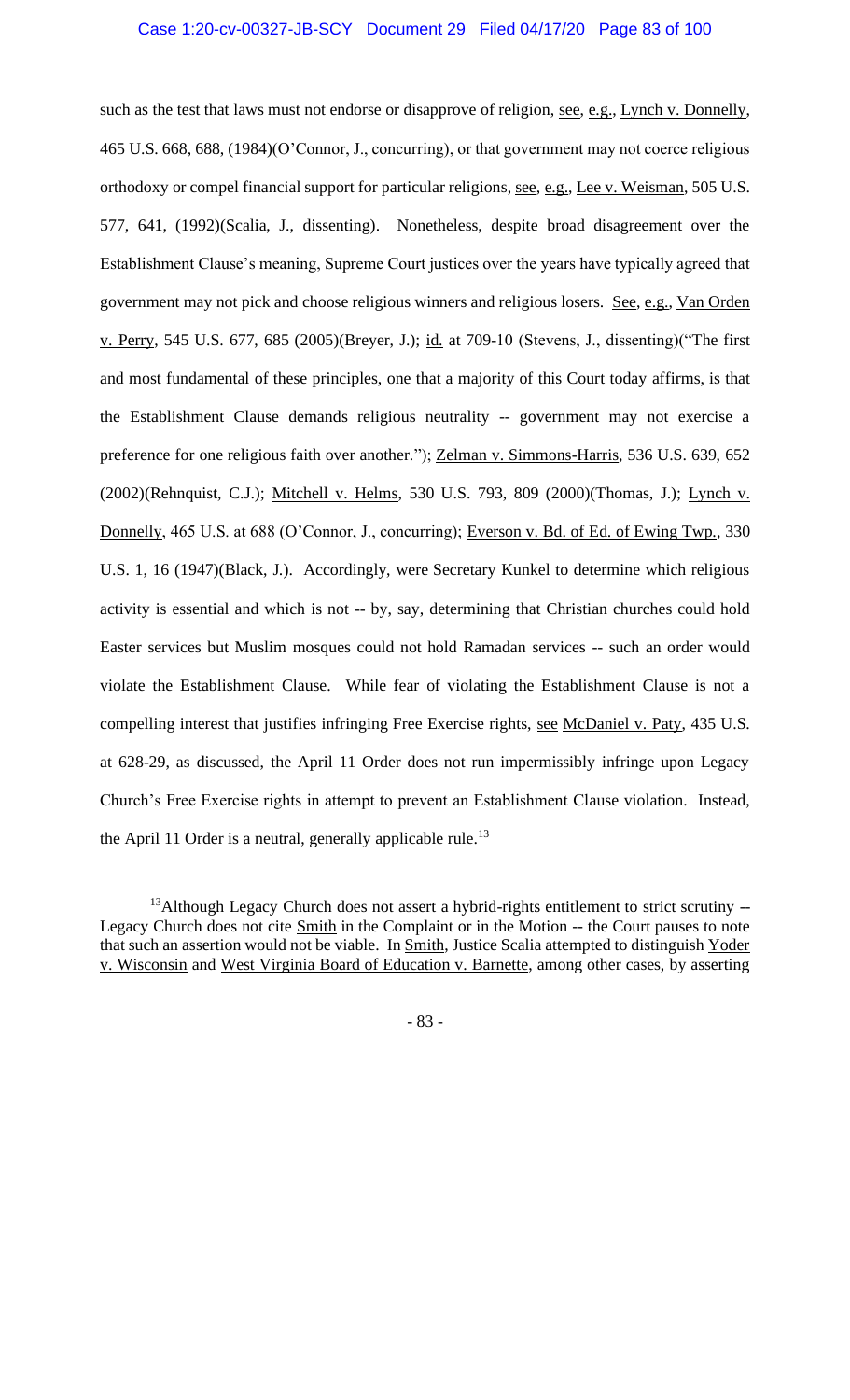such as the test that laws must not endorse or disapprove of religion, see, e.g., Lynch v. Donnelly, 465 U.S. 668, 688, (1984)(O'Connor, J., concurring), or that government may not coerce religious orthodoxy or compel financial support for particular religions, see, e.g., Lee v. Weisman, 505 U.S. 577, 641, (1992)(Scalia, J., dissenting). Nonetheless, despite broad disagreement over the Establishment Clause's meaning, Supreme Court justices over the years have typically agreed that government may not pick and choose religious winners and religious losers. See, e.g., Van Orden v. Perry, 545 U.S. 677, 685 (2005)(Breyer, J.); id. at 709-10 (Stevens, J., dissenting)("The first and most fundamental of these principles, one that a majority of this Court today affirms, is that the Establishment Clause demands religious neutrality -- government may not exercise a preference for one religious faith over another."); Zelman v. Simmons-Harris, 536 U.S. 639, 652 (2002)(Rehnquist, C.J.); Mitchell v. Helms, 530 U.S. 793, 809 (2000)(Thomas, J.); Lynch v. Donnelly, 465 U.S. at 688 (O'Connor, J., concurring); Everson v. Bd. of Ed. of Ewing Twp., 330 U.S. 1, 16 (1947)(Black, J.). Accordingly, were Secretary Kunkel to determine which religious activity is essential and which is not -- by, say, determining that Christian churches could hold Easter services but Muslim mosques could not hold Ramadan services -- such an order would violate the Establishment Clause. While fear of violating the Establishment Clause is not a compelling interest that justifies infringing Free Exercise rights, see McDaniel v. Paty, 435 U.S. at 628-29, as discussed, the April 11 Order does not run impermissibly infringe upon Legacy Church's Free Exercise rights in attempt to prevent an Establishment Clause violation. Instead, the April 11 Order is a neutral, generally applicable rule.[13]

---

[13] Although Legacy Church does not assert a hybrid-rights entitlement to strict scrutiny -- Legacy Church does not cite Smith in the Complaint or in the Motion -- the Court pauses to note that such an assertion would not be viable. In Smith, Justice Scalia attempted to distinguish Yoder v. Wisconsin and West Virginia Board of Education v. Barnette, among other cases, by asserting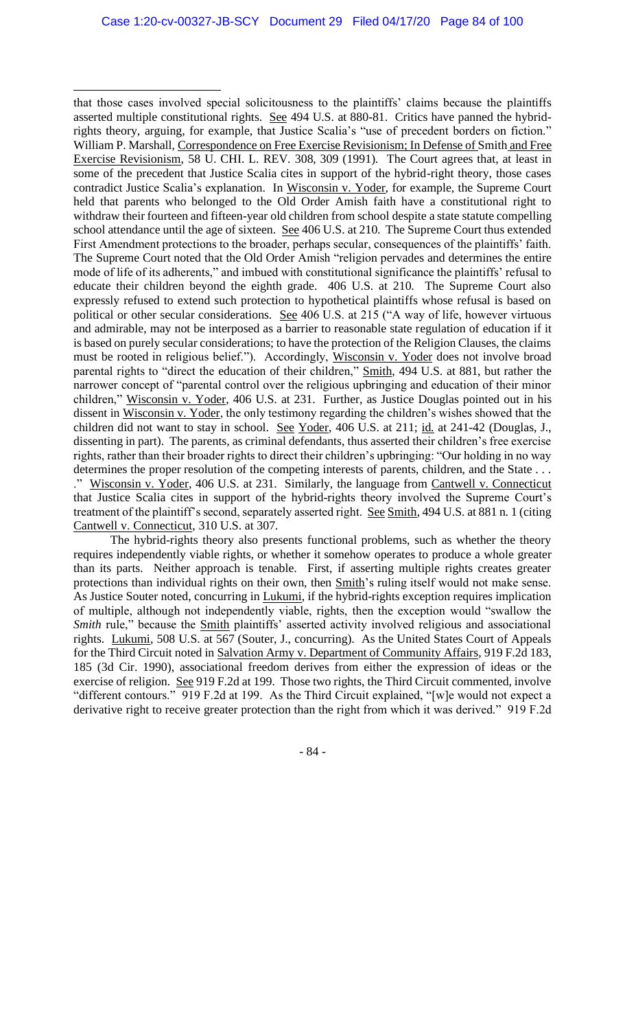that those cases involved special solicitousness to the plaintiffs' claims because the plaintiffs asserted multiple constitutional rights. See 494 U.S. at 880-81. Critics have panned the hybrid-rights theory, arguing, for example, that Justice Scalia's "use of precedent borders on fiction." William P. Marshall, Correspondence on Free Exercise Revisionism; In Defense of Smith and Free Exercise Revisionism, 58 U. CHI. L. REV. 308, 309 (1991). The Court agrees that, at least in some of the precedent that Justice Scalia cites in support of the hybrid-right theory, those cases contradict Justice Scalia's explanation. In Wisconsin v. Yoder, for example, the Supreme Court held that parents who belonged to the Old Order Amish faith have a constitutional right to withdraw their fourteen and fifteen-year old children from school despite a state statute compelling school attendance until the age of sixteen. See 406 U.S. at 210. The Supreme Court thus extended First Amendment protections to the broader, perhaps secular, consequences of the plaintiffs' faith. The Supreme Court noted that the Old Order Amish "religion pervades and determines the entire mode of life of its adherents," and imbued with constitutional significance the plaintiffs' refusal to educate their children beyond the eighth grade. 406 U.S. at 210. The Supreme Court also expressly refused to extend such protection to hypothetical plaintiffs whose refusal is based on political or other secular considerations. See 406 U.S. at 215 ("A way of life, however virtuous and admirable, may not be interposed as a barrier to reasonable state regulation of education if it is based on purely secular considerations; to have the protection of the Religion Clauses, the claims must be rooted in religious belief."). Accordingly, Wisconsin v. Yoder does not involve broad parental rights to "direct the education of their children," Smith, 494 U.S. at 881, but rather the narrower concept of "parental control over the religious upbringing and education of their minor children," Wisconsin v. Yoder, 406 U.S. at 231. Further, as Justice Douglas pointed out in his dissent in Wisconsin v. Yoder, the only testimony regarding the children's wishes showed that the children did not want to stay in school. See Yoder, 406 U.S. at 211; id. at 241-42 (Douglas, J., dissenting in part). The parents, as criminal defendants, thus asserted their children's free exercise rights, rather than their broader rights to direct their children's upbringing: "Our holding in no way determines the proper resolution of the competing interests of parents, children, and the State . . . ." Wisconsin v. Yoder, 406 U.S. at 231. Similarly, the language from Cantwell v. Connecticut that Justice Scalia cites in support of the hybrid-rights theory involved the Supreme Court's treatment of the plaintiff's second, separately asserted right. See Smith, 494 U.S. at 881 n. 1 (citing Cantwell v. Connecticut, 310 U.S. at 307.

The hybrid-rights theory also presents functional problems, such as whether the theory requires independently viable rights, or whether it somehow operates to produce a whole greater than its parts. Neither approach is tenable. First, if asserting multiple rights creates greater protections than individual rights on their own, then Smith's ruling itself would not make sense. As Justice Souter noted, concurring in Lukumi, if the hybrid-rights exception requires implication of multiple, although not independently viable, rights, then the exception would "swallow the *Smith* rule," because the Smith plaintiffs' asserted activity involved religious and associational rights. Lukumi, 508 U.S. at 567 (Souter, J., concurring). As the United States Court of Appeals for the Third Circuit noted in Salvation Army v. Department of Community Affairs, 919 F.2d 183, 185 (3d Cir. 1990), associational freedom derives from either the expression of ideas or the exercise of religion. See 919 F.2d at 199. Those two rights, the Third Circuit commented, involve "different contours." 919 F.2d at 199. As the Third Circuit explained, "[w]e would not expect a derivative right to receive greater protection than the right from which it was derived." 919 F.2d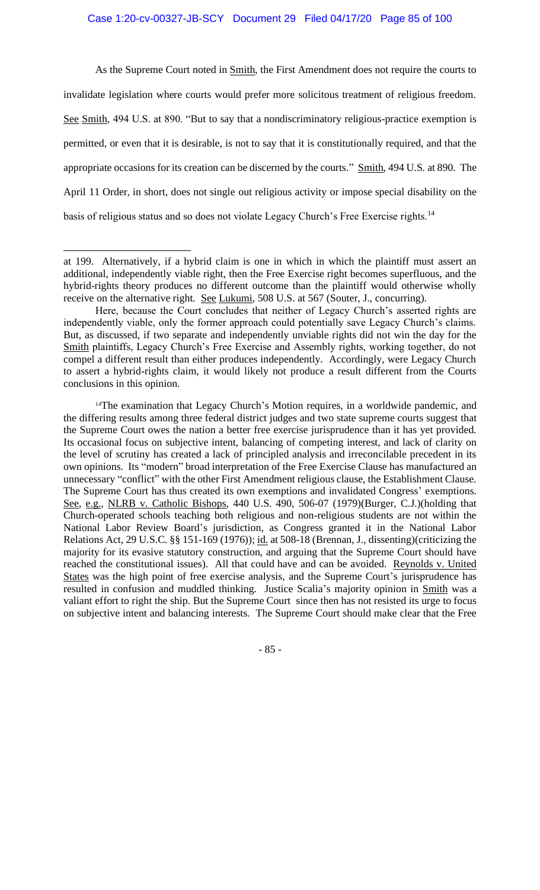As the Supreme Court noted in Smith, the First Amendment does not require the courts to invalidate legislation where courts would prefer more solicitous treatment of religious freedom. See Smith, 494 U.S. at 890. "But to say that a nondiscriminatory religious-practice exemption is permitted, or even that it is desirable, is not to say that it is constitutionally required, and that the appropriate occasions for its creation can be discerned by the courts." Smith, 494 U.S. at 890. The April 11 Order, in short, does not single out religious activity or impose special disability on the basis of religious status and so does not violate Legacy Church's Free Exercise rights.[14]

---

at 199. Alternatively, if a hybrid claim is one in which in which the plaintiff must assert an additional, independently viable right, then the Free Exercise right becomes superfluous, and the hybrid-rights theory produces no different outcome than the plaintiff would otherwise wholly receive on the alternative right. See Lukumi, 508 U.S. at 567 (Souter, J., concurring).

Here, because the Court concludes that neither of Legacy Church's asserted rights are independently viable, only the former approach could potentially save Legacy Church's claims. But, as discussed, if two separate and independently unviable rights did not win the day for the Smith plaintiffs, Legacy Church's Free Exercise and Assembly rights, working together, do not compel a different result than either produces independently. Accordingly, were Legacy Church to assert a hybrid-rights claim, it would likely not produce a result different from the Courts conclusions in this opinion.

[14]The examination that Legacy Church's Motion requires, in a worldwide pandemic, and the differing results among three federal district judges and two state supreme courts suggest that the Supreme Court owes the nation a better free exercise jurisprudence than it has yet provided. Its occasional focus on subjective intent, balancing of competing interest, and lack of clarity on the level of scrutiny has created a lack of principled analysis and irreconcilable precedent in its own opinions. Its "modern" broad interpretation of the Free Exercise Clause has manufactured an unnecessary "conflict" with the other First Amendment religious clause, the Establishment Clause. The Supreme Court has thus created its own exemptions and invalidated Congress' exemptions. See, e.g., NLRB v. Catholic Bishops, 440 U.S. 490, 506-07 (1979)(Burger, C.J.)(holding that Church-operated schools teaching both religious and non-religious students are not within the National Labor Review Board's jurisdiction, as Congress granted it in the National Labor Relations Act, 29 U.S.C. §§ 151-169 (1976)); id. at 508-18 (Brennan, J., dissenting)(criticizing the majority for its evasive statutory construction, and arguing that the Supreme Court should have reached the constitutional issues). All that could have and can be avoided. Reynolds v. United States was the high point of free exercise analysis, and the Supreme Court's jurisprudence has resulted in confusion and muddled thinking. Justice Scalia's majority opinion in Smith was a valiant effort to right the ship. But the Supreme Court since then has not resisted its urge to focus on subjective intent and balancing interests. The Supreme Court should make clear that the Free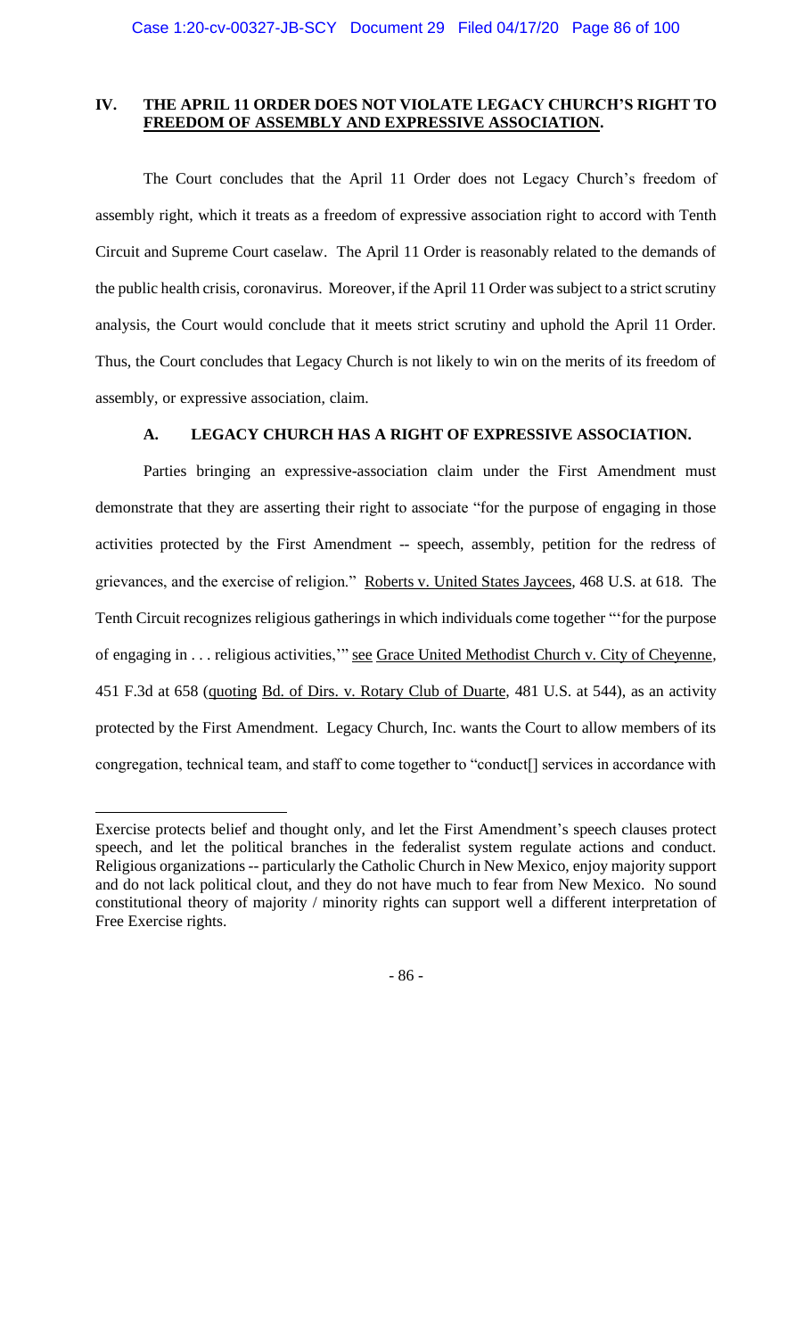## IV. THE APRIL 11 ORDER DOES NOT VIOLATE LEGACY CHURCH'S RIGHT TO FREEDOM OF ASSEMBLY AND EXPRESSIVE ASSOCIATION.

The Court concludes that the April 11 Order does not Legacy Church's freedom of assembly right, which it treats as a freedom of expressive association right to accord with Tenth Circuit and Supreme Court caselaw. The April 11 Order is reasonably related to the demands of the public health crisis, coronavirus. Moreover, if the April 11 Order was subject to a strict scrutiny analysis, the Court would conclude that it meets strict scrutiny and uphold the April 11 Order. Thus, the Court concludes that Legacy Church is not likely to win on the merits of its freedom of assembly, or expressive association, claim.

### A. LEGACY CHURCH HAS A RIGHT OF EXPRESSIVE ASSOCIATION.

Parties bringing an expressive-association claim under the First Amendment must demonstrate that they are asserting their right to associate "for the purpose of engaging in those activities protected by the First Amendment -- speech, assembly, petition for the redress of grievances, and the exercise of religion." Roberts v. United States Jaycees, 468 U.S. at 618. The Tenth Circuit recognizes religious gatherings in which individuals come together "'for the purpose of engaging in . . . religious activities,'" see Grace United Methodist Church v. City of Cheyenne, 451 F.3d at 658 (quoting Bd. of Dirs. v. Rotary Club of Duarte, 481 U.S. at 544), as an activity protected by the First Amendment. Legacy Church, Inc. wants the Court to allow members of its congregation, technical team, and staff to come together to "conduct[] services in accordance with

---

Exercise protects belief and thought only, and let the First Amendment's speech clauses protect speech, and let the political branches in the federalist system regulate actions and conduct. Religious organizations -- particularly the Catholic Church in New Mexico, enjoy majority support and do not lack political clout, and they do not have much to fear from New Mexico. No sound constitutional theory of majority / minority rights can support well a different interpretation of Free Exercise rights.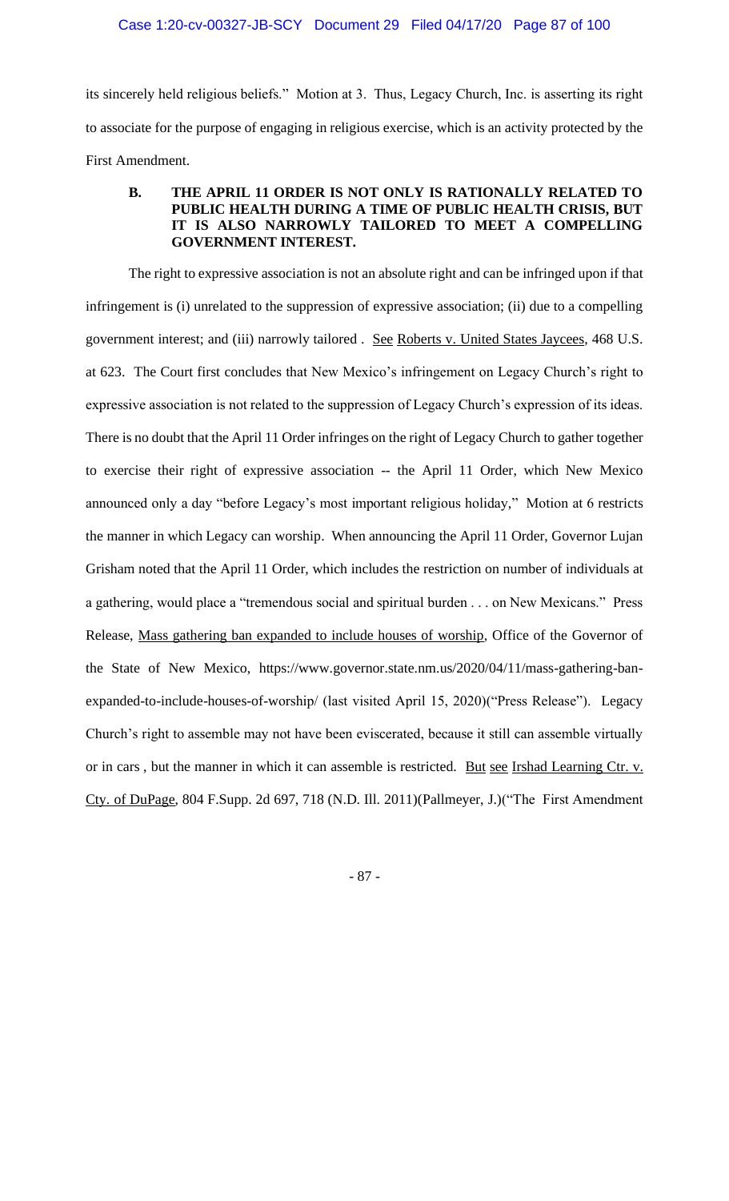its sincerely held religious beliefs." Motion at 3. Thus, Legacy Church, Inc. is asserting its right to associate for the purpose of engaging in religious exercise, which is an activity protected by the First Amendment.

### B. THE APRIL 11 ORDER IS NOT ONLY IS RATIONALLY RELATED TO PUBLIC HEALTH DURING A TIME OF PUBLIC HEALTH CRISIS, BUT IT IS ALSO NARROWLY TAILORED TO MEET A COMPELLING GOVERNMENT INTEREST.

The right to expressive association is not an absolute right and can be infringed upon if that infringement is (i) unrelated to the suppression of expressive association; (ii) due to a compelling government interest; and (iii) narrowly tailored . See Roberts v. United States Jaycees, 468 U.S. at 623. The Court first concludes that New Mexico's infringement on Legacy Church's right to expressive association is not related to the suppression of Legacy Church's expression of its ideas. There is no doubt that the April 11 Order infringes on the right of Legacy Church to gather together to exercise their right of expressive association -- the April 11 Order, which New Mexico announced only a day "before Legacy's most important religious holiday," Motion at 6 restricts the manner in which Legacy can worship. When announcing the April 11 Order, Governor Lujan Grisham noted that the April 11 Order, which includes the restriction on number of individuals at a gathering, would place a "tremendous social and spiritual burden . . . on New Mexicans." Press Release, Mass gathering ban expanded to include houses of worship, Office of the Governor of the State of New Mexico, https://www.governor.state.nm.us/2020/04/11/mass-gathering-ban-expanded-to-include-houses-of-worship/ (last visited April 15, 2020)("Press Release"). Legacy Church's right to assemble may not have been eviscerated, because it still can assemble virtually or in cars , but the manner in which it can assemble is restricted. But see Irshad Learning Ctr. v. Cty. of DuPage, 804 F.Supp. 2d 697, 718 (N.D. Ill. 2011)(Pallmeyer, J.)("The First Amendment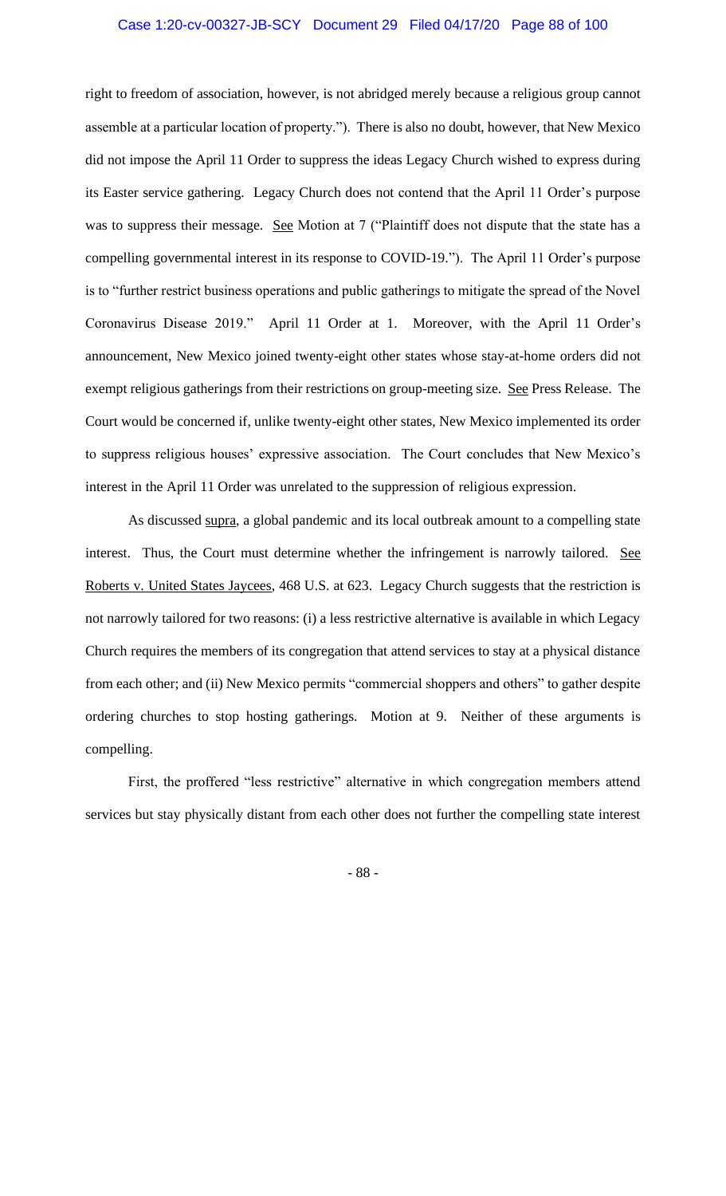right to freedom of association, however, is not abridged merely because a religious group cannot assemble at a particular location of property."). There is also no doubt, however, that New Mexico did not impose the April 11 Order to suppress the ideas Legacy Church wished to express during its Easter service gathering. Legacy Church does not contend that the April 11 Order's purpose was to suppress their message. See Motion at 7 ("Plaintiff does not dispute that the state has a compelling governmental interest in its response to COVID-19."). The April 11 Order's purpose is to "further restrict business operations and public gatherings to mitigate the spread of the Novel Coronavirus Disease 2019." April 11 Order at 1. Moreover, with the April 11 Order's announcement, New Mexico joined twenty-eight other states whose stay-at-home orders did not exempt religious gatherings from their restrictions on group-meeting size. See Press Release. The Court would be concerned if, unlike twenty-eight other states, New Mexico implemented its order to suppress religious houses' expressive association. The Court concludes that New Mexico's interest in the April 11 Order was unrelated to the suppression of religious expression.

As discussed supra, a global pandemic and its local outbreak amount to a compelling state interest. Thus, the Court must determine whether the infringement is narrowly tailored. See Roberts v. United States Jaycees, 468 U.S. at 623. Legacy Church suggests that the restriction is not narrowly tailored for two reasons: (i) a less restrictive alternative is available in which Legacy Church requires the members of its congregation that attend services to stay at a physical distance from each other; and (ii) New Mexico permits "commercial shoppers and others" to gather despite ordering churches to stop hosting gatherings. Motion at 9. Neither of these arguments is compelling.

First, the proffered "less restrictive" alternative in which congregation members attend services but stay physically distant from each other does not further the compelling state interest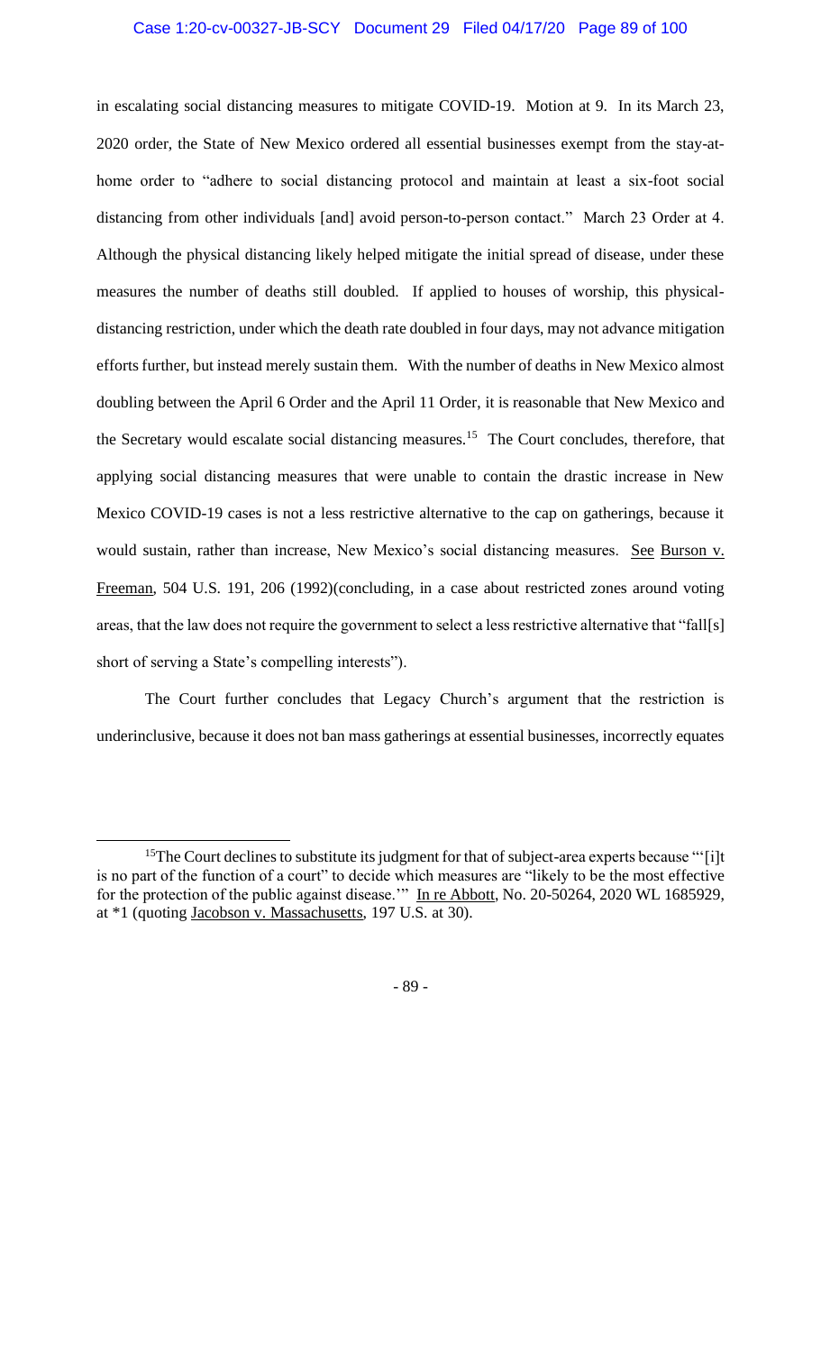in escalating social distancing measures to mitigate COVID-19. Motion at 9. In its March 23, 2020 order, the State of New Mexico ordered all essential businesses exempt from the stay-at-home order to "adhere to social distancing protocol and maintain at least a six-foot social distancing from other individuals [and] avoid person-to-person contact." March 23 Order at 4. Although the physical distancing likely helped mitigate the initial spread of disease, under these measures the number of deaths still doubled. If applied to houses of worship, this physical-distancing restriction, under which the death rate doubled in four days, may not advance mitigation efforts further, but instead merely sustain them. With the number of deaths in New Mexico almost doubling between the April 6 Order and the April 11 Order, it is reasonable that New Mexico and the Secretary would escalate social distancing measures.[15] The Court concludes, therefore, that applying social distancing measures that were unable to contain the drastic increase in New Mexico COVID-19 cases is not a less restrictive alternative to the cap on gatherings, because it would sustain, rather than increase, New Mexico's social distancing measures. See Burson v. Freeman, 504 U.S. 191, 206 (1992)(concluding, in a case about restricted zones around voting areas, that the law does not require the government to select a less restrictive alternative that "fall[s] short of serving a State's compelling interests").

The Court further concludes that Legacy Church's argument that the restriction is underinclusive, because it does not ban mass gatherings at essential businesses, incorrectly equates

---

[15]The Court declines to substitute its judgment for that of subject-area experts because "'[i]t is no part of the function of a court" to decide which measures are "likely to be the most effective for the protection of the public against disease.'" In re Abbott, No. 20-50264, 2020 WL 1685929, at *1 (quoting Jacobson v. Massachusetts, 197 U.S. at 30).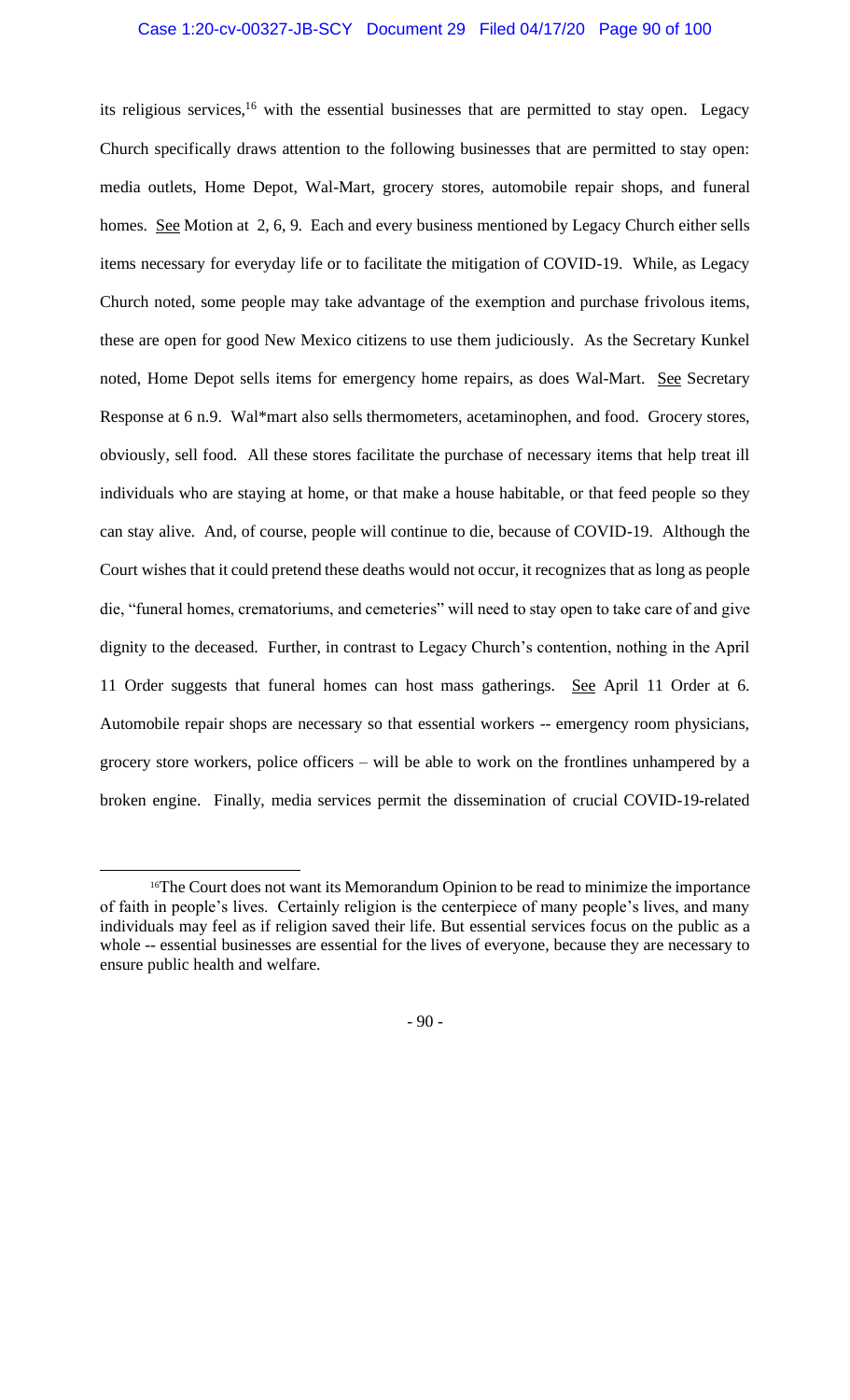its religious services,[16] with the essential businesses that are permitted to stay open. Legacy Church specifically draws attention to the following businesses that are permitted to stay open: media outlets, Home Depot, Wal-Mart, grocery stores, automobile repair shops, and funeral homes. See Motion at 2, 6, 9. Each and every business mentioned by Legacy Church either sells items necessary for everyday life or to facilitate the mitigation of COVID-19. While, as Legacy Church noted, some people may take advantage of the exemption and purchase frivolous items, these are open for good New Mexico citizens to use them judiciously. As the Secretary Kunkel noted, Home Depot sells items for emergency home repairs, as does Wal-Mart. See Secretary Response at 6 n.9. Wal*mart also sells thermometers, acetaminophen, and food. Grocery stores, obviously, sell food. All these stores facilitate the purchase of necessary items that help treat ill individuals who are staying at home, or that make a house habitable, or that feed people so they can stay alive. And, of course, people will continue to die, because of COVID-19. Although the Court wishes that it could pretend these deaths would not occur, it recognizes that as long as people die, "funeral homes, crematoriums, and cemeteries" will need to stay open to take care of and give dignity to the deceased. Further, in contrast to Legacy Church's contention, nothing in the April 11 Order suggests that funeral homes can host mass gatherings. See April 11 Order at 6. Automobile repair shops are necessary so that essential workers -- emergency room physicians, grocery store workers, police officers – will be able to work on the frontlines unhampered by a broken engine. Finally, media services permit the dissemination of crucial COVID-19-related

---

[16]The Court does not want its Memorandum Opinion to be read to minimize the importance of faith in people's lives. Certainly religion is the centerpiece of many people's lives, and many individuals may feel as if religion saved their life. But essential services focus on the public as a whole -- essential businesses are essential for the lives of everyone, because they are necessary to ensure public health and welfare.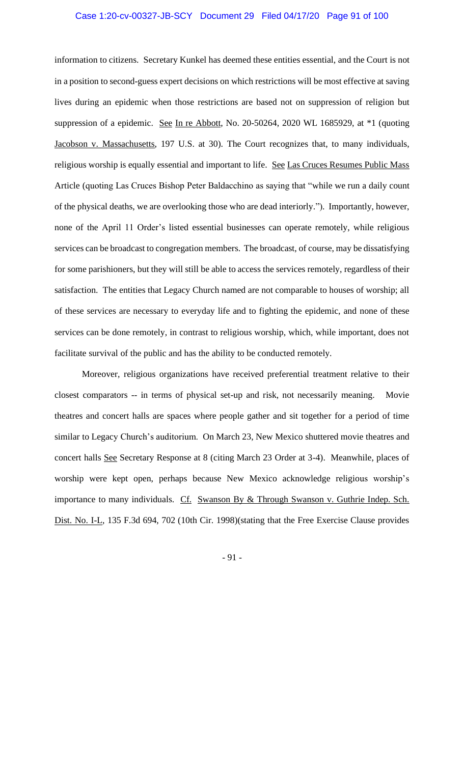information to citizens. Secretary Kunkel has deemed these entities essential, and the Court is not in a position to second-guess expert decisions on which restrictions will be most effective at saving lives during an epidemic when those restrictions are based not on suppression of religion but suppression of a epidemic. See In re Abbott, No. 20-50264, 2020 WL 1685929, at *1 (quoting Jacobson v. Massachusetts, 197 U.S. at 30). The Court recognizes that, to many individuals, religious worship is equally essential and important to life. See Las Cruces Resumes Public Mass Article (quoting Las Cruces Bishop Peter Baldacchino as saying that "while we run a daily count of the physical deaths, we are overlooking those who are dead interiorly."). Importantly, however, none of the April 11 Order's listed essential businesses can operate remotely, while religious services can be broadcast to congregation members. The broadcast, of course, may be dissatisfying for some parishioners, but they will still be able to access the services remotely, regardless of their satisfaction. The entities that Legacy Church named are not comparable to houses of worship; all of these services are necessary to everyday life and to fighting the epidemic, and none of these services can be done remotely, in contrast to religious worship, which, while important, does not facilitate survival of the public and has the ability to be conducted remotely.

Moreover, religious organizations have received preferential treatment relative to their closest comparators -- in terms of physical set-up and risk, not necessarily meaning. Movie theatres and concert halls are spaces where people gather and sit together for a period of time similar to Legacy Church's auditorium. On March 23, New Mexico shuttered movie theatres and concert halls See Secretary Response at 8 (citing March 23 Order at 3-4). Meanwhile, places of worship were kept open, perhaps because New Mexico acknowledge religious worship's importance to many individuals. Cf. Swanson By & Through Swanson v. Guthrie Indep. Sch. Dist. No. I-L, 135 F.3d 694, 702 (10th Cir. 1998)(stating that the Free Exercise Clause provides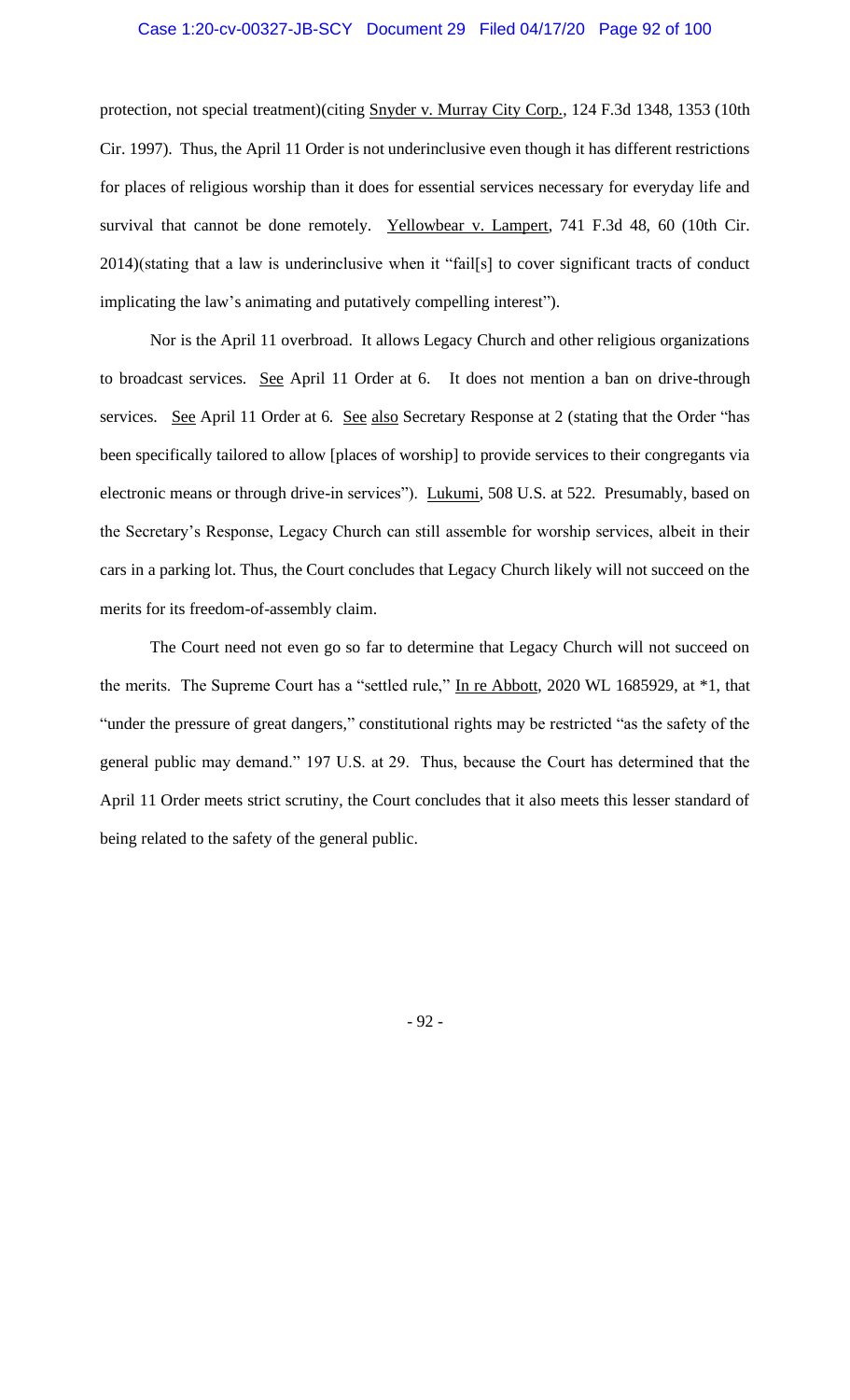protection, not special treatment)(citing Snyder v. Murray City Corp., 124 F.3d 1348, 1353 (10th Cir. 1997). Thus, the April 11 Order is not underinclusive even though it has different restrictions for places of religious worship than it does for essential services necessary for everyday life and survival that cannot be done remotely. Yellowbear v. Lampert, 741 F.3d 48, 60 (10th Cir. 2014)(stating that a law is underinclusive when it "fail[s] to cover significant tracts of conduct implicating the law's animating and putatively compelling interest").

Nor is the April 11 overbroad. It allows Legacy Church and other religious organizations to broadcast services. See April 11 Order at 6. It does not mention a ban on drive-through services. See April 11 Order at 6. See also Secretary Response at 2 (stating that the Order "has been specifically tailored to allow [places of worship] to provide services to their congregants via electronic means or through drive-in services"). Lukumi, 508 U.S. at 522. Presumably, based on the Secretary's Response, Legacy Church can still assemble for worship services, albeit in their cars in a parking lot. Thus, the Court concludes that Legacy Church likely will not succeed on the merits for its freedom-of-assembly claim.

The Court need not even go so far to determine that Legacy Church will not succeed on the merits. The Supreme Court has a "settled rule," In re Abbott, 2020 WL 1685929, at *1, that "under the pressure of great dangers," constitutional rights may be restricted "as the safety of the general public may demand." 197 U.S. at 29. Thus, because the Court has determined that the April 11 Order meets strict scrutiny, the Court concludes that it also meets this lesser standard of being related to the safety of the general public.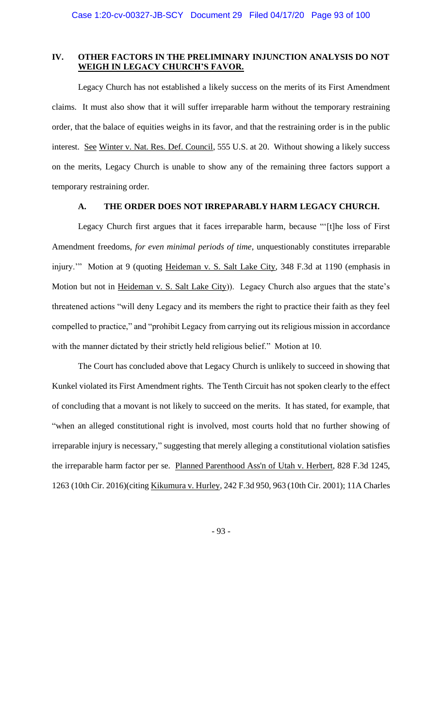## IV. OTHER FACTORS IN THE PRELIMINARY INJUNCTION ANALYSIS DO NOT WEIGH IN LEGACY CHURCH'S FAVOR.

Legacy Church has not established a likely success on the merits of its First Amendment claims. It must also show that it will suffer irreparable harm without the temporary restraining order, that the balace of equities weighs in its favor, and that the restraining order is in the public interest. See Winter v. Nat. Res. Def. Council, 555 U.S. at 20. Without showing a likely success on the merits, Legacy Church is unable to show any of the remaining three factors support a temporary restraining order.

### A. THE ORDER DOES NOT IRREPARABLY HARM LEGACY CHURCH.

Legacy Church first argues that it faces irreparable harm, because "'[t]he loss of First Amendment freedoms, *for even minimal periods of time*, unquestionably constitutes irreparable injury.'" Motion at 9 (quoting Heideman v. S. Salt Lake City, 348 F.3d at 1190 (emphasis in Motion but not in Heideman v. S. Salt Lake City)). Legacy Church also argues that the state's threatened actions "will deny Legacy and its members the right to practice their faith as they feel compelled to practice," and "prohibit Legacy from carrying out its religious mission in accordance with the manner dictated by their strictly held religious belief." Motion at 10.

The Court has concluded above that Legacy Church is unlikely to succeed in showing that Kunkel violated its First Amendment rights. The Tenth Circuit has not spoken clearly to the effect of concluding that a movant is not likely to succeed on the merits. It has stated, for example, that "when an alleged constitutional right is involved, most courts hold that no further showing of irreparable injury is necessary," suggesting that merely alleging a constitutional violation satisfies the irreparable harm factor per se. Planned Parenthood Ass'n of Utah v. Herbert, 828 F.3d 1245, 1263 (10th Cir. 2016)(citing Kikumura v. Hurley, 242 F.3d 950, 963 (10th Cir. 2001); 11A Charles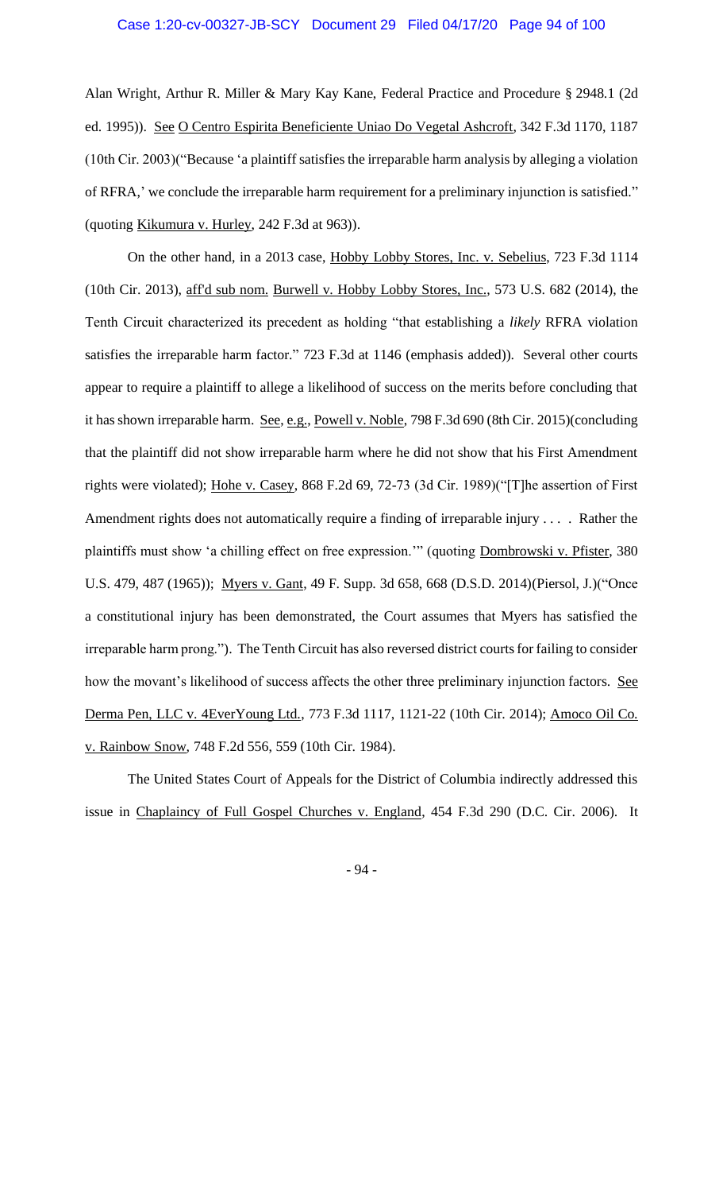Alan Wright, Arthur R. Miller & Mary Kay Kane, Federal Practice and Procedure § 2948.1 (2d ed. 1995)). See O Centro Espirita Beneficiente Uniao Do Vegetal Ashcroft, 342 F.3d 1170, 1187 (10th Cir. 2003)("Because 'a plaintiff satisfies the irreparable harm analysis by alleging a violation of RFRA,' we conclude the irreparable harm requirement for a preliminary injunction is satisfied." (quoting Kikumura v. Hurley, 242 F.3d at 963)).

On the other hand, in a 2013 case, Hobby Lobby Stores, Inc. v. Sebelius, 723 F.3d 1114 (10th Cir. 2013), aff'd sub nom. Burwell v. Hobby Lobby Stores, Inc., 573 U.S. 682 (2014), the Tenth Circuit characterized its precedent as holding "that establishing a *likely* RFRA violation satisfies the irreparable harm factor." 723 F.3d at 1146 (emphasis added)). Several other courts appear to require a plaintiff to allege a likelihood of success on the merits before concluding that it has shown irreparable harm. See, e.g., Powell v. Noble, 798 F.3d 690 (8th Cir. 2015)(concluding that the plaintiff did not show irreparable harm where he did not show that his First Amendment rights were violated); Hohe v. Casey, 868 F.2d 69, 72-73 (3d Cir. 1989)("[T]he assertion of First Amendment rights does not automatically require a finding of irreparable injury . . . . Rather the plaintiffs must show 'a chilling effect on free expression.'" (quoting Dombrowski v. Pfister, 380 U.S. 479, 487 (1965)); Myers v. Gant, 49 F. Supp. 3d 658, 668 (D.S.D. 2014)(Piersol, J.)("Once a constitutional injury has been demonstrated, the Court assumes that Myers has satisfied the irreparable harm prong."). The Tenth Circuit has also reversed district courts for failing to consider how the movant's likelihood of success affects the other three preliminary injunction factors. See Derma Pen, LLC v. 4EverYoung Ltd., 773 F.3d 1117, 1121-22 (10th Cir. 2014); Amoco Oil Co. v. Rainbow Snow, 748 F.2d 556, 559 (10th Cir. 1984).

The United States Court of Appeals for the District of Columbia indirectly addressed this issue in Chaplaincy of Full Gospel Churches v. England, 454 F.3d 290 (D.C. Cir. 2006). It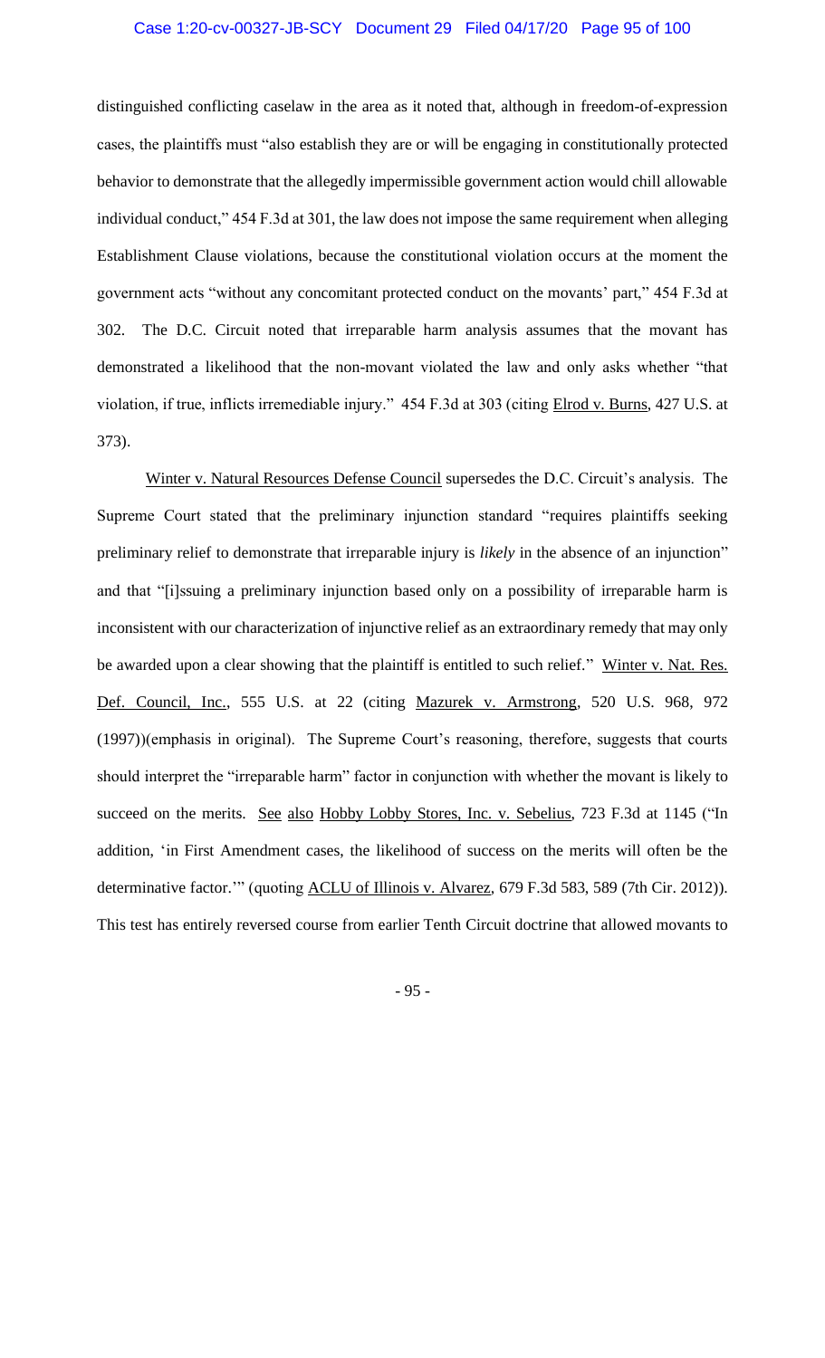distinguished conflicting caselaw in the area as it noted that, although in freedom-of-expression cases, the plaintiffs must "also establish they are or will be engaging in constitutionally protected behavior to demonstrate that the allegedly impermissible government action would chill allowable individual conduct," 454 F.3d at 301, the law does not impose the same requirement when alleging Establishment Clause violations, because the constitutional violation occurs at the moment the government acts "without any concomitant protected conduct on the movants' part," 454 F.3d at 302. The D.C. Circuit noted that irreparable harm analysis assumes that the movant has demonstrated a likelihood that the non-movant violated the law and only asks whether "that violation, if true, inflicts irremediable injury." 454 F.3d at 303 (citing Elrod v. Burns, 427 U.S. at 373).

Winter v. Natural Resources Defense Council supersedes the D.C. Circuit's analysis. The Supreme Court stated that the preliminary injunction standard "requires plaintiffs seeking preliminary relief to demonstrate that irreparable injury is *likely* in the absence of an injunction" and that "[i]ssuing a preliminary injunction based only on a possibility of irreparable harm is inconsistent with our characterization of injunctive relief as an extraordinary remedy that may only be awarded upon a clear showing that the plaintiff is entitled to such relief." Winter v. Nat. Res. Def. Council, Inc., 555 U.S. at 22 (citing Mazurek v. Armstrong, 520 U.S. 968, 972 (1997))(emphasis in original). The Supreme Court's reasoning, therefore, suggests that courts should interpret the "irreparable harm" factor in conjunction with whether the movant is likely to succeed on the merits. See also Hobby Lobby Stores, Inc. v. Sebelius, 723 F.3d at 1145 ("In addition, 'in First Amendment cases, the likelihood of success on the merits will often be the determinative factor.'" (quoting ACLU of Illinois v. Alvarez, 679 F.3d 583, 589 (7th Cir. 2012)). This test has entirely reversed course from earlier Tenth Circuit doctrine that allowed movants to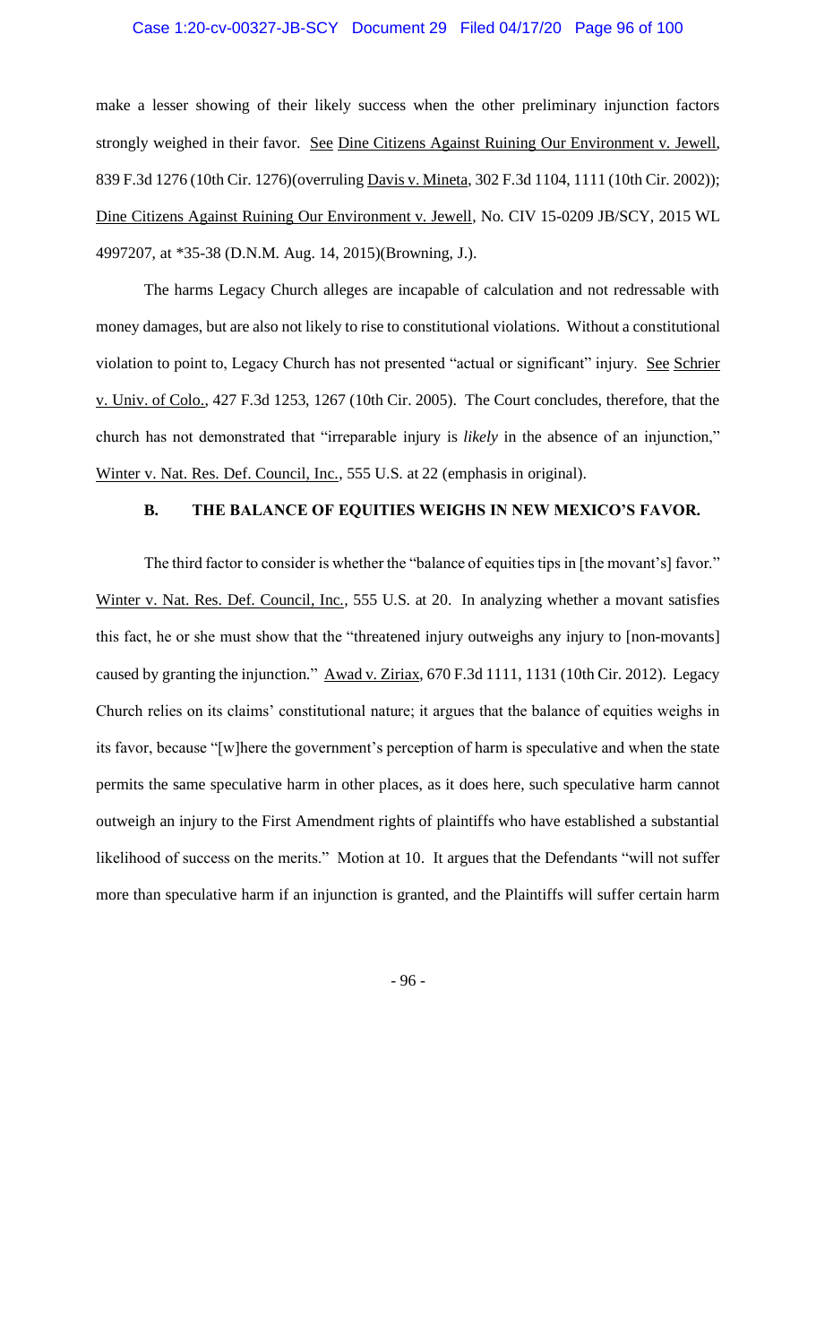make a lesser showing of their likely success when the other preliminary injunction factors strongly weighed in their favor. See Dine Citizens Against Ruining Our Environment v. Jewell, 839 F.3d 1276 (10th Cir. 1276)(overruling Davis v. Mineta, 302 F.3d 1104, 1111 (10th Cir. 2002)); Dine Citizens Against Ruining Our Environment v. Jewell, No. CIV 15-0209 JB/SCY, 2015 WL 4997207, at *35-38 (D.N.M. Aug. 14, 2015)(Browning, J.).

The harms Legacy Church alleges are incapable of calculation and not redressable with money damages, but are also not likely to rise to constitutional violations. Without a constitutional violation to point to, Legacy Church has not presented "actual or significant" injury. See Schrier v. Univ. of Colo., 427 F.3d 1253, 1267 (10th Cir. 2005). The Court concludes, therefore, that the church has not demonstrated that "irreparable injury is *likely* in the absence of an injunction," Winter v. Nat. Res. Def. Council, Inc., 555 U.S. at 22 (emphasis in original).

### B. THE BALANCE OF EQUITIES WEIGHS IN NEW MEXICO'S FAVOR.

The third factor to consider is whether the "balance of equities tips in [the movant's] favor." Winter v. Nat. Res. Def. Council, Inc., 555 U.S. at 20. In analyzing whether a movant satisfies this fact, he or she must show that the "threatened injury outweighs any injury to [non-movants] caused by granting the injunction." Awad v. Ziriax, 670 F.3d 1111, 1131 (10th Cir. 2012). Legacy Church relies on its claims' constitutional nature; it argues that the balance of equities weighs in its favor, because "[w]here the government's perception of harm is speculative and when the state permits the same speculative harm in other places, as it does here, such speculative harm cannot outweigh an injury to the First Amendment rights of plaintiffs who have established a substantial likelihood of success on the merits." Motion at 10. It argues that the Defendants "will not suffer more than speculative harm if an injunction is granted, and the Plaintiffs will suffer certain harm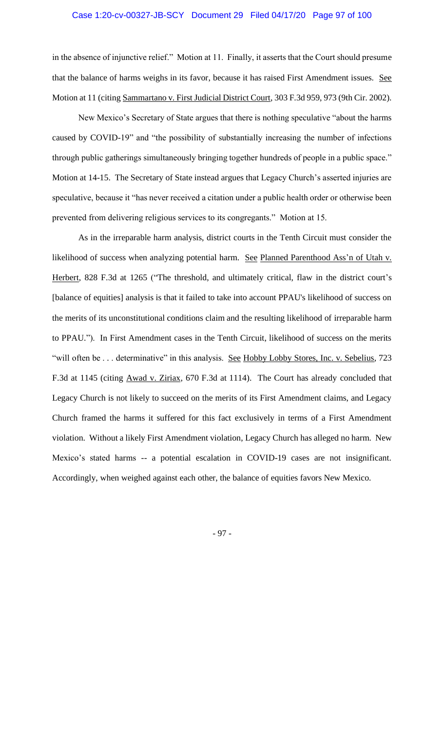in the absence of injunctive relief." Motion at 11. Finally, it asserts that the Court should presume that the balance of harms weighs in its favor, because it has raised First Amendment issues. See Motion at 11 (citing Sammartano v. First Judicial District Court, 303 F.3d 959, 973 (9th Cir. 2002).

New Mexico's Secretary of State argues that there is nothing speculative "about the harms caused by COVID-19" and "the possibility of substantially increasing the number of infections through public gatherings simultaneously bringing together hundreds of people in a public space." Motion at 14-15. The Secretary of State instead argues that Legacy Church's asserted injuries are speculative, because it "has never received a citation under a public health order or otherwise been prevented from delivering religious services to its congregants." Motion at 15.

As in the irreparable harm analysis, district courts in the Tenth Circuit must consider the likelihood of success when analyzing potential harm. See Planned Parenthood Ass'n of Utah v. Herbert, 828 F.3d at 1265 ("The threshold, and ultimately critical, flaw in the district court's [balance of equities] analysis is that it failed to take into account PPAU's likelihood of success on the merits of its unconstitutional conditions claim and the resulting likelihood of irreparable harm to PPAU."). In First Amendment cases in the Tenth Circuit, likelihood of success on the merits "will often be . . . determinative" in this analysis. See Hobby Lobby Stores, Inc. v. Sebelius, 723 F.3d at 1145 (citing Awad v. Ziriax, 670 F.3d at 1114). The Court has already concluded that Legacy Church is not likely to succeed on the merits of its First Amendment claims, and Legacy Church framed the harms it suffered for this fact exclusively in terms of a First Amendment violation. Without a likely First Amendment violation, Legacy Church has alleged no harm. New Mexico's stated harms -- a potential escalation in COVID-19 cases are not insignificant. Accordingly, when weighed against each other, the balance of equities favors New Mexico.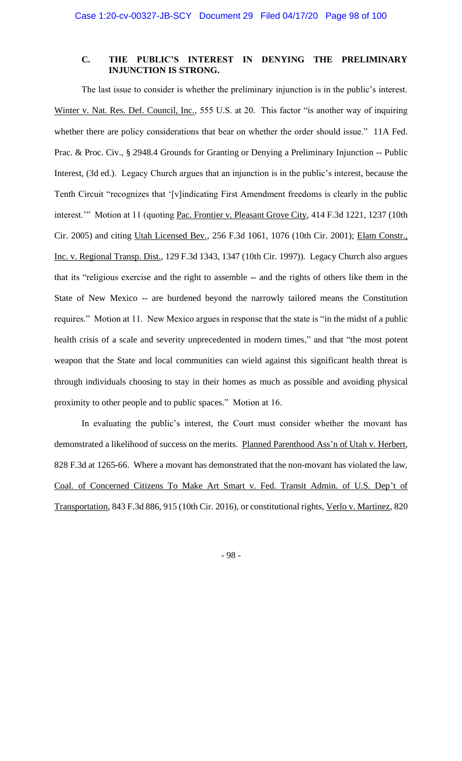### C. THE PUBLIC'S INTEREST IN DENYING THE PRELIMINARY INJUNCTION IS STRONG.

The last issue to consider is whether the preliminary injunction is in the public's interest. Winter v. Nat. Res. Def. Council, Inc., 555 U.S. at 20. This factor "is another way of inquiring whether there are policy considerations that bear on whether the order should issue." 11A Fed. Prac. & Proc. Civ., § 2948.4 Grounds for Granting or Denying a Preliminary Injunction -- Public Interest, (3d ed.). Legacy Church argues that an injunction is in the public's interest, because the Tenth Circuit "recognizes that '[v]indicating First Amendment freedoms is clearly in the public interest.'" Motion at 11 (quoting Pac. Frontier v. Pleasant Grove City, 414 F.3d 1221, 1237 (10th Cir. 2005) and citing Utah Licensed Bev., 256 F.3d 1061, 1076 (10th Cir. 2001); Elam Constr., Inc. v. Regional Transp. Dist., 129 F.3d 1343, 1347 (10th Cir. 1997)). Legacy Church also argues that its "religious exercise and the right to assemble -- and the rights of others like them in the State of New Mexico -- are burdened beyond the narrowly tailored means the Constitution requires." Motion at 11. New Mexico argues in response that the state is "in the midst of a public health crisis of a scale and severity unprecedented in modern times," and that "the most potent weapon that the State and local communities can wield against this significant health threat is through individuals choosing to stay in their homes as much as possible and avoiding physical proximity to other people and to public spaces." Motion at 16.

In evaluating the public's interest, the Court must consider whether the movant has demonstrated a likelihood of success on the merits. Planned Parenthood Ass'n of Utah v. Herbert, 828 F.3d at 1265-66. Where a movant has demonstrated that the non-movant has violated the law, Coal. of Concerned Citizens To Make Art Smart v. Fed. Transit Admin. of U.S. Dep't of Transportation, 843 F.3d 886, 915 (10th Cir. 2016), or constitutional rights, Verlo v. Martinez, 820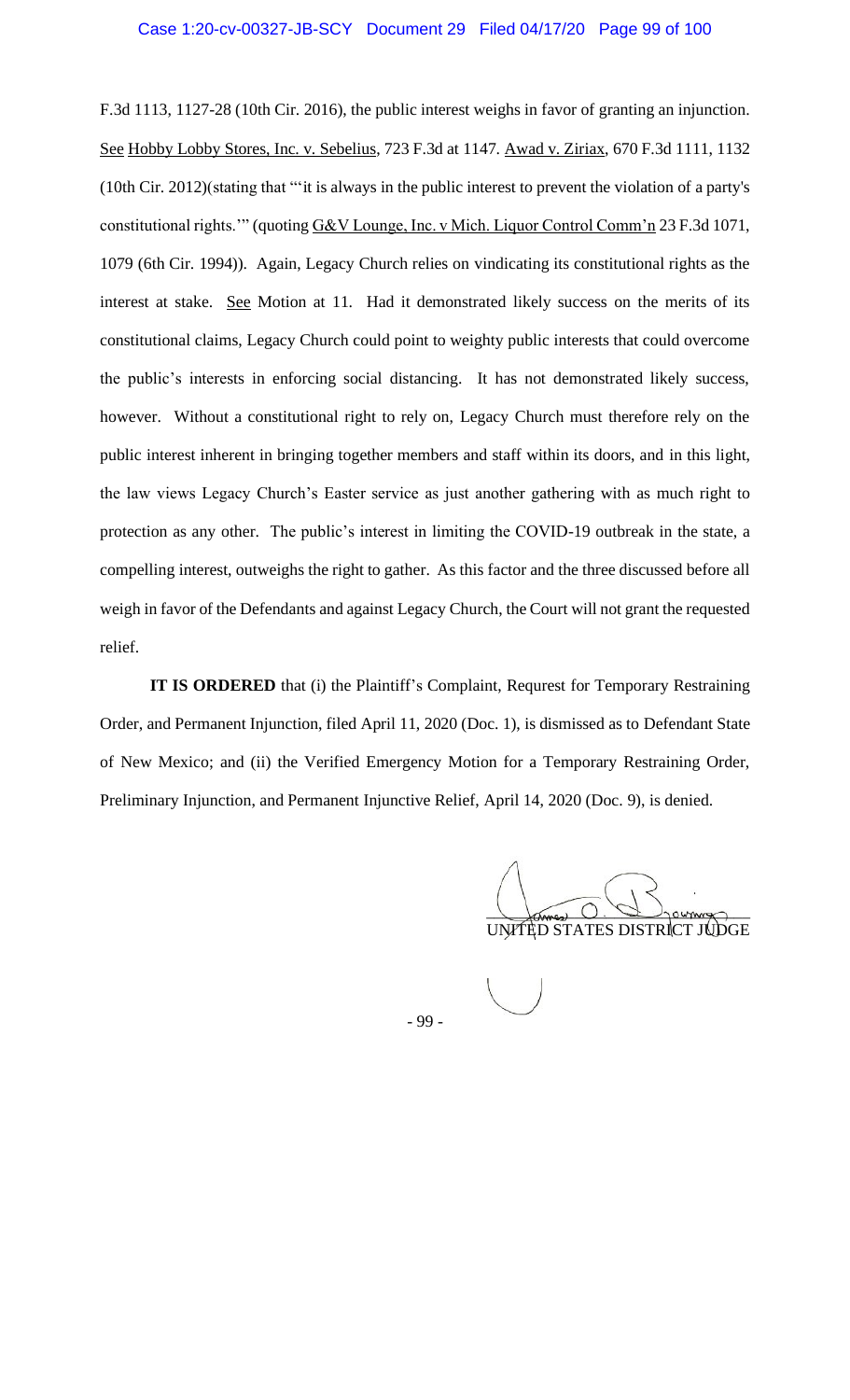F.3d 1113, 1127-28 (10th Cir. 2016), the public interest weighs in favor of granting an injunction. See Hobby Lobby Stores, Inc. v. Sebelius, 723 F.3d at 1147. Awad v. Ziriax, 670 F.3d 1111, 1132 (10th Cir. 2012)(stating that "'it is always in the public interest to prevent the violation of a party's constitutional rights.'" (quoting G&V Lounge, Inc. v Mich. Liquor Control Comm'n 23 F.3d 1071, 1079 (6th Cir. 1994)). Again, Legacy Church relies on vindicating its constitutional rights as the interest at stake. See Motion at 11. Had it demonstrated likely success on the merits of its constitutional claims, Legacy Church could point to weighty public interests that could overcome the public's interests in enforcing social distancing. It has not demonstrated likely success, however. Without a constitutional right to rely on, Legacy Church must therefore rely on the public interest inherent in bringing together members and staff within its doors, and in this light, the law views Legacy Church's Easter service as just another gathering with as much right to protection as any other. The public's interest in limiting the COVID-19 outbreak in the state, a compelling interest, outweighs the right to gather. As this factor and the three discussed before all weigh in favor of the Defendants and against Legacy Church, the Court will not grant the requested relief.

**IT IS ORDERED** that (i) the Plaintiff's Complaint, Requrest for Temporary Restraining Order, and Permanent Injunction, filed April 11, 2020 (Doc. 1), is dismissed as to Defendant State of New Mexico; and (ii) the Verified Emergency Motion for a Temporary Restraining Order, Preliminary Injunction, and Permanent Injunctive Relief, April 14, 2020 (Doc. 9), is denied.

UNITED STATES DISTRICT JUDGE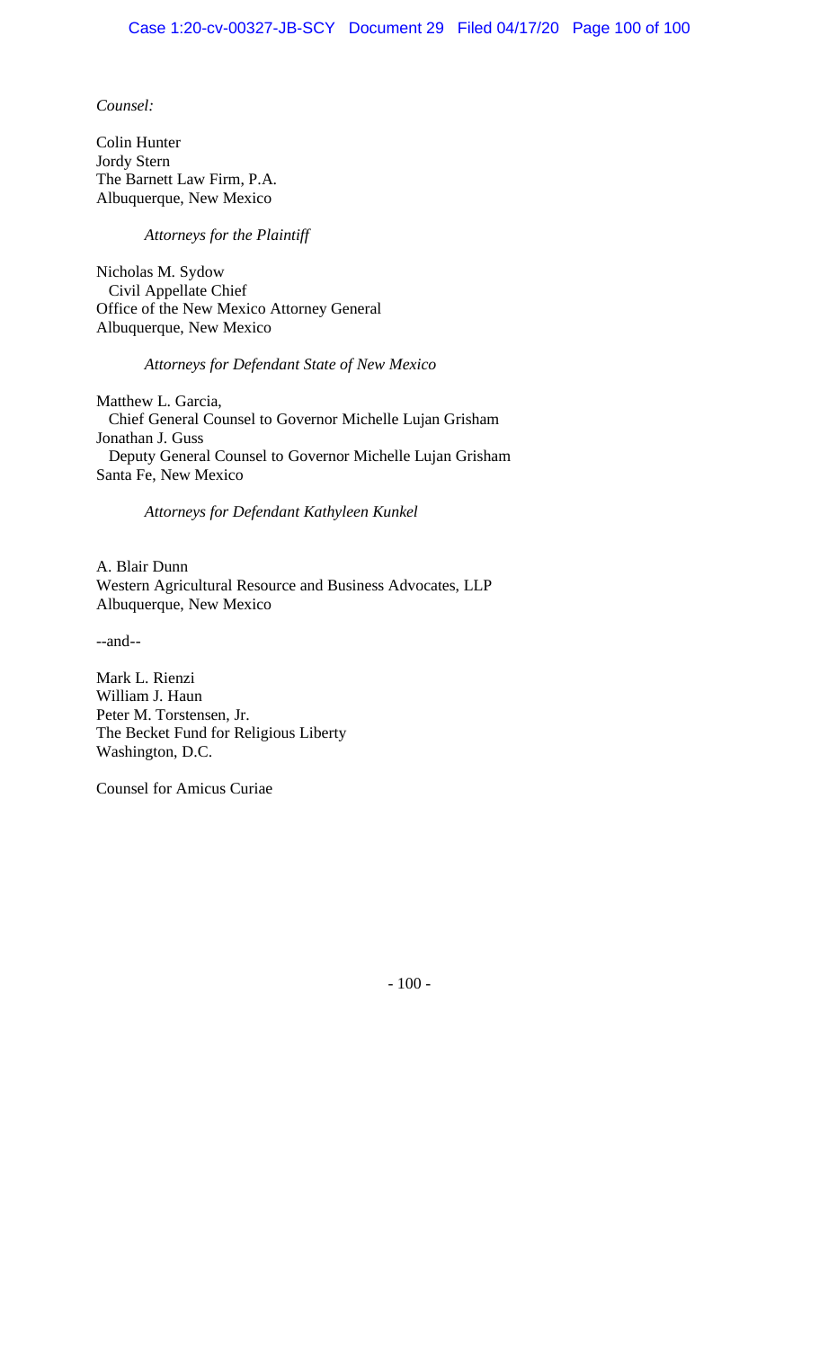*Counsel:*

Colin Hunter
Jordy Stern
The Barnett Law Firm, P.A.
Albuquerque, New Mexico

*Attorneys for the Plaintiff*

Nicholas M. Sydow
Civil Appellate Chief
Office of the New Mexico Attorney General
Albuquerque, New Mexico

*Attorneys for Defendant State of New Mexico*

Matthew L. Garcia,
Chief General Counsel to Governor Michelle Lujan Grisham
Jonathan J. Guss
Deputy General Counsel to Governor Michelle Lujan Grisham
Santa Fe, New Mexico

*Attorneys for Defendant Kathyleen Kunkel*

A. Blair Dunn
Western Agricultural Resource and Business Advocates, LLP
Albuquerque, New Mexico

--and--

Mark L. Rienzi
William J. Haun
Peter M. Torstensen, Jr.
The Becket Fund for Religious Liberty
Washington, D.C.

Counsel for Amicus Curiae